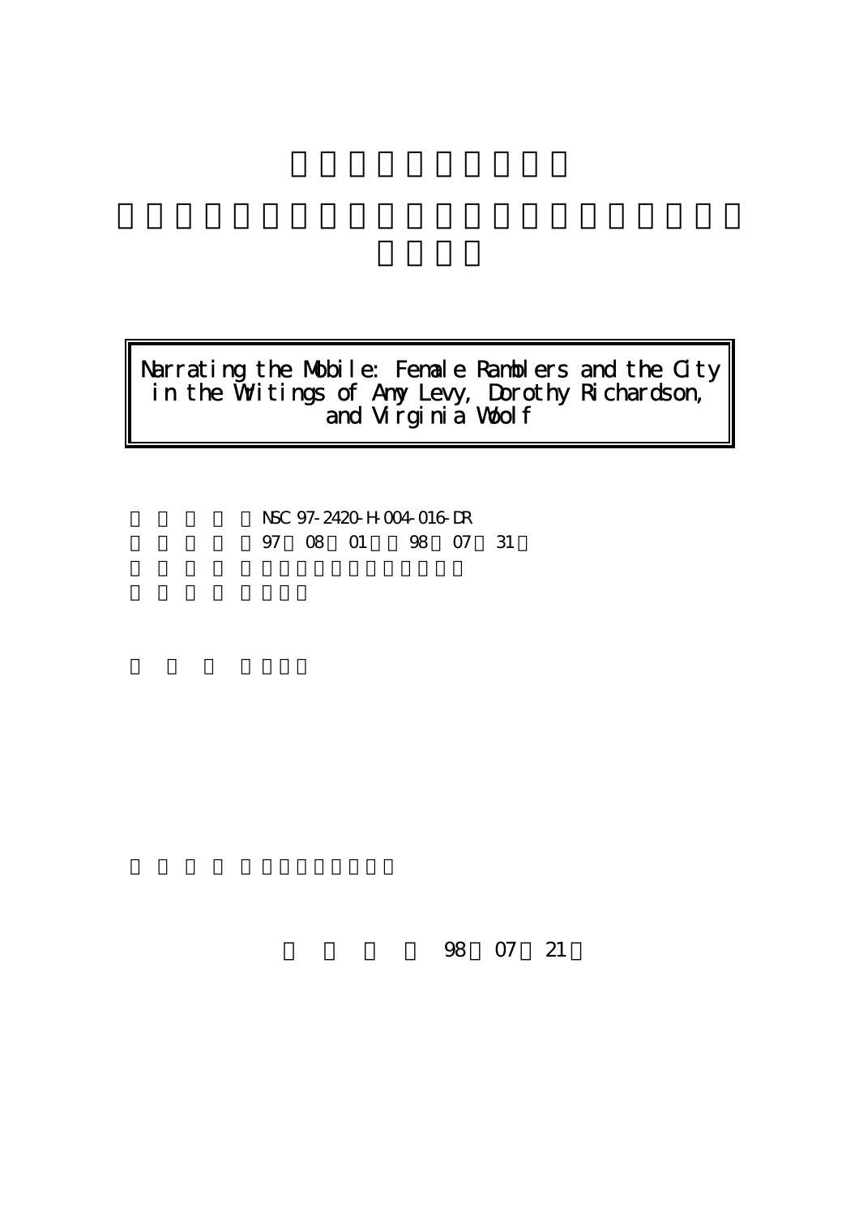Narrating the Mobile: Female Ramblers and the City in the Writings of Amy Levy, Dorothy Richardson, and Virginia Woolf

NSC 97-2420-H-004-016-DR

97 08 01 98 07 31

98 07 21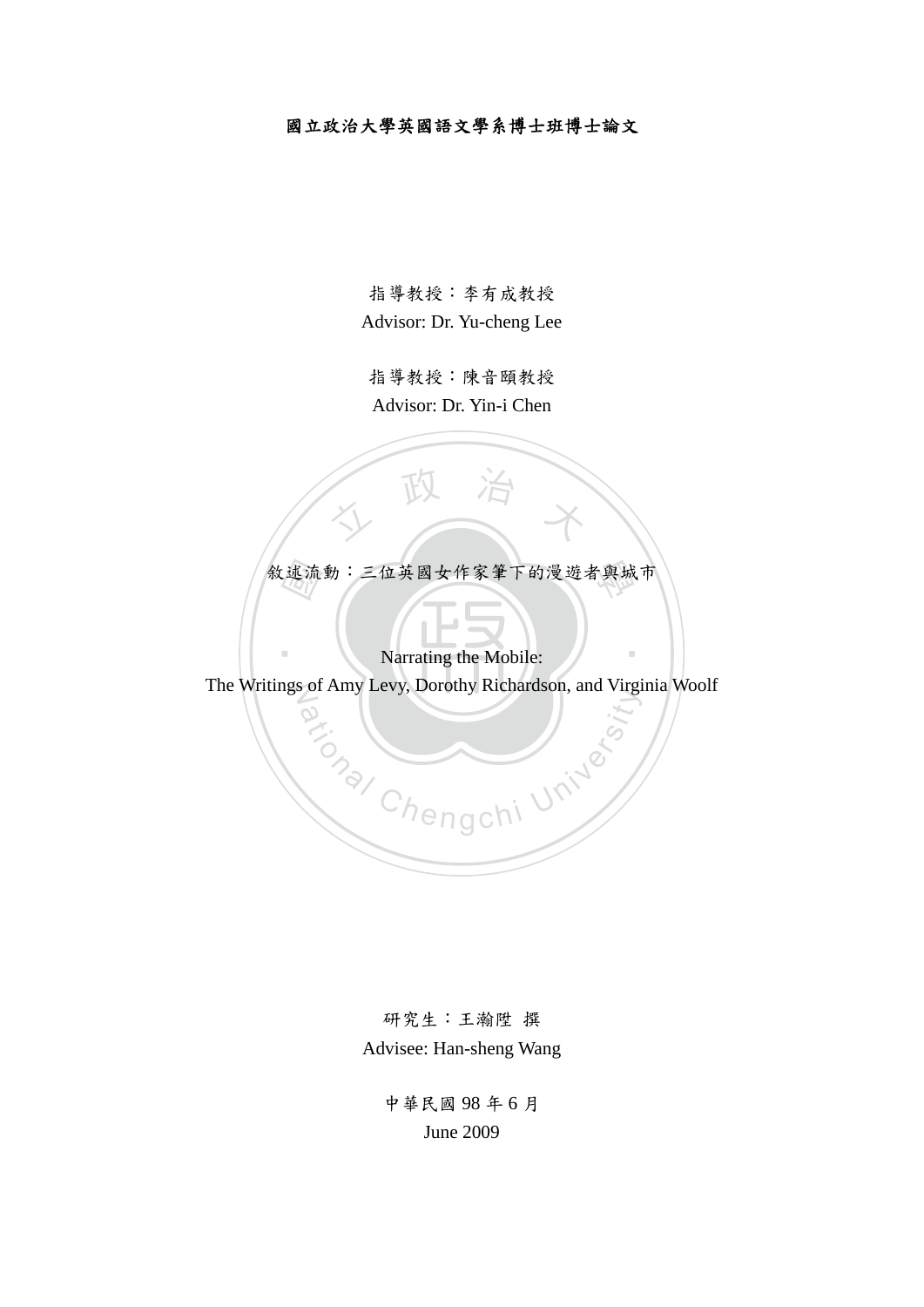**國立政治大學英國語文學系博士班博士論文**

指導教授：李有成教授

Advisor: Dr. Yu-cheng Lee

指導教授：陳音頤教授

Advisor: Dr. Yin-i Chen

敘述流動：三位英國女作家筆下的漫遊者與城市

Narrating the Mobile:

The Writings of Amy Levy, Dorothy Richardson, and Virginia Woolf

研究生：王瀚陞 撰

Advisee: Han-sheng Wang

中華民國 98 年 6 月

June 2009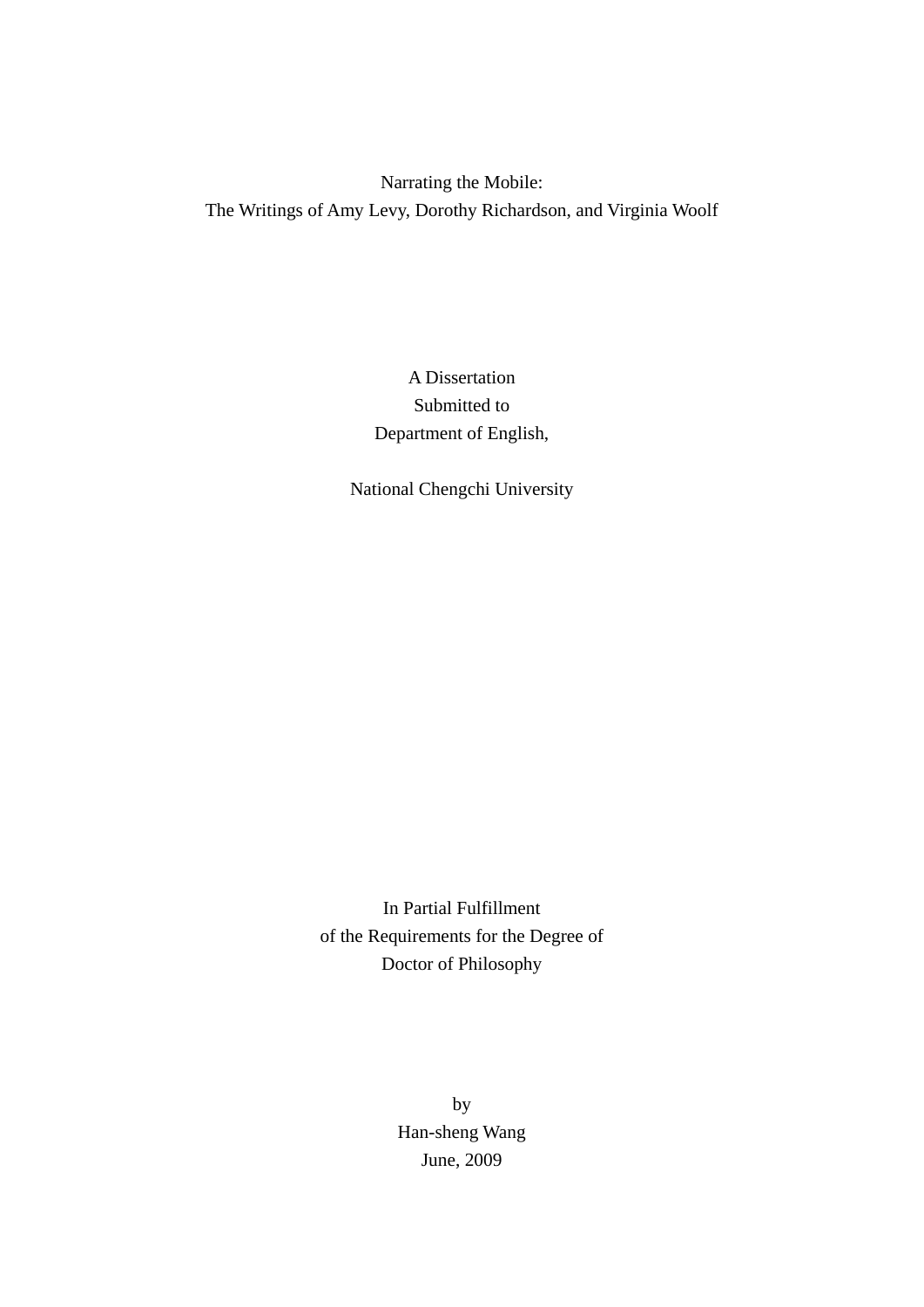# Narrating the Mobile:
# The Writings of Amy Levy, Dorothy Richardson, and Virginia Woolf

A Dissertation
Submitted to
Department of English,

National Chengchi University

In Partial Fulfillment
of the Requirements for the Degree of
Doctor of Philosophy

by
Han-sheng Wang
June, 2009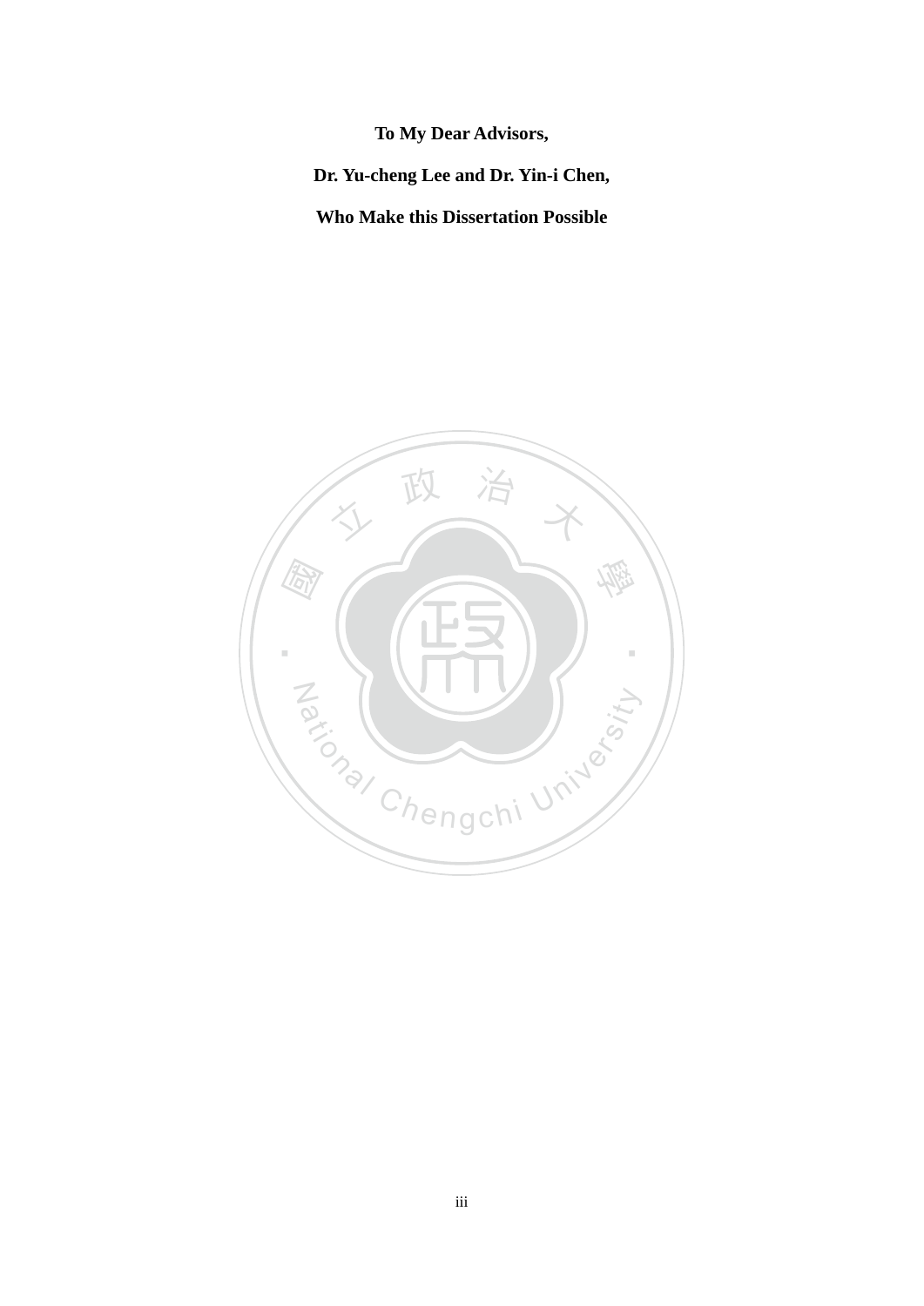**To My Dear Advisors,**

**Dr. Yu-cheng Lee and Dr. Yin-i Chen,**

**Who Make this Dissertation Possible**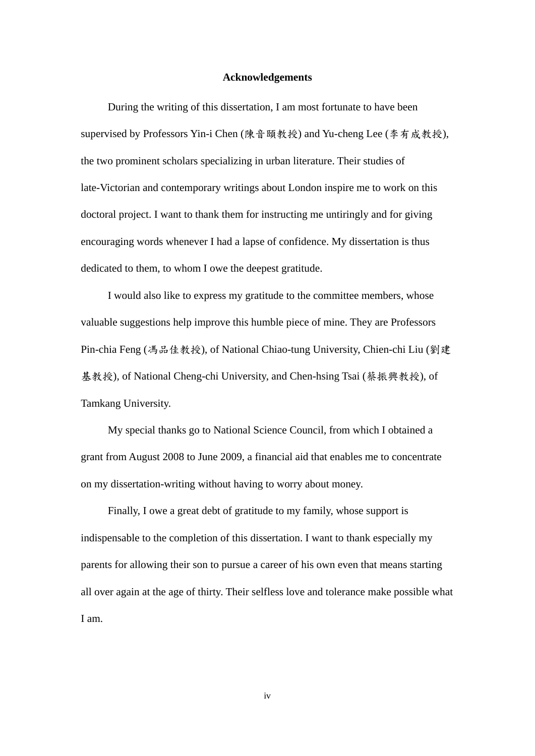# Acknowledgements

During the writing of this dissertation, I am most fortunate to have been supervised by Professors Yin-i Chen (陳音頤教授) and Yu-cheng Lee (李有成教授), the two prominent scholars specializing in urban literature. Their studies of late-Victorian and contemporary writings about London inspire me to work on this doctoral project. I want to thank them for instructing me untiringly and for giving encouraging words whenever I had a lapse of confidence. My dissertation is thus dedicated to them, to whom I owe the deepest gratitude.

I would also like to express my gratitude to the committee members, whose valuable suggestions help improve this humble piece of mine. They are Professors Pin-chia Feng (馮品佳教授), of National Chiao-tung University, Chien-chi Liu (劉建基教授), of National Cheng-chi University, and Chen-hsing Tsai (蔡振興教授), of Tamkang University.

My special thanks go to National Science Council, from which I obtained a grant from August 2008 to June 2009, a financial aid that enables me to concentrate on my dissertation-writing without having to worry about money.

Finally, I owe a great debt of gratitude to my family, whose support is indispensable to the completion of this dissertation. I want to thank especially my parents for allowing their son to pursue a career of his own even that means starting all over again at the age of thirty. Their selfless love and tolerance make possible what I am.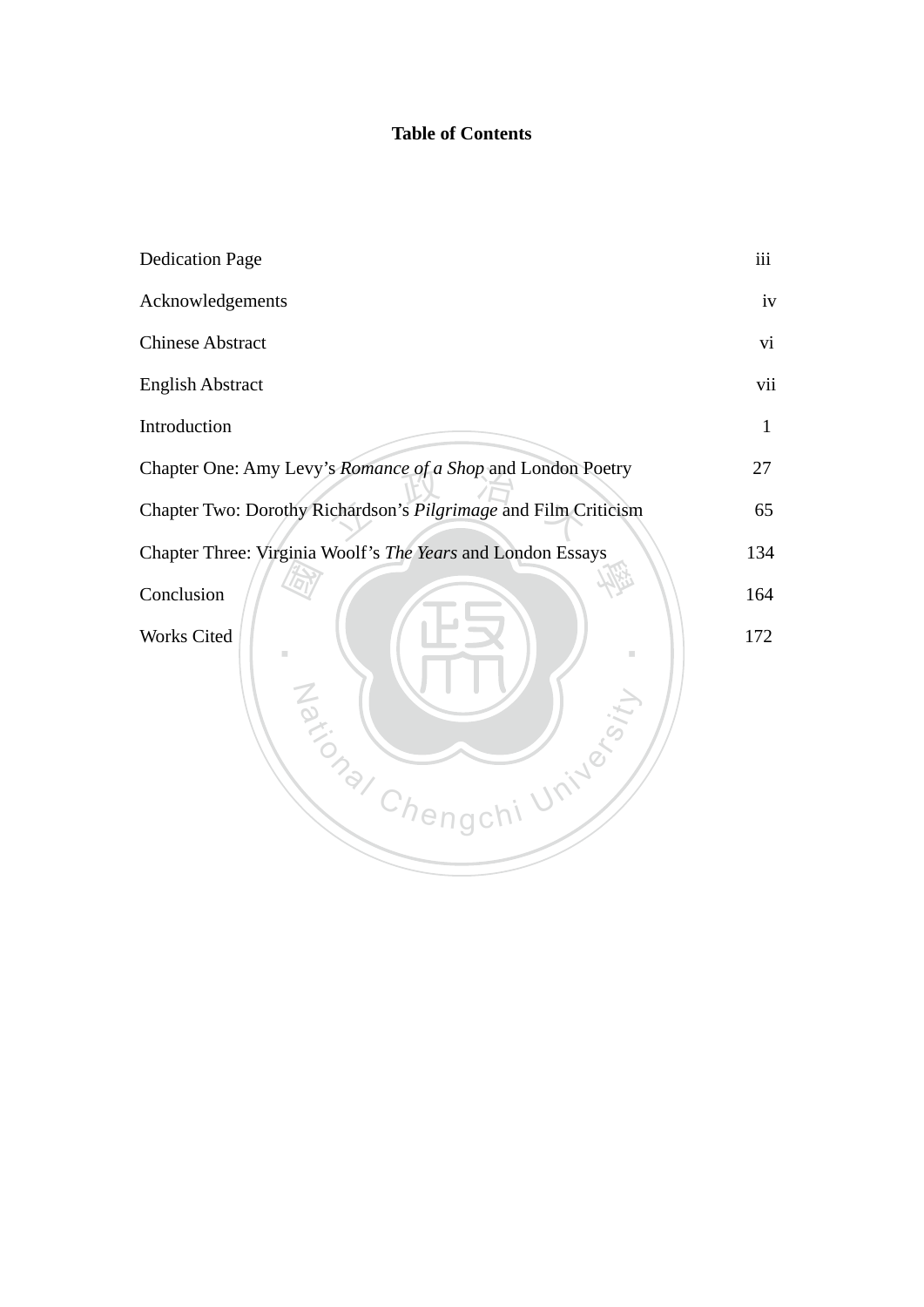**Table of Contents**

| | |
|---|---|
| Dedication Page | iii |
| Acknowledgements | iv |
| Chinese Abstract | vi |
| English Abstract | vii |
| Introduction | 1 |
| Chapter One: Amy Levy's *Romance of a Shop* and London Poetry | 27 |
| Chapter Two: Dorothy Richardson's *Pilgrimage* and Film Criticism | 65 |
| Chapter Three: Virginia Woolf's *The Years* and London Essays | 134 |
| Conclusion | 164 |
| Works Cited | 172 |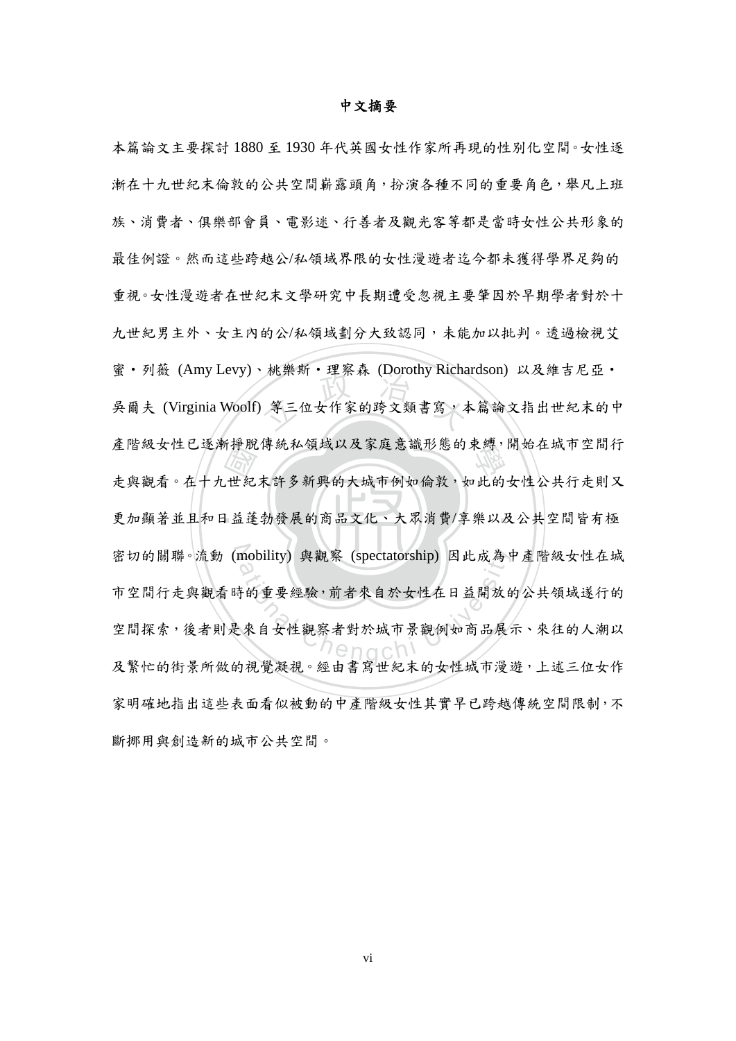# 中文摘要

本篇論文主要探討 1880 至 1930 年代英國女性作家所再現的性別化空間。女性逐漸在十九世紀末倫敦的公共空間嶄露頭角，扮演各種不同的重要角色，舉凡上班族、消費者、俱樂部會員、電影迷、行善者及觀光客等都是當時女性公共形象的最佳例證。然而這些跨越公/私領域界限的女性漫遊者迄今都未獲得學界足夠的重視。女性漫遊者在世紀末文學研究中長期遭受忽視主要肇因於早期學者對於十九世紀男主外、女主內的公/私領域劃分大致認同，未能加以批判。透過檢視艾蜜・列薇 (Amy Levy)、桃樂斯・理察森 (Dorothy Richardson) 以及維吉尼亞・吳爾夫 (Virginia Woolf) 等三位女作家的跨文類書寫，本篇論文指出世紀末的中產階級女性已逐漸掙脫傳統私領域以及家庭意識形態的束縛，開始在城市空間行走與觀看。在十九世紀末許多新興的大城市例如倫敦，如此的女性公共行走則又更加顯著並且和日益蓬勃發展的商品文化、大眾消費/享樂以及公共空間皆有極密切的關聯。流動 (mobility) 與觀察 (spectatorship) 因此成為中產階級女性在城市空間行走與觀看時的重要經驗，前者來自於女性在日益開放的公共領域遂行的空間探索，後者則是來自女性觀察者對於城市景觀例如商品展示、來往的人潮以及繁忙的街景所做的視覺凝視。經由書寫世紀末的女性城市漫遊，上述三位女作家明確地指出這些表面看似被動的中產階級女性其實早已跨越傳統空間限制，不斷挪用與創造新的城市公共空間。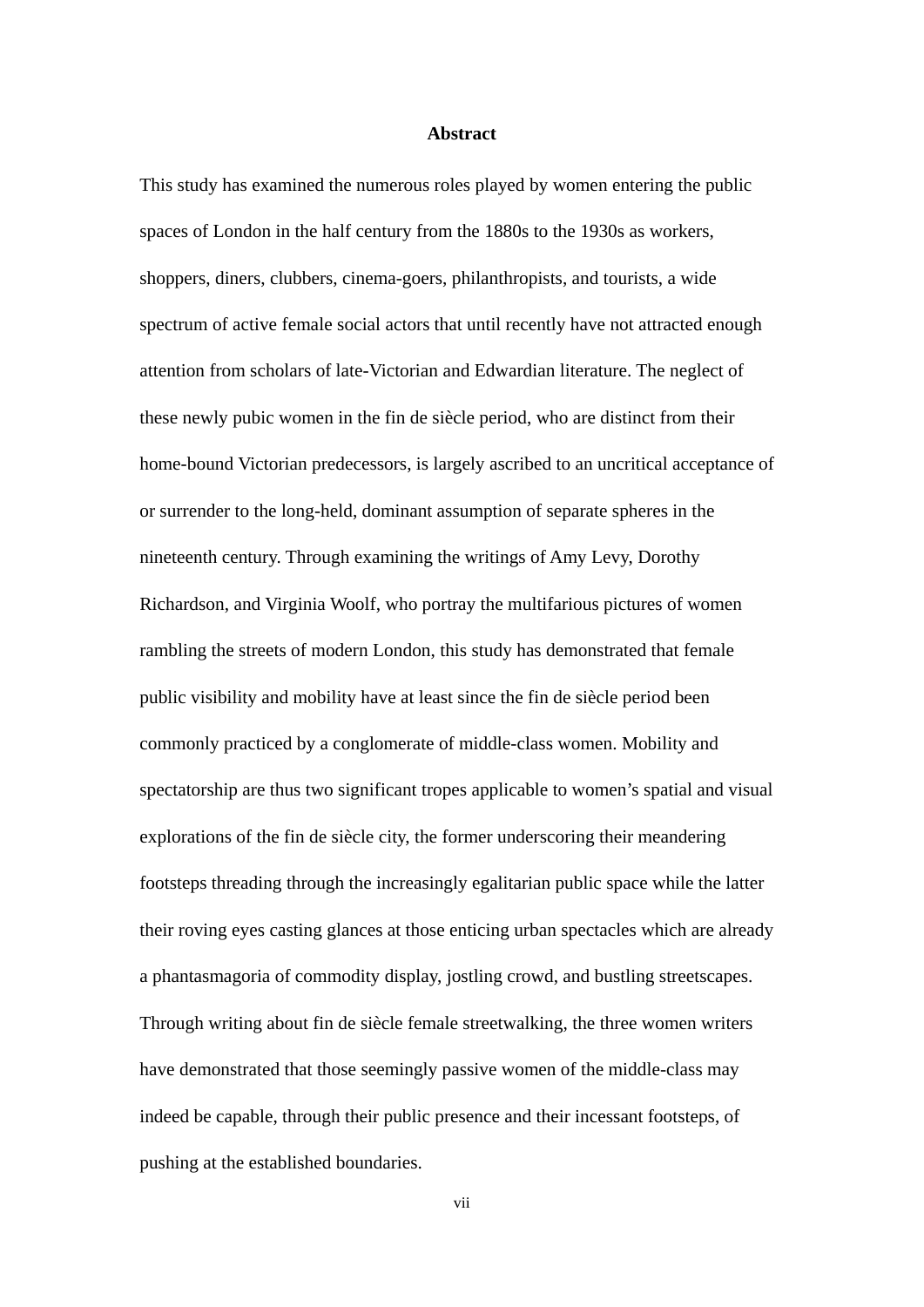# Abstract

This study has examined the numerous roles played by women entering the public spaces of London in the half century from the 1880s to the 1930s as workers, shoppers, diners, clubbers, cinema-goers, philanthropists, and tourists, a wide spectrum of active female social actors that until recently have not attracted enough attention from scholars of late-Victorian and Edwardian literature. The neglect of these newly pubic women in the fin de siècle period, who are distinct from their home-bound Victorian predecessors, is largely ascribed to an uncritical acceptance of or surrender to the long-held, dominant assumption of separate spheres in the nineteenth century. Through examining the writings of Amy Levy, Dorothy Richardson, and Virginia Woolf, who portray the multifarious pictures of women rambling the streets of modern London, this study has demonstrated that female public visibility and mobility have at least since the fin de siècle period been commonly practiced by a conglomerate of middle-class women. Mobility and spectatorship are thus two significant tropes applicable to women's spatial and visual explorations of the fin de siècle city, the former underscoring their meandering footsteps threading through the increasingly egalitarian public space while the latter their roving eyes casting glances at those enticing urban spectacles which are already a phantasmagoria of commodity display, jostling crowd, and bustling streetscapes. Through writing about fin de siècle female streetwalking, the three women writers have demonstrated that those seemingly passive women of the middle-class may indeed be capable, through their public presence and their incessant footsteps, of pushing at the established boundaries.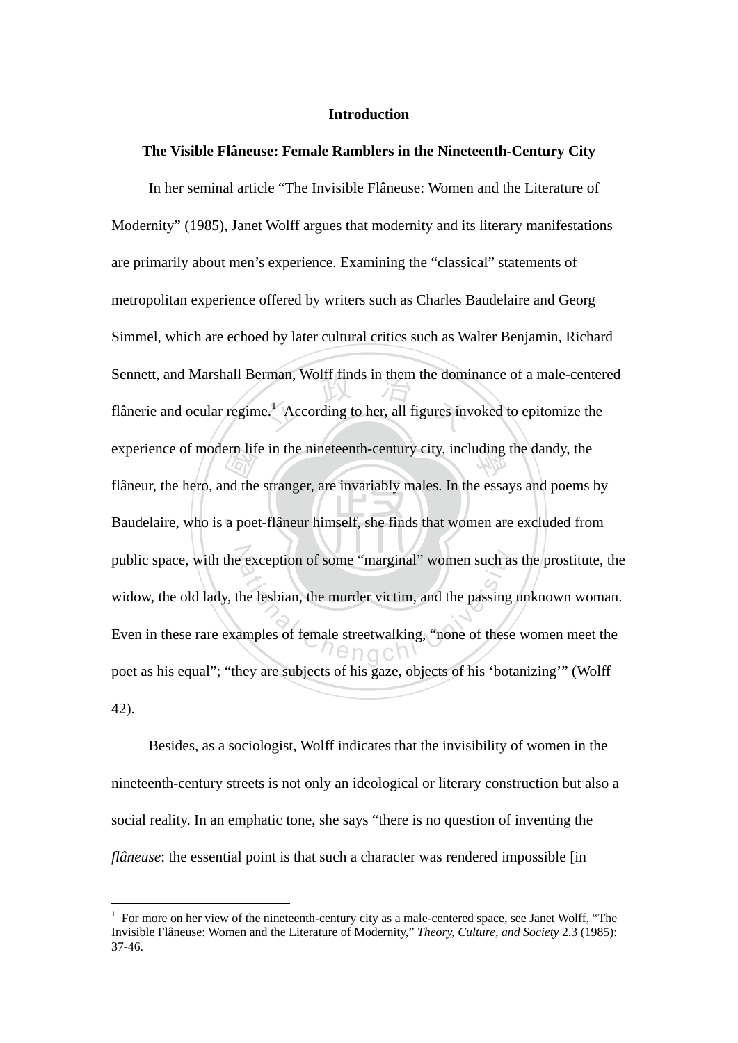## Introduction

### The Visible Flâneuse: Female Ramblers in the Nineteenth-Century City

In her seminal article "The Invisible Flâneuse: Women and the Literature of Modernity" (1985), Janet Wolff argues that modernity and its literary manifestations are primarily about men's experience. Examining the "classical" statements of metropolitan experience offered by writers such as Charles Baudelaire and Georg Simmel, which are echoed by later cultural critics such as Walter Benjamin, Richard Sennett, and Marshall Berman, Wolff finds in them the dominance of a male-centered flânerie and ocular regime.[1] According to her, all figures invoked to epitomize the experience of modern life in the nineteenth-century city, including the dandy, the flâneur, the hero, and the stranger, are invariably males. In the essays and poems by Baudelaire, who is a poet-flâneur himself, she finds that women are excluded from public space, with the exception of some "marginal" women such as the prostitute, the widow, the old lady, the lesbian, the murder victim, and the passing unknown woman. Even in these rare examples of female streetwalking, "none of these women meet the poet as his equal"; "they are subjects of his gaze, objects of his 'botanizing'" (Wolff 42).

Besides, as a sociologist, Wolff indicates that the invisibility of women in the nineteenth-century streets is not only an ideological or literary construction but also a social reality. In an emphatic tone, she says "there is no question of inventing the *flâneuse*: the essential point is that such a character was rendered impossible [in

---

[1] For more on her view of the nineteenth-century city as a male-centered space, see Janet Wolff, "The Invisible Flâneuse: Women and the Literature of Modernity," *Theory, Culture, and Society* 2.3 (1985): 37-46.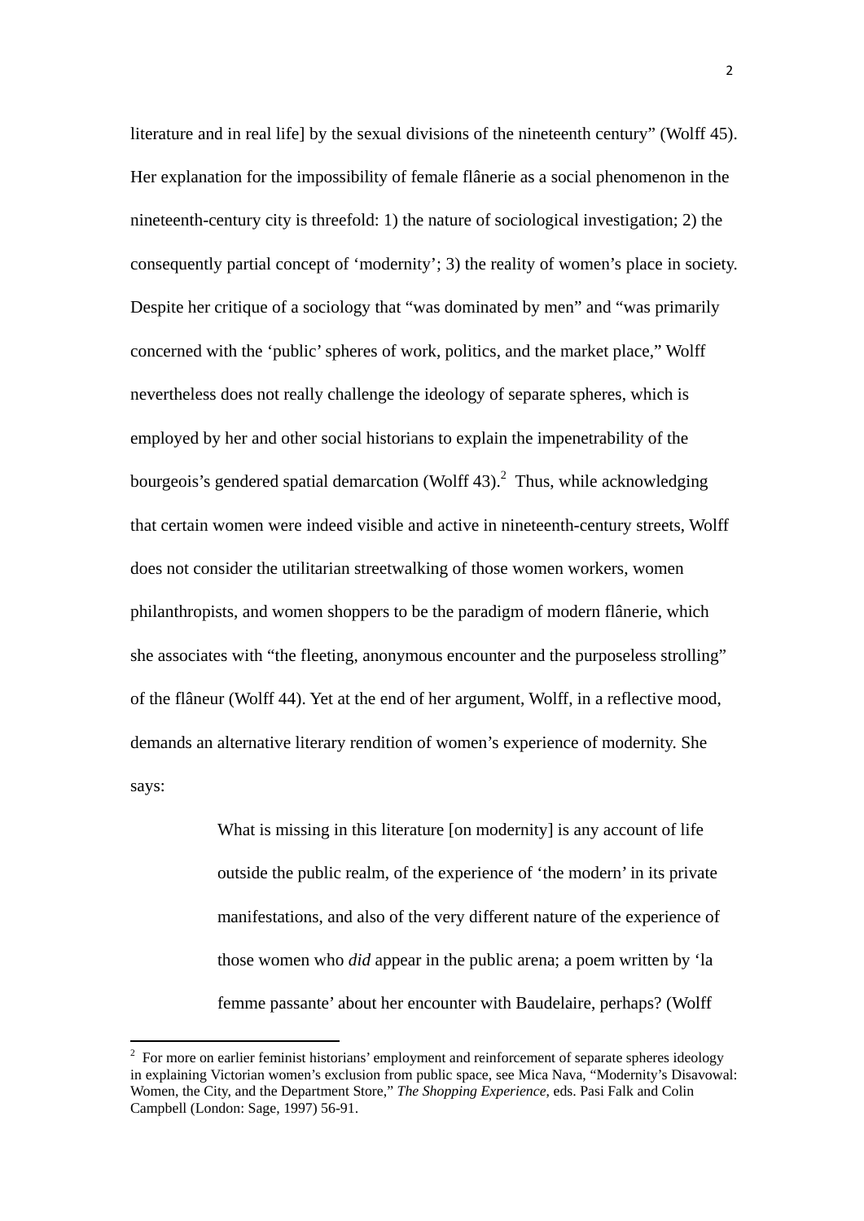literature and in real life] by the sexual divisions of the nineteenth century" (Wolff 45). Her explanation for the impossibility of female flânerie as a social phenomenon in the nineteenth-century city is threefold: 1) the nature of sociological investigation; 2) the consequently partial concept of 'modernity'; 3) the reality of women's place in society. Despite her critique of a sociology that "was dominated by men" and "was primarily concerned with the 'public' spheres of work, politics, and the market place," Wolff nevertheless does not really challenge the ideology of separate spheres, which is employed by her and other social historians to explain the impenetrability of the bourgeois's gendered spatial demarcation (Wolff 43).[2] Thus, while acknowledging that certain women were indeed visible and active in nineteenth-century streets, Wolff does not consider the utilitarian streetwalking of those women workers, women philanthropists, and women shoppers to be the paradigm of modern flânerie, which she associates with "the fleeting, anonymous encounter and the purposeless strolling" of the flâneur (Wolff 44). Yet at the end of her argument, Wolff, in a reflective mood, demands an alternative literary rendition of women's experience of modernity. She says:

> What is missing in this literature [on modernity] is any account of life outside the public realm, of the experience of 'the modern' in its private manifestations, and also of the very different nature of the experience of those women who *did* appear in the public arena; a poem written by 'la femme passante' about her encounter with Baudelaire, perhaps? (Wolff

[2] For more on earlier feminist historians' employment and reinforcement of separate spheres ideology in explaining Victorian women's exclusion from public space, see Mica Nava, "Modernity's Disavowal: Women, the City, and the Department Store," *The Shopping Experience*, eds. Pasi Falk and Colin Campbell (London: Sage, 1997) 56-91.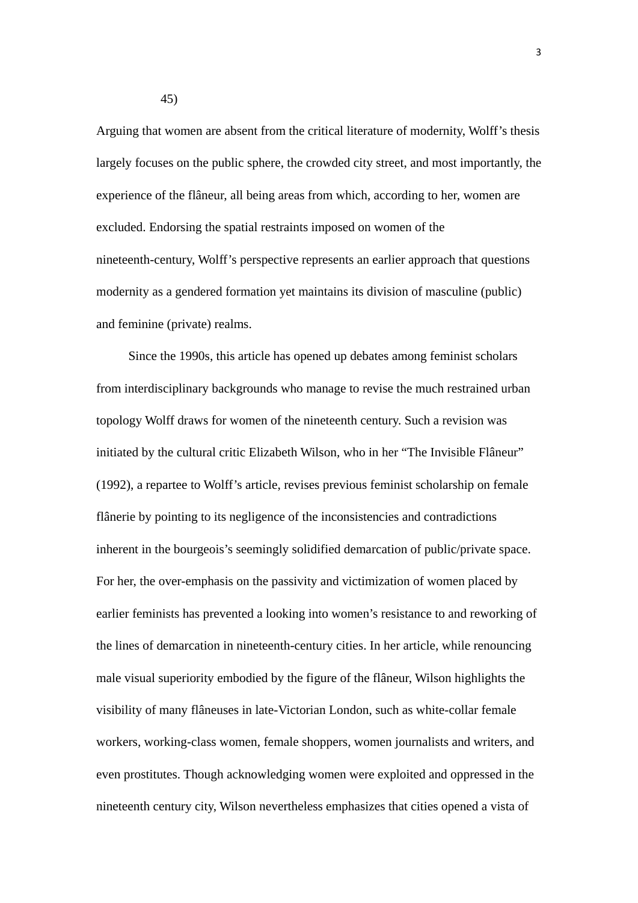45)

Arguing that women are absent from the critical literature of modernity, Wolff's thesis largely focuses on the public sphere, the crowded city street, and most importantly, the experience of the flâneur, all being areas from which, according to her, women are excluded. Endorsing the spatial restraints imposed on women of the nineteenth-century, Wolff's perspective represents an earlier approach that questions modernity as a gendered formation yet maintains its division of masculine (public) and feminine (private) realms.

Since the 1990s, this article has opened up debates among feminist scholars from interdisciplinary backgrounds who manage to revise the much restrained urban topology Wolff draws for women of the nineteenth century. Such a revision was initiated by the cultural critic Elizabeth Wilson, who in her "The Invisible Flâneur" (1992), a repartee to Wolff's article, revises previous feminist scholarship on female flânerie by pointing to its negligence of the inconsistencies and contradictions inherent in the bourgeois's seemingly solidified demarcation of public/private space. For her, the over-emphasis on the passivity and victimization of women placed by earlier feminists has prevented a looking into women's resistance to and reworking of the lines of demarcation in nineteenth-century cities. In her article, while renouncing male visual superiority embodied by the figure of the flâneur, Wilson highlights the visibility of many flâneuses in late-Victorian London, such as white-collar female workers, working-class women, female shoppers, women journalists and writers, and even prostitutes. Though acknowledging women were exploited and oppressed in the nineteenth century city, Wilson nevertheless emphasizes that cities opened a vista of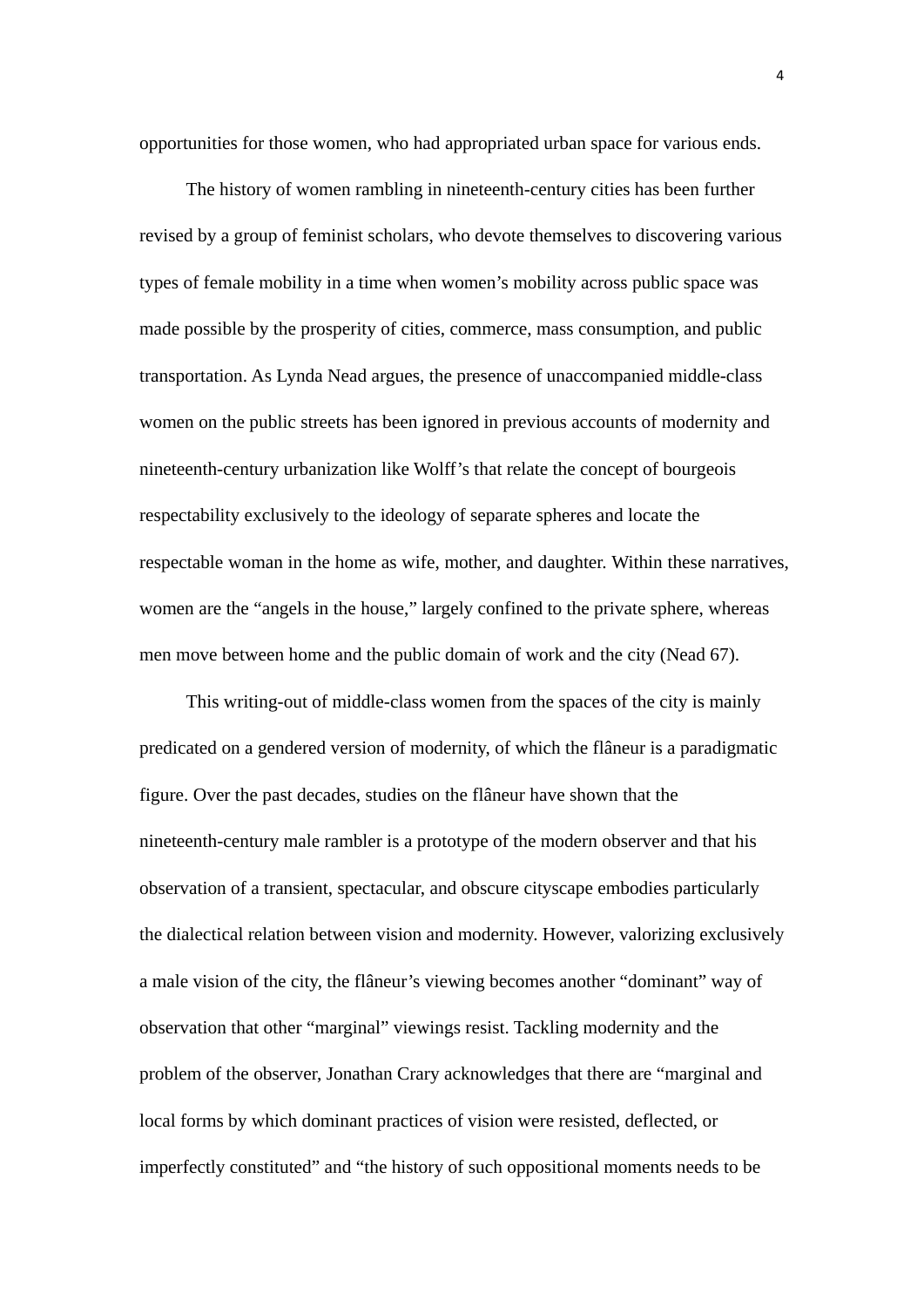opportunities for those women, who had appropriated urban space for various ends.

The history of women rambling in nineteenth-century cities has been further revised by a group of feminist scholars, who devote themselves to discovering various types of female mobility in a time when women's mobility across public space was made possible by the prosperity of cities, commerce, mass consumption, and public transportation. As Lynda Nead argues, the presence of unaccompanied middle-class women on the public streets has been ignored in previous accounts of modernity and nineteenth-century urbanization like Wolff's that relate the concept of bourgeois respectability exclusively to the ideology of separate spheres and locate the respectable woman in the home as wife, mother, and daughter. Within these narratives, women are the "angels in the house," largely confined to the private sphere, whereas men move between home and the public domain of work and the city (Nead 67).

This writing-out of middle-class women from the spaces of the city is mainly predicated on a gendered version of modernity, of which the flâneur is a paradigmatic figure. Over the past decades, studies on the flâneur have shown that the nineteenth-century male rambler is a prototype of the modern observer and that his observation of a transient, spectacular, and obscure cityscape embodies particularly the dialectical relation between vision and modernity. However, valorizing exclusively a male vision of the city, the flâneur's viewing becomes another "dominant" way of observation that other "marginal" viewings resist. Tackling modernity and the problem of the observer, Jonathan Crary acknowledges that there are "marginal and local forms by which dominant practices of vision were resisted, deflected, or imperfectly constituted" and "the history of such oppositional moments needs to be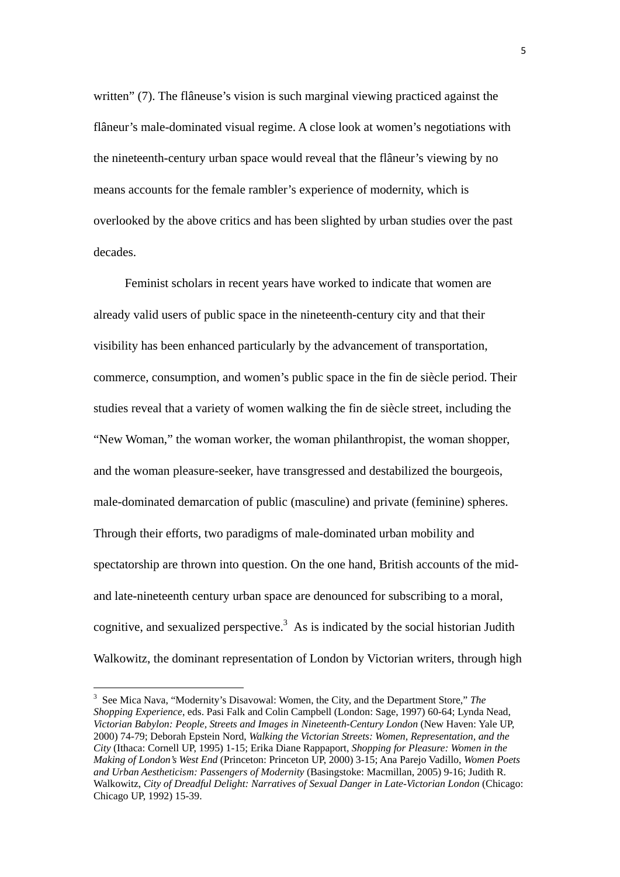written" (7). The flâneuse's vision is such marginal viewing practiced against the flâneur's male-dominated visual regime. A close look at women's negotiations with the nineteenth-century urban space would reveal that the flâneur's viewing by no means accounts for the female rambler's experience of modernity, which is overlooked by the above critics and has been slighted by urban studies over the past decades.

Feminist scholars in recent years have worked to indicate that women are already valid users of public space in the nineteenth-century city and that their visibility has been enhanced particularly by the advancement of transportation, commerce, consumption, and women's public space in the fin de siècle period. Their studies reveal that a variety of women walking the fin de siècle street, including the "New Woman," the woman worker, the woman philanthropist, the woman shopper, and the woman pleasure-seeker, have transgressed and destabilized the bourgeois, male-dominated demarcation of public (masculine) and private (feminine) spheres. Through their efforts, two paradigms of male-dominated urban mobility and spectatorship are thrown into question. On the one hand, British accounts of the mid- and late-nineteenth century urban space are denounced for subscribing to a moral, cognitive, and sexualized perspective.[3] As is indicated by the social historian Judith Walkowitz, the dominant representation of London by Victorian writers, through high

---

[3] See Mica Nava, "Modernity's Disavowal: Women, the City, and the Department Store," *The Shopping Experience*, eds. Pasi Falk and Colin Campbell (London: Sage, 1997) 60-64; Lynda Nead, *Victorian Babylon: People, Streets and Images in Nineteenth-Century London* (New Haven: Yale UP, 2000) 74-79; Deborah Epstein Nord, *Walking the Victorian Streets: Women, Representation, and the City* (Ithaca: Cornell UP, 1995) 1-15; Erika Diane Rappaport, *Shopping for Pleasure: Women in the Making of London's West End* (Princeton: Princeton UP, 2000) 3-15; Ana Parejo Vadillo, *Women Poets and Urban Aestheticism: Passengers of Modernity* (Basingstoke: Macmillan, 2005) 9-16; Judith R. Walkowitz, *City of Dreadful Delight: Narratives of Sexual Danger in Late-Victorian London* (Chicago: Chicago UP, 1992) 15-39.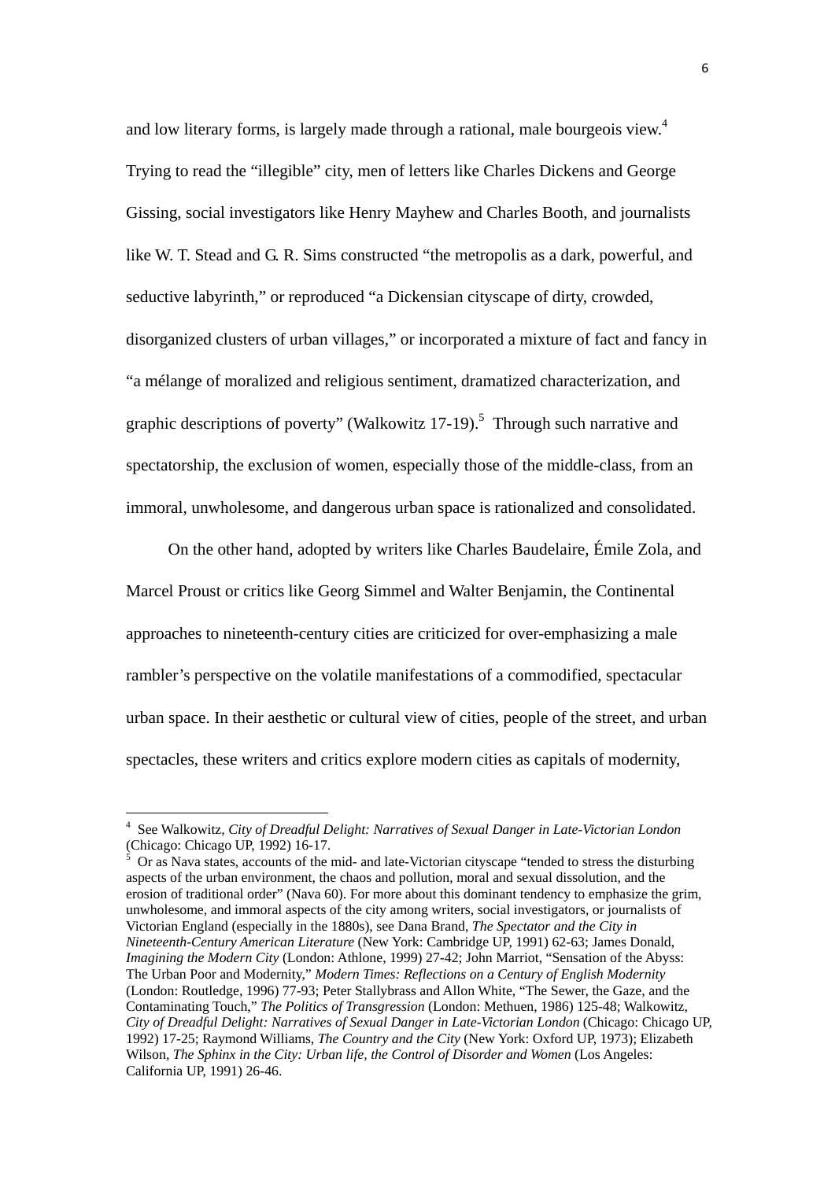and low literary forms, is largely made through a rational, male bourgeois view.[4] Trying to read the "illegible" city, men of letters like Charles Dickens and George Gissing, social investigators like Henry Mayhew and Charles Booth, and journalists like W. T. Stead and G. R. Sims constructed "the metropolis as a dark, powerful, and seductive labyrinth," or reproduced "a Dickensian cityscape of dirty, crowded, disorganized clusters of urban villages," or incorporated a mixture of fact and fancy in "a mélange of moralized and religious sentiment, dramatized characterization, and graphic descriptions of poverty" (Walkowitz 17-19).[5] Through such narrative and spectatorship, the exclusion of women, especially those of the middle-class, from an immoral, unwholesome, and dangerous urban space is rationalized and consolidated.

On the other hand, adopted by writers like Charles Baudelaire, Émile Zola, and Marcel Proust or critics like Georg Simmel and Walter Benjamin, the Continental approaches to nineteenth-century cities are criticized for over-emphasizing a male rambler's perspective on the volatile manifestations of a commodified, spectacular urban space. In their aesthetic or cultural view of cities, people of the street, and urban spectacles, these writers and critics explore modern cities as capitals of modernity,

---

[4] See Walkowitz, *City of Dreadful Delight: Narratives of Sexual Danger in Late-Victorian London* (Chicago: Chicago UP, 1992) 16-17.

[5] Or as Nava states, accounts of the mid- and late-Victorian cityscape "tended to stress the disturbing aspects of the urban environment, the chaos and pollution, moral and sexual dissolution, and the erosion of traditional order" (Nava 60). For more about this dominant tendency to emphasize the grim, unwholesome, and immoral aspects of the city among writers, social investigators, or journalists of Victorian England (especially in the 1880s), see Dana Brand, *The Spectator and the City in Nineteenth-Century American Literature* (New York: Cambridge UP, 1991) 62-63; James Donald, *Imagining the Modern City* (London: Athlone, 1999) 27-42; John Marriot, "Sensation of the Abyss: The Urban Poor and Modernity," *Modern Times: Reflections on a Century of English Modernity* (London: Routledge, 1996) 77-93; Peter Stallybrass and Allon White, "The Sewer, the Gaze, and the Contaminating Touch," *The Politics of Transgression* (London: Methuen, 1986) 125-48; Walkowitz, *City of Dreadful Delight: Narratives of Sexual Danger in Late-Victorian London* (Chicago: Chicago UP, 1992) 17-25; Raymond Williams, *The Country and the City* (New York: Oxford UP, 1973); Elizabeth Wilson, *The Sphinx in the City: Urban life, the Control of Disorder and Women* (Los Angeles: California UP, 1991) 26-46.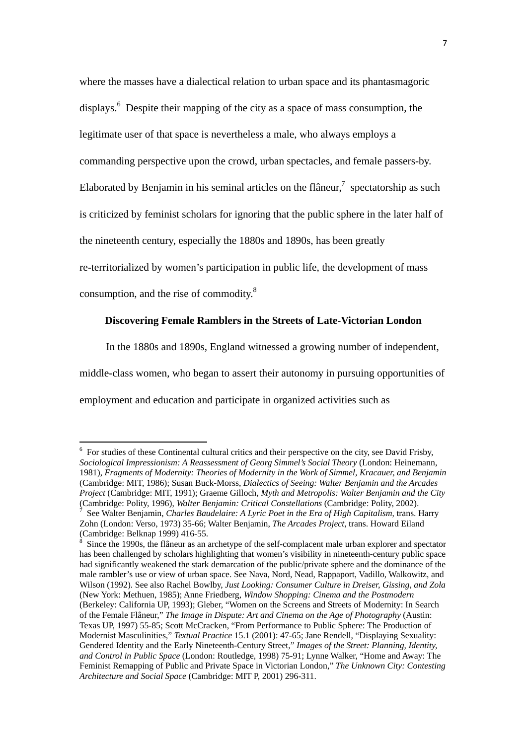where the masses have a dialectical relation to urban space and its phantasmagoric displays.[6] Despite their mapping of the city as a space of mass consumption, the legitimate user of that space is nevertheless a male, who always employs a commanding perspective upon the crowd, urban spectacles, and female passers-by. Elaborated by Benjamin in his seminal articles on the flâneur,[7] spectatorship as such is criticized by feminist scholars for ignoring that the public sphere in the later half of the nineteenth century, especially the 1880s and 1890s, has been greatly re-territorialized by women's participation in public life, the development of mass consumption, and the rise of commodity.[8]

### Discovering Female Ramblers in the Streets of Late-Victorian London

In the 1880s and 1890s, England witnessed a growing number of independent, middle-class women, who began to assert their autonomy in pursuing opportunities of employment and education and participate in organized activities such as

---

[6] For studies of these Continental cultural critics and their perspective on the city, see David Frisby, *Sociological Impressionism: A Reassessment of Georg Simmel's Social Theory* (London: Heinemann, 1981), *Fragments of Modernity: Theories of Modernity in the Work of Simmel, Kracauer, and Benjamin* (Cambridge: MIT, 1986); Susan Buck-Morss, *Dialectics of Seeing: Walter Benjamin and the Arcades Project* (Cambridge: MIT, 1991); Graeme Gilloch, *Myth and Metropolis: Walter Benjamin and the City* (Cambridge: Polity, 1996), *Walter Benjamin: Critical Constellations* (Cambridge: Polity, 2002).

[7] See Walter Benjamin, *Charles Baudelaire: A Lyric Poet in the Era of High Capitalism*, trans. Harry Zohn (London: Verso, 1973) 35-66; Walter Benjamin, *The Arcades Project*, trans. Howard Eiland (Cambridge: Belknap 1999) 416-55.

[8] Since the 1990s, the flâneur as an archetype of the self-complacent male urban explorer and spectator has been challenged by scholars highlighting that women's visibility in nineteenth-century public space had significantly weakened the stark demarcation of the public/private sphere and the dominance of the male rambler's use or view of urban space. See Nava, Nord, Nead, Rappaport, Vadillo, Walkowitz, and Wilson (1992). See also Rachel Bowlby, *Just Looking: Consumer Culture in Dreiser, Gissing, and Zola* (New York: Methuen, 1985); Anne Friedberg, *Window Shopping: Cinema and the Postmodern* (Berkeley: California UP, 1993); Gleber, "Women on the Screens and Streets of Modernity: In Search of the Female Flâneur," *The Image in Dispute: Art and Cinema on the Age of Photography* (Austin: Texas UP, 1997) 55-85; Scott McCracken, "From Performance to Public Sphere: The Production of Modernist Masculinities," *Textual Practice* 15.1 (2001): 47-65; Jane Rendell, "Displaying Sexuality: Gendered Identity and the Early Nineteenth-Century Street," *Images of the Street: Planning, Identity, and Control in Public Space* (London: Routledge, 1998) 75-91; Lynne Walker, "Home and Away: The Feminist Remapping of Public and Private Space in Victorian London," *The Unknown City: Contesting Architecture and Social Space* (Cambridge: MIT P, 2001) 296-311.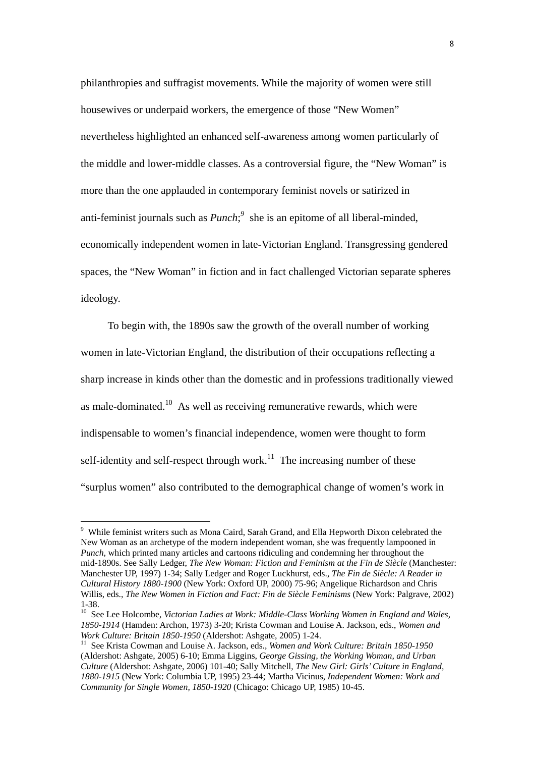philanthropies and suffragist movements. While the majority of women were still housewives or underpaid workers, the emergence of those "New Women" nevertheless highlighted an enhanced self-awareness among women particularly of the middle and lower-middle classes. As a controversial figure, the "New Woman" is more than the one applauded in contemporary feminist novels or satirized in anti-feminist journals such as *Punch*;[9] she is an epitome of all liberal-minded, economically independent women in late-Victorian England. Transgressing gendered spaces, the "New Woman" in fiction and in fact challenged Victorian separate spheres ideology.

To begin with, the 1890s saw the growth of the overall number of working women in late-Victorian England, the distribution of their occupations reflecting a sharp increase in kinds other than the domestic and in professions traditionally viewed as male-dominated.[10] As well as receiving remunerative rewards, which were indispensable to women's financial independence, women were thought to form self-identity and self-respect through work.[11] The increasing number of these "surplus women" also contributed to the demographical change of women's work in

---

[9] While feminist writers such as Mona Caird, Sarah Grand, and Ella Hepworth Dixon celebrated the New Woman as an archetype of the modern independent woman, she was frequently lampooned in *Punch*, which printed many articles and cartoons ridiculing and condemning her throughout the mid-1890s. See Sally Ledger, *The New Woman: Fiction and Feminism at the Fin de Siècle* (Manchester: Manchester UP, 1997) 1-34; Sally Ledger and Roger Luckhurst, eds., *The Fin de Siècle: A Reader in Cultural History 1880-1900* (New York: Oxford UP, 2000) 75-96; Angelique Richardson and Chris Willis, eds., *The New Women in Fiction and Fact: Fin de Siècle Feminisms* (New York: Palgrave, 2002) 1-38.

[10] See Lee Holcombe, *Victorian Ladies at Work: Middle-Class Working Women in England and Wales, 1850-1914* (Hamden: Archon, 1973) 3-20; Krista Cowman and Louise A. Jackson, eds., *Women and Work Culture: Britain 1850-1950* (Aldershot: Ashgate, 2005) 1-24.

[11] See Krista Cowman and Louise A. Jackson, eds., *Women and Work Culture: Britain 1850-1950* (Aldershot: Ashgate, 2005) 6-10; Emma Liggins, *George Gissing, the Working Woman, and Urban Culture* (Aldershot: Ashgate, 2006) 101-40; Sally Mitchell, *The New Girl: Girls' Culture in England, 1880-1915* (New York: Columbia UP, 1995) 23-44; Martha Vicinus, *Independent Women: Work and Community for Single Women, 1850-1920* (Chicago: Chicago UP, 1985) 10-45.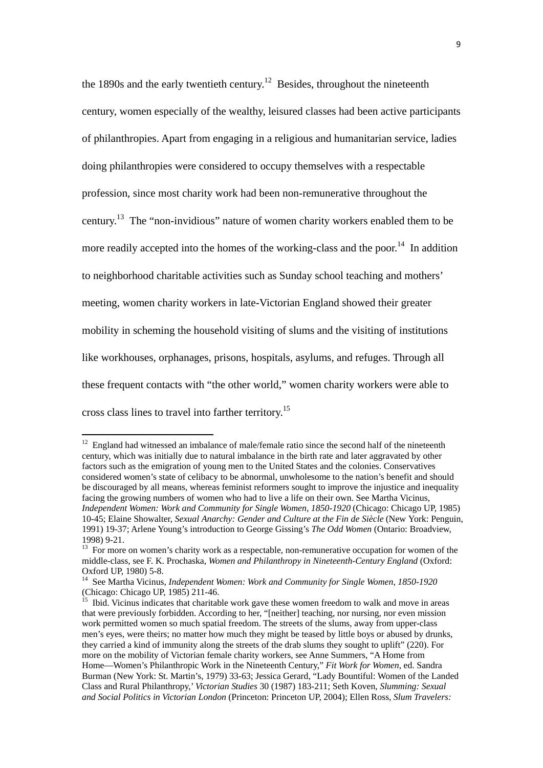the 1890s and the early twentieth century.[12] Besides, throughout the nineteenth century, women especially of the wealthy, leisured classes had been active participants of philanthropies. Apart from engaging in a religious and humanitarian service, ladies doing philanthropies were considered to occupy themselves with a respectable profession, since most charity work had been non-remunerative throughout the century.[13] The "non-invidious" nature of women charity workers enabled them to be more readily accepted into the homes of the working-class and the poor.[14] In addition to neighborhood charitable activities such as Sunday school teaching and mothers' meeting, women charity workers in late-Victorian England showed their greater mobility in scheming the household visiting of slums and the visiting of institutions like workhouses, orphanages, prisons, hospitals, asylums, and refuges. Through all these frequent contacts with "the other world," women charity workers were able to cross class lines to travel into farther territory.[15]

---

[12] England had witnessed an imbalance of male/female ratio since the second half of the nineteenth century, which was initially due to natural imbalance in the birth rate and later aggravated by other factors such as the emigration of young men to the United States and the colonies. Conservatives considered women's state of celibacy to be abnormal, unwholesome to the nation's benefit and should be discouraged by all means, whereas feminist reformers sought to improve the injustice and inequality facing the growing numbers of women who had to live a life on their own. See Martha Vicinus, *Independent Women: Work and Community for Single Women, 1850-1920* (Chicago: Chicago UP, 1985) 10-45; Elaine Showalter, *Sexual Anarchy: Gender and Culture at the Fin de Siècle* (New York: Penguin, 1991) 19-37; Arlene Young's introduction to George Gissing's *The Odd Women* (Ontario: Broadview, 1998) 9-21.

[13] For more on women's charity work as a respectable, non-remunerative occupation for women of the middle-class, see F. K. Prochaska, *Women and Philanthropy in Nineteenth-Century England* (Oxford: Oxford UP, 1980) 5-8.

[14] See Martha Vicinus, *Independent Women: Work and Community for Single Women, 1850-1920* (Chicago: Chicago UP, 1985) 211-46.

[15] Ibid. Vicinus indicates that charitable work gave these women freedom to walk and move in areas that were previously forbidden. According to her, "[neither] teaching, nor nursing, nor even mission work permitted women so much spatial freedom. The streets of the slums, away from upper-class men's eyes, were theirs; no matter how much they might be teased by little boys or abused by drunks, they carried a kind of immunity along the streets of the drab slums they sought to uplift" (220). For more on the mobility of Victorian female charity workers, see Anne Summers, "A Home from Home—Women's Philanthropic Work in the Nineteenth Century," *Fit Work for Women*, ed. Sandra Burman (New York: St. Martin's, 1979) 33-63; Jessica Gerard, "Lady Bountiful: Women of the Landed Class and Rural Philanthropy,' *Victorian Studies* 30 (1987) 183-211; Seth Koven, *Slumming: Sexual and Social Politics in Victorian London* (Princeton: Princeton UP, 2004); Ellen Ross, *Slum Travelers:*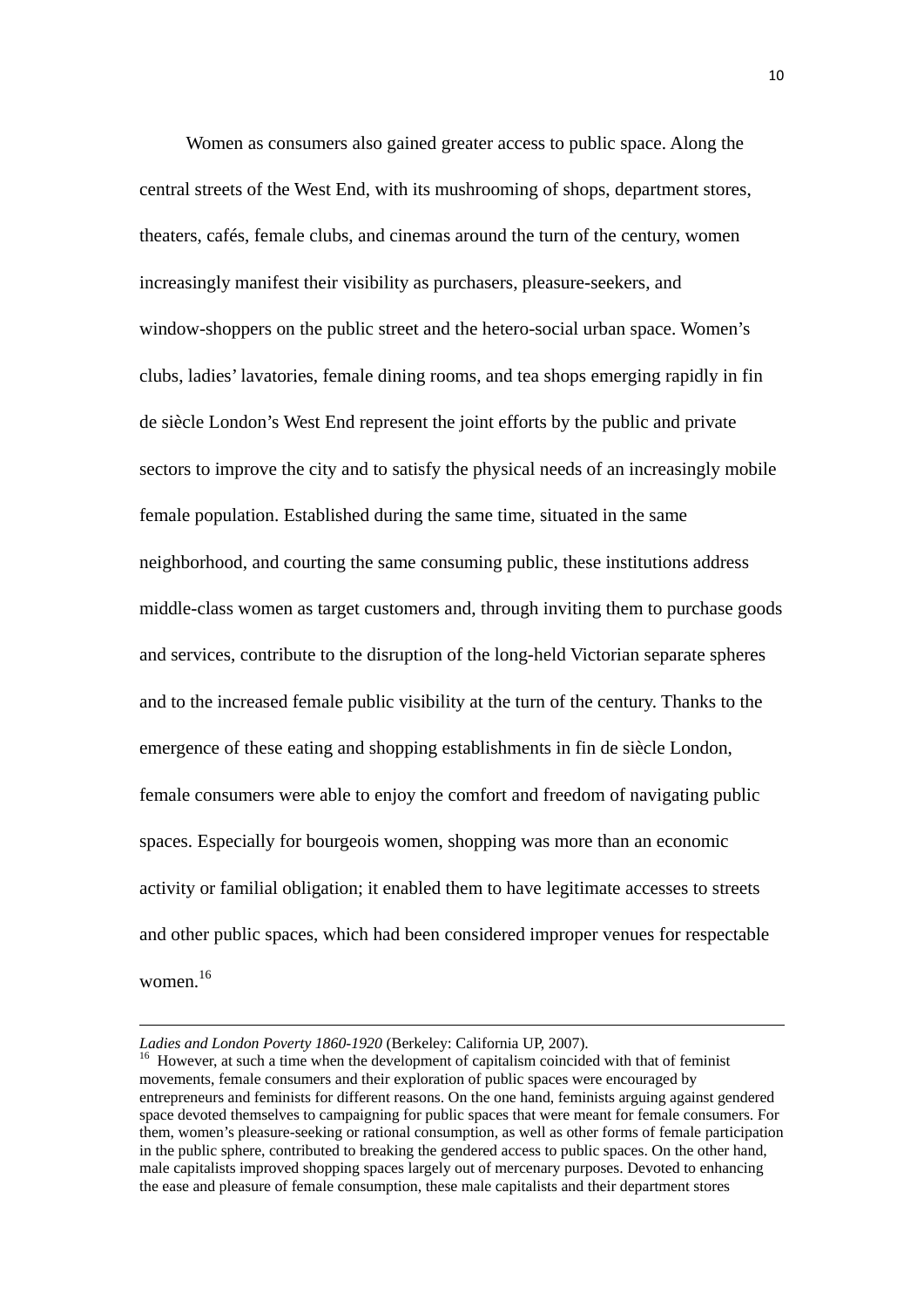Women as consumers also gained greater access to public space. Along the central streets of the West End, with its mushrooming of shops, department stores, theaters, cafés, female clubs, and cinemas around the turn of the century, women increasingly manifest their visibility as purchasers, pleasure-seekers, and window-shoppers on the public street and the hetero-social urban space. Women's clubs, ladies' lavatories, female dining rooms, and tea shops emerging rapidly in fin de siècle London's West End represent the joint efforts by the public and private sectors to improve the city and to satisfy the physical needs of an increasingly mobile female population. Established during the same time, situated in the same neighborhood, and courting the same consuming public, these institutions address middle-class women as target customers and, through inviting them to purchase goods and services, contribute to the disruption of the long-held Victorian separate spheres and to the increased female public visibility at the turn of the century. Thanks to the emergence of these eating and shopping establishments in fin de siècle London, female consumers were able to enjoy the comfort and freedom of navigating public spaces. Especially for bourgeois women, shopping was more than an economic activity or familial obligation; it enabled them to have legitimate accesses to streets and other public spaces, which had been considered improper venues for respectable women.[16]

---

*Ladies and London Poverty 1860-1920* (Berkeley: California UP, 2007).

[16] However, at such a time when the development of capitalism coincided with that of feminist movements, female consumers and their exploration of public spaces were encouraged by entrepreneurs and feminists for different reasons. On the one hand, feminists arguing against gendered space devoted themselves to campaigning for public spaces that were meant for female consumers. For them, women's pleasure-seeking or rational consumption, as well as other forms of female participation in the public sphere, contributed to breaking the gendered access to public spaces. On the other hand, male capitalists improved shopping spaces largely out of mercenary purposes. Devoted to enhancing the ease and pleasure of female consumption, these male capitalists and their department stores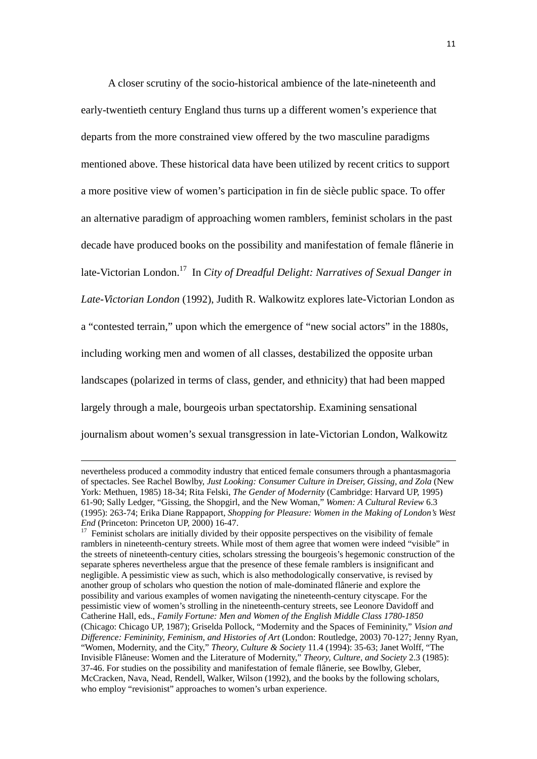A closer scrutiny of the socio-historical ambience of the late-nineteenth and early-twentieth century England thus turns up a different women's experience that departs from the more constrained view offered by the two masculine paradigms mentioned above. These historical data have been utilized by recent critics to support a more positive view of women's participation in fin de siècle public space. To offer an alternative paradigm of approaching women ramblers, feminist scholars in the past decade have produced books on the possibility and manifestation of female flânerie in late-Victorian London.[17] In *City of Dreadful Delight: Narratives of Sexual Danger in Late-Victorian London* (1992), Judith R. Walkowitz explores late-Victorian London as a "contested terrain," upon which the emergence of "new social actors" in the 1880s, including working men and women of all classes, destabilized the opposite urban landscapes (polarized in terms of class, gender, and ethnicity) that had been mapped largely through a male, bourgeois urban spectatorship. Examining sensational journalism about women's sexual transgression in late-Victorian London, Walkowitz

---

nevertheless produced a commodity industry that enticed female consumers through a phantasmagoria of spectacles. See Rachel Bowlby, *Just Looking: Consumer Culture in Dreiser, Gissing, and Zola* (New York: Methuen, 1985) 18-34; Rita Felski, *The Gender of Modernity* (Cambridge: Harvard UP, 1995) 61-90; Sally Ledger, "Gissing, the Shopgirl, and the New Woman," *Women: A Cultural Review* 6.3 (1995): 263-74; Erika Diane Rappaport, *Shopping for Pleasure: Women in the Making of London's West End* (Princeton: Princeton UP, 2000) 16-47.

[17] Feminist scholars are initially divided by their opposite perspectives on the visibility of female ramblers in nineteenth-century streets. While most of them agree that women were indeed "visible" in the streets of nineteenth-century cities, scholars stressing the bourgeois's hegemonic construction of the separate spheres nevertheless argue that the presence of these female ramblers is insignificant and negligible. A pessimistic view as such, which is also methodologically conservative, is revised by another group of scholars who question the notion of male-dominated flânerie and explore the possibility and various examples of women navigating the nineteenth-century cityscape. For the pessimistic view of women's strolling in the nineteenth-century streets, see Leonore Davidoff and Catherine Hall, eds., *Family Fortune: Men and Women of the English Middle Class 1780-1850* (Chicago: Chicago UP, 1987); Griselda Pollock, "Modernity and the Spaces of Femininity," *Vision and Difference: Femininity, Feminism, and Histories of Art* (London: Routledge, 2003) 70-127; Jenny Ryan, "Women, Modernity, and the City," *Theory, Culture & Society* 11.4 (1994): 35-63; Janet Wolff, "The Invisible Flâneuse: Women and the Literature of Modernity," *Theory, Culture, and Society* 2.3 (1985): 37-46. For studies on the possibility and manifestation of female flânerie, see Bowlby, Gleber, McCracken, Nava, Nead, Rendell, Walker, Wilson (1992), and the books by the following scholars, who employ "revisionist" approaches to women's urban experience.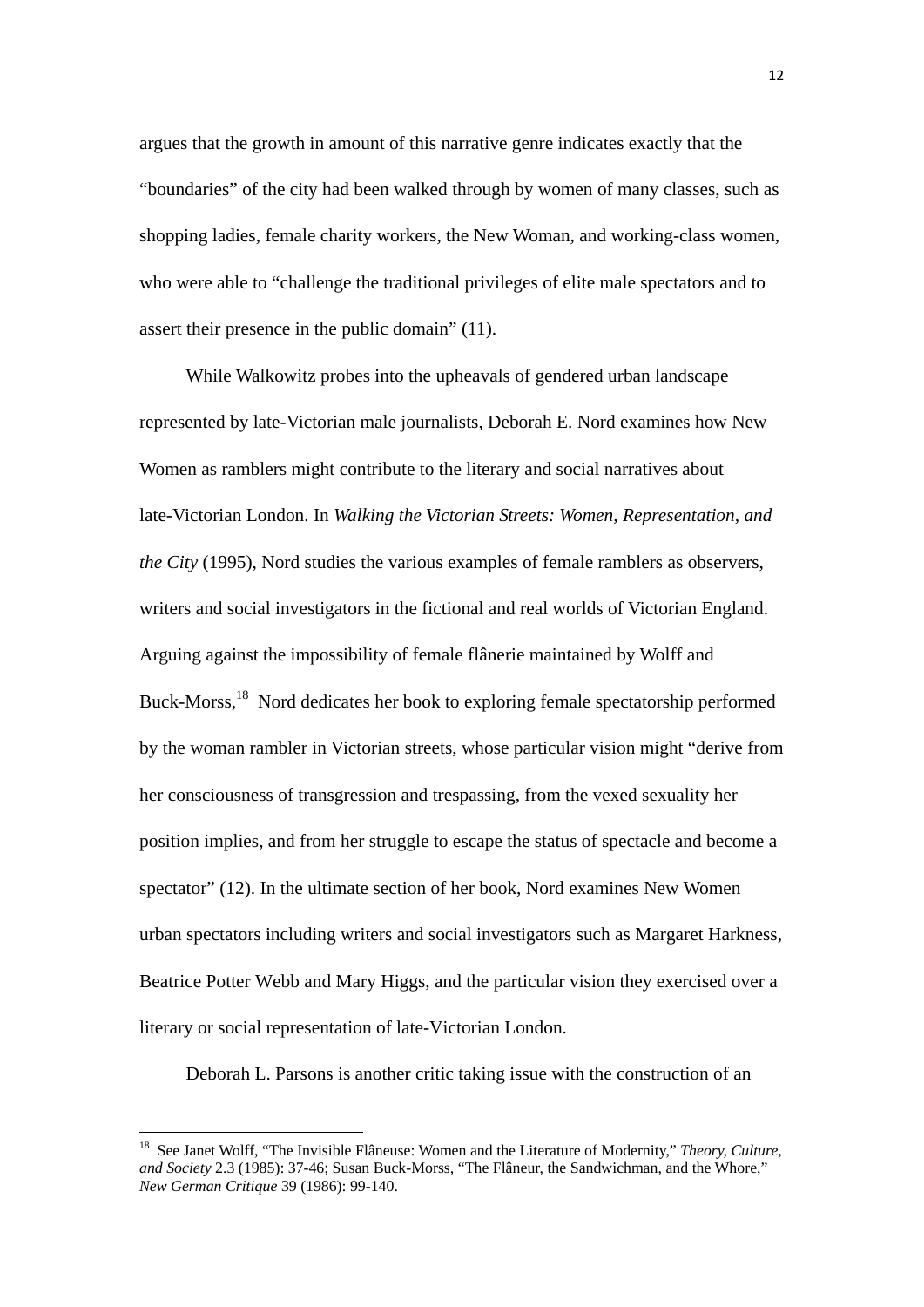argues that the growth in amount of this narrative genre indicates exactly that the "boundaries" of the city had been walked through by women of many classes, such as shopping ladies, female charity workers, the New Woman, and working-class women, who were able to "challenge the traditional privileges of elite male spectators and to assert their presence in the public domain" (11).

While Walkowitz probes into the upheavals of gendered urban landscape represented by late-Victorian male journalists, Deborah E. Nord examines how New Women as ramblers might contribute to the literary and social narratives about late-Victorian London. In *Walking the Victorian Streets: Women, Representation, and the City* (1995), Nord studies the various examples of female ramblers as observers, writers and social investigators in the fictional and real worlds of Victorian England. Arguing against the impossibility of female flânerie maintained by Wolff and Buck-Morss,[18] Nord dedicates her book to exploring female spectatorship performed by the woman rambler in Victorian streets, whose particular vision might "derive from her consciousness of transgression and trespassing, from the vexed sexuality her position implies, and from her struggle to escape the status of spectacle and become a spectator" (12). In the ultimate section of her book, Nord examines New Women urban spectators including writers and social investigators such as Margaret Harkness, Beatrice Potter Webb and Mary Higgs, and the particular vision they exercised over a literary or social representation of late-Victorian London.

Deborah L. Parsons is another critic taking issue with the construction of an

---

[18] See Janet Wolff, "The Invisible Flâneuse: Women and the Literature of Modernity," *Theory, Culture, and Society* 2.3 (1985): 37-46; Susan Buck-Morss, "The Flâneur, the Sandwichman, and the Whore," *New German Critique* 39 (1986): 99-140.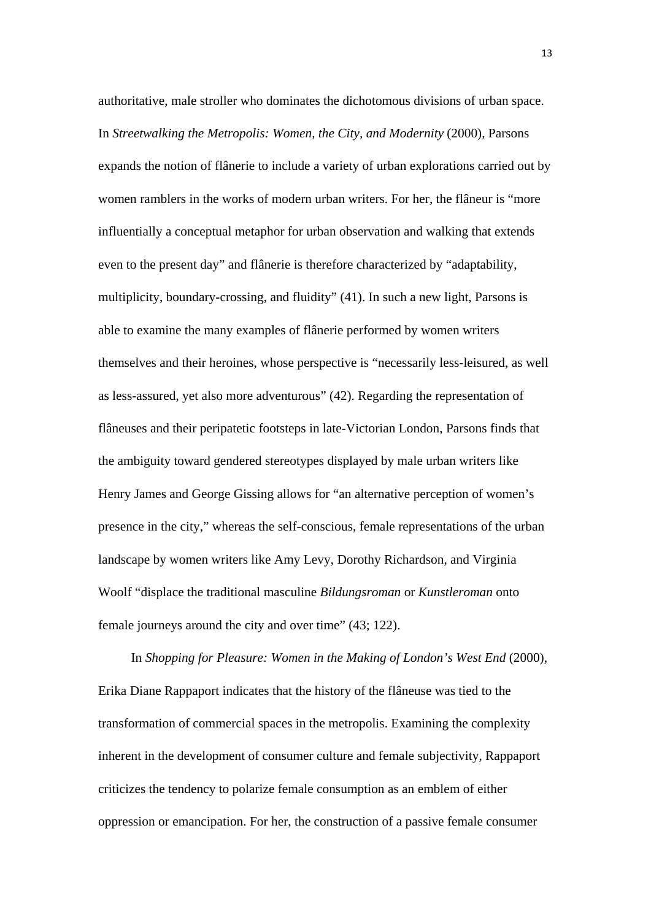authoritative, male stroller who dominates the dichotomous divisions of urban space. In *Streetwalking the Metropolis: Women, the City, and Modernity* (2000), Parsons expands the notion of flânerie to include a variety of urban explorations carried out by women ramblers in the works of modern urban writers. For her, the flâneur is "more influentially a conceptual metaphor for urban observation and walking that extends even to the present day" and flânerie is therefore characterized by "adaptability, multiplicity, boundary-crossing, and fluidity" (41). In such a new light, Parsons is able to examine the many examples of flânerie performed by women writers themselves and their heroines, whose perspective is "necessarily less-leisured, as well as less-assured, yet also more adventurous" (42). Regarding the representation of flâneuses and their peripatetic footsteps in late-Victorian London, Parsons finds that the ambiguity toward gendered stereotypes displayed by male urban writers like Henry James and George Gissing allows for "an alternative perception of women's presence in the city," whereas the self-conscious, female representations of the urban landscape by women writers like Amy Levy, Dorothy Richardson, and Virginia Woolf "displace the traditional masculine *Bildungsroman* or *Kunstleroman* onto female journeys around the city and over time" (43; 122).

In *Shopping for Pleasure: Women in the Making of London's West End* (2000), Erika Diane Rappaport indicates that the history of the flâneuse was tied to the transformation of commercial spaces in the metropolis. Examining the complexity inherent in the development of consumer culture and female subjectivity, Rappaport criticizes the tendency to polarize female consumption as an emblem of either oppression or emancipation. For her, the construction of a passive female consumer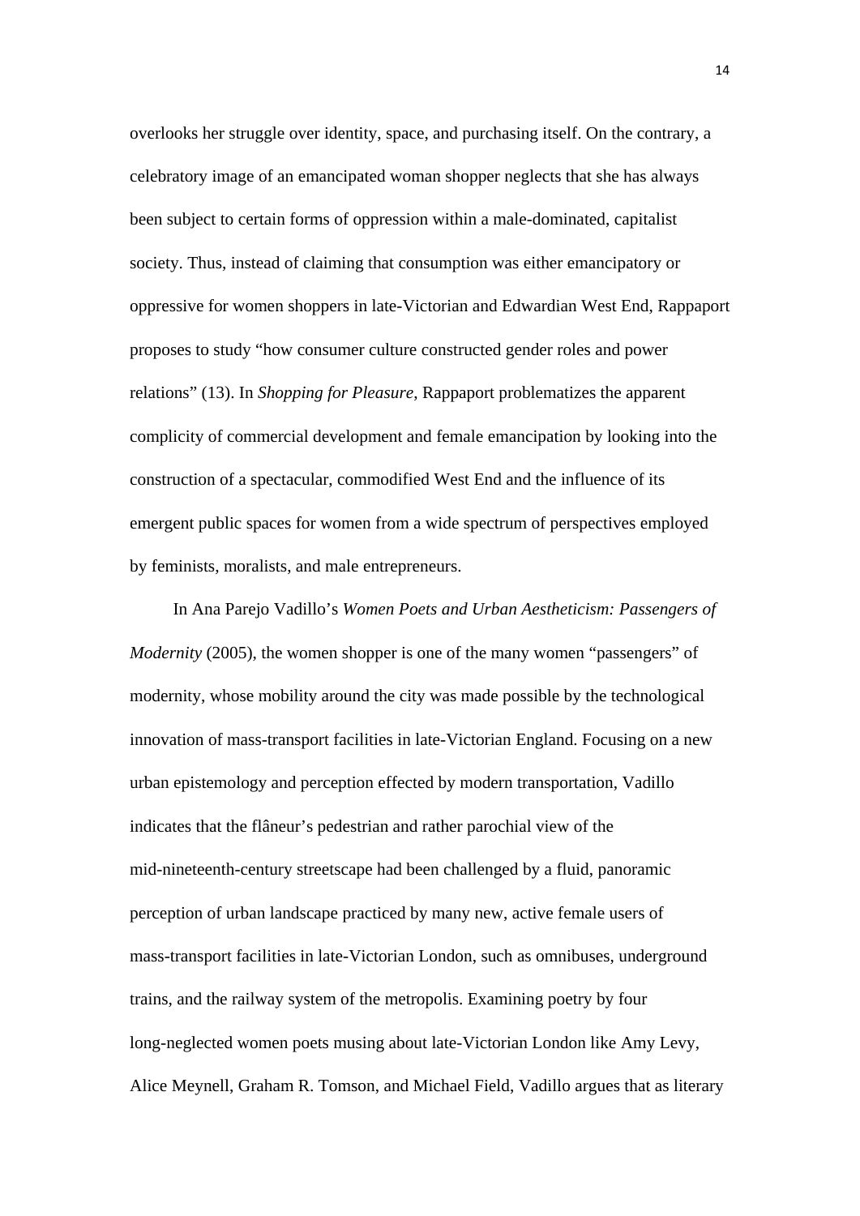overlooks her struggle over identity, space, and purchasing itself. On the contrary, a celebratory image of an emancipated woman shopper neglects that she has always been subject to certain forms of oppression within a male-dominated, capitalist society. Thus, instead of claiming that consumption was either emancipatory or oppressive for women shoppers in late-Victorian and Edwardian West End, Rappaport proposes to study "how consumer culture constructed gender roles and power relations" (13). In *Shopping for Pleasure*, Rappaport problematizes the apparent complicity of commercial development and female emancipation by looking into the construction of a spectacular, commodified West End and the influence of its emergent public spaces for women from a wide spectrum of perspectives employed by feminists, moralists, and male entrepreneurs.

In Ana Parejo Vadillo's *Women Poets and Urban Aestheticism: Passengers of Modernity* (2005), the women shopper is one of the many women "passengers" of modernity, whose mobility around the city was made possible by the technological innovation of mass-transport facilities in late-Victorian England. Focusing on a new urban epistemology and perception effected by modern transportation, Vadillo indicates that the flâneur's pedestrian and rather parochial view of the mid-nineteenth-century streetscape had been challenged by a fluid, panoramic perception of urban landscape practiced by many new, active female users of mass-transport facilities in late-Victorian London, such as omnibuses, underground trains, and the railway system of the metropolis. Examining poetry by four long-neglected women poets musing about late-Victorian London like Amy Levy, Alice Meynell, Graham R. Tomson, and Michael Field, Vadillo argues that as literary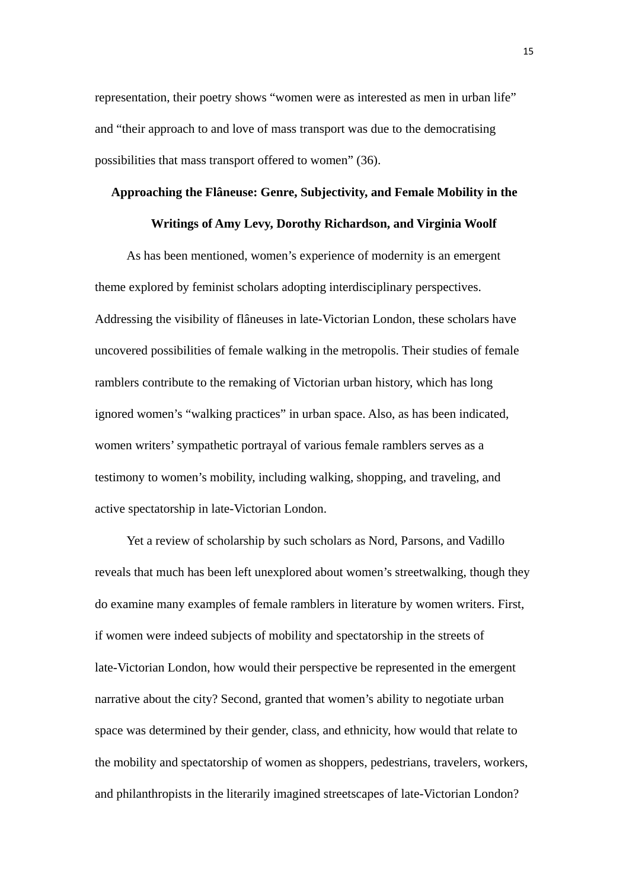representation, their poetry shows "women were as interested as men in urban life" and "their approach to and love of mass transport was due to the democratising possibilities that mass transport offered to women" (36).

## Approaching the Flâneuse: Genre, Subjectivity, and Female Mobility in the Writings of Amy Levy, Dorothy Richardson, and Virginia Woolf

As has been mentioned, women's experience of modernity is an emergent theme explored by feminist scholars adopting interdisciplinary perspectives. Addressing the visibility of flâneuses in late-Victorian London, these scholars have uncovered possibilities of female walking in the metropolis. Their studies of female ramblers contribute to the remaking of Victorian urban history, which has long ignored women's "walking practices" in urban space. Also, as has been indicated, women writers' sympathetic portrayal of various female ramblers serves as a testimony to women's mobility, including walking, shopping, and traveling, and active spectatorship in late-Victorian London.

Yet a review of scholarship by such scholars as Nord, Parsons, and Vadillo reveals that much has been left unexplored about women's streetwalking, though they do examine many examples of female ramblers in literature by women writers. First, if women were indeed subjects of mobility and spectatorship in the streets of late-Victorian London, how would their perspective be represented in the emergent narrative about the city? Second, granted that women's ability to negotiate urban space was determined by their gender, class, and ethnicity, how would that relate to the mobility and spectatorship of women as shoppers, pedestrians, travelers, workers, and philanthropists in the literarily imagined streetscapes of late-Victorian London?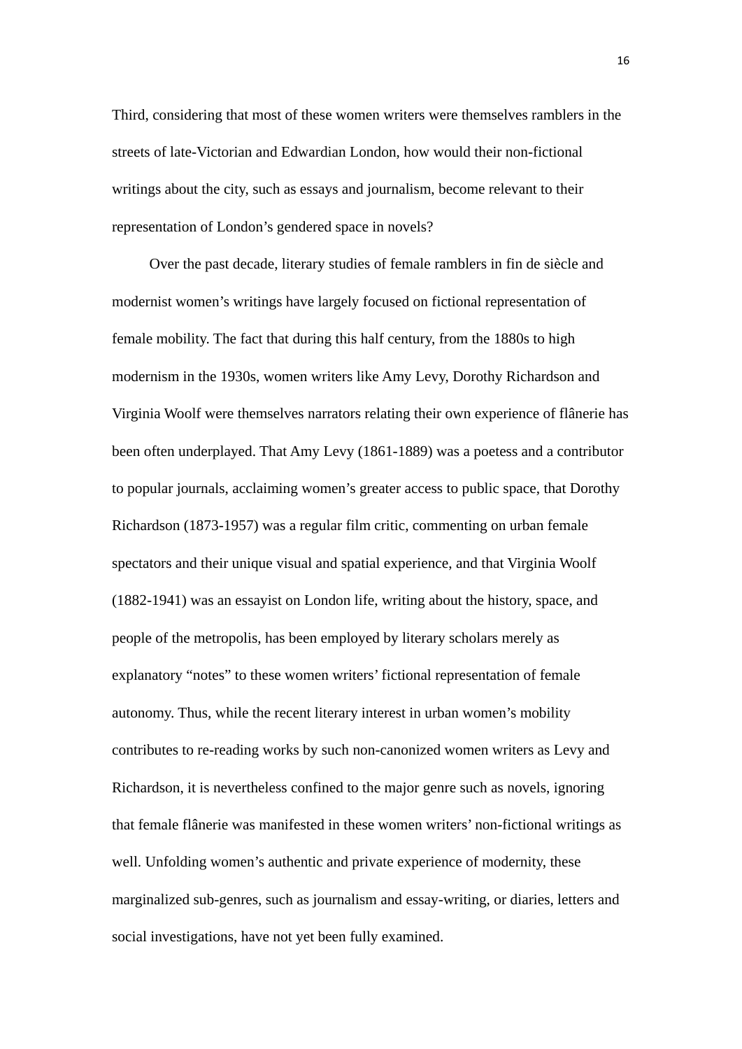Third, considering that most of these women writers were themselves ramblers in the streets of late-Victorian and Edwardian London, how would their non-fictional writings about the city, such as essays and journalism, become relevant to their representation of London's gendered space in novels?

Over the past decade, literary studies of female ramblers in fin de siècle and modernist women's writings have largely focused on fictional representation of female mobility. The fact that during this half century, from the 1880s to high modernism in the 1930s, women writers like Amy Levy, Dorothy Richardson and Virginia Woolf were themselves narrators relating their own experience of flânerie has been often underplayed. That Amy Levy (1861-1889) was a poetess and a contributor to popular journals, acclaiming women's greater access to public space, that Dorothy Richardson (1873-1957) was a regular film critic, commenting on urban female spectators and their unique visual and spatial experience, and that Virginia Woolf (1882-1941) was an essayist on London life, writing about the history, space, and people of the metropolis, has been employed by literary scholars merely as explanatory "notes" to these women writers' fictional representation of female autonomy. Thus, while the recent literary interest in urban women's mobility contributes to re-reading works by such non-canonized women writers as Levy and Richardson, it is nevertheless confined to the major genre such as novels, ignoring that female flânerie was manifested in these women writers' non-fictional writings as well. Unfolding women's authentic and private experience of modernity, these marginalized sub-genres, such as journalism and essay-writing, or diaries, letters and social investigations, have not yet been fully examined.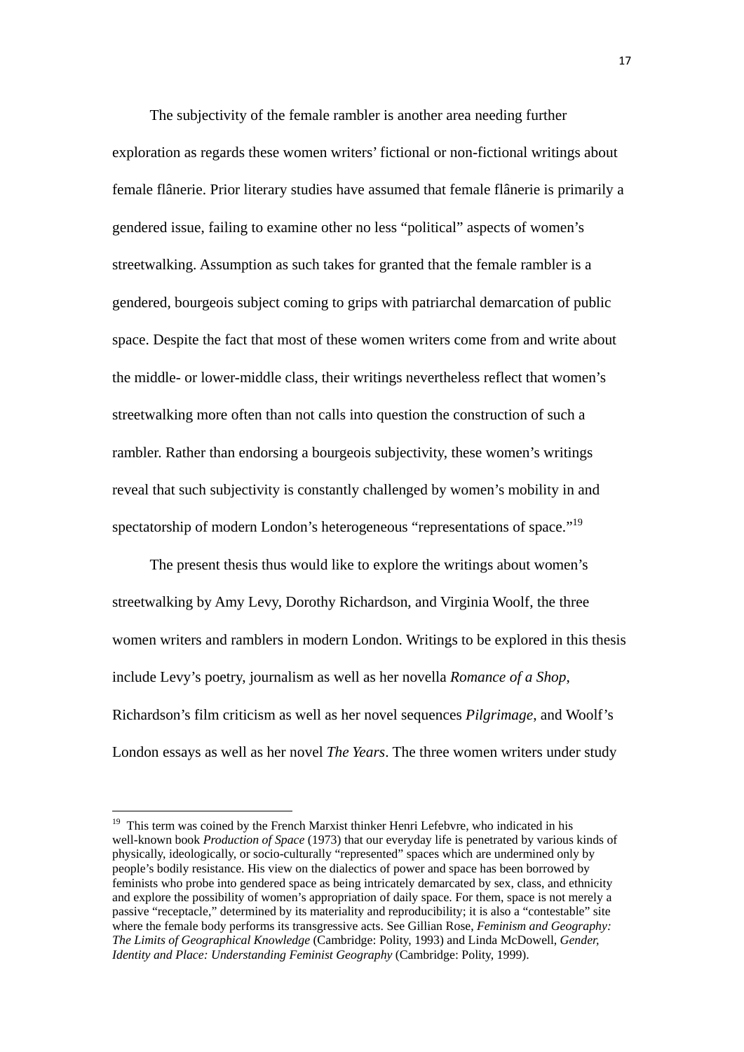The subjectivity of the female rambler is another area needing further exploration as regards these women writers' fictional or non-fictional writings about female flânerie. Prior literary studies have assumed that female flânerie is primarily a gendered issue, failing to examine other no less "political" aspects of women's streetwalking. Assumption as such takes for granted that the female rambler is a gendered, bourgeois subject coming to grips with patriarchal demarcation of public space. Despite the fact that most of these women writers come from and write about the middle- or lower-middle class, their writings nevertheless reflect that women's streetwalking more often than not calls into question the construction of such a rambler. Rather than endorsing a bourgeois subjectivity, these women's writings reveal that such subjectivity is constantly challenged by women's mobility in and spectatorship of modern London's heterogeneous "representations of space."[19]

The present thesis thus would like to explore the writings about women's streetwalking by Amy Levy, Dorothy Richardson, and Virginia Woolf, the three women writers and ramblers in modern London. Writings to be explored in this thesis include Levy's poetry, journalism as well as her novella *Romance of a Shop*, Richardson's film criticism as well as her novel sequences *Pilgrimage*, and Woolf's London essays as well as her novel *The Years*. The three women writers under study

---

[19] This term was coined by the French Marxist thinker Henri Lefebvre, who indicated in his well-known book *Production of Space* (1973) that our everyday life is penetrated by various kinds of physically, ideologically, or socio-culturally "represented" spaces which are undermined only by people's bodily resistance. His view on the dialectics of power and space has been borrowed by feminists who probe into gendered space as being intricately demarcated by sex, class, and ethnicity and explore the possibility of women's appropriation of daily space. For them, space is not merely a passive "receptacle," determined by its materiality and reproducibility; it is also a "contestable" site where the female body performs its transgressive acts. See Gillian Rose, *Feminism and Geography: The Limits of Geographical Knowledge* (Cambridge: Polity, 1993) and Linda McDowell, *Gender, Identity and Place: Understanding Feminist Geography* (Cambridge: Polity, 1999).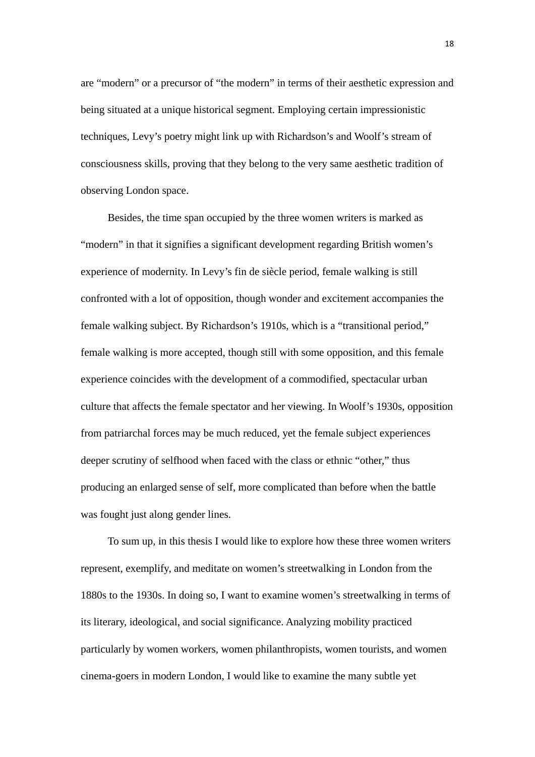are “modern” or a precursor of “the modern” in terms of their aesthetic expression and being situated at a unique historical segment. Employing certain impressionistic techniques, Levy’s poetry might link up with Richardson’s and Woolf’s stream of consciousness skills, proving that they belong to the very same aesthetic tradition of observing London space.

Besides, the time span occupied by the three women writers is marked as “modern” in that it signifies a significant development regarding British women’s experience of modernity. In Levy’s fin de siècle period, female walking is still confronted with a lot of opposition, though wonder and excitement accompanies the female walking subject. By Richardson’s 1910s, which is a “transitional period,” female walking is more accepted, though still with some opposition, and this female experience coincides with the development of a commodified, spectacular urban culture that affects the female spectator and her viewing. In Woolf’s 1930s, opposition from patriarchal forces may be much reduced, yet the female subject experiences deeper scrutiny of selfhood when faced with the class or ethnic “other,” thus producing an enlarged sense of self, more complicated than before when the battle was fought just along gender lines.

To sum up, in this thesis I would like to explore how these three women writers represent, exemplify, and meditate on women’s streetwalking in London from the 1880s to the 1930s. In doing so, I want to examine women’s streetwalking in terms of its literary, ideological, and social significance. Analyzing mobility practiced particularly by women workers, women philanthropists, women tourists, and women cinema-goers in modern London, I would like to examine the many subtle yet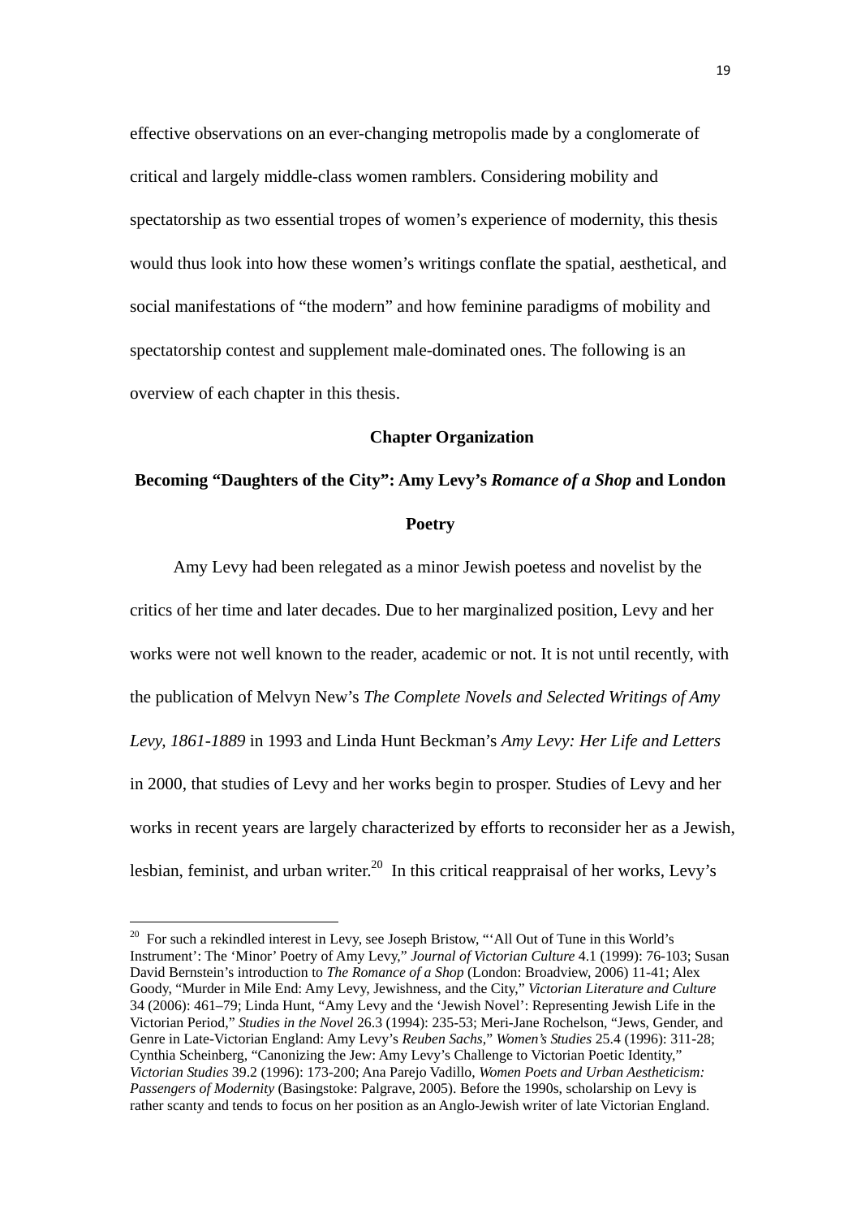effective observations on an ever-changing metropolis made by a conglomerate of critical and largely middle-class women ramblers. Considering mobility and spectatorship as two essential tropes of women's experience of modernity, this thesis would thus look into how these women's writings conflate the spatial, aesthetical, and social manifestations of "the modern" and how feminine paradigms of mobility and spectatorship contest and supplement male-dominated ones. The following is an overview of each chapter in this thesis.

## Chapter Organization

### Becoming "Daughters of the City": Amy Levy's *Romance of a Shop* and London Poetry

Amy Levy had been relegated as a minor Jewish poetess and novelist by the critics of her time and later decades. Due to her marginalized position, Levy and her works were not well known to the reader, academic or not. It is not until recently, with the publication of Melvyn New's *The Complete Novels and Selected Writings of Amy Levy, 1861-1889* in 1993 and Linda Hunt Beckman's *Amy Levy: Her Life and Letters* in 2000, that studies of Levy and her works begin to prosper. Studies of Levy and her works in recent years are largely characterized by efforts to reconsider her as a Jewish, lesbian, feminist, and urban writer.[20] In this critical reappraisal of her works, Levy's

---

[20] For such a rekindled interest in Levy, see Joseph Bristow, "'All Out of Tune in this World's Instrument': The 'Minor' Poetry of Amy Levy," *Journal of Victorian Culture* 4.1 (1999): 76-103; Susan David Bernstein's introduction to *The Romance of a Shop* (London: Broadview, 2006) 11-41; Alex Goody, "Murder in Mile End: Amy Levy, Jewishness, and the City," *Victorian Literature and Culture* 34 (2006): 461–79; Linda Hunt, "Amy Levy and the 'Jewish Novel': Representing Jewish Life in the Victorian Period," *Studies in the Novel* 26.3 (1994): 235-53; Meri-Jane Rochelson, "Jews, Gender, and Genre in Late-Victorian England: Amy Levy's *Reuben Sachs*," *Women's Studies* 25.4 (1996): 311-28; Cynthia Scheinberg, "Canonizing the Jew: Amy Levy's Challenge to Victorian Poetic Identity," *Victorian Studies* 39.2 (1996): 173-200; Ana Parejo Vadillo, *Women Poets and Urban Aestheticism: Passengers of Modernity* (Basingstoke: Palgrave, 2005). Before the 1990s, scholarship on Levy is rather scanty and tends to focus on her position as an Anglo-Jewish writer of late Victorian England.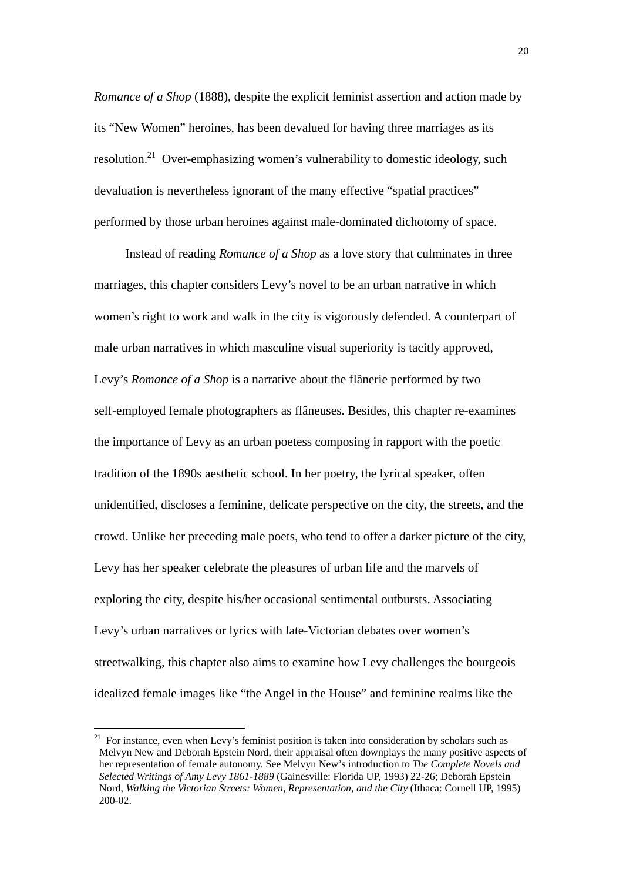*Romance of a Shop* (1888), despite the explicit feminist assertion and action made by its "New Women" heroines, has been devalued for having three marriages as its resolution.[21] Over-emphasizing women's vulnerability to domestic ideology, such devaluation is nevertheless ignorant of the many effective "spatial practices" performed by those urban heroines against male-dominated dichotomy of space.

Instead of reading *Romance of a Shop* as a love story that culminates in three marriages, this chapter considers Levy's novel to be an urban narrative in which women's right to work and walk in the city is vigorously defended. A counterpart of male urban narratives in which masculine visual superiority is tacitly approved, Levy's *Romance of a Shop* is a narrative about the flânerie performed by two self-employed female photographers as flâneuses. Besides, this chapter re-examines the importance of Levy as an urban poetess composing in rapport with the poetic tradition of the 1890s aesthetic school. In her poetry, the lyrical speaker, often unidentified, discloses a feminine, delicate perspective on the city, the streets, and the crowd. Unlike her preceding male poets, who tend to offer a darker picture of the city, Levy has her speaker celebrate the pleasures of urban life and the marvels of exploring the city, despite his/her occasional sentimental outbursts. Associating Levy's urban narratives or lyrics with late-Victorian debates over women's streetwalking, this chapter also aims to examine how Levy challenges the bourgeois idealized female images like "the Angel in the House" and feminine realms like the

---

[21] For instance, even when Levy's feminist position is taken into consideration by scholars such as Melvyn New and Deborah Epstein Nord, their appraisal often downplays the many positive aspects of her representation of female autonomy. See Melvyn New's introduction to *The Complete Novels and Selected Writings of Amy Levy 1861-1889* (Gainesville: Florida UP, 1993) 22-26; Deborah Epstein Nord, *Walking the Victorian Streets: Women, Representation, and the City* (Ithaca: Cornell UP, 1995) 200-02.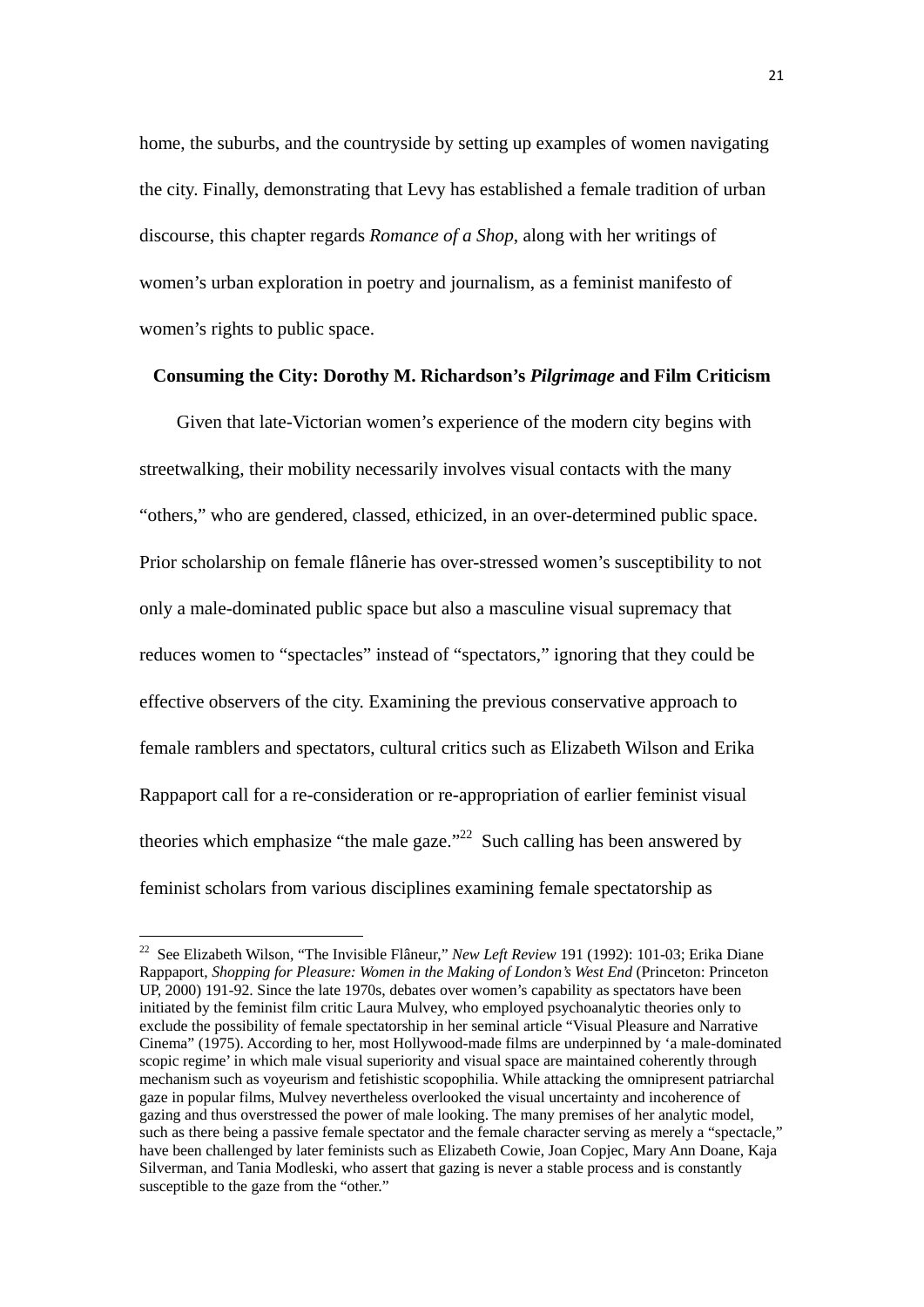home, the suburbs, and the countryside by setting up examples of women navigating the city. Finally, demonstrating that Levy has established a female tradition of urban discourse, this chapter regards *Romance of a Shop*, along with her writings of women's urban exploration in poetry and journalism, as a feminist manifesto of women's rights to public space.

### Consuming the City: Dorothy M. Richardson's *Pilgrimage* and Film Criticism

Given that late-Victorian women's experience of the modern city begins with streetwalking, their mobility necessarily involves visual contacts with the many "others," who are gendered, classed, ethicized, in an over-determined public space. Prior scholarship on female flânerie has over-stressed women's susceptibility to not only a male-dominated public space but also a masculine visual supremacy that reduces women to "spectacles" instead of "spectators," ignoring that they could be effective observers of the city. Examining the previous conservative approach to female ramblers and spectators, cultural critics such as Elizabeth Wilson and Erika Rappaport call for a re-consideration or re-appropriation of earlier feminist visual theories which emphasize "the male gaze."[22] Such calling has been answered by feminist scholars from various disciplines examining female spectatorship as

---

[22] See Elizabeth Wilson, "The Invisible Flâneur," *New Left Review* 191 (1992): 101-03; Erika Diane Rappaport, *Shopping for Pleasure: Women in the Making of London's West End* (Princeton: Princeton UP, 2000) 191-92. Since the late 1970s, debates over women's capability as spectators have been initiated by the feminist film critic Laura Mulvey, who employed psychoanalytic theories only to exclude the possibility of female spectatorship in her seminal article "Visual Pleasure and Narrative Cinema" (1975). According to her, most Hollywood-made films are underpinned by 'a male-dominated scopic regime' in which male visual superiority and visual space are maintained coherently through mechanism such as voyeurism and fetishistic scopophilia. While attacking the omnipresent patriarchal gaze in popular films, Mulvey nevertheless overlooked the visual uncertainty and incoherence of gazing and thus overstressed the power of male looking. The many premises of her analytic model, such as there being a passive female spectator and the female character serving as merely a "spectacle," have been challenged by later feminists such as Elizabeth Cowie, Joan Copjec, Mary Ann Doane, Kaja Silverman, and Tania Modleski, who assert that gazing is never a stable process and is constantly susceptible to the gaze from the "other."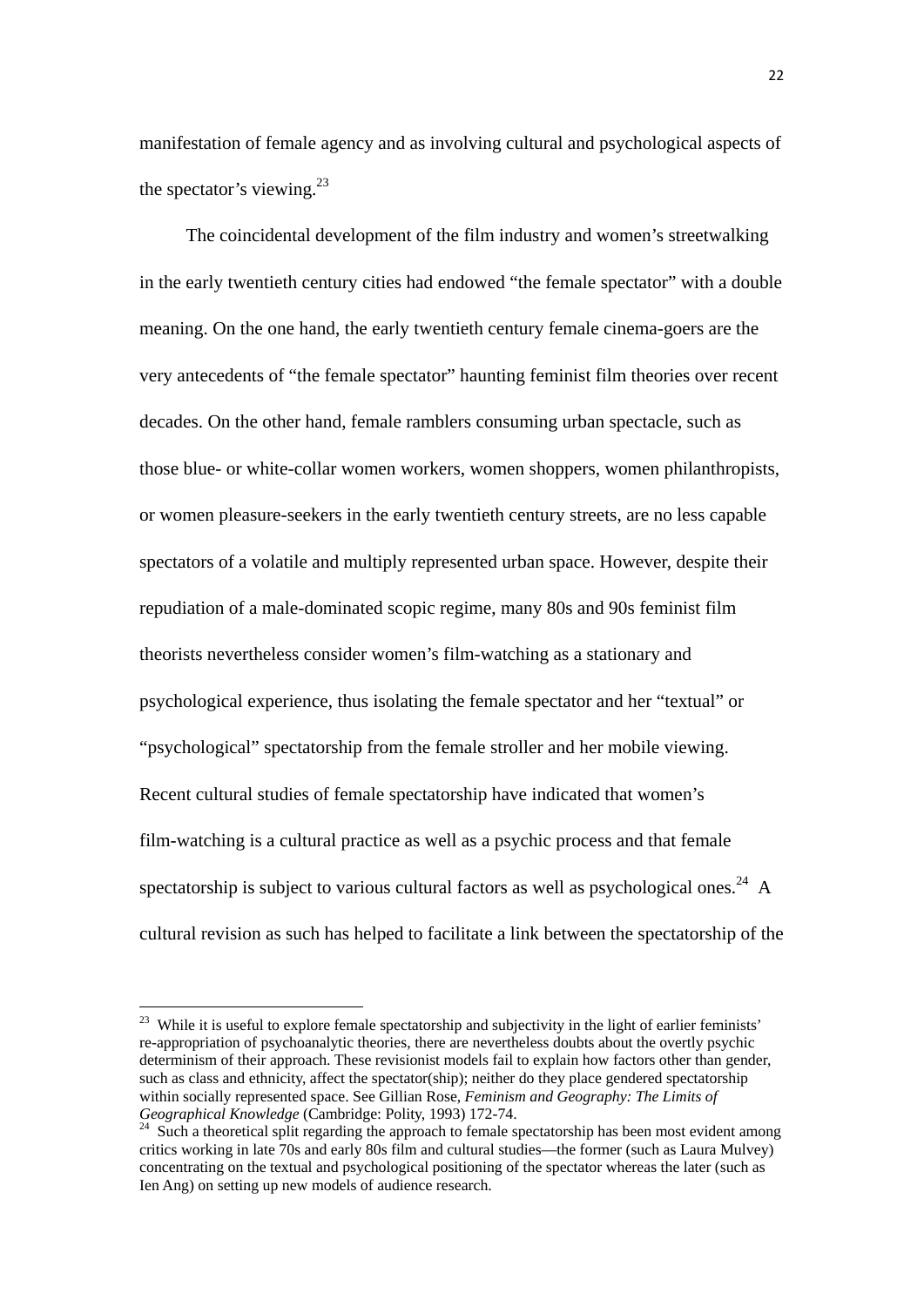manifestation of female agency and as involving cultural and psychological aspects of the spectator's viewing.[23]

The coincidental development of the film industry and women's streetwalking in the early twentieth century cities had endowed "the female spectator" with a double meaning. On the one hand, the early twentieth century female cinema-goers are the very antecedents of "the female spectator" haunting feminist film theories over recent decades. On the other hand, female ramblers consuming urban spectacle, such as those blue- or white-collar women workers, women shoppers, women philanthropists, or women pleasure-seekers in the early twentieth century streets, are no less capable spectators of a volatile and multiply represented urban space. However, despite their repudiation of a male-dominated scopic regime, many 80s and 90s feminist film theorists nevertheless consider women's film-watching as a stationary and psychological experience, thus isolating the female spectator and her "textual" or "psychological" spectatorship from the female stroller and her mobile viewing. Recent cultural studies of female spectatorship have indicated that women's film-watching is a cultural practice as well as a psychic process and that female spectatorship is subject to various cultural factors as well as psychological ones.[24] A cultural revision as such has helped to facilitate a link between the spectatorship of the

---

[23] While it is useful to explore female spectatorship and subjectivity in the light of earlier feminists' re-appropriation of psychoanalytic theories, there are nevertheless doubts about the overtly psychic determinism of their approach. These revisionist models fail to explain how factors other than gender, such as class and ethnicity, affect the spectator(ship); neither do they place gendered spectatorship within socially represented space. See Gillian Rose, *Feminism and Geography: The Limits of Geographical Knowledge* (Cambridge: Polity, 1993) 172-74.

[24] Such a theoretical split regarding the approach to female spectatorship has been most evident among critics working in late 70s and early 80s film and cultural studies—the former (such as Laura Mulvey) concentrating on the textual and psychological positioning of the spectator whereas the later (such as Ien Ang) on setting up new models of audience research.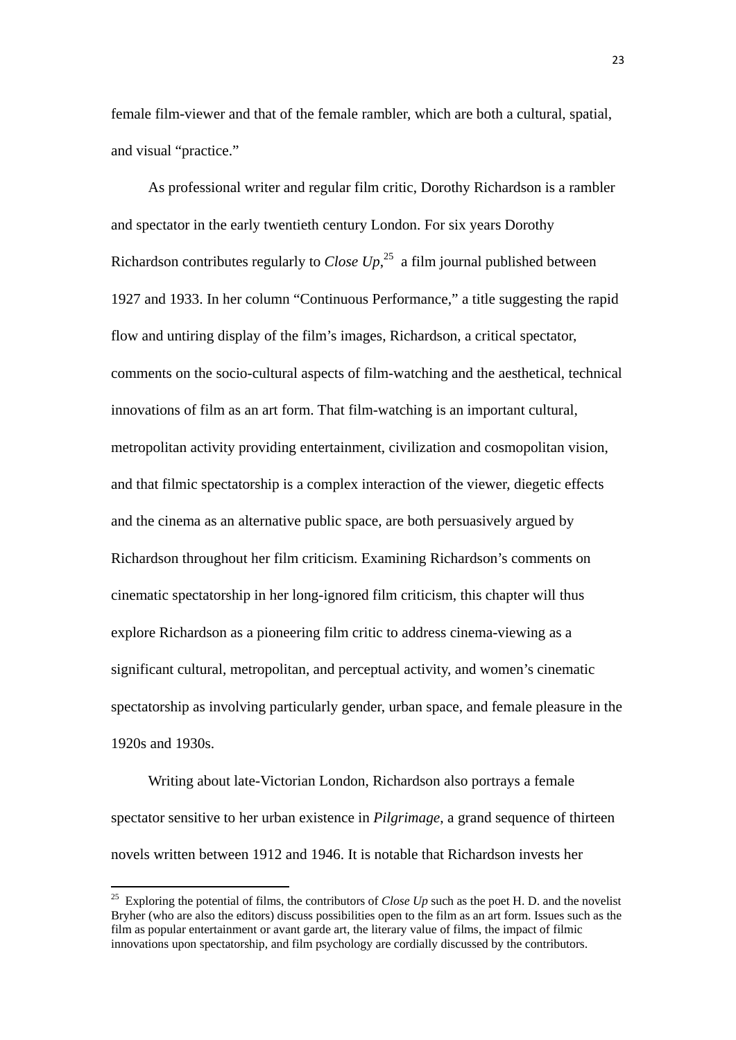female film-viewer and that of the female rambler, which are both a cultural, spatial, and visual "practice."

As professional writer and regular film critic, Dorothy Richardson is a rambler and spectator in the early twentieth century London. For six years Dorothy Richardson contributes regularly to *Close Up*,[25] a film journal published between 1927 and 1933. In her column "Continuous Performance," a title suggesting the rapid flow and untiring display of the film's images, Richardson, a critical spectator, comments on the socio-cultural aspects of film-watching and the aesthetical, technical innovations of film as an art form. That film-watching is an important cultural, metropolitan activity providing entertainment, civilization and cosmopolitan vision, and that filmic spectatorship is a complex interaction of the viewer, diegetic effects and the cinema as an alternative public space, are both persuasively argued by Richardson throughout her film criticism. Examining Richardson's comments on cinematic spectatorship in her long-ignored film criticism, this chapter will thus explore Richardson as a pioneering film critic to address cinema-viewing as a significant cultural, metropolitan, and perceptual activity, and women's cinematic spectatorship as involving particularly gender, urban space, and female pleasure in the 1920s and 1930s.

Writing about late-Victorian London, Richardson also portrays a female spectator sensitive to her urban existence in *Pilgrimage*, a grand sequence of thirteen novels written between 1912 and 1946. It is notable that Richardson invests her

---

[25] Exploring the potential of films, the contributors of *Close Up* such as the poet H. D. and the novelist Bryher (who are also the editors) discuss possibilities open to the film as an art form. Issues such as the film as popular entertainment or avant garde art, the literary value of films, the impact of filmic innovations upon spectatorship, and film psychology are cordially discussed by the contributors.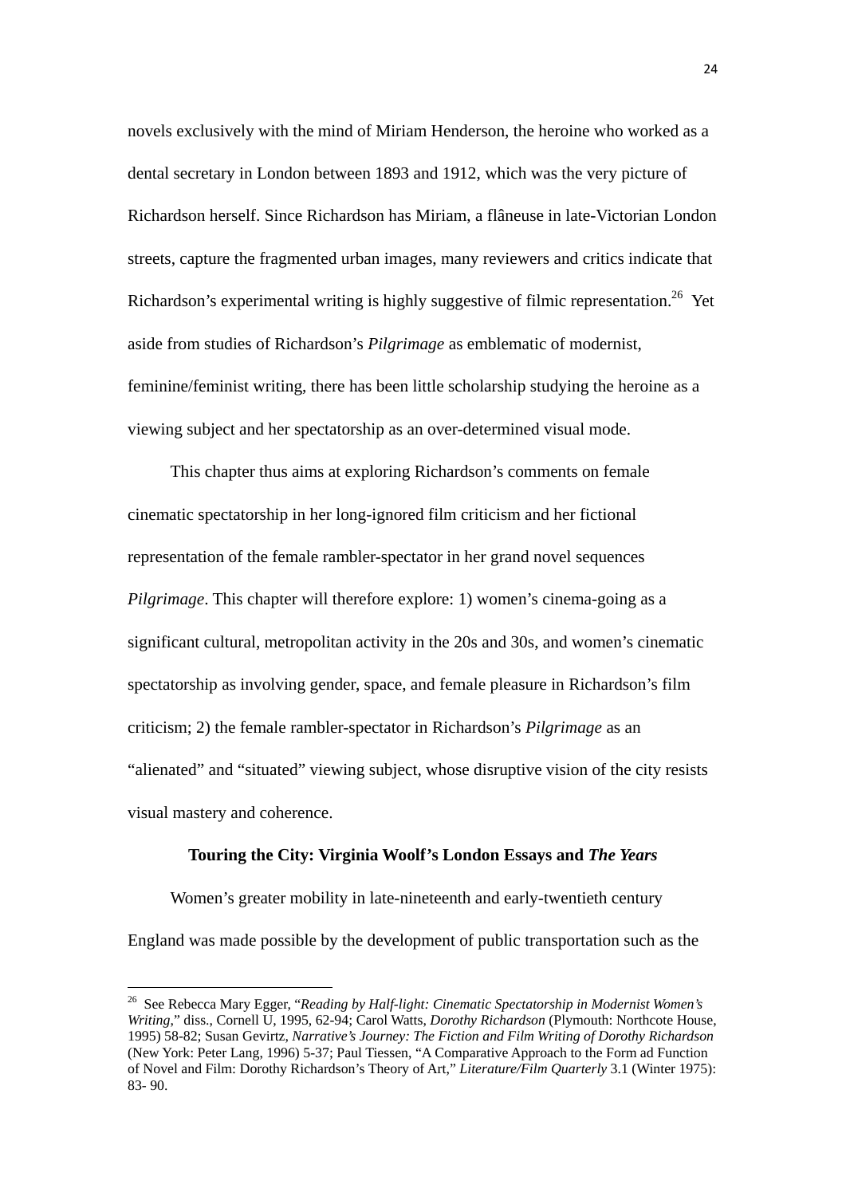novels exclusively with the mind of Miriam Henderson, the heroine who worked as a dental secretary in London between 1893 and 1912, which was the very picture of Richardson herself. Since Richardson has Miriam, a flâneuse in late-Victorian London streets, capture the fragmented urban images, many reviewers and critics indicate that Richardson's experimental writing is highly suggestive of filmic representation.[26] Yet aside from studies of Richardson's *Pilgrimage* as emblematic of modernist, feminine/feminist writing, there has been little scholarship studying the heroine as a viewing subject and her spectatorship as an over-determined visual mode.

This chapter thus aims at exploring Richardson's comments on female cinematic spectatorship in her long-ignored film criticism and her fictional representation of the female rambler-spectator in her grand novel sequences *Pilgrimage*. This chapter will therefore explore: 1) women's cinema-going as a significant cultural, metropolitan activity in the 20s and 30s, and women's cinematic spectatorship as involving gender, space, and female pleasure in Richardson's film criticism; 2) the female rambler-spectator in Richardson's *Pilgrimage* as an "alienated" and "situated" viewing subject, whose disruptive vision of the city resists visual mastery and coherence.

### Touring the City: Virginia Woolf's London Essays and *The Years*

Women's greater mobility in late-nineteenth and early-twentieth century England was made possible by the development of public transportation such as the

---

[26] See Rebecca Mary Egger, "*Reading by Half-light: Cinematic Spectatorship in Modernist Women's Writing*," diss., Cornell U, 1995, 62-94; Carol Watts, *Dorothy Richardson* (Plymouth: Northcote House, 1995) 58-82; Susan Gevirtz, *Narrative's Journey: The Fiction and Film Writing of Dorothy Richardson* (New York: Peter Lang, 1996) 5-37; Paul Tiessen, "A Comparative Approach to the Form ad Function of Novel and Film: Dorothy Richardson's Theory of Art," *Literature/Film Quarterly* 3.1 (Winter 1975): 83- 90.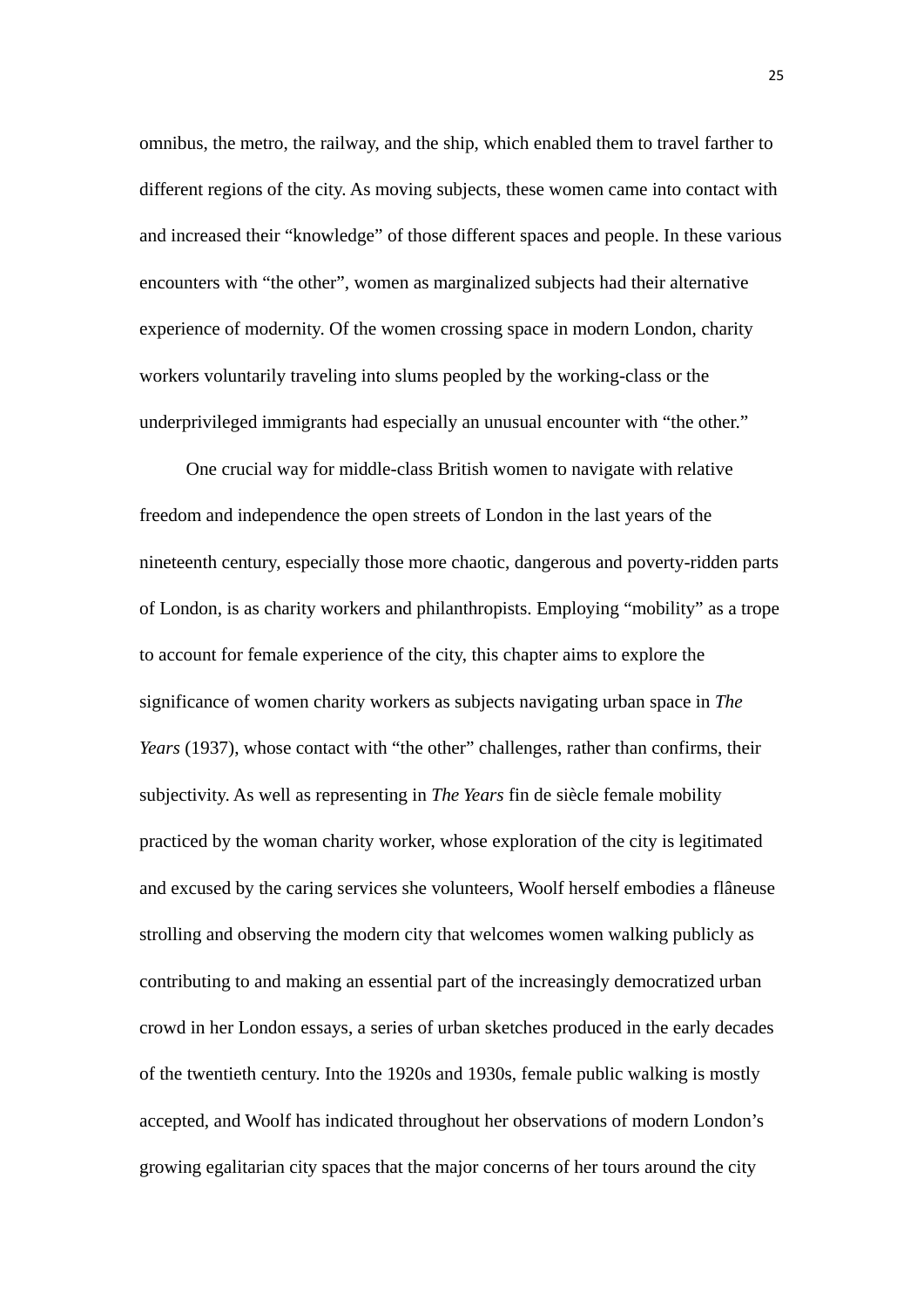omnibus, the metro, the railway, and the ship, which enabled them to travel farther to different regions of the city. As moving subjects, these women came into contact with and increased their "knowledge" of those different spaces and people. In these various encounters with "the other", women as marginalized subjects had their alternative experience of modernity. Of the women crossing space in modern London, charity workers voluntarily traveling into slums peopled by the working-class or the underprivileged immigrants had especially an unusual encounter with "the other."

One crucial way for middle-class British women to navigate with relative freedom and independence the open streets of London in the last years of the nineteenth century, especially those more chaotic, dangerous and poverty-ridden parts of London, is as charity workers and philanthropists. Employing "mobility" as a trope to account for female experience of the city, this chapter aims to explore the significance of women charity workers as subjects navigating urban space in *The Years* (1937), whose contact with "the other" challenges, rather than confirms, their subjectivity. As well as representing in *The Years* fin de siècle female mobility practiced by the woman charity worker, whose exploration of the city is legitimated and excused by the caring services she volunteers, Woolf herself embodies a flâneuse strolling and observing the modern city that welcomes women walking publicly as contributing to and making an essential part of the increasingly democratized urban crowd in her London essays, a series of urban sketches produced in the early decades of the twentieth century. Into the 1920s and 1930s, female public walking is mostly accepted, and Woolf has indicated throughout her observations of modern London's growing egalitarian city spaces that the major concerns of her tours around the city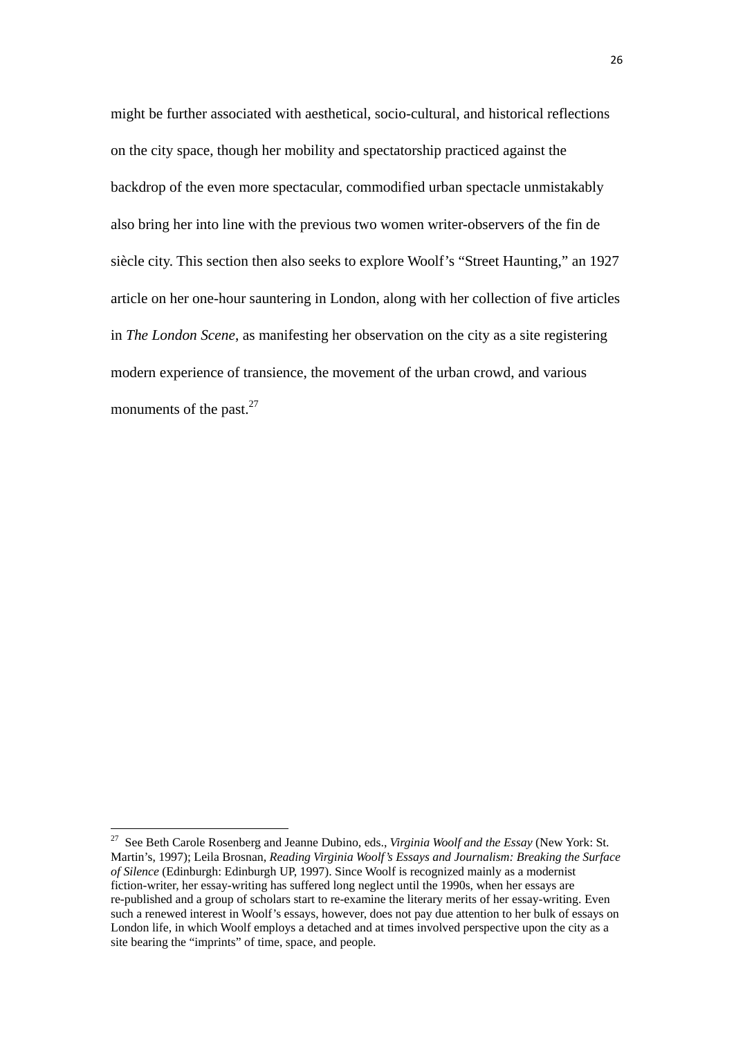might be further associated with aesthetical, socio-cultural, and historical reflections on the city space, though her mobility and spectatorship practiced against the backdrop of the even more spectacular, commodified urban spectacle unmistakably also bring her into line with the previous two women writer-observers of the fin de siècle city. This section then also seeks to explore Woolf's "Street Haunting," an 1927 article on her one-hour sauntering in London, along with her collection of five articles in *The London Scene*, as manifesting her observation on the city as a site registering modern experience of transience, the movement of the urban crowd, and various monuments of the past.[27]

---

[27] See Beth Carole Rosenberg and Jeanne Dubino, eds., *Virginia Woolf and the Essay* (New York: St. Martin's, 1997); Leila Brosnan, *Reading Virginia Woolf's Essays and Journalism: Breaking the Surface of Silence* (Edinburgh: Edinburgh UP, 1997). Since Woolf is recognized mainly as a modernist fiction-writer, her essay-writing has suffered long neglect until the 1990s, when her essays are re-published and a group of scholars start to re-examine the literary merits of her essay-writing. Even such a renewed interest in Woolf's essays, however, does not pay due attention to her bulk of essays on London life, in which Woolf employs a detached and at times involved perspective upon the city as a site bearing the "imprints" of time, space, and people.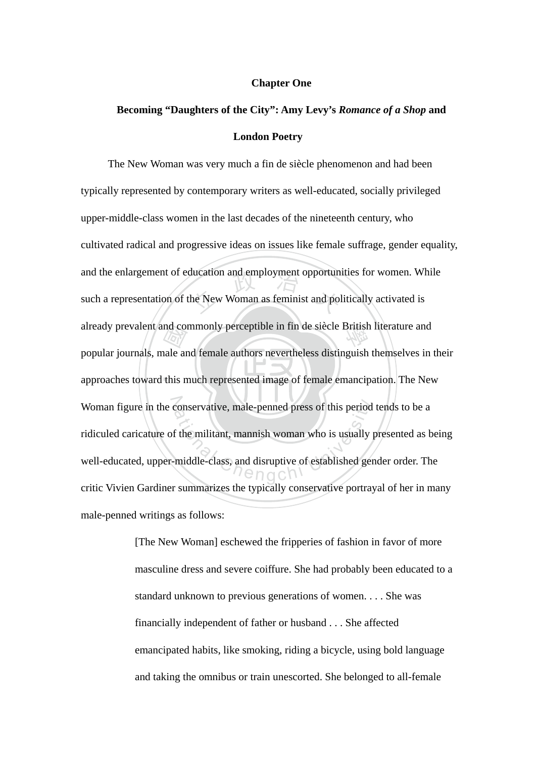# Chapter One

## Becoming "Daughters of the City": Amy Levy's *Romance of a Shop* and London Poetry

The New Woman was very much a fin de siècle phenomenon and had been typically represented by contemporary writers as well-educated, socially privileged upper-middle-class women in the last decades of the nineteenth century, who cultivated radical and progressive ideas on issues like female suffrage, gender equality, and the enlargement of education and employment opportunities for women. While such a representation of the New Woman as feminist and politically activated is already prevalent and commonly perceptible in fin de siècle British literature and popular journals, male and female authors nevertheless distinguish themselves in their approaches toward this much represented image of female emancipation. The New Woman figure in the conservative, male-penned press of this period tends to be a ridiculed caricature of the militant, mannish woman who is usually presented as being well-educated, upper-middle-class, and disruptive of established gender order. The critic Vivien Gardiner summarizes the typically conservative portrayal of her in many male-penned writings as follows:

> [The New Woman] eschewed the fripperies of fashion in favor of more masculine dress and severe coiffure. She had probably been educated to a standard unknown to previous generations of women. . . . She was financially independent of father or husband . . . She affected emancipated habits, like smoking, riding a bicycle, using bold language and taking the omnibus or train unescorted. She belonged to all-female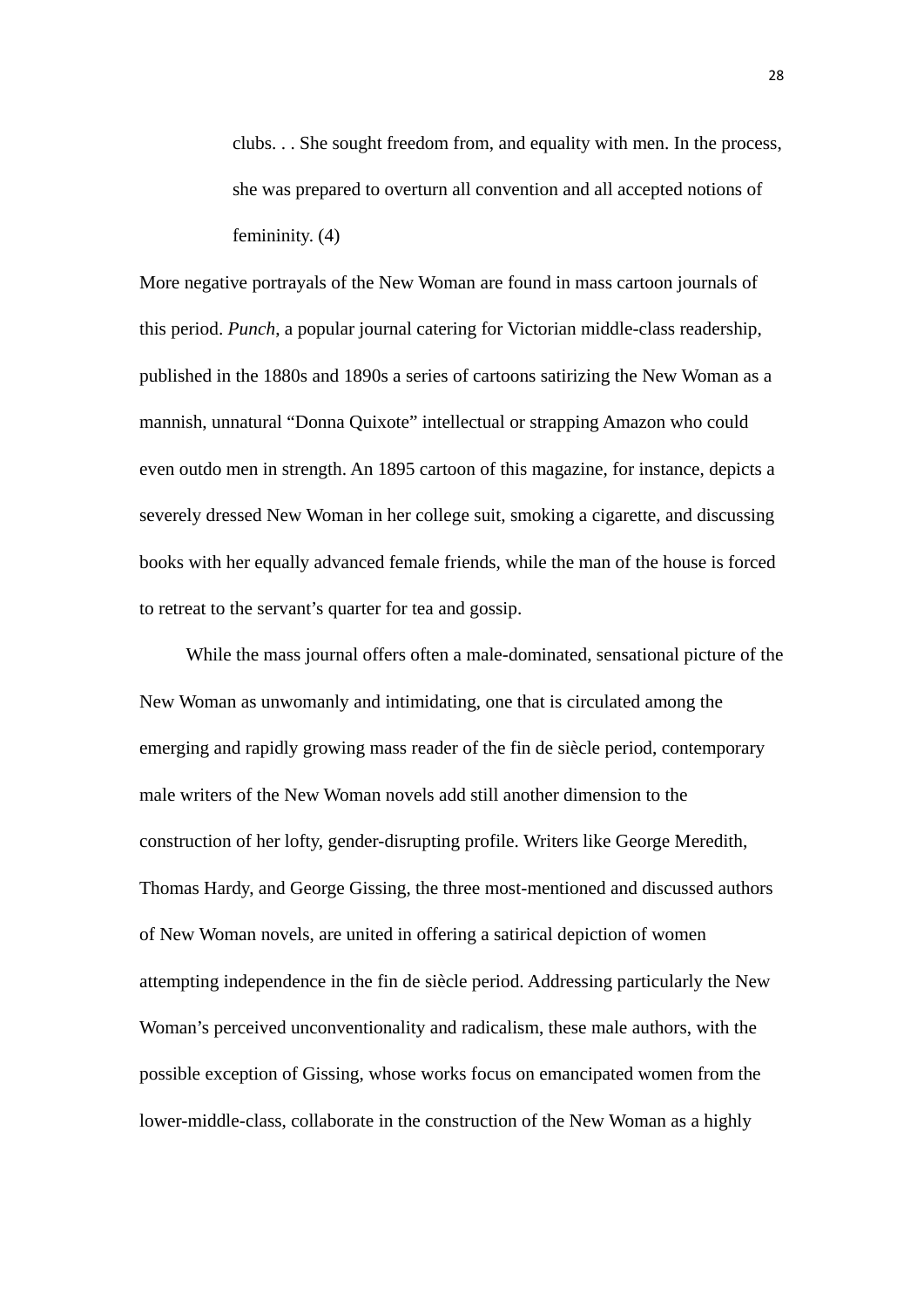> clubs. . . She sought freedom from, and equality with men. In the process, she was prepared to overturn all convention and all accepted notions of femininity. (4)

More negative portrayals of the New Woman are found in mass cartoon journals of this period. *Punch*, a popular journal catering for Victorian middle-class readership, published in the 1880s and 1890s a series of cartoons satirizing the New Woman as a mannish, unnatural "Donna Quixote" intellectual or strapping Amazon who could even outdo men in strength. An 1895 cartoon of this magazine, for instance, depicts a severely dressed New Woman in her college suit, smoking a cigarette, and discussing books with her equally advanced female friends, while the man of the house is forced to retreat to the servant's quarter for tea and gossip.

While the mass journal offers often a male-dominated, sensational picture of the New Woman as unwomanly and intimidating, one that is circulated among the emerging and rapidly growing mass reader of the fin de siècle period, contemporary male writers of the New Woman novels add still another dimension to the construction of her lofty, gender-disrupting profile. Writers like George Meredith, Thomas Hardy, and George Gissing, the three most-mentioned and discussed authors of New Woman novels, are united in offering a satirical depiction of women attempting independence in the fin de siècle period. Addressing particularly the New Woman's perceived unconventionality and radicalism, these male authors, with the possible exception of Gissing, whose works focus on emancipated women from the lower-middle-class, collaborate in the construction of the New Woman as a highly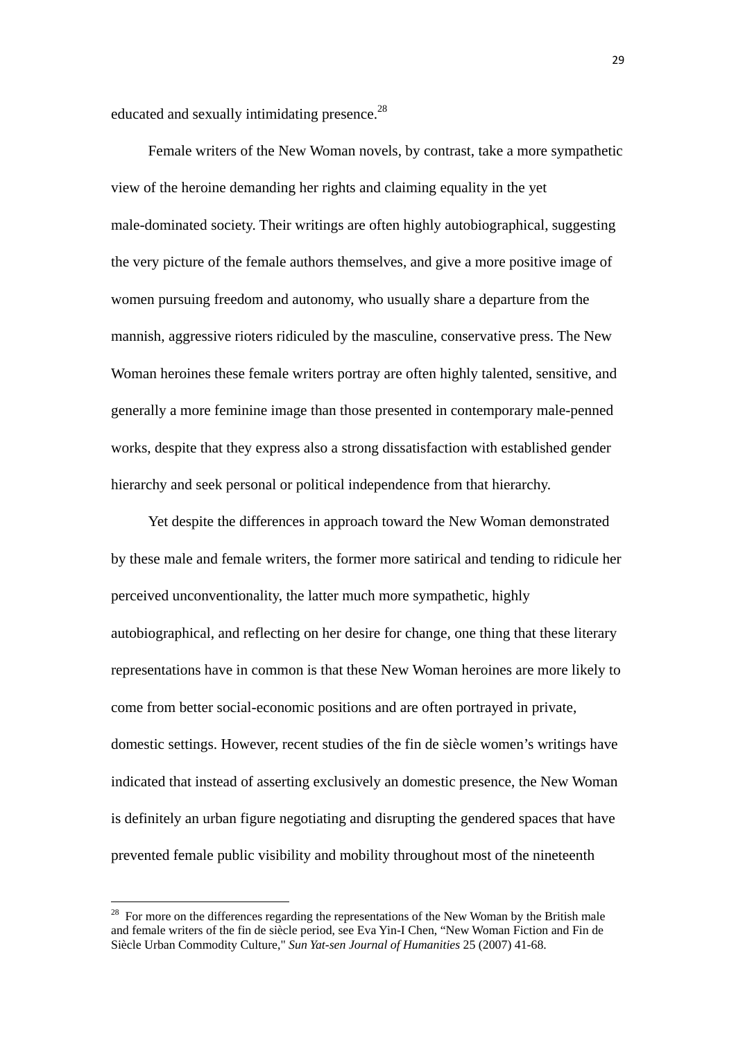educated and sexually intimidating presence.[28]

Female writers of the New Woman novels, by contrast, take a more sympathetic view of the heroine demanding her rights and claiming equality in the yet male-dominated society. Their writings are often highly autobiographical, suggesting the very picture of the female authors themselves, and give a more positive image of women pursuing freedom and autonomy, who usually share a departure from the mannish, aggressive rioters ridiculed by the masculine, conservative press. The New Woman heroines these female writers portray are often highly talented, sensitive, and generally a more feminine image than those presented in contemporary male-penned works, despite that they express also a strong dissatisfaction with established gender hierarchy and seek personal or political independence from that hierarchy.

Yet despite the differences in approach toward the New Woman demonstrated by these male and female writers, the former more satirical and tending to ridicule her perceived unconventionality, the latter much more sympathetic, highly autobiographical, and reflecting on her desire for change, one thing that these literary representations have in common is that these New Woman heroines are more likely to come from better social-economic positions and are often portrayed in private, domestic settings. However, recent studies of the fin de siècle women's writings have indicated that instead of asserting exclusively an domestic presence, the New Woman is definitely an urban figure negotiating and disrupting the gendered spaces that have prevented female public visibility and mobility throughout most of the nineteenth

---

[28] For more on the differences regarding the representations of the New Woman by the British male and female writers of the fin de siècle period, see Eva Yin-I Chen, "New Woman Fiction and Fin de Siècle Urban Commodity Culture," *Sun Yat-sen Journal of Humanities* 25 (2007) 41-68.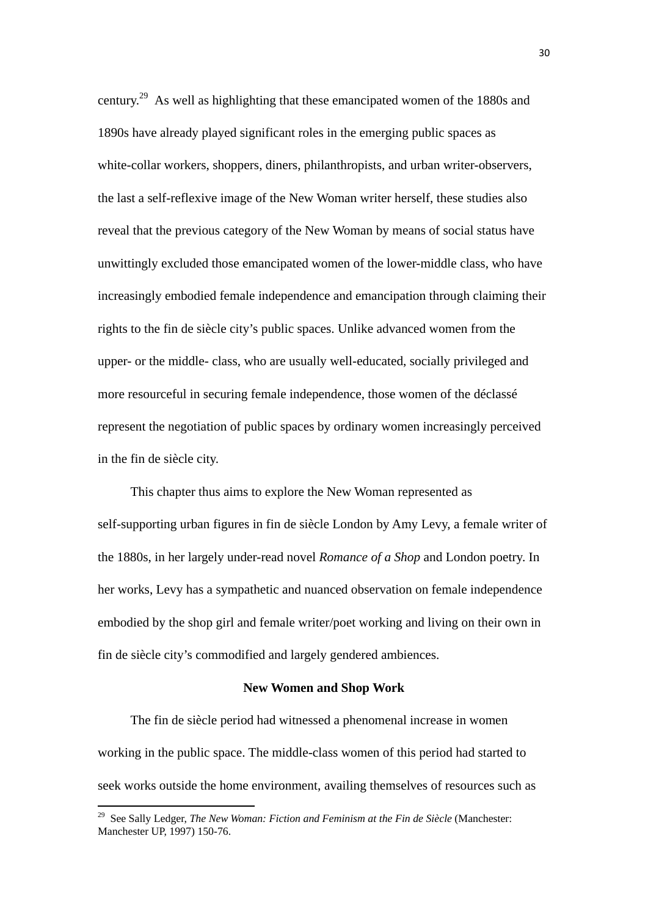century.[29] As well as highlighting that these emancipated women of the 1880s and 1890s have already played significant roles in the emerging public spaces as white-collar workers, shoppers, diners, philanthropists, and urban writer-observers, the last a self-reflexive image of the New Woman writer herself, these studies also reveal that the previous category of the New Woman by means of social status have unwittingly excluded those emancipated women of the lower-middle class, who have increasingly embodied female independence and emancipation through claiming their rights to the fin de siècle city's public spaces. Unlike advanced women from the upper- or the middle- class, who are usually well-educated, socially privileged and more resourceful in securing female independence, those women of the déclassé represent the negotiation of public spaces by ordinary women increasingly perceived in the fin de siècle city.

This chapter thus aims to explore the New Woman represented as self-supporting urban figures in fin de siècle London by Amy Levy, a female writer of the 1880s, in her largely under-read novel *Romance of a Shop* and London poetry. In her works, Levy has a sympathetic and nuanced observation on female independence embodied by the shop girl and female writer/poet working and living on their own in fin de siècle city's commodified and largely gendered ambiences.

**New Women and Shop Work**

The fin de siècle period had witnessed a phenomenal increase in women working in the public space. The middle-class women of this period had started to seek works outside the home environment, availing themselves of resources such as

---

[29] See Sally Ledger, *The New Woman: Fiction and Feminism at the Fin de Siècle* (Manchester: Manchester UP, 1997) 150-76.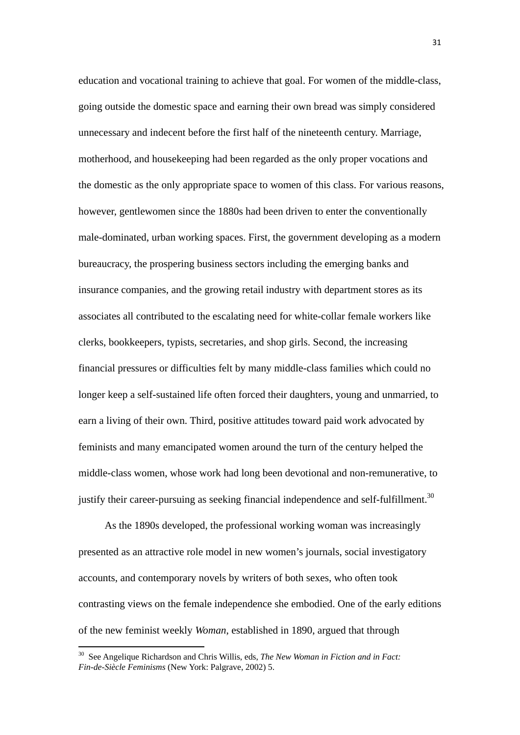education and vocational training to achieve that goal. For women of the middle-class, going outside the domestic space and earning their own bread was simply considered unnecessary and indecent before the first half of the nineteenth century. Marriage, motherhood, and housekeeping had been regarded as the only proper vocations and the domestic as the only appropriate space to women of this class. For various reasons, however, gentlewomen since the 1880s had been driven to enter the conventionally male-dominated, urban working spaces. First, the government developing as a modern bureaucracy, the prospering business sectors including the emerging banks and insurance companies, and the growing retail industry with department stores as its associates all contributed to the escalating need for white-collar female workers like clerks, bookkeepers, typists, secretaries, and shop girls. Second, the increasing financial pressures or difficulties felt by many middle-class families which could no longer keep a self-sustained life often forced their daughters, young and unmarried, to earn a living of their own. Third, positive attitudes toward paid work advocated by feminists and many emancipated women around the turn of the century helped the middle-class women, whose work had long been devotional and non-remunerative, to justify their career-pursuing as seeking financial independence and self-fulfillment.[30]

As the 1890s developed, the professional working woman was increasingly presented as an attractive role model in new women's journals, social investigatory accounts, and contemporary novels by writers of both sexes, who often took contrasting views on the female independence she embodied. One of the early editions of the new feminist weekly *Woman*, established in 1890, argued that through

---

[30] See Angelique Richardson and Chris Willis, eds, *The New Woman in Fiction and in Fact: Fin-de-Siècle Feminisms* (New York: Palgrave, 2002) 5.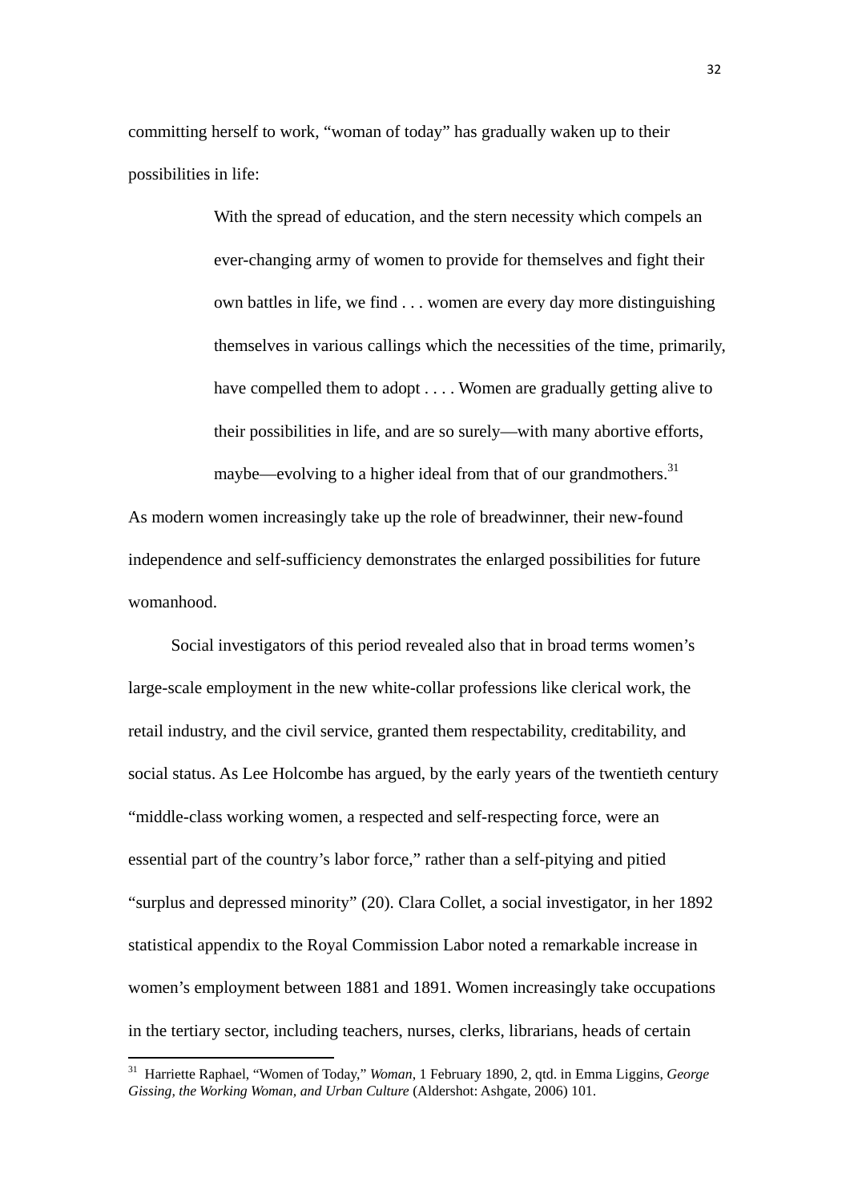committing herself to work, "woman of today" has gradually waken up to their possibilities in life:

> With the spread of education, and the stern necessity which compels an ever-changing army of women to provide for themselves and fight their own battles in life, we find . . . women are every day more distinguishing themselves in various callings which the necessities of the time, primarily, have compelled them to adopt . . . . Women are gradually getting alive to their possibilities in life, and are so surely—with many abortive efforts, maybe—evolving to a higher ideal from that of our grandmothers.[31]

As modern women increasingly take up the role of breadwinner, their new-found independence and self-sufficiency demonstrates the enlarged possibilities for future womanhood.

Social investigators of this period revealed also that in broad terms women's large-scale employment in the new white-collar professions like clerical work, the retail industry, and the civil service, granted them respectability, creditability, and social status. As Lee Holcombe has argued, by the early years of the twentieth century "middle-class working women, a respected and self-respecting force, were an essential part of the country's labor force," rather than a self-pitying and pitied "surplus and depressed minority" (20). Clara Collet, a social investigator, in her 1892 statistical appendix to the Royal Commission Labor noted a remarkable increase in women's employment between 1881 and 1891. Women increasingly take occupations in the tertiary sector, including teachers, nurses, clerks, librarians, heads of certain

---

[31] Harriette Raphael, "Women of Today," *Woman*, 1 February 1890, 2, qtd. in Emma Liggins, *George Gissing, the Working Woman, and Urban Culture* (Aldershot: Ashgate, 2006) 101.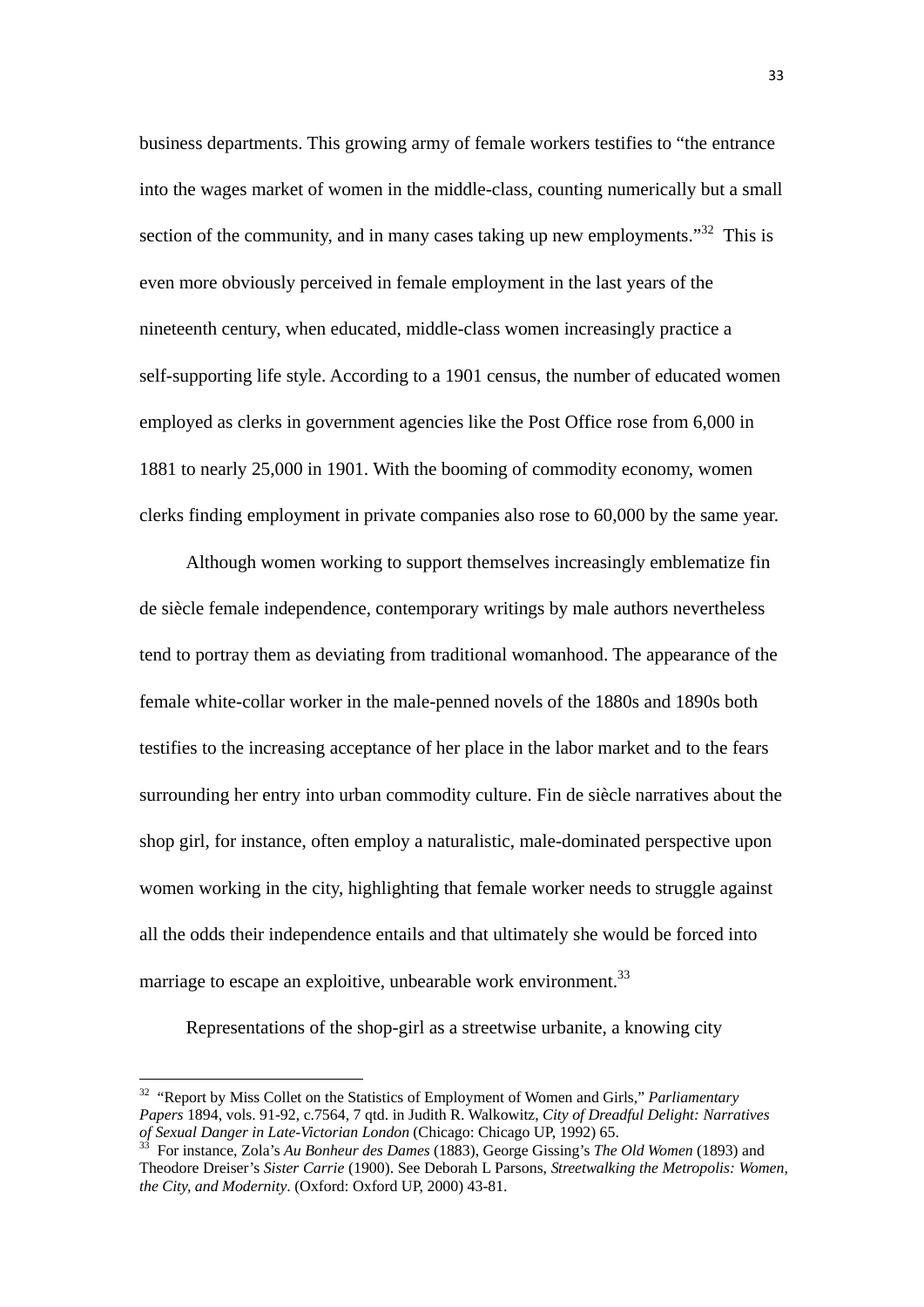business departments. This growing army of female workers testifies to "the entrance into the wages market of women in the middle-class, counting numerically but a small section of the community, and in many cases taking up new employments."[32] This is even more obviously perceived in female employment in the last years of the nineteenth century, when educated, middle-class women increasingly practice a self-supporting life style. According to a 1901 census, the number of educated women employed as clerks in government agencies like the Post Office rose from 6,000 in 1881 to nearly 25,000 in 1901. With the booming of commodity economy, women clerks finding employment in private companies also rose to 60,000 by the same year.

Although women working to support themselves increasingly emblematize fin de siècle female independence, contemporary writings by male authors nevertheless tend to portray them as deviating from traditional womanhood. The appearance of the female white-collar worker in the male-penned novels of the 1880s and 1890s both testifies to the increasing acceptance of her place in the labor market and to the fears surrounding her entry into urban commodity culture. Fin de siècle narratives about the shop girl, for instance, often employ a naturalistic, male-dominated perspective upon women working in the city, highlighting that female worker needs to struggle against all the odds their independence entails and that ultimately she would be forced into marriage to escape an exploitive, unbearable work environment.[33]

Representations of the shop-girl as a streetwise urbanite, a knowing city

---

[32] "Report by Miss Collet on the Statistics of Employment of Women and Girls," *Parliamentary Papers* 1894, vols. 91-92, c.7564, 7 qtd. in Judith R. Walkowitz, *City of Dreadful Delight: Narratives of Sexual Danger in Late-Victorian London* (Chicago: Chicago UP, 1992) 65.

[33] For instance, Zola's *Au Bonheur des Dames* (1883), George Gissing's *The Old Women* (1893) and Theodore Dreiser's *Sister Carrie* (1900). See Deborah L Parsons, *Streetwalking the Metropolis: Women, the City, and Modernity*. (Oxford: Oxford UP, 2000) 43-81.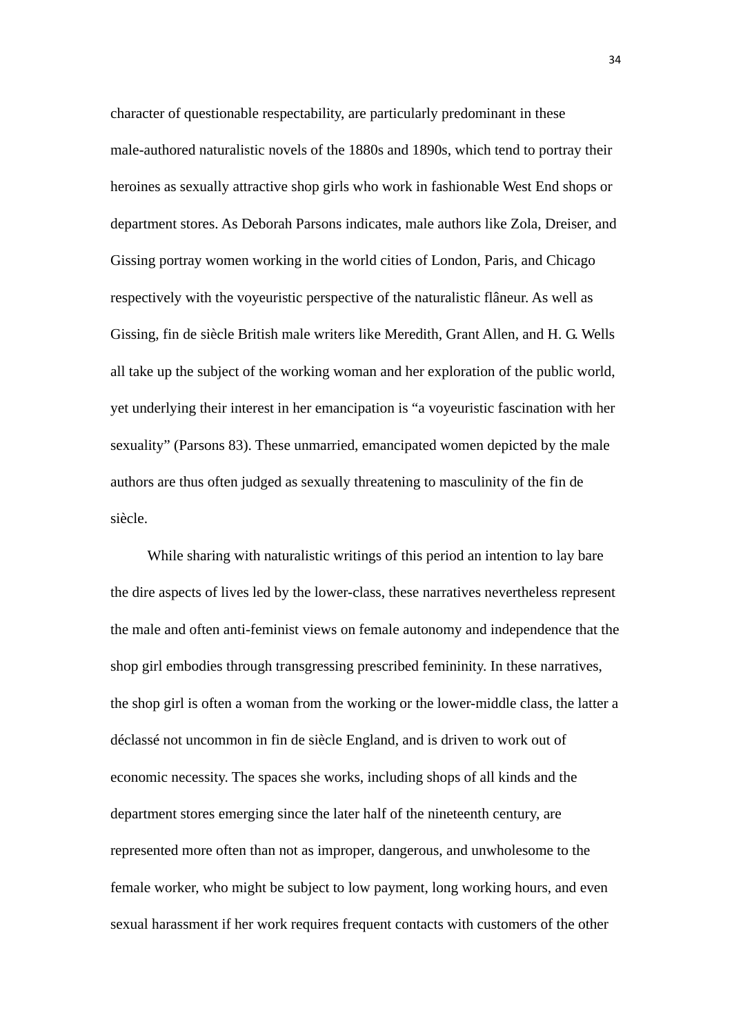character of questionable respectability, are particularly predominant in these male-authored naturalistic novels of the 1880s and 1890s, which tend to portray their heroines as sexually attractive shop girls who work in fashionable West End shops or department stores. As Deborah Parsons indicates, male authors like Zola, Dreiser, and Gissing portray women working in the world cities of London, Paris, and Chicago respectively with the voyeuristic perspective of the naturalistic flâneur. As well as Gissing, fin de siècle British male writers like Meredith, Grant Allen, and H. G. Wells all take up the subject of the working woman and her exploration of the public world, yet underlying their interest in her emancipation is "a voyeuristic fascination with her sexuality" (Parsons 83). These unmarried, emancipated women depicted by the male authors are thus often judged as sexually threatening to masculinity of the fin de siècle.

While sharing with naturalistic writings of this period an intention to lay bare the dire aspects of lives led by the lower-class, these narratives nevertheless represent the male and often anti-feminist views on female autonomy and independence that the shop girl embodies through transgressing prescribed femininity. In these narratives, the shop girl is often a woman from the working or the lower-middle class, the latter a déclassé not uncommon in fin de siècle England, and is driven to work out of economic necessity. The spaces she works, including shops of all kinds and the department stores emerging since the later half of the nineteenth century, are represented more often than not as improper, dangerous, and unwholesome to the female worker, who might be subject to low payment, long working hours, and even sexual harassment if her work requires frequent contacts with customers of the other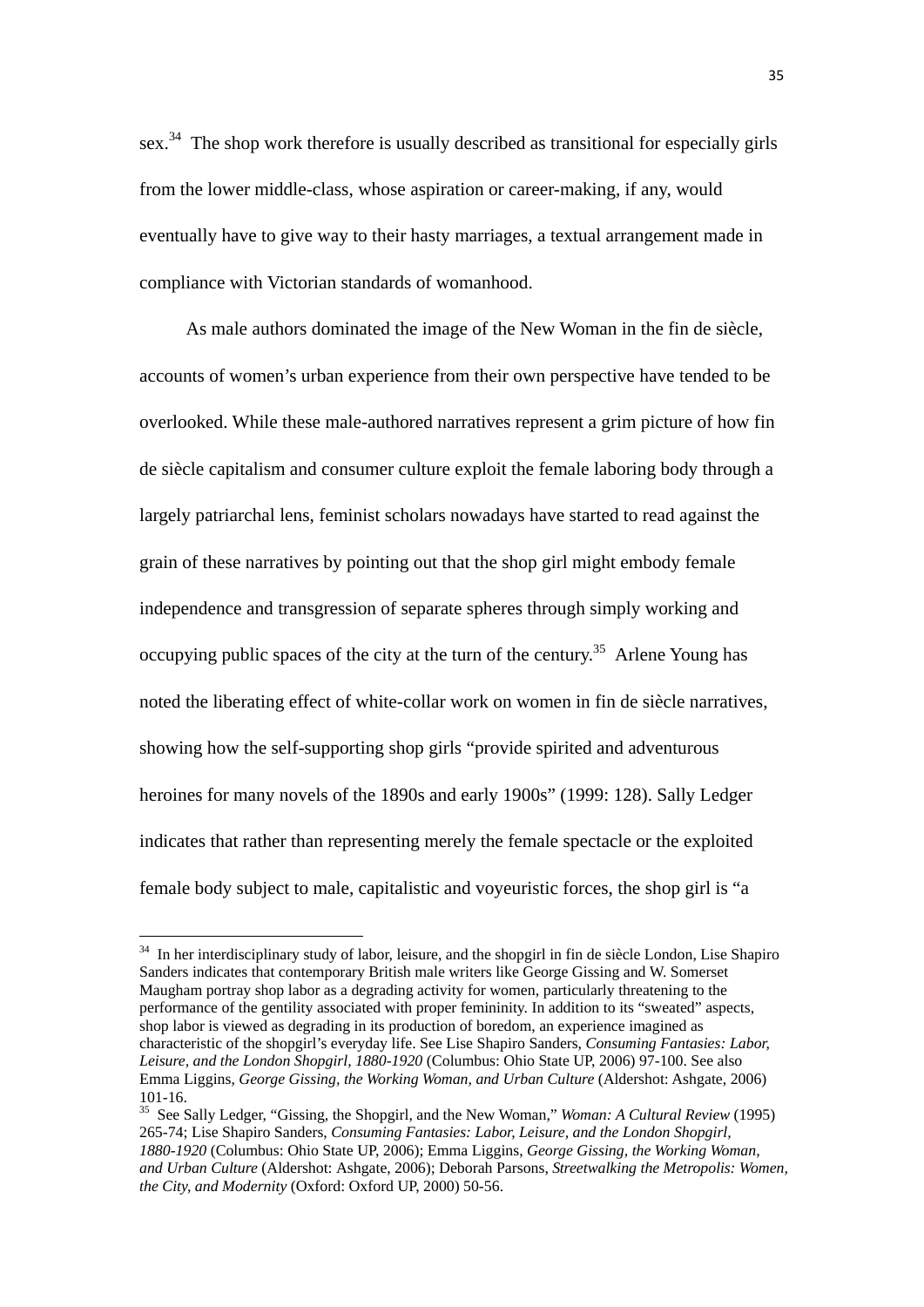sex.[34] The shop work therefore is usually described as transitional for especially girls from the lower middle-class, whose aspiration or career-making, if any, would eventually have to give way to their hasty marriages, a textual arrangement made in compliance with Victorian standards of womanhood.

As male authors dominated the image of the New Woman in the fin de siècle, accounts of women's urban experience from their own perspective have tended to be overlooked. While these male-authored narratives represent a grim picture of how fin de siècle capitalism and consumer culture exploit the female laboring body through a largely patriarchal lens, feminist scholars nowadays have started to read against the grain of these narratives by pointing out that the shop girl might embody female independence and transgression of separate spheres through simply working and occupying public spaces of the city at the turn of the century.[35] Arlene Young has noted the liberating effect of white-collar work on women in fin de siècle narratives, showing how the self-supporting shop girls "provide spirited and adventurous heroines for many novels of the 1890s and early 1900s" (1999: 128). Sally Ledger indicates that rather than representing merely the female spectacle or the exploited female body subject to male, capitalistic and voyeuristic forces, the shop girl is "a

---

[34] In her interdisciplinary study of labor, leisure, and the shopgirl in fin de siècle London, Lise Shapiro Sanders indicates that contemporary British male writers like George Gissing and W. Somerset Maugham portray shop labor as a degrading activity for women, particularly threatening to the performance of the gentility associated with proper femininity. In addition to its "sweated" aspects, shop labor is viewed as degrading in its production of boredom, an experience imagined as characteristic of the shopgirl's everyday life. See Lise Shapiro Sanders, *Consuming Fantasies: Labor, Leisure, and the London Shopgirl, 1880-1920* (Columbus: Ohio State UP, 2006) 97-100. See also Emma Liggins, *George Gissing, the Working Woman, and Urban Culture* (Aldershot: Ashgate, 2006) 101-16.

[35] See Sally Ledger, "Gissing, the Shopgirl, and the New Woman," *Woman: A Cultural Review* (1995) 265-74; Lise Shapiro Sanders, *Consuming Fantasies: Labor, Leisure, and the London Shopgirl, 1880-1920* (Columbus: Ohio State UP, 2006); Emma Liggins, *George Gissing, the Working Woman, and Urban Culture* (Aldershot: Ashgate, 2006); Deborah Parsons, *Streetwalking the Metropolis: Women, the City, and Modernity* (Oxford: Oxford UP, 2000) 50-56.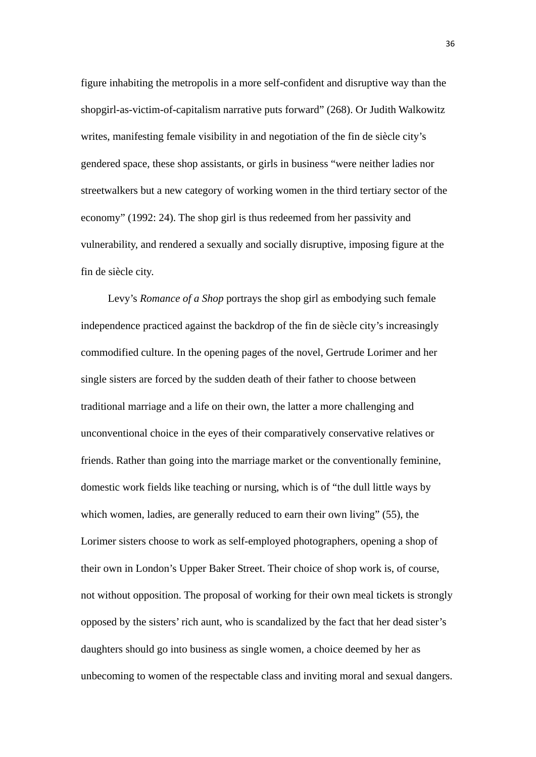figure inhabiting the metropolis in a more self-confident and disruptive way than the shopgirl-as-victim-of-capitalism narrative puts forward" (268). Or Judith Walkowitz writes, manifesting female visibility in and negotiation of the fin de siècle city's gendered space, these shop assistants, or girls in business "were neither ladies nor streetwalkers but a new category of working women in the third tertiary sector of the economy" (1992: 24). The shop girl is thus redeemed from her passivity and vulnerability, and rendered a sexually and socially disruptive, imposing figure at the fin de siècle city.

Levy's *Romance of a Shop* portrays the shop girl as embodying such female independence practiced against the backdrop of the fin de siècle city's increasingly commodified culture. In the opening pages of the novel, Gertrude Lorimer and her single sisters are forced by the sudden death of their father to choose between traditional marriage and a life on their own, the latter a more challenging and unconventional choice in the eyes of their comparatively conservative relatives or friends. Rather than going into the marriage market or the conventionally feminine, domestic work fields like teaching or nursing, which is of "the dull little ways by which women, ladies, are generally reduced to earn their own living" (55), the Lorimer sisters choose to work as self-employed photographers, opening a shop of their own in London's Upper Baker Street. Their choice of shop work is, of course, not without opposition. The proposal of working for their own meal tickets is strongly opposed by the sisters' rich aunt, who is scandalized by the fact that her dead sister's daughters should go into business as single women, a choice deemed by her as unbecoming to women of the respectable class and inviting moral and sexual dangers.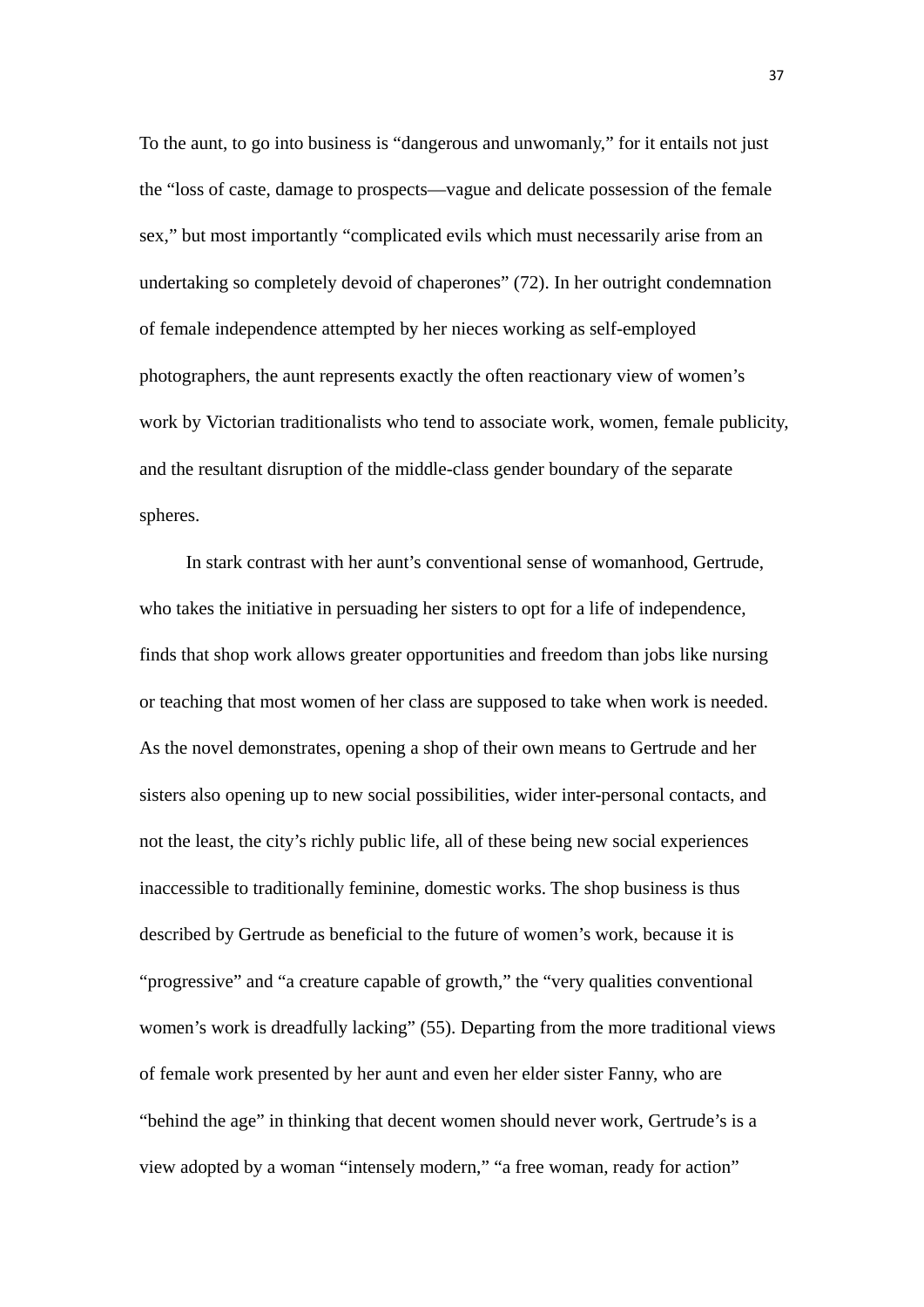To the aunt, to go into business is “dangerous and unwomanly,” for it entails not just the “loss of caste, damage to prospects—vague and delicate possession of the female sex,” but most importantly “complicated evils which must necessarily arise from an undertaking so completely devoid of chaperones” (72). In her outright condemnation of female independence attempted by her nieces working as self-employed photographers, the aunt represents exactly the often reactionary view of women’s work by Victorian traditionalists who tend to associate work, women, female publicity, and the resultant disruption of the middle-class gender boundary of the separate spheres.

In stark contrast with her aunt’s conventional sense of womanhood, Gertrude, who takes the initiative in persuading her sisters to opt for a life of independence, finds that shop work allows greater opportunities and freedom than jobs like nursing or teaching that most women of her class are supposed to take when work is needed. As the novel demonstrates, opening a shop of their own means to Gertrude and her sisters also opening up to new social possibilities, wider inter-personal contacts, and not the least, the city’s richly public life, all of these being new social experiences inaccessible to traditionally feminine, domestic works. The shop business is thus described by Gertrude as beneficial to the future of women’s work, because it is “progressive” and “a creature capable of growth,” the “very qualities conventional women’s work is dreadfully lacking” (55). Departing from the more traditional views of female work presented by her aunt and even her elder sister Fanny, who are “behind the age” in thinking that decent women should never work, Gertrude’s is a view adopted by a woman “intensely modern,” “a free woman, ready for action”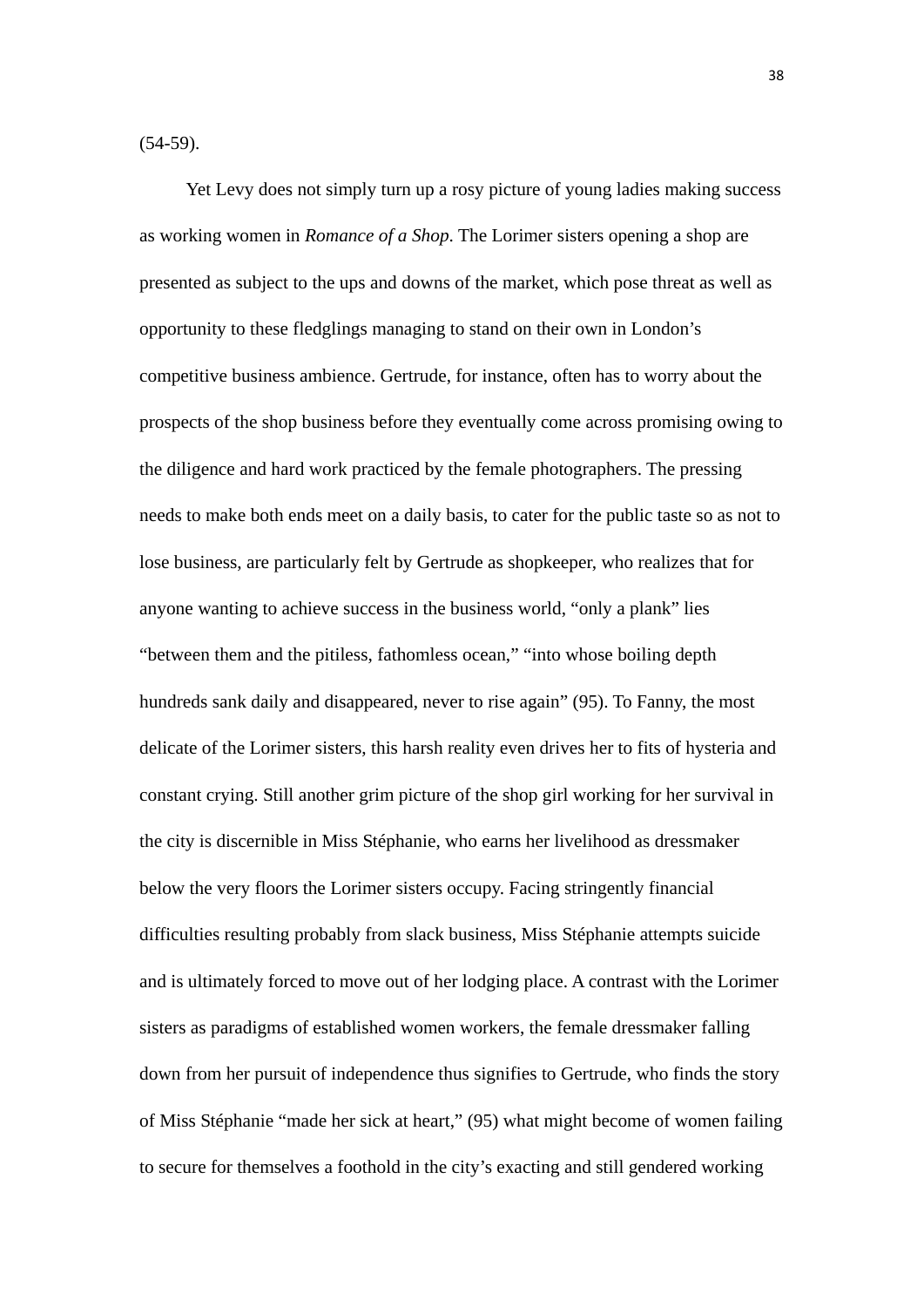(54-59).

Yet Levy does not simply turn up a rosy picture of young ladies making success as working women in *Romance of a Shop.* The Lorimer sisters opening a shop are presented as subject to the ups and downs of the market, which pose threat as well as opportunity to these fledglings managing to stand on their own in London's competitive business ambience. Gertrude, for instance, often has to worry about the prospects of the shop business before they eventually come across promising owing to the diligence and hard work practiced by the female photographers. The pressing needs to make both ends meet on a daily basis, to cater for the public taste so as not to lose business, are particularly felt by Gertrude as shopkeeper, who realizes that for anyone wanting to achieve success in the business world, "only a plank" lies "between them and the pitiless, fathomless ocean," "into whose boiling depth hundreds sank daily and disappeared, never to rise again" (95). To Fanny, the most delicate of the Lorimer sisters, this harsh reality even drives her to fits of hysteria and constant crying. Still another grim picture of the shop girl working for her survival in the city is discernible in Miss Stéphanie, who earns her livelihood as dressmaker below the very floors the Lorimer sisters occupy. Facing stringently financial difficulties resulting probably from slack business, Miss Stéphanie attempts suicide and is ultimately forced to move out of her lodging place. A contrast with the Lorimer sisters as paradigms of established women workers, the female dressmaker falling down from her pursuit of independence thus signifies to Gertrude, who finds the story of Miss Stéphanie "made her sick at heart," (95) what might become of women failing to secure for themselves a foothold in the city's exacting and still gendered working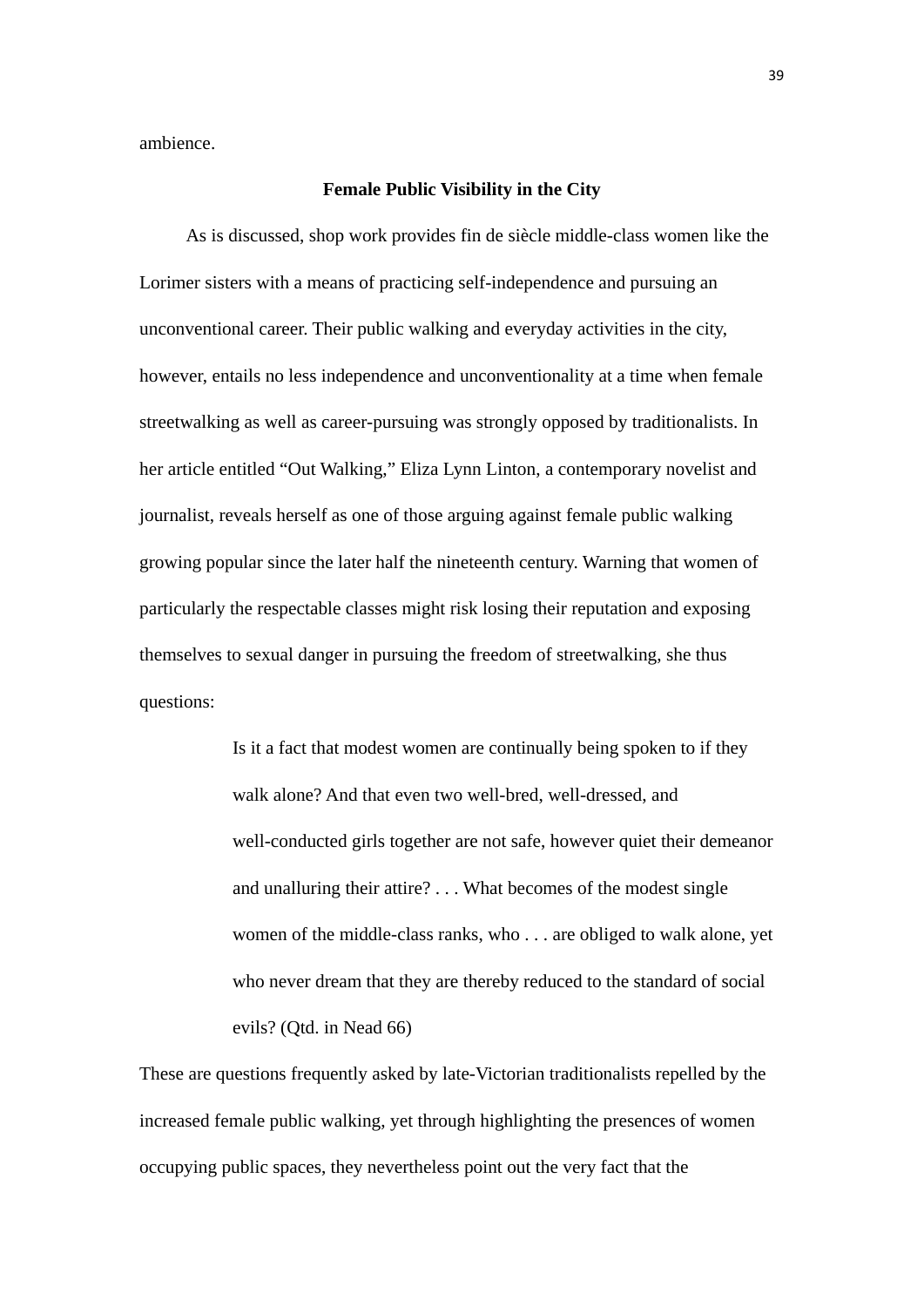ambience.

### Female Public Visibility in the City

As is discussed, shop work provides fin de siècle middle-class women like the Lorimer sisters with a means of practicing self-independence and pursuing an unconventional career. Their public walking and everyday activities in the city, however, entails no less independence and unconventionality at a time when female streetwalking as well as career-pursuing was strongly opposed by traditionalists. In her article entitled "Out Walking," Eliza Lynn Linton, a contemporary novelist and journalist, reveals herself as one of those arguing against female public walking growing popular since the later half the nineteenth century. Warning that women of particularly the respectable classes might risk losing their reputation and exposing themselves to sexual danger in pursuing the freedom of streetwalking, she thus questions:

> Is it a fact that modest women are continually being spoken to if they walk alone? And that even two well-bred, well-dressed, and well-conducted girls together are not safe, however quiet their demeanor and unalluring their attire? . . . What becomes of the modest single women of the middle-class ranks, who . . . are obliged to walk alone, yet who never dream that they are thereby reduced to the standard of social evils? (Qtd. in Nead 66)

These are questions frequently asked by late-Victorian traditionalists repelled by the increased female public walking, yet through highlighting the presences of women occupying public spaces, they nevertheless point out the very fact that the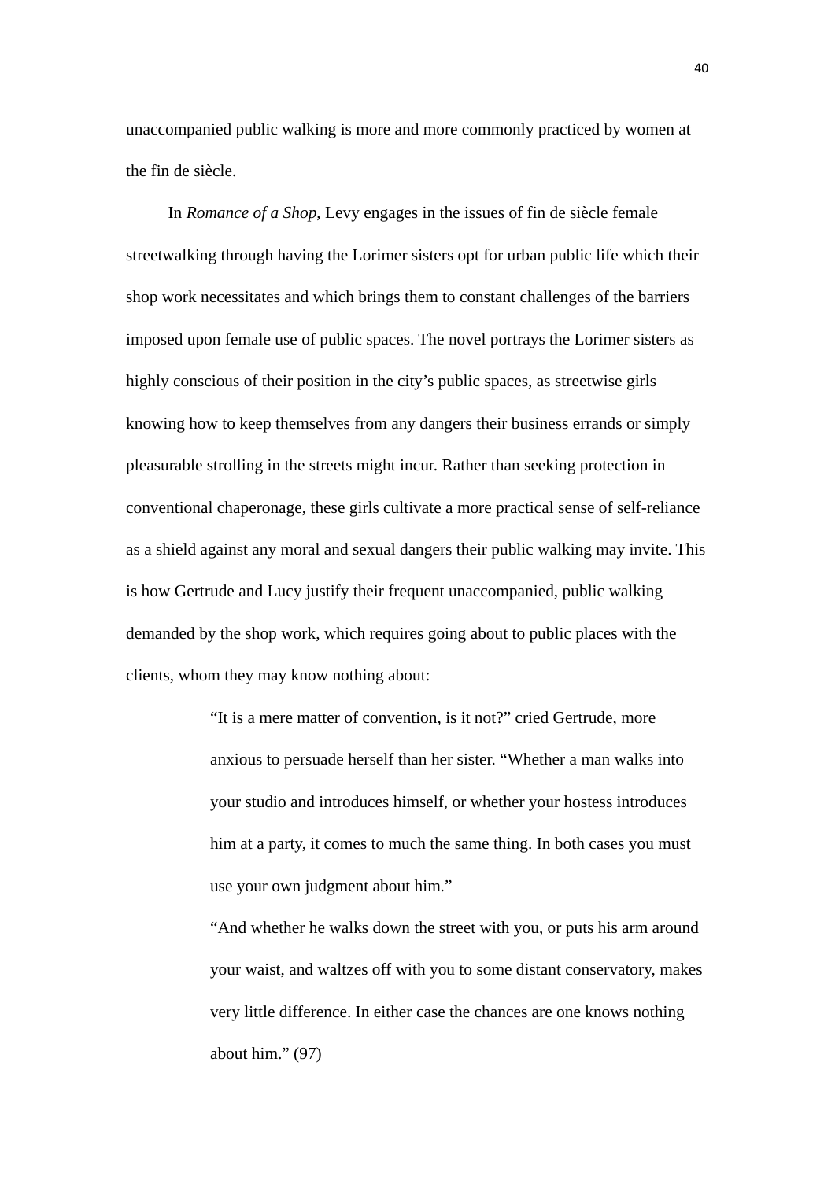unaccompanied public walking is more and more commonly practiced by women at the fin de siècle.

In *Romance of a Shop*, Levy engages in the issues of fin de siècle female streetwalking through having the Lorimer sisters opt for urban public life which their shop work necessitates and which brings them to constant challenges of the barriers imposed upon female use of public spaces. The novel portrays the Lorimer sisters as highly conscious of their position in the city's public spaces, as streetwise girls knowing how to keep themselves from any dangers their business errands or simply pleasurable strolling in the streets might incur. Rather than seeking protection in conventional chaperonage, these girls cultivate a more practical sense of self-reliance as a shield against any moral and sexual dangers their public walking may invite. This is how Gertrude and Lucy justify their frequent unaccompanied, public walking demanded by the shop work, which requires going about to public places with the clients, whom they may know nothing about:

> "It is a mere matter of convention, is it not?" cried Gertrude, more anxious to persuade herself than her sister. "Whether a man walks into your studio and introduces himself, or whether your hostess introduces him at a party, it comes to much the same thing. In both cases you must use your own judgment about him."
>
> "And whether he walks down the street with you, or puts his arm around your waist, and waltzes off with you to some distant conservatory, makes very little difference. In either case the chances are one knows nothing about him." (97)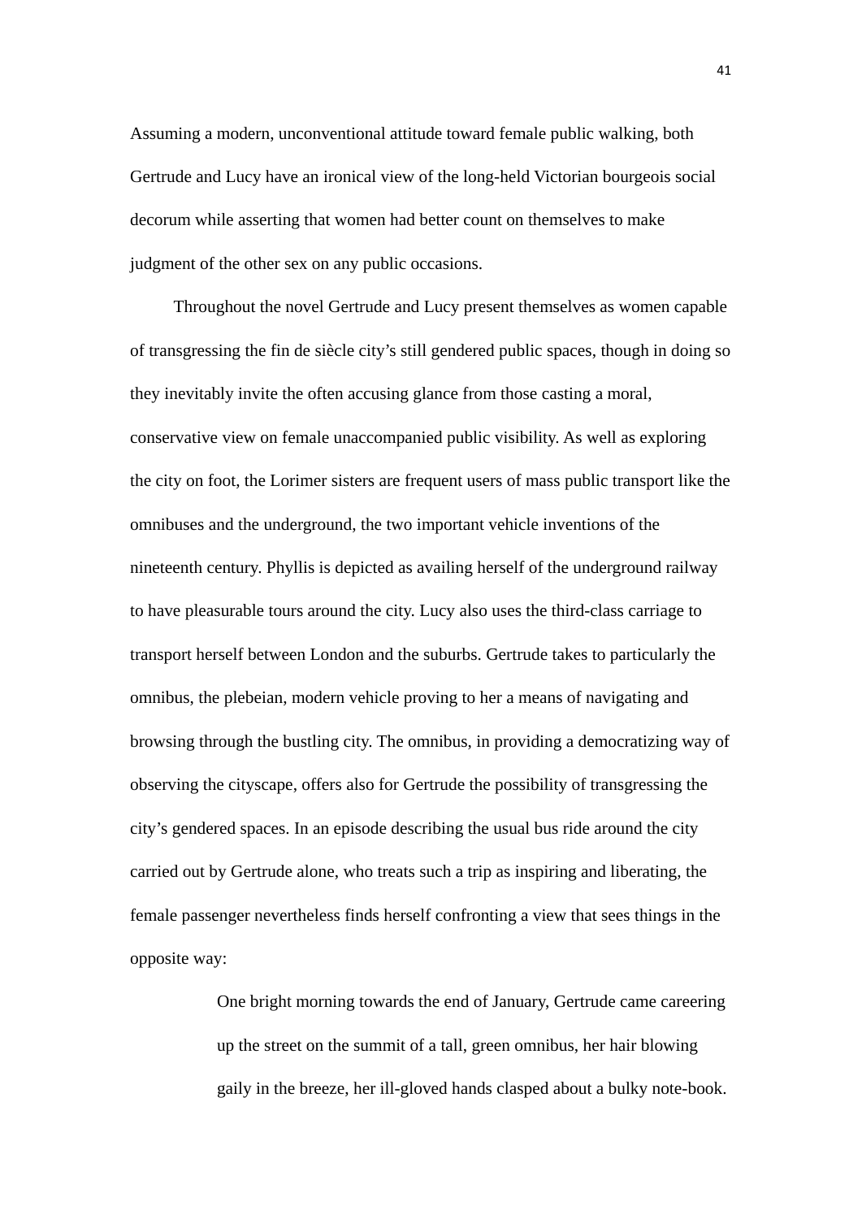Assuming a modern, unconventional attitude toward female public walking, both Gertrude and Lucy have an ironical view of the long-held Victorian bourgeois social decorum while asserting that women had better count on themselves to make judgment of the other sex on any public occasions.

Throughout the novel Gertrude and Lucy present themselves as women capable of transgressing the fin de siècle city's still gendered public spaces, though in doing so they inevitably invite the often accusing glance from those casting a moral, conservative view on female unaccompanied public visibility. As well as exploring the city on foot, the Lorimer sisters are frequent users of mass public transport like the omnibuses and the underground, the two important vehicle inventions of the nineteenth century. Phyllis is depicted as availing herself of the underground railway to have pleasurable tours around the city. Lucy also uses the third-class carriage to transport herself between London and the suburbs. Gertrude takes to particularly the omnibus, the plebeian, modern vehicle proving to her a means of navigating and browsing through the bustling city. The omnibus, in providing a democratizing way of observing the cityscape, offers also for Gertrude the possibility of transgressing the city's gendered spaces. In an episode describing the usual bus ride around the city carried out by Gertrude alone, who treats such a trip as inspiring and liberating, the female passenger nevertheless finds herself confronting a view that sees things in the opposite way:

> One bright morning towards the end of January, Gertrude came careering up the street on the summit of a tall, green omnibus, her hair blowing gaily in the breeze, her ill-gloved hands clasped about a bulky note-book.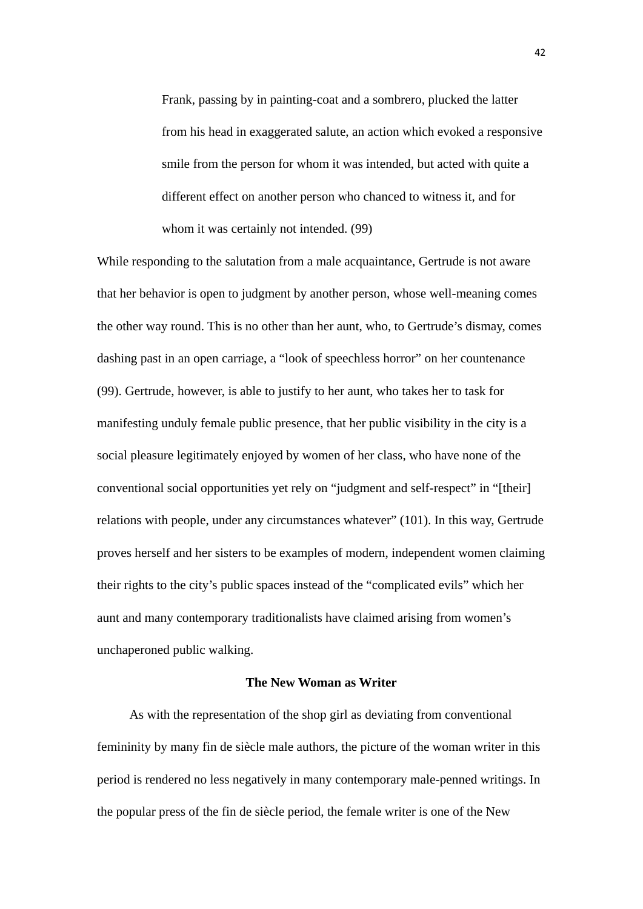> Frank, passing by in painting-coat and a sombrero, plucked the latter from his head in exaggerated salute, an action which evoked a responsive smile from the person for whom it was intended, but acted with quite a different effect on another person who chanced to witness it, and for whom it was certainly not intended. (99)

While responding to the salutation from a male acquaintance, Gertrude is not aware that her behavior is open to judgment by another person, whose well-meaning comes the other way round. This is no other than her aunt, who, to Gertrude's dismay, comes dashing past in an open carriage, a "look of speechless horror" on her countenance (99). Gertrude, however, is able to justify to her aunt, who takes her to task for manifesting unduly female public presence, that her public visibility in the city is a social pleasure legitimately enjoyed by women of her class, who have none of the conventional social opportunities yet rely on "judgment and self-respect" in "[their] relations with people, under any circumstances whatever" (101). In this way, Gertrude proves herself and her sisters to be examples of modern, independent women claiming their rights to the city's public spaces instead of the "complicated evils" which her aunt and many contemporary traditionalists have claimed arising from women's unchaperoned public walking.

### The New Woman as Writer

As with the representation of the shop girl as deviating from conventional femininity by many fin de siècle male authors, the picture of the woman writer in this period is rendered no less negatively in many contemporary male-penned writings. In the popular press of the fin de siècle period, the female writer is one of the New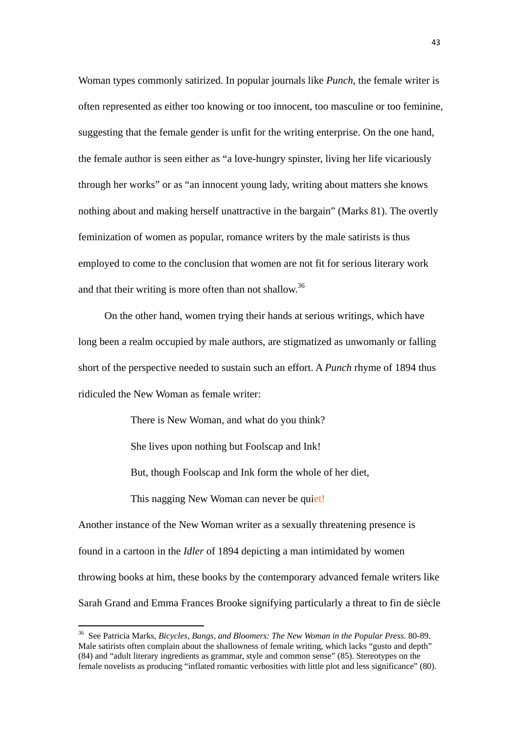Woman types commonly satirized. In popular journals like *Punch*, the female writer is often represented as either too knowing or too innocent, too masculine or too feminine, suggesting that the female gender is unfit for the writing enterprise. On the one hand, the female author is seen either as "a love-hungry spinster, living her life vicariously through her works" or as "an innocent young lady, writing about matters she knows nothing about and making herself unattractive in the bargain" (Marks 81). The overtly feminization of women as popular, romance writers by the male satirists is thus employed to come to the conclusion that women are not fit for serious literary work and that their writing is more often than not shallow.[36]

On the other hand, women trying their hands at serious writings, which have long been a realm occupied by male authors, are stigmatized as unwomanly or falling short of the perspective needed to sustain such an effort. A *Punch* rhyme of 1894 thus ridiculed the New Woman as female writer:

> There is New Woman, and what do you think?
>
> She lives upon nothing but Foolscap and Ink!
>
> But, though Foolscap and Ink form the whole of her diet,
>
> This nagging New Woman can never be quiet!

Another instance of the New Woman writer as a sexually threatening presence is found in a cartoon in the *Idler* of 1894 depicting a man intimidated by women throwing books at him, these books by the contemporary advanced female writers like Sarah Grand and Emma Frances Brooke signifying particularly a threat to fin de siècle

---

[36] See Patricia Marks, *Bicycles, Bangs, and Bloomers: The New Woman in the Popular Press*. 80-89. Male satirists often complain about the shallowness of female writing, which lacks "gusto and depth" (84) and "adult literary ingredients as grammar, style and common sense" (85). Stereotypes on the female novelists as producing "inflated romantic verbosities with little plot and less significance" (80).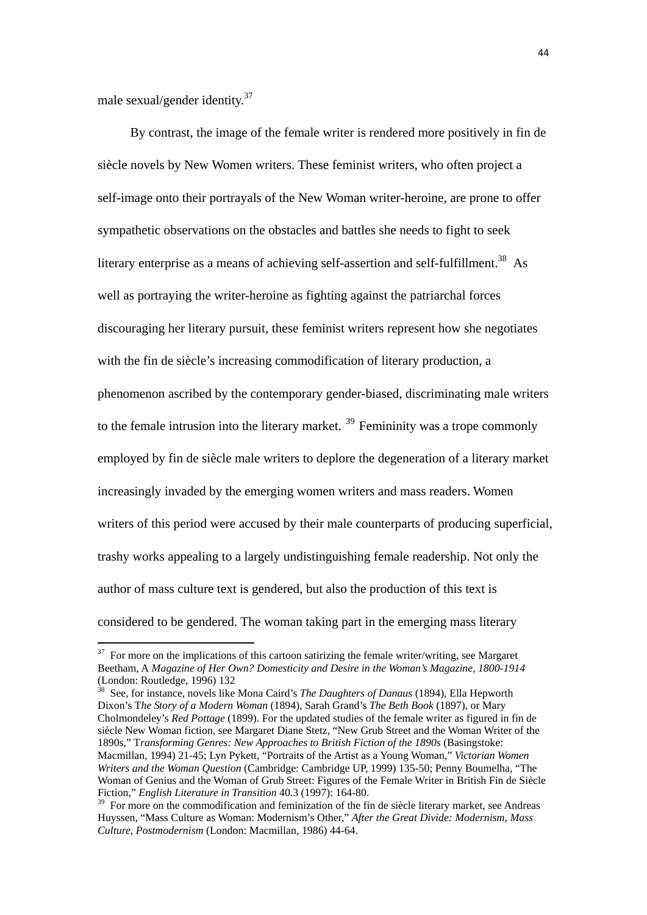male sexual/gender identity.[37]

By contrast, the image of the female writer is rendered more positively in fin de siècle novels by New Women writers. These feminist writers, who often project a self-image onto their portrayals of the New Woman writer-heroine, are prone to offer sympathetic observations on the obstacles and battles she needs to fight to seek literary enterprise as a means of achieving self-assertion and self-fulfillment.[38] As well as portraying the writer-heroine as fighting against the patriarchal forces discouraging her literary pursuit, these feminist writers represent how she negotiates with the fin de siècle's increasing commodification of literary production, a phenomenon ascribed by the contemporary gender-biased, discriminating male writers to the female intrusion into the literary market. [39] Femininity was a trope commonly employed by fin de siècle male writers to deplore the degeneration of a literary market increasingly invaded by the emerging women writers and mass readers. Women writers of this period were accused by their male counterparts of producing superficial, trashy works appealing to a largely undistinguishing female readership. Not only the author of mass culture text is gendered, but also the production of this text is considered to be gendered. The woman taking part in the emerging mass literary

---

[37] For more on the implications of this cartoon satirizing the female writer/writing, see Margaret Beetham, A *Magazine of Her Own? Domesticity and Desire in the Woman's Magazine, 1800-1914* (London: Routledge, 1996) 132

[38] See, for instance, novels like Mona Caird's *The Daughters of Danaus* (1894), Ella Hepworth Dixon's T*he Story of a Modern Woman* (1894), Sarah Grand's *The Beth Book* (1897), or Mary Cholmondeley's *Red Pottage* (1899). For the updated studies of the female writer as figured in fin de siècle New Woman fiction, see Margaret Diane Stetz, "New Grub Street and the Woman Writer of the 1890s," T*ransforming Genres: New Approaches to British Fiction of the 1890s* (Basingstoke: Macmillan, 1994) 21-45; Lyn Pykett, "Portraits of the Artist as a Young Woman," *Victorian Women Writers and the Woman Question* (Cambridge: Cambridge UP, 1999) 135-50; Penny Boumelha, "The Woman of Genius and the Woman of Grub Street: Figures of the Female Writer in British Fin de Siècle Fiction," *English Literature in Transition* 40.3 (1997): 164-80.

[39] For more on the commodification and feminization of the fin de siècle literary market, see Andreas Huyssen, "Mass Culture as Woman: Modernism's Other," *After the Great Divide: Modernism, Mass Culture, Postmodernism* (London: Macmillan, 1986) 44-64.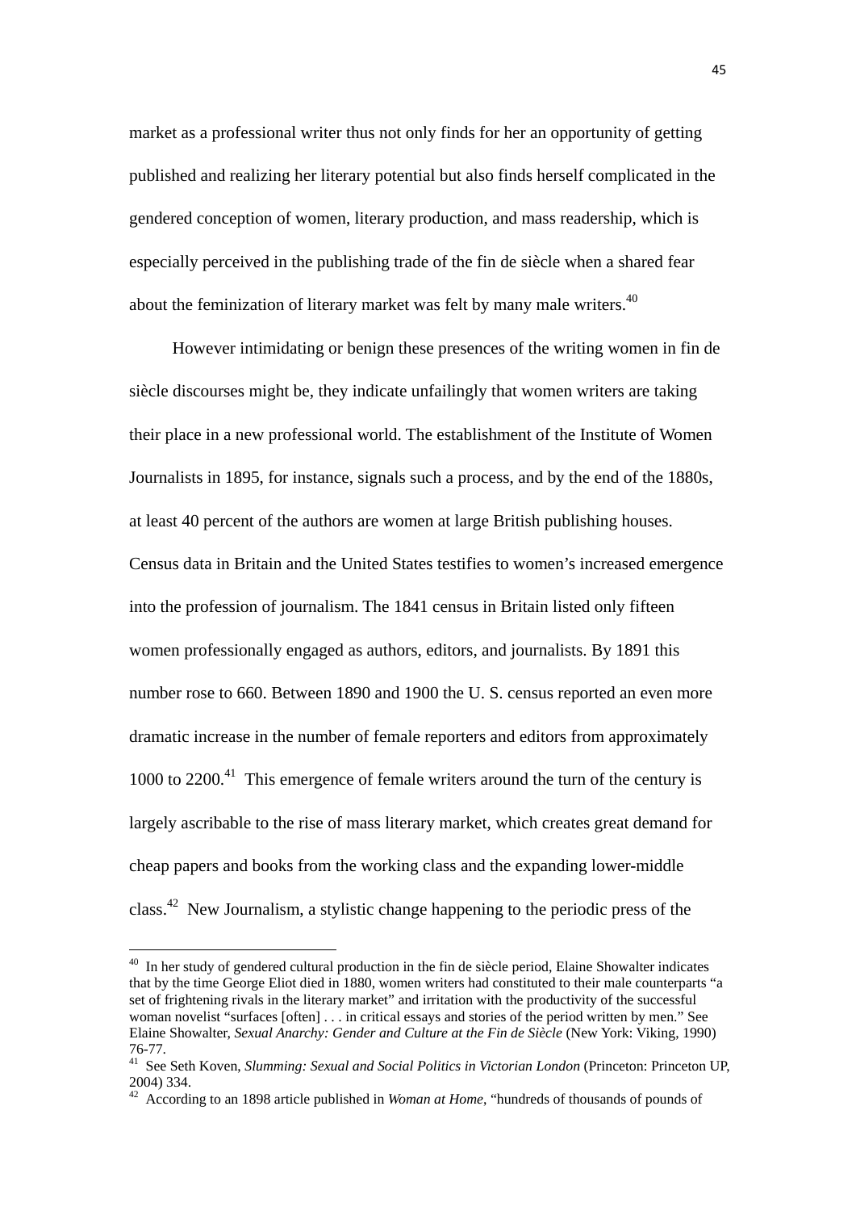market as a professional writer thus not only finds for her an opportunity of getting published and realizing her literary potential but also finds herself complicated in the gendered conception of women, literary production, and mass readership, which is especially perceived in the publishing trade of the fin de siècle when a shared fear about the feminization of literary market was felt by many male writers.[40]

However intimidating or benign these presences of the writing women in fin de siècle discourses might be, they indicate unfailingly that women writers are taking their place in a new professional world. The establishment of the Institute of Women Journalists in 1895, for instance, signals such a process, and by the end of the 1880s, at least 40 percent of the authors are women at large British publishing houses. Census data in Britain and the United States testifies to women's increased emergence into the profession of journalism. The 1841 census in Britain listed only fifteen women professionally engaged as authors, editors, and journalists. By 1891 this number rose to 660. Between 1890 and 1900 the U. S. census reported an even more dramatic increase in the number of female reporters and editors from approximately 1000 to 2200.[41] This emergence of female writers around the turn of the century is largely ascribable to the rise of mass literary market, which creates great demand for cheap papers and books from the working class and the expanding lower-middle class.[42] New Journalism, a stylistic change happening to the periodic press of the

---

[40] In her study of gendered cultural production in the fin de siècle period, Elaine Showalter indicates that by the time George Eliot died in 1880, women writers had constituted to their male counterparts "a set of frightening rivals in the literary market" and irritation with the productivity of the successful woman novelist "surfaces [often] . . . in critical essays and stories of the period written by men." See Elaine Showalter, *Sexual Anarchy: Gender and Culture at the Fin de Siècle* (New York: Viking, 1990) 76-77.

[41] See Seth Koven, *Slumming: Sexual and Social Politics in Victorian London* (Princeton: Princeton UP, 2004) 334.

[42] According to an 1898 article published in *Woman at Home*, "hundreds of thousands of pounds of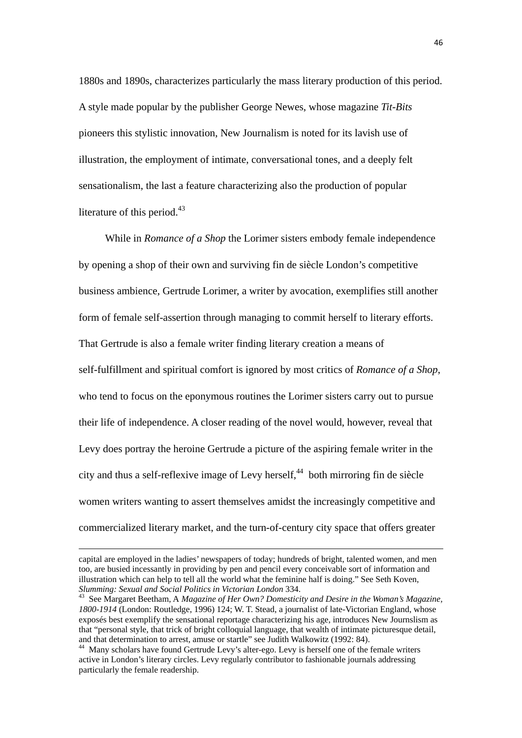1880s and 1890s, characterizes particularly the mass literary production of this period. A style made popular by the publisher George Newes, whose magazine *Tit-Bits* pioneers this stylistic innovation, New Journalism is noted for its lavish use of illustration, the employment of intimate, conversational tones, and a deeply felt sensationalism, the last a feature characterizing also the production of popular literature of this period.[43]

While in *Romance of a Shop* the Lorimer sisters embody female independence by opening a shop of their own and surviving fin de siècle London's competitive business ambience, Gertrude Lorimer, a writer by avocation, exemplifies still another form of female self-assertion through managing to commit herself to literary efforts. That Gertrude is also a female writer finding literary creation a means of self-fulfillment and spiritual comfort is ignored by most critics of *Romance of a Shop*, who tend to focus on the eponymous routines the Lorimer sisters carry out to pursue their life of independence. A closer reading of the novel would, however, reveal that Levy does portray the heroine Gertrude a picture of the aspiring female writer in the city and thus a self-reflexive image of Levy herself,[44] both mirroring fin de siècle women writers wanting to assert themselves amidst the increasingly competitive and commercialized literary market, and the turn-of-century city space that offers greater

---

capital are employed in the ladies' newspapers of today; hundreds of bright, talented women, and men too, are busied incessantly in providing by pen and pencil every conceivable sort of information and illustration which can help to tell all the world what the feminine half is doing." See Seth Koven, *Slumming: Sexual and Social Politics in Victorian London* 334.

[43] See Margaret Beetham, A *Magazine of Her Own? Domesticity and Desire in the Woman's Magazine, 1800-1914* (London: Routledge, 1996) 124; W. T. Stead, a journalist of late-Victorian England, whose exposés best exemplify the sensational reportage characterizing his age, introduces New Journslism as that "personal style, that trick of bright colloquial language, that wealth of intimate picturesque detail, and that determination to arrest, amuse or startle" see Judith Walkowitz (1992: 84).

[44] Many scholars have found Gertrude Levy's alter-ego. Levy is herself one of the female writers active in London's literary circles. Levy regularly contributor to fashionable journals addressing particularly the female readership.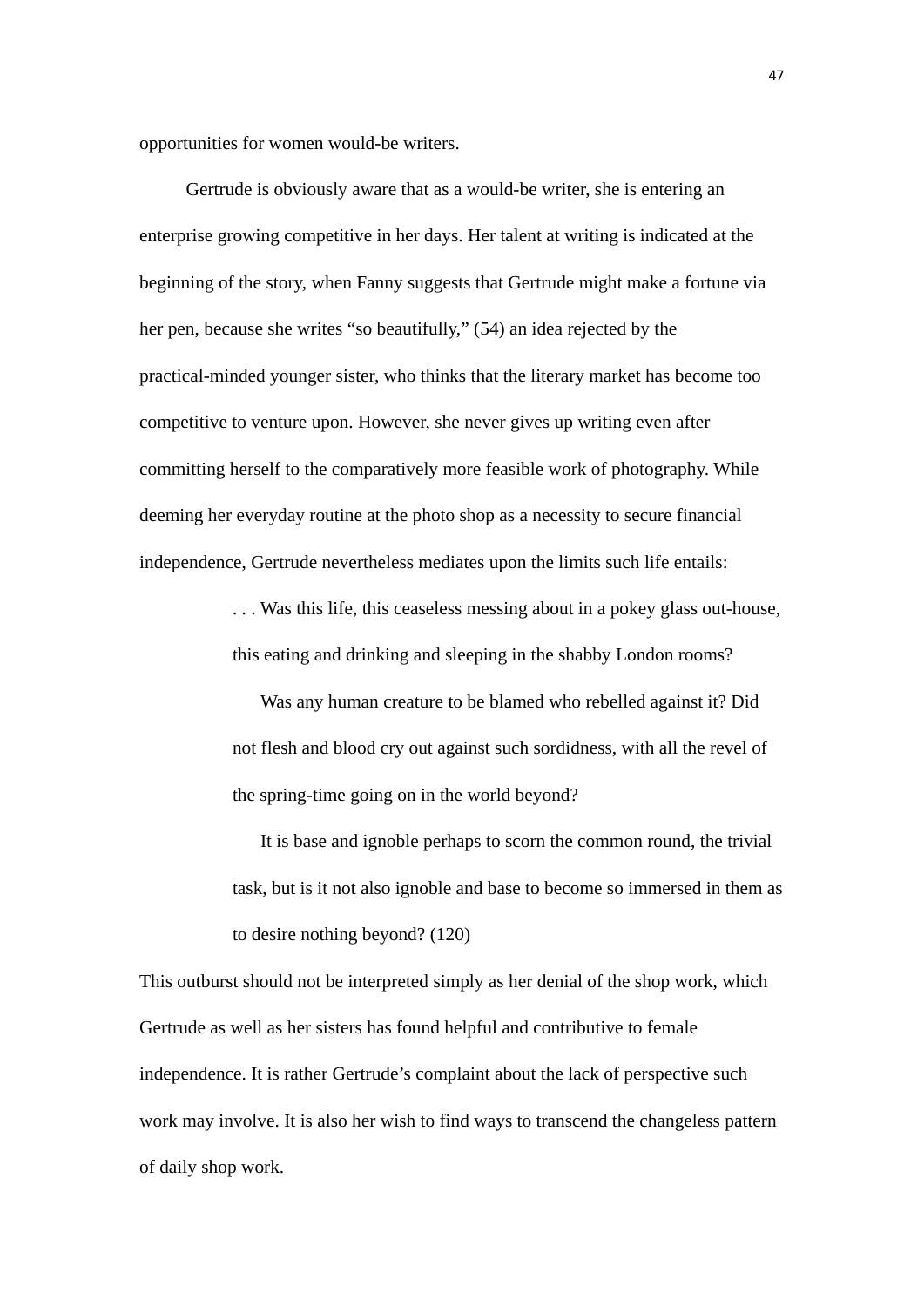opportunities for women would-be writers.

Gertrude is obviously aware that as a would-be writer, she is entering an enterprise growing competitive in her days. Her talent at writing is indicated at the beginning of the story, when Fanny suggests that Gertrude might make a fortune via her pen, because she writes "so beautifully," (54) an idea rejected by the practical-minded younger sister, who thinks that the literary market has become too competitive to venture upon. However, she never gives up writing even after committing herself to the comparatively more feasible work of photography. While deeming her everyday routine at the photo shop as a necessity to secure financial independence, Gertrude nevertheless mediates upon the limits such life entails:

> . . . Was this life, this ceaseless messing about in a pokey glass out-house, this eating and drinking and sleeping in the shabby London rooms?
>
> Was any human creature to be blamed who rebelled against it? Did not flesh and blood cry out against such sordidness, with all the revel of the spring-time going on in the world beyond?
>
> It is base and ignoble perhaps to scorn the common round, the trivial task, but is it not also ignoble and base to become so immersed in them as to desire nothing beyond? (120)

This outburst should not be interpreted simply as her denial of the shop work, which Gertrude as well as her sisters has found helpful and contributive to female independence. It is rather Gertrude's complaint about the lack of perspective such work may involve. It is also her wish to find ways to transcend the changeless pattern of daily shop work.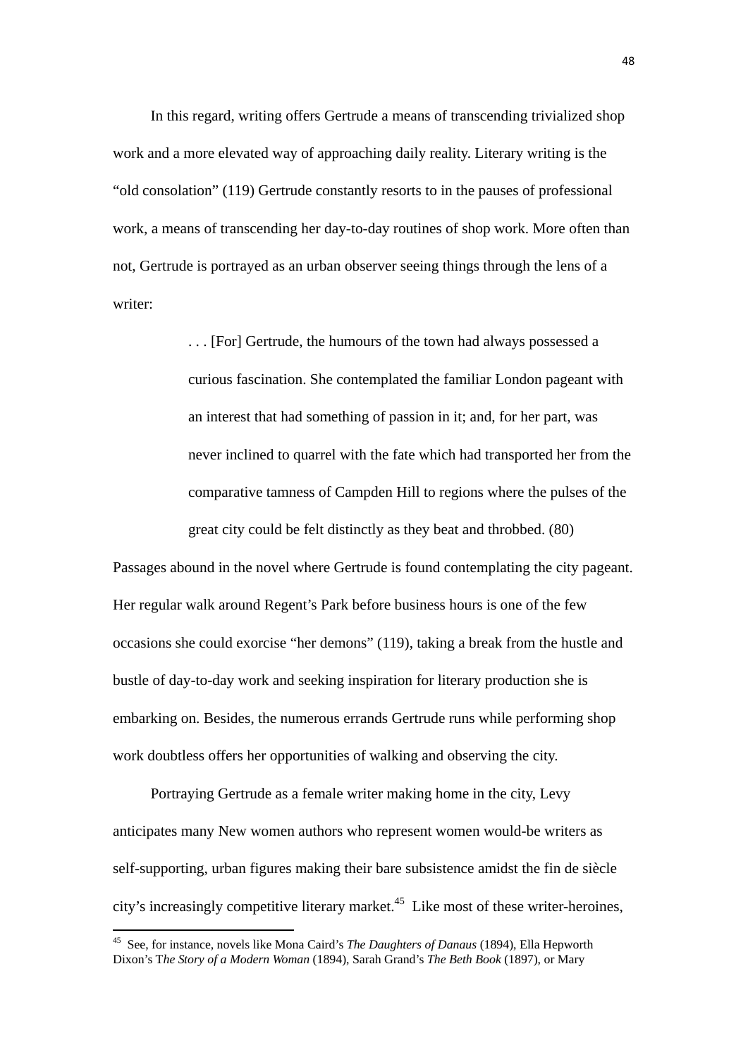In this regard, writing offers Gertrude a means of transcending trivialized shop work and a more elevated way of approaching daily reality. Literary writing is the "old consolation" (119) Gertrude constantly resorts to in the pauses of professional work, a means of transcending her day-to-day routines of shop work. More often than not, Gertrude is portrayed as an urban observer seeing things through the lens of a writer:

> . . . [For] Gertrude, the humours of the town had always possessed a curious fascination. She contemplated the familiar London pageant with an interest that had something of passion in it; and, for her part, was never inclined to quarrel with the fate which had transported her from the comparative tamness of Campden Hill to regions where the pulses of the great city could be felt distinctly as they beat and throbbed. (80)

Passages abound in the novel where Gertrude is found contemplating the city pageant. Her regular walk around Regent's Park before business hours is one of the few occasions she could exorcise "her demons" (119), taking a break from the hustle and bustle of day-to-day work and seeking inspiration for literary production she is embarking on. Besides, the numerous errands Gertrude runs while performing shop work doubtless offers her opportunities of walking and observing the city.

Portraying Gertrude as a female writer making home in the city, Levy anticipates many New women authors who represent women would-be writers as self-supporting, urban figures making their bare subsistence amidst the fin de siècle city's increasingly competitive literary market.[45] Like most of these writer-heroines,

[45] See, for instance, novels like Mona Caird's *The Daughters of Danaus* (1894), Ella Hepworth Dixon's T*he Story of a Modern Woman* (1894), Sarah Grand's *The Beth Book* (1897), or Mary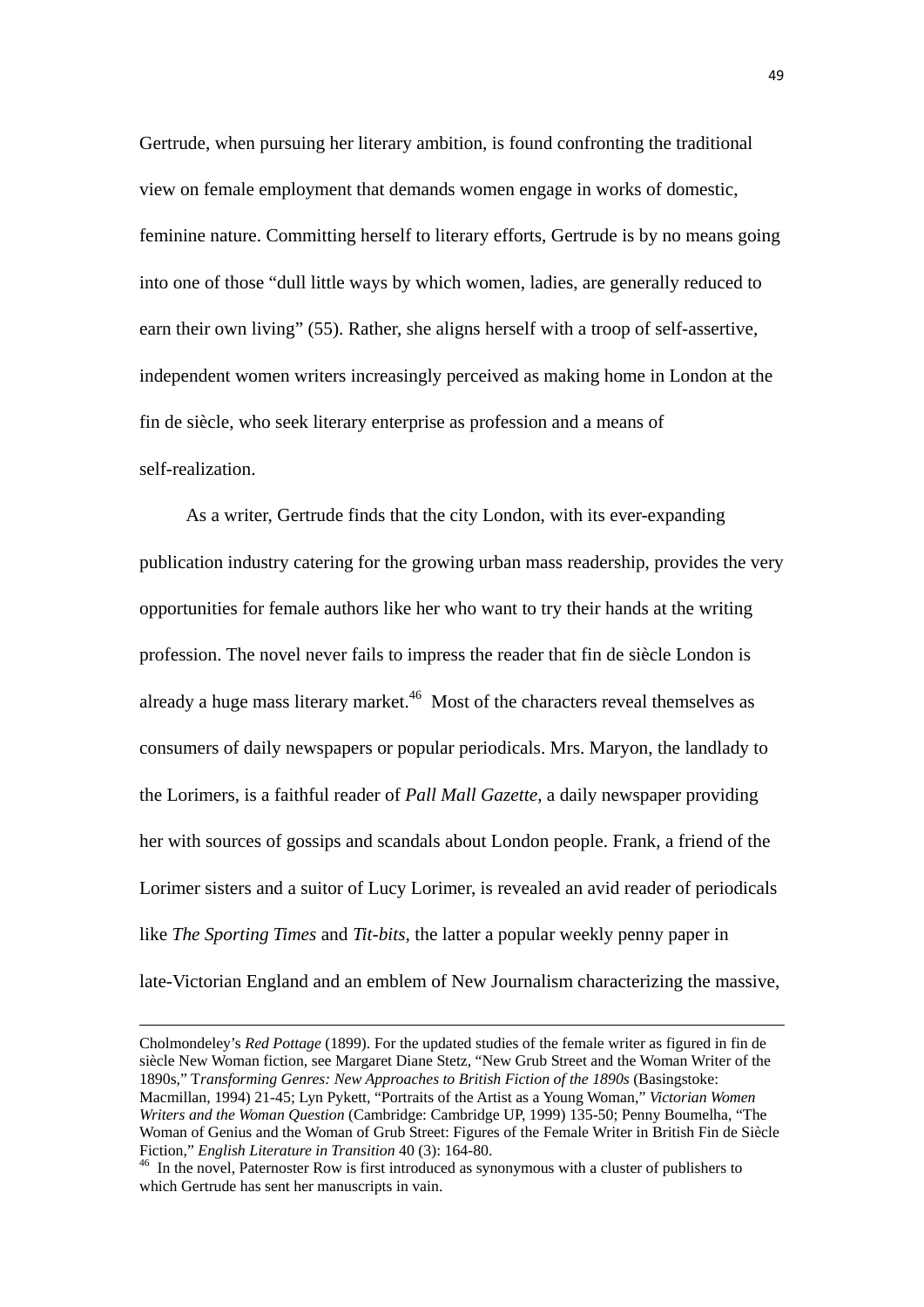Gertrude, when pursuing her literary ambition, is found confronting the traditional view on female employment that demands women engage in works of domestic, feminine nature. Committing herself to literary efforts, Gertrude is by no means going into one of those "dull little ways by which women, ladies, are generally reduced to earn their own living" (55). Rather, she aligns herself with a troop of self-assertive, independent women writers increasingly perceived as making home in London at the fin de siècle, who seek literary enterprise as profession and a means of self-realization.

As a writer, Gertrude finds that the city London, with its ever-expanding publication industry catering for the growing urban mass readership, provides the very opportunities for female authors like her who want to try their hands at the writing profession. The novel never fails to impress the reader that fin de siècle London is already a huge mass literary market.[46] Most of the characters reveal themselves as consumers of daily newspapers or popular periodicals. Mrs. Maryon, the landlady to the Lorimers, is a faithful reader of *Pall Mall Gazette*, a daily newspaper providing her with sources of gossips and scandals about London people. Frank, a friend of the Lorimer sisters and a suitor of Lucy Lorimer, is revealed an avid reader of periodicals like *The Sporting Times* and *Tit-bits*, the latter a popular weekly penny paper in late-Victorian England and an emblem of New Journalism characterizing the massive,

---

Cholmondeley's *Red Pottage* (1899). For the updated studies of the female writer as figured in fin de siècle New Woman fiction, see Margaret Diane Stetz, "New Grub Street and the Woman Writer of the 1890s," T*ransforming Genres: New Approaches to British Fiction of the 1890s* (Basingstoke: Macmillan, 1994) 21-45; Lyn Pykett, "Portraits of the Artist as a Young Woman," *Victorian Women Writers and the Woman Question* (Cambridge: Cambridge UP, 1999) 135-50; Penny Boumelha, "The Woman of Genius and the Woman of Grub Street: Figures of the Female Writer in British Fin de Siècle Fiction," *English Literature in Transition* 40 (3): 164-80.

[46] In the novel, Paternoster Row is first introduced as synonymous with a cluster of publishers to which Gertrude has sent her manuscripts in vain.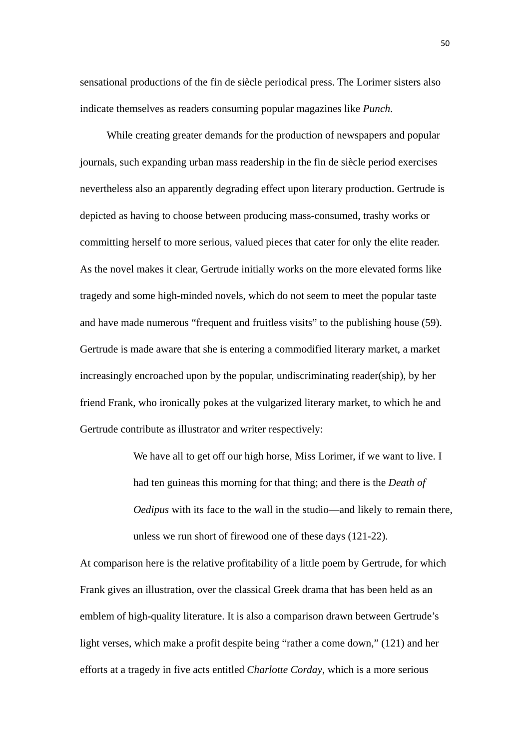sensational productions of the fin de siècle periodical press. The Lorimer sisters also indicate themselves as readers consuming popular magazines like *Punch*.

While creating greater demands for the production of newspapers and popular journals, such expanding urban mass readership in the fin de siècle period exercises nevertheless also an apparently degrading effect upon literary production. Gertrude is depicted as having to choose between producing mass-consumed, trashy works or committing herself to more serious, valued pieces that cater for only the elite reader. As the novel makes it clear, Gertrude initially works on the more elevated forms like tragedy and some high-minded novels, which do not seem to meet the popular taste and have made numerous "frequent and fruitless visits" to the publishing house (59). Gertrude is made aware that she is entering a commodified literary market, a market increasingly encroached upon by the popular, undiscriminating reader(ship), by her friend Frank, who ironically pokes at the vulgarized literary market, to which he and Gertrude contribute as illustrator and writer respectively:

> We have all to get off our high horse, Miss Lorimer, if we want to live. I had ten guineas this morning for that thing; and there is the *Death of Oedipus* with its face to the wall in the studio—and likely to remain there, unless we run short of firewood one of these days (121-22).

At comparison here is the relative profitability of a little poem by Gertrude, for which Frank gives an illustration, over the classical Greek drama that has been held as an emblem of high-quality literature. It is also a comparison drawn between Gertrude's light verses, which make a profit despite being "rather a come down," (121) and her efforts at a tragedy in five acts entitled *Charlotte Corday*, which is a more serious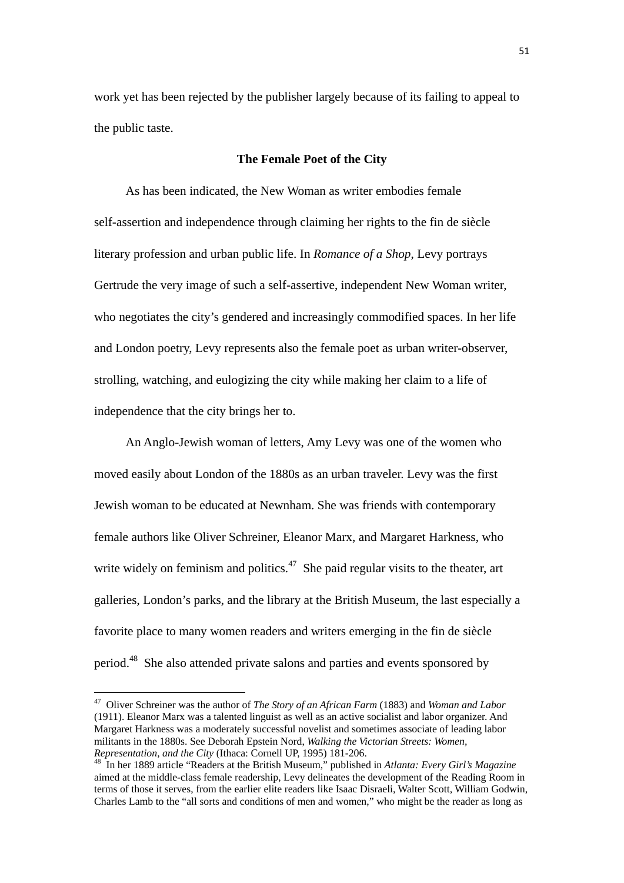work yet has been rejected by the publisher largely because of its failing to appeal to the public taste.

**The Female Poet of the City**

As has been indicated, the New Woman as writer embodies female self-assertion and independence through claiming her rights to the fin de siècle literary profession and urban public life. In *Romance of a Shop*, Levy portrays Gertrude the very image of such a self-assertive, independent New Woman writer, who negotiates the city's gendered and increasingly commodified spaces. In her life and London poetry, Levy represents also the female poet as urban writer-observer, strolling, watching, and eulogizing the city while making her claim to a life of independence that the city brings her to.

An Anglo-Jewish woman of letters, Amy Levy was one of the women who moved easily about London of the 1880s as an urban traveler. Levy was the first Jewish woman to be educated at Newnham. She was friends with contemporary female authors like Oliver Schreiner, Eleanor Marx, and Margaret Harkness, who write widely on feminism and politics.[47] She paid regular visits to the theater, art galleries, London's parks, and the library at the British Museum, the last especially a favorite place to many women readers and writers emerging in the fin de siècle period.[48] She also attended private salons and parties and events sponsored by

---

[47] Oliver Schreiner was the author of *The Story of an African Farm* (1883) and *Woman and Labor* (1911). Eleanor Marx was a talented linguist as well as an active socialist and labor organizer. And Margaret Harkness was a moderately successful novelist and sometimes associate of leading labor militants in the 1880s. See Deborah Epstein Nord, *Walking the Victorian Streets: Women, Representation, and the City* (Ithaca: Cornell UP, 1995) 181-206.

[48] In her 1889 article "Readers at the British Museum," published in *Atlanta: Every Girl's Magazine* aimed at the middle-class female readership, Levy delineates the development of the Reading Room in terms of those it serves, from the earlier elite readers like Isaac Disraeli, Walter Scott, William Godwin, Charles Lamb to the "all sorts and conditions of men and women," who might be the reader as long as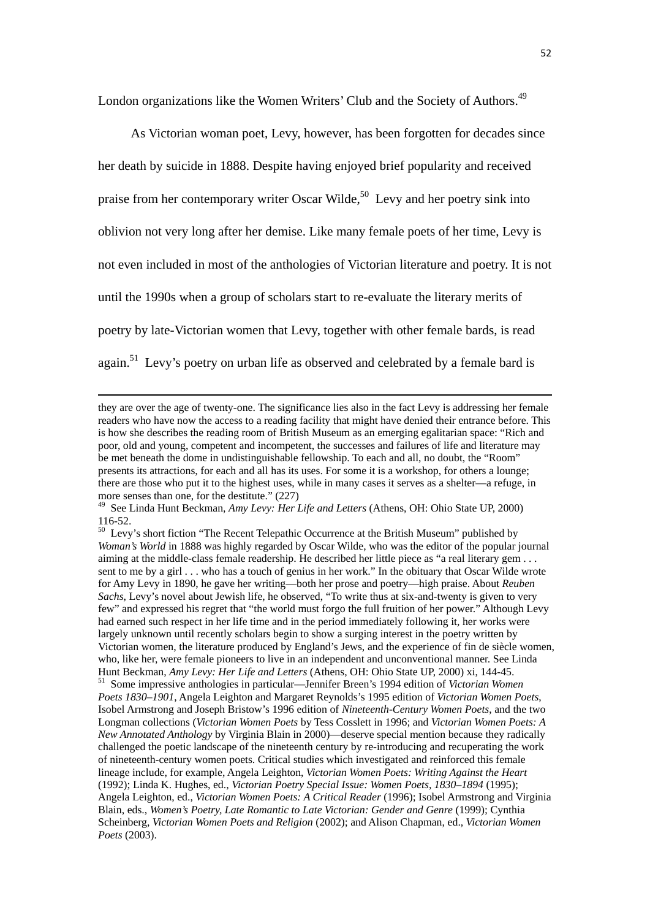London organizations like the Women Writers' Club and the Society of Authors.[49]

As Victorian woman poet, Levy, however, has been forgotten for decades since her death by suicide in 1888. Despite having enjoyed brief popularity and received praise from her contemporary writer Oscar Wilde,[50] Levy and her poetry sink into oblivion not very long after her demise. Like many female poets of her time, Levy is not even included in most of the anthologies of Victorian literature and poetry. It is not until the 1990s when a group of scholars start to re-evaluate the literary merits of poetry by late-Victorian women that Levy, together with other female bards, is read again.[51] Levy's poetry on urban life as observed and celebrated by a female bard is

---

they are over the age of twenty-one. The significance lies also in the fact Levy is addressing her female readers who have now the access to a reading facility that might have denied their entrance before. This is how she describes the reading room of British Museum as an emerging egalitarian space: "Rich and poor, old and young, competent and incompetent, the successes and failures of life and literature may be met beneath the dome in undistinguishable fellowship. To each and all, no doubt, the "Room" presents its attractions, for each and all has its uses. For some it is a workshop, for others a lounge; there are those who put it to the highest uses, while in many cases it serves as a shelter—a refuge, in more senses than one, for the destitute." (227)

[49] See Linda Hunt Beckman, *Amy Levy: Her Life and Letters* (Athens, OH: Ohio State UP, 2000) 116-52.

[50] Levy's short fiction "The Recent Telepathic Occurrence at the British Museum" published by *Woman's World* in 1888 was highly regarded by Oscar Wilde, who was the editor of the popular journal aiming at the middle-class female readership. He described her little piece as "a real literary gem . . . sent to me by a girl . . . who has a touch of genius in her work." In the obituary that Oscar Wilde wrote for Amy Levy in 1890, he gave her writing—both her prose and poetry—high praise. About *Reuben Sachs*, Levy's novel about Jewish life, he observed, "To write thus at six-and-twenty is given to very few" and expressed his regret that "the world must forgo the full fruition of her power." Although Levy had earned such respect in her life time and in the period immediately following it, her works were largely unknown until recently scholars begin to show a surging interest in the poetry written by Victorian women, the literature produced by England's Jews, and the experience of fin de siècle women, who, like her, were female pioneers to live in an independent and unconventional manner. See Linda Hunt Beckman, *Amy Levy: Her Life and Letters* (Athens, OH: Ohio State UP, 2000) xi, 144-45.

[51] Some impressive anthologies in particular—Jennifer Breen's 1994 edition of *Victorian Women Poets 1830–1901*, Angela Leighton and Margaret Reynolds's 1995 edition of *Victorian Women Poets*, Isobel Armstrong and Joseph Bristow's 1996 edition of *Nineteenth-Century Women Poets*, and the two Longman collections (*Victorian Women Poets* by Tess Cosslett in 1996; and *Victorian Women Poets: A New Annotated Anthology* by Virginia Blain in 2000)—deserve special mention because they radically challenged the poetic landscape of the nineteenth century by re-introducing and recuperating the work of nineteenth-century women poets. Critical studies which investigated and reinforced this female lineage include, for example, Angela Leighton, *Victorian Women Poets: Writing Against the Heart* (1992); Linda K. Hughes, ed., *Victorian Poetry Special Issue: Women Poets, 1830–1894* (1995); Angela Leighton, ed., *Victorian Women Poets: A Critical Reader* (1996); Isobel Armstrong and Virginia Blain, eds., *Women's Poetry, Late Romantic to Late Victorian: Gender and Genre* (1999); Cynthia Scheinberg, *Victorian Women Poets and Religion* (2002); and Alison Chapman, ed., *Victorian Women Poets* (2003).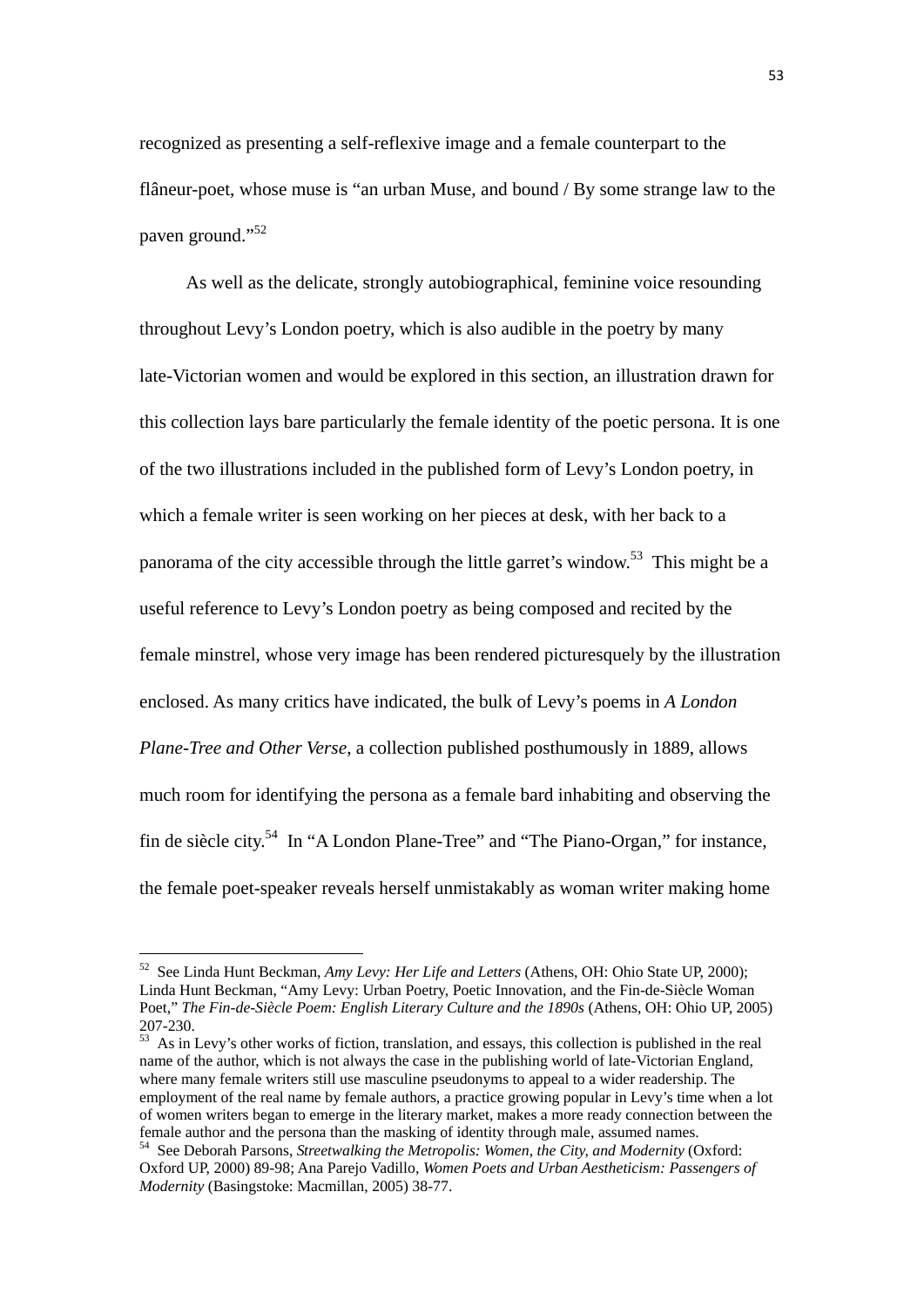recognized as presenting a self-reflexive image and a female counterpart to the flâneur-poet, whose muse is "an urban Muse, and bound / By some strange law to the paven ground."[52]

As well as the delicate, strongly autobiographical, feminine voice resounding throughout Levy's London poetry, which is also audible in the poetry by many late-Victorian women and would be explored in this section, an illustration drawn for this collection lays bare particularly the female identity of the poetic persona. It is one of the two illustrations included in the published form of Levy's London poetry, in which a female writer is seen working on her pieces at desk, with her back to a panorama of the city accessible through the little garret's window.[53] This might be a useful reference to Levy's London poetry as being composed and recited by the female minstrel, whose very image has been rendered picturesquely by the illustration enclosed. As many critics have indicated, the bulk of Levy's poems in *A London Plane-Tree and Other Verse*, a collection published posthumously in 1889, allows much room for identifying the persona as a female bard inhabiting and observing the fin de siècle city.[54] In "A London Plane-Tree" and "The Piano-Organ," for instance, the female poet-speaker reveals herself unmistakably as woman writer making home

---

[52] See Linda Hunt Beckman, *Amy Levy: Her Life and Letters* (Athens, OH: Ohio State UP, 2000); Linda Hunt Beckman, "Amy Levy: Urban Poetry, Poetic Innovation, and the Fin-de-Siècle Woman Poet," *The Fin-de-Siècle Poem: English Literary Culture and the 1890s* (Athens, OH: Ohio UP, 2005) 207-230.

[53] As in Levy's other works of fiction, translation, and essays, this collection is published in the real name of the author, which is not always the case in the publishing world of late-Victorian England, where many female writers still use masculine pseudonyms to appeal to a wider readership. The employment of the real name by female authors, a practice growing popular in Levy's time when a lot of women writers began to emerge in the literary market, makes a more ready connection between the female author and the persona than the masking of identity through male, assumed names.

[54] See Deborah Parsons, *Streetwalking the Metropolis: Women, the City, and Modernity* (Oxford: Oxford UP, 2000) 89-98; Ana Parejo Vadillo, *Women Poets and Urban Aestheticism: Passengers of Modernity* (Basingstoke: Macmillan, 2005) 38-77.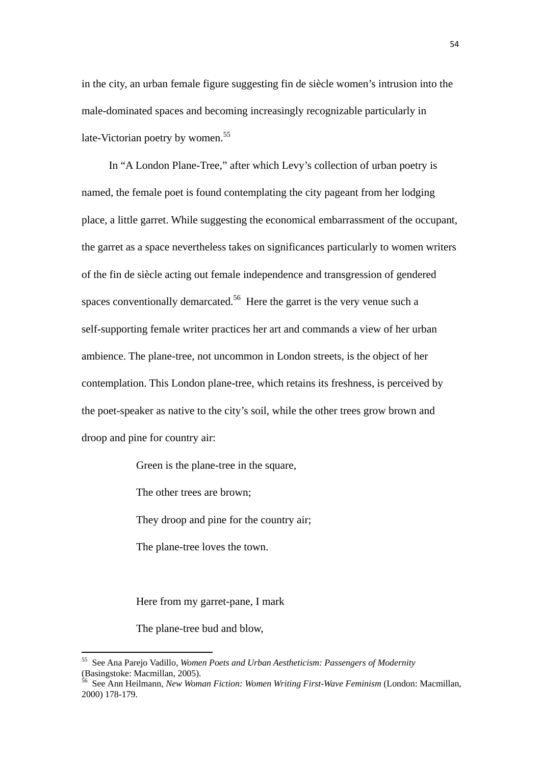in the city, an urban female figure suggesting fin de siècle women's intrusion into the male-dominated spaces and becoming increasingly recognizable particularly in late-Victorian poetry by women.[55]

In "A London Plane-Tree," after which Levy's collection of urban poetry is named, the female poet is found contemplating the city pageant from her lodging place, a little garret. While suggesting the economical embarrassment of the occupant, the garret as a space nevertheless takes on significances particularly to women writers of the fin de siècle acting out female independence and transgression of gendered spaces conventionally demarcated.[56] Here the garret is the very venue such a self-supporting female writer practices her art and commands a view of her urban ambience. The plane-tree, not uncommon in London streets, is the object of her contemplation. This London plane-tree, which retains its freshness, is perceived by the poet-speaker as native to the city's soil, while the other trees grow brown and droop and pine for country air:

> Green is the plane-tree in the square,
>
> The other trees are brown;
>
> They droop and pine for the country air;
>
> The plane-tree loves the town.
>
> Here from my garret-pane, I mark
>
> The plane-tree bud and blow,

---

[55] See Ana Parejo Vadillo, *Women Poets and Urban Aestheticism: Passengers of Modernity* (Basingstoke: Macmillan, 2005).

[56] See Ann Heilmann, *New Woman Fiction: Women Writing First-Wave Feminism* (London: Macmillan, 2000) 178-179.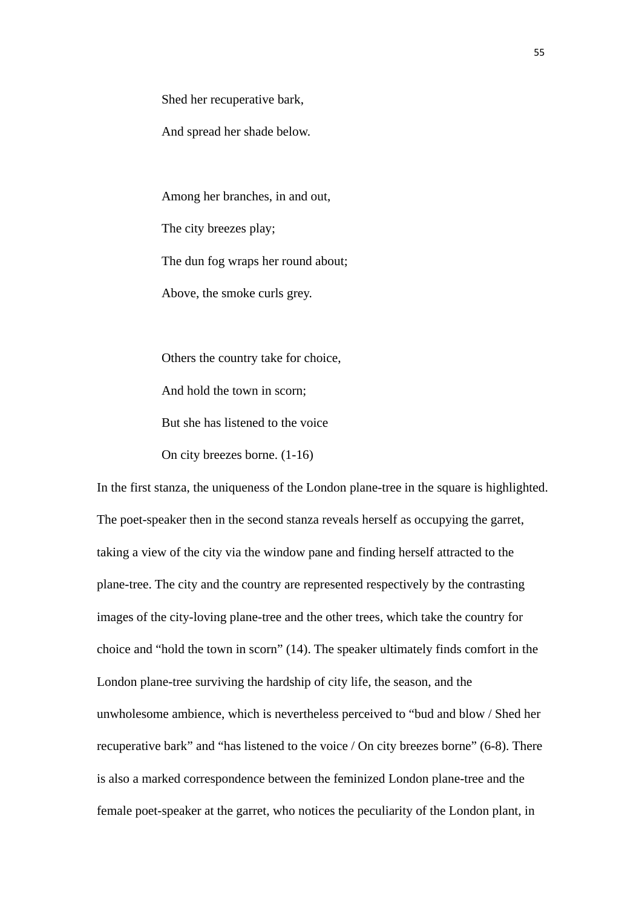Shed her recuperative bark,

And spread her shade below.

Among her branches, in and out,

The city breezes play;

The dun fog wraps her round about;

Above, the smoke curls grey.

Others the country take for choice,

And hold the town in scorn;

But she has listened to the voice

On city breezes borne. (1-16)

In the first stanza, the uniqueness of the London plane-tree in the square is highlighted. The poet-speaker then in the second stanza reveals herself as occupying the garret, taking a view of the city via the window pane and finding herself attracted to the plane-tree. The city and the country are represented respectively by the contrasting images of the city-loving plane-tree and the other trees, which take the country for choice and "hold the town in scorn" (14). The speaker ultimately finds comfort in the London plane-tree surviving the hardship of city life, the season, and the unwholesome ambience, which is nevertheless perceived to "bud and blow / Shed her recuperative bark" and "has listened to the voice / On city breezes borne" (6-8). There is also a marked correspondence between the feminized London plane-tree and the female poet-speaker at the garret, who notices the peculiarity of the London plant, in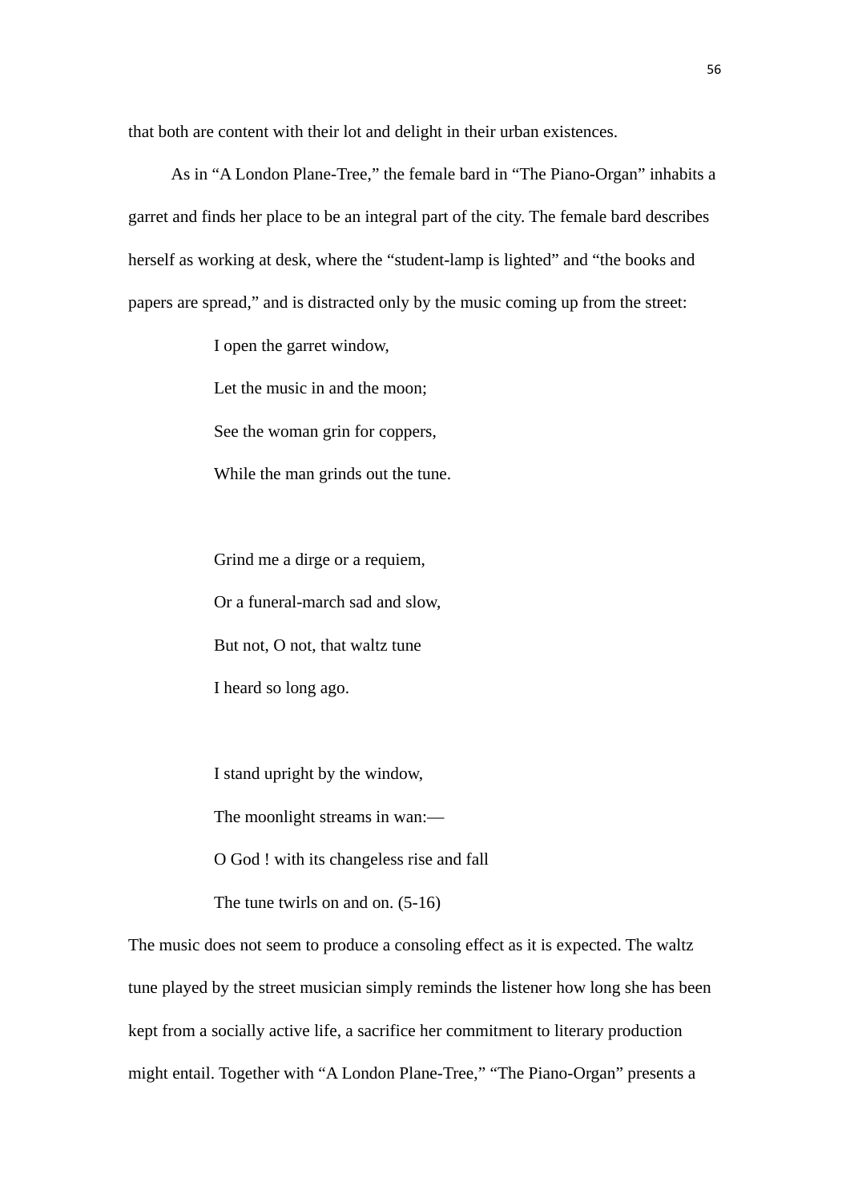that both are content with their lot and delight in their urban existences.

As in “A London Plane-Tree,” the female bard in “The Piano-Organ” inhabits a garret and finds her place to be an integral part of the city. The female bard describes herself as working at desk, where the “student-lamp is lighted” and “the books and papers are spread,” and is distracted only by the music coming up from the street:

> I open the garret window,
> Let the music in and the moon;
> See the woman grin for coppers,
> While the man grinds out the tune.
>
> Grind me a dirge or a requiem,
> Or a funeral-march sad and slow,
> But not, O not, that waltz tune
> I heard so long ago.
>
> I stand upright by the window,
> The moonlight streams in wan:—
> O God ! with its changeless rise and fall
> The tune twirls on and on. (5-16)

The music does not seem to produce a consoling effect as it is expected. The waltz tune played by the street musician simply reminds the listener how long she has been kept from a socially active life, a sacrifice her commitment to literary production might entail. Together with “A London Plane-Tree,” “The Piano-Organ” presents a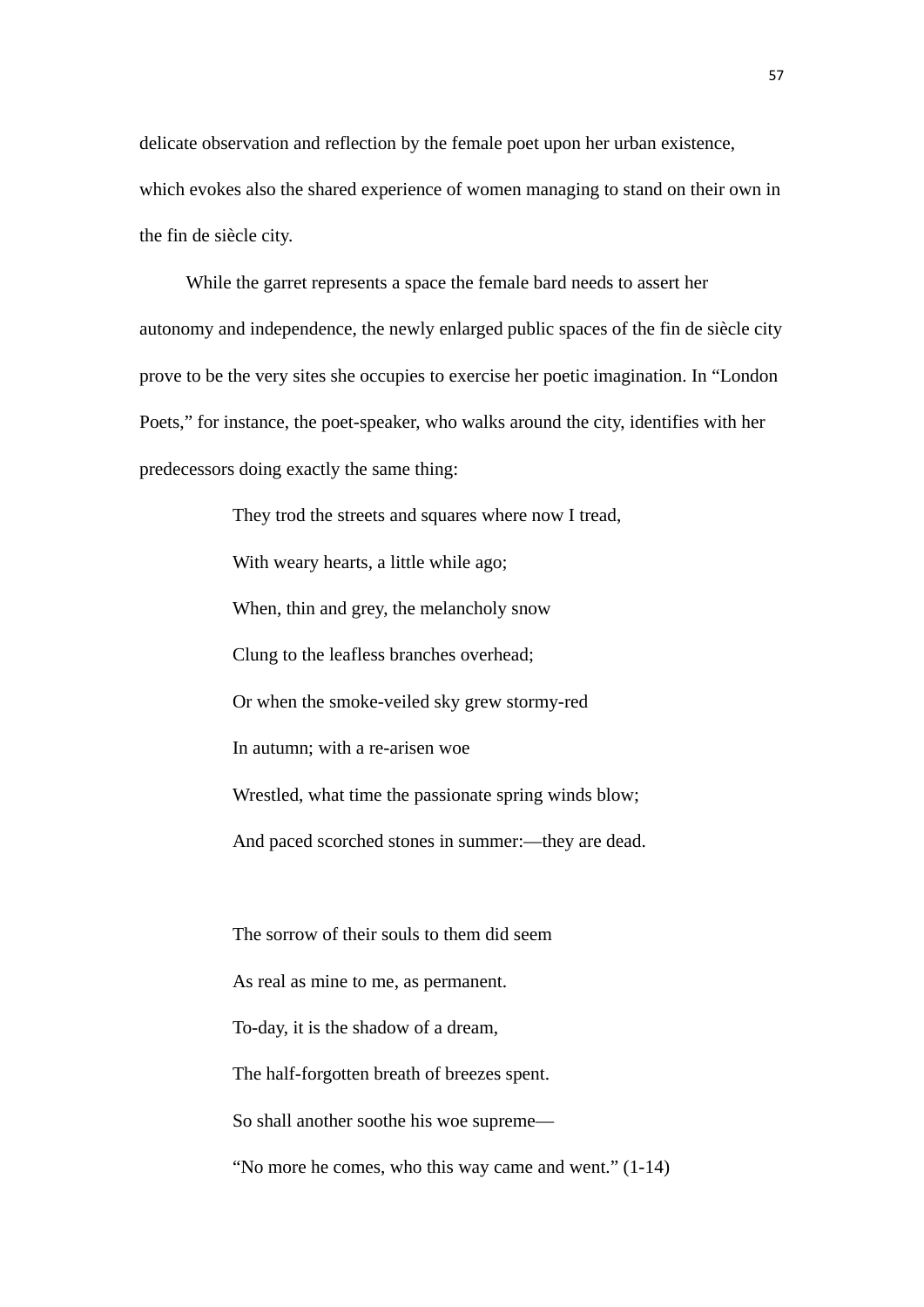delicate observation and reflection by the female poet upon her urban existence, which evokes also the shared experience of women managing to stand on their own in the fin de siècle city.

While the garret represents a space the female bard needs to assert her autonomy and independence, the newly enlarged public spaces of the fin de siècle city prove to be the very sites she occupies to exercise her poetic imagination. In "London Poets," for instance, the poet-speaker, who walks around the city, identifies with her predecessors doing exactly the same thing:

> They trod the streets and squares where now I tread,
>
> With weary hearts, a little while ago;
>
> When, thin and grey, the melancholy snow
>
> Clung to the leafless branches overhead;
>
> Or when the smoke-veiled sky grew stormy-red
>
> In autumn; with a re-arisen woe
>
> Wrestled, what time the passionate spring winds blow;
>
> And paced scorched stones in summer:—they are dead.
>
>
> The sorrow of their souls to them did seem
>
> As real as mine to me, as permanent.
>
> To-day, it is the shadow of a dream,
>
> The half-forgotten breath of breezes spent.
>
> So shall another soothe his woe supreme—
>
> "No more he comes, who this way came and went." (1-14)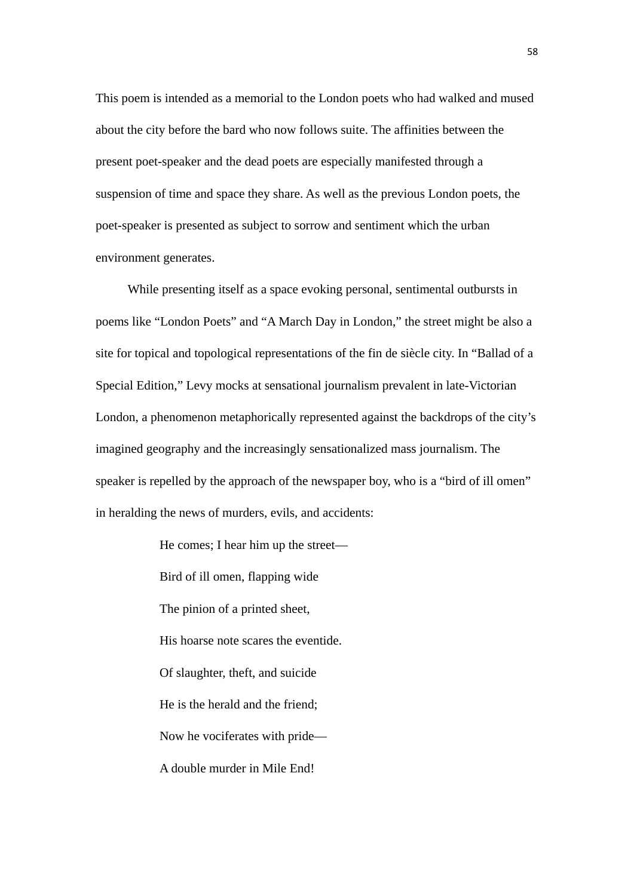This poem is intended as a memorial to the London poets who had walked and mused about the city before the bard who now follows suite. The affinities between the present poet-speaker and the dead poets are especially manifested through a suspension of time and space they share. As well as the previous London poets, the poet-speaker is presented as subject to sorrow and sentiment which the urban environment generates.

While presenting itself as a space evoking personal, sentimental outbursts in poems like "London Poets" and "A March Day in London," the street might be also a site for topical and topological representations of the fin de siècle city. In "Ballad of a Special Edition," Levy mocks at sensational journalism prevalent in late-Victorian London, a phenomenon metaphorically represented against the backdrops of the city's imagined geography and the increasingly sensationalized mass journalism. The speaker is repelled by the approach of the newspaper boy, who is a "bird of ill omen" in heralding the news of murders, evils, and accidents:

> He comes; I hear him up the street—
>
> Bird of ill omen, flapping wide
>
> The pinion of a printed sheet,
>
> His hoarse note scares the eventide.
>
> Of slaughter, theft, and suicide
>
> He is the herald and the friend;
>
> Now he vociferates with pride—
>
> A double murder in Mile End!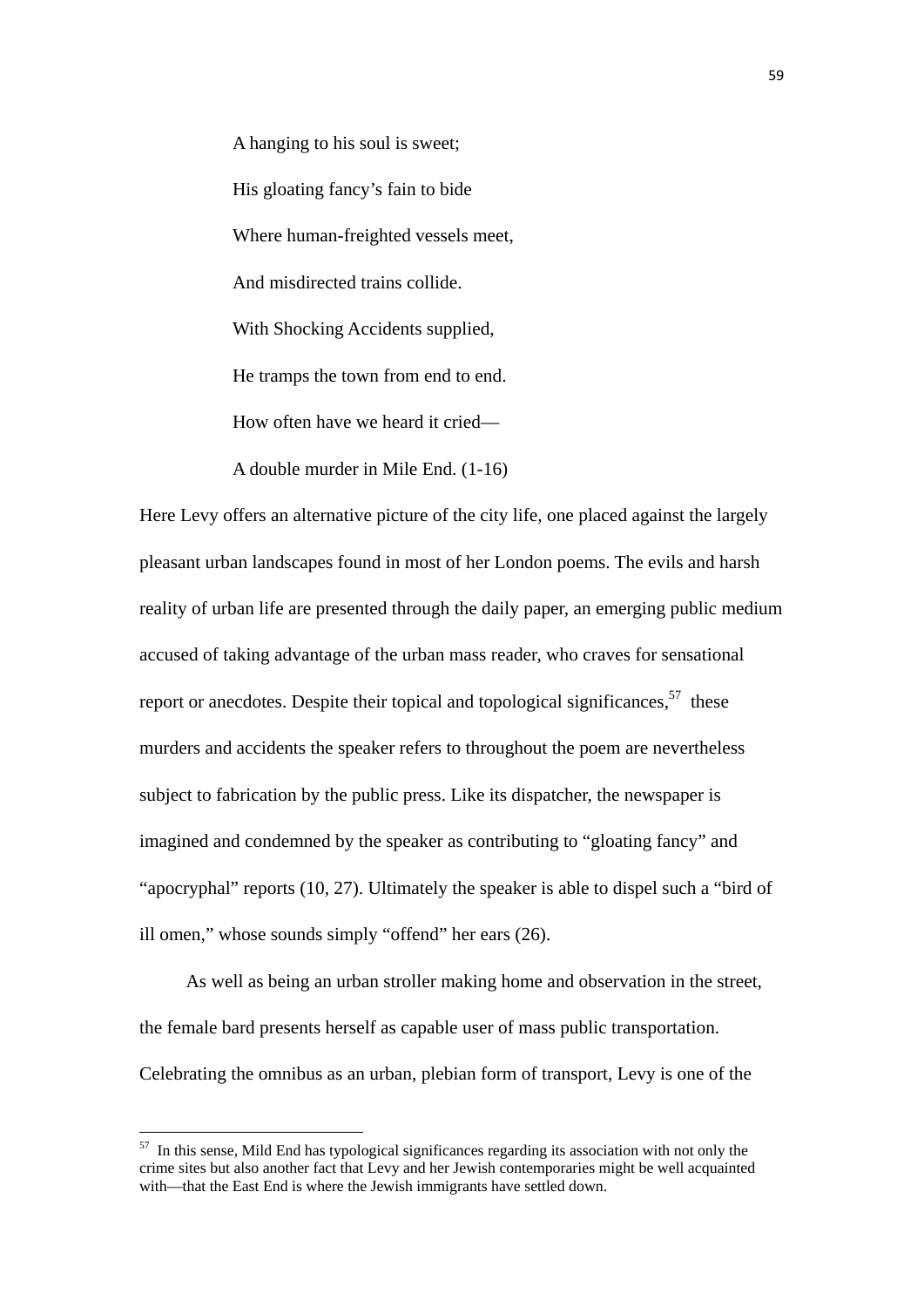A hanging to his soul is sweet;

His gloating fancy's fain to bide

Where human-freighted vessels meet,

And misdirected trains collide.

With Shocking Accidents supplied,

He tramps the town from end to end.

How often have we heard it cried—

A double murder in Mile End. (1-16)

Here Levy offers an alternative picture of the city life, one placed against the largely pleasant urban landscapes found in most of her London poems. The evils and harsh reality of urban life are presented through the daily paper, an emerging public medium accused of taking advantage of the urban mass reader, who craves for sensational report or anecdotes. Despite their topical and topological significances,[57] these murders and accidents the speaker refers to throughout the poem are nevertheless subject to fabrication by the public press. Like its dispatcher, the newspaper is imagined and condemned by the speaker as contributing to "gloating fancy" and "apocryphal" reports (10, 27). Ultimately the speaker is able to dispel such a "bird of ill omen," whose sounds simply "offend" her ears (26).

As well as being an urban stroller making home and observation in the street, the female bard presents herself as capable user of mass public transportation. Celebrating the omnibus as an urban, plebian form of transport, Levy is one of the

---

[57] In this sense, Mild End has typological significances regarding its association with not only the crime sites but also another fact that Levy and her Jewish contemporaries might be well acquainted with—that the East End is where the Jewish immigrants have settled down.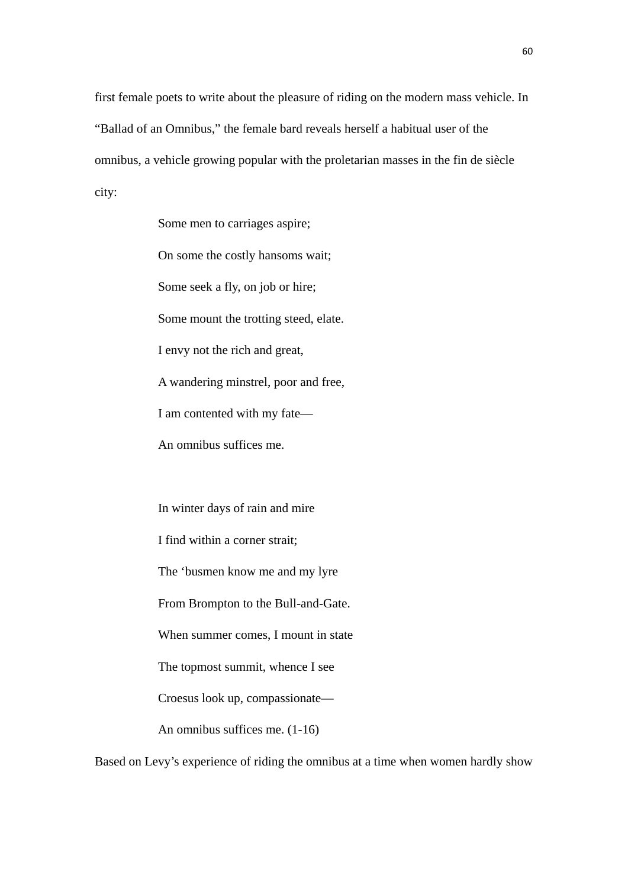first female poets to write about the pleasure of riding on the modern mass vehicle. In "Ballad of an Omnibus," the female bard reveals herself a habitual user of the omnibus, a vehicle growing popular with the proletarian masses in the fin de siècle city:

> Some men to carriages aspire;
> On some the costly hansoms wait;
> Some seek a fly, on job or hire;
> Some mount the trotting steed, elate.
> I envy not the rich and great,
> A wandering minstrel, poor and free,
> I am contented with my fate—
> An omnibus suffices me.
>
> In winter days of rain and mire
> I find within a corner strait;
> The 'busmen know me and my lyre
> From Brompton to the Bull-and-Gate.
> When summer comes, I mount in state
> The topmost summit, whence I see
> Croesus look up, compassionate—
> An omnibus suffices me. (1-16)

Based on Levy's experience of riding the omnibus at a time when women hardly show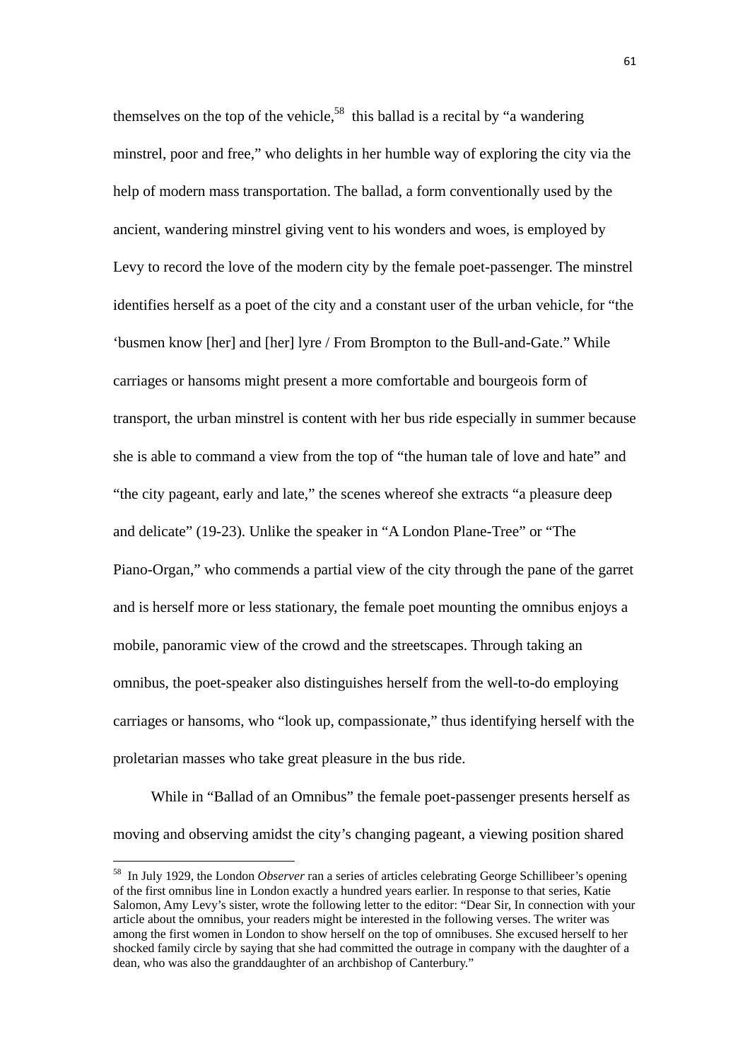themselves on the top of the vehicle,[58] this ballad is a recital by "a wandering minstrel, poor and free," who delights in her humble way of exploring the city via the help of modern mass transportation. The ballad, a form conventionally used by the ancient, wandering minstrel giving vent to his wonders and woes, is employed by Levy to record the love of the modern city by the female poet-passenger. The minstrel identifies herself as a poet of the city and a constant user of the urban vehicle, for "the 'busmen know [her] and [her] lyre / From Brompton to the Bull-and-Gate." While carriages or hansoms might present a more comfortable and bourgeois form of transport, the urban minstrel is content with her bus ride especially in summer because she is able to command a view from the top of "the human tale of love and hate" and "the city pageant, early and late," the scenes whereof she extracts "a pleasure deep and delicate" (19-23). Unlike the speaker in "A London Plane-Tree" or "The Piano-Organ," who commends a partial view of the city through the pane of the garret and is herself more or less stationary, the female poet mounting the omnibus enjoys a mobile, panoramic view of the crowd and the streetscapes. Through taking an omnibus, the poet-speaker also distinguishes herself from the well-to-do employing carriages or hansoms, who "look up, compassionate," thus identifying herself with the proletarian masses who take great pleasure in the bus ride.

While in "Ballad of an Omnibus" the female poet-passenger presents herself as moving and observing amidst the city's changing pageant, a viewing position shared

[58] In July 1929, the London *Observer* ran a series of articles celebrating George Schillibeer's opening of the first omnibus line in London exactly a hundred years earlier. In response to that series, Katie Salomon, Amy Levy's sister, wrote the following letter to the editor: "Dear Sir, In connection with your article about the omnibus, your readers might be interested in the following verses. The writer was among the first women in London to show herself on the top of omnibuses. She excused herself to her shocked family circle by saying that she had committed the outrage in company with the daughter of a dean, who was also the granddaughter of an archbishop of Canterbury."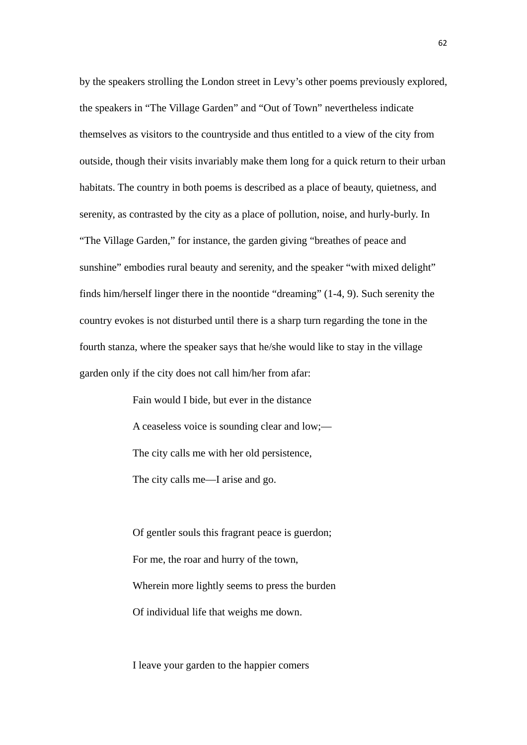by the speakers strolling the London street in Levy's other poems previously explored, the speakers in "The Village Garden" and "Out of Town" nevertheless indicate themselves as visitors to the countryside and thus entitled to a view of the city from outside, though their visits invariably make them long for a quick return to their urban habitats. The country in both poems is described as a place of beauty, quietness, and serenity, as contrasted by the city as a place of pollution, noise, and hurly-burly. In "The Village Garden," for instance, the garden giving "breathes of peace and sunshine" embodies rural beauty and serenity, and the speaker "with mixed delight" finds him/herself linger there in the noontide "dreaming" (1-4, 9). Such serenity the country evokes is not disturbed until there is a sharp turn regarding the tone in the fourth stanza, where the speaker says that he/she would like to stay in the village garden only if the city does not call him/her from afar:

> Fain would I bide, but ever in the distance
>
> A ceaseless voice is sounding clear and low;—
>
> The city calls me with her old persistence,
>
> The city calls me—I arise and go.
>
> Of gentler souls this fragrant peace is guerdon;
>
> For me, the roar and hurry of the town,
>
> Wherein more lightly seems to press the burden
>
> Of individual life that weighs me down.
>
> I leave your garden to the happier comers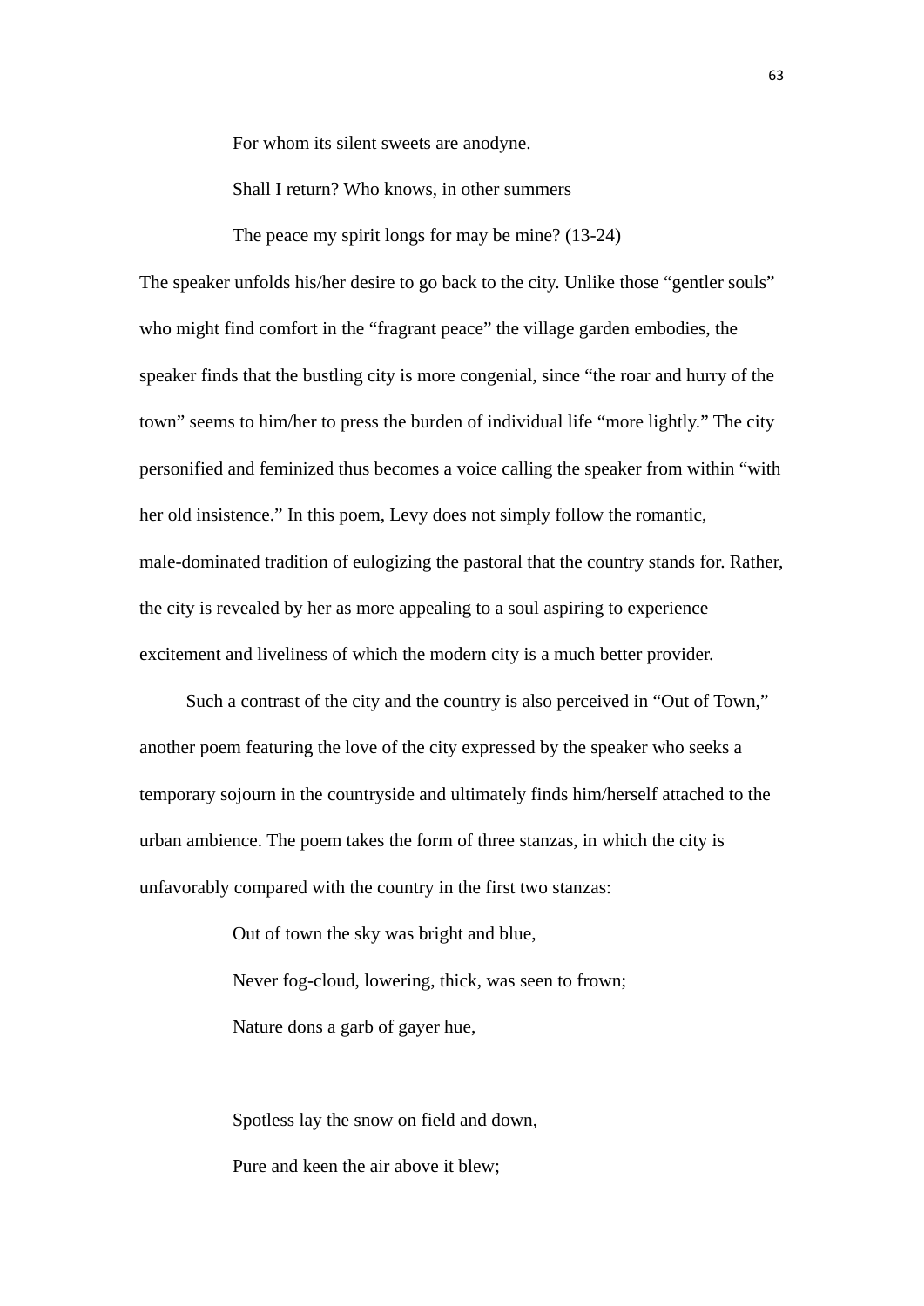For whom its silent sweets are anodyne.

Shall I return? Who knows, in other summers

The peace my spirit longs for may be mine? (13-24)

The speaker unfolds his/her desire to go back to the city. Unlike those "gentler souls" who might find comfort in the "fragrant peace" the village garden embodies, the speaker finds that the bustling city is more congenial, since "the roar and hurry of the town" seems to him/her to press the burden of individual life "more lightly." The city personified and feminized thus becomes a voice calling the speaker from within "with her old insistence." In this poem, Levy does not simply follow the romantic, male-dominated tradition of eulogizing the pastoral that the country stands for. Rather, the city is revealed by her as more appealing to a soul aspiring to experience excitement and liveliness of which the modern city is a much better provider.

Such a contrast of the city and the country is also perceived in "Out of Town," another poem featuring the love of the city expressed by the speaker who seeks a temporary sojourn in the countryside and ultimately finds him/herself attached to the urban ambience. The poem takes the form of three stanzas, in which the city is unfavorably compared with the country in the first two stanzas:

Out of town the sky was bright and blue,

Never fog-cloud, lowering, thick, was seen to frown;

Nature dons a garb of gayer hue,

Spotless lay the snow on field and down,

Pure and keen the air above it blew;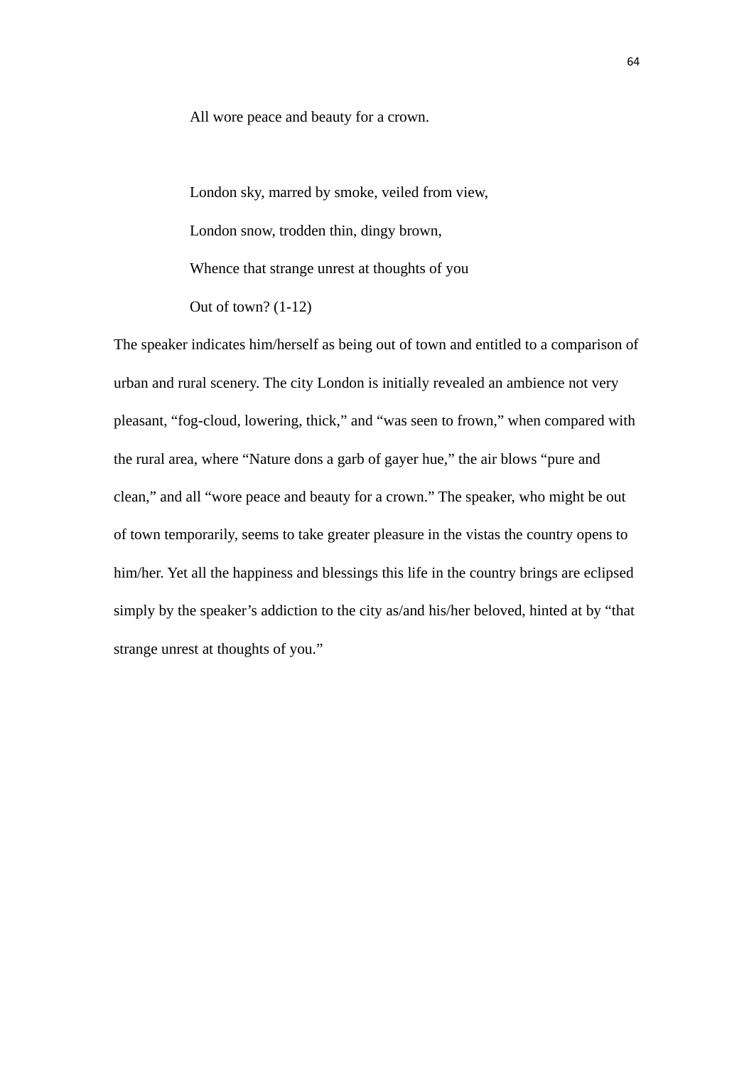All wore peace and beauty for a crown.

London sky, marred by smoke, veiled from view,

London snow, trodden thin, dingy brown,

Whence that strange unrest at thoughts of you

Out of town? (1-12)

The speaker indicates him/herself as being out of town and entitled to a comparison of urban and rural scenery. The city London is initially revealed an ambience not very pleasant, "fog-cloud, lowering, thick," and "was seen to frown," when compared with the rural area, where "Nature dons a garb of gayer hue," the air blows "pure and clean," and all "wore peace and beauty for a crown." The speaker, who might be out of town temporarily, seems to take greater pleasure in the vistas the country opens to him/her. Yet all the happiness and blessings this life in the country brings are eclipsed simply by the speaker's addiction to the city as/and his/her beloved, hinted at by "that strange unrest at thoughts of you."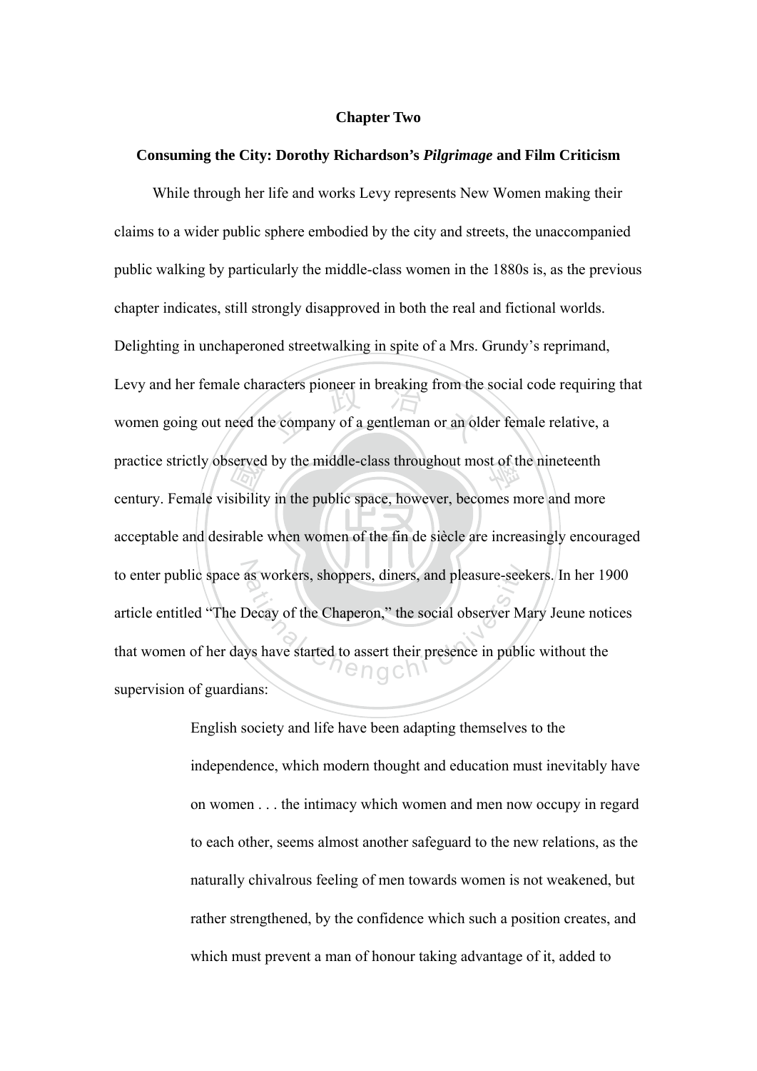**Chapter Two**

**Consuming the City: Dorothy Richardson's *Pilgrimage* and Film Criticism**

While through her life and works Levy represents New Women making their claims to a wider public sphere embodied by the city and streets, the unaccompanied public walking by particularly the middle-class women in the 1880s is, as the previous chapter indicates, still strongly disapproved in both the real and fictional worlds. Delighting in unchaperoned streetwalking in spite of a Mrs. Grundy's reprimand, Levy and her female characters pioneer in breaking from the social code requiring that women going out need the company of a gentleman or an older female relative, a practice strictly observed by the middle-class throughout most of the nineteenth century. Female visibility in the public space, however, becomes more and more acceptable and desirable when women of the fin de siècle are increasingly encouraged to enter public space as workers, shoppers, diners, and pleasure-seekers. In her 1900 article entitled "The Decay of the Chaperon," the social observer Mary Jeune notices that women of her days have started to assert their presence in public without the supervision of guardians:

> English society and life have been adapting themselves to the independence, which modern thought and education must inevitably have on women . . . the intimacy which women and men now occupy in regard to each other, seems almost another safeguard to the new relations, as the naturally chivalrous feeling of men towards women is not weakened, but rather strengthened, by the confidence which such a position creates, and which must prevent a man of honour taking advantage of it, added to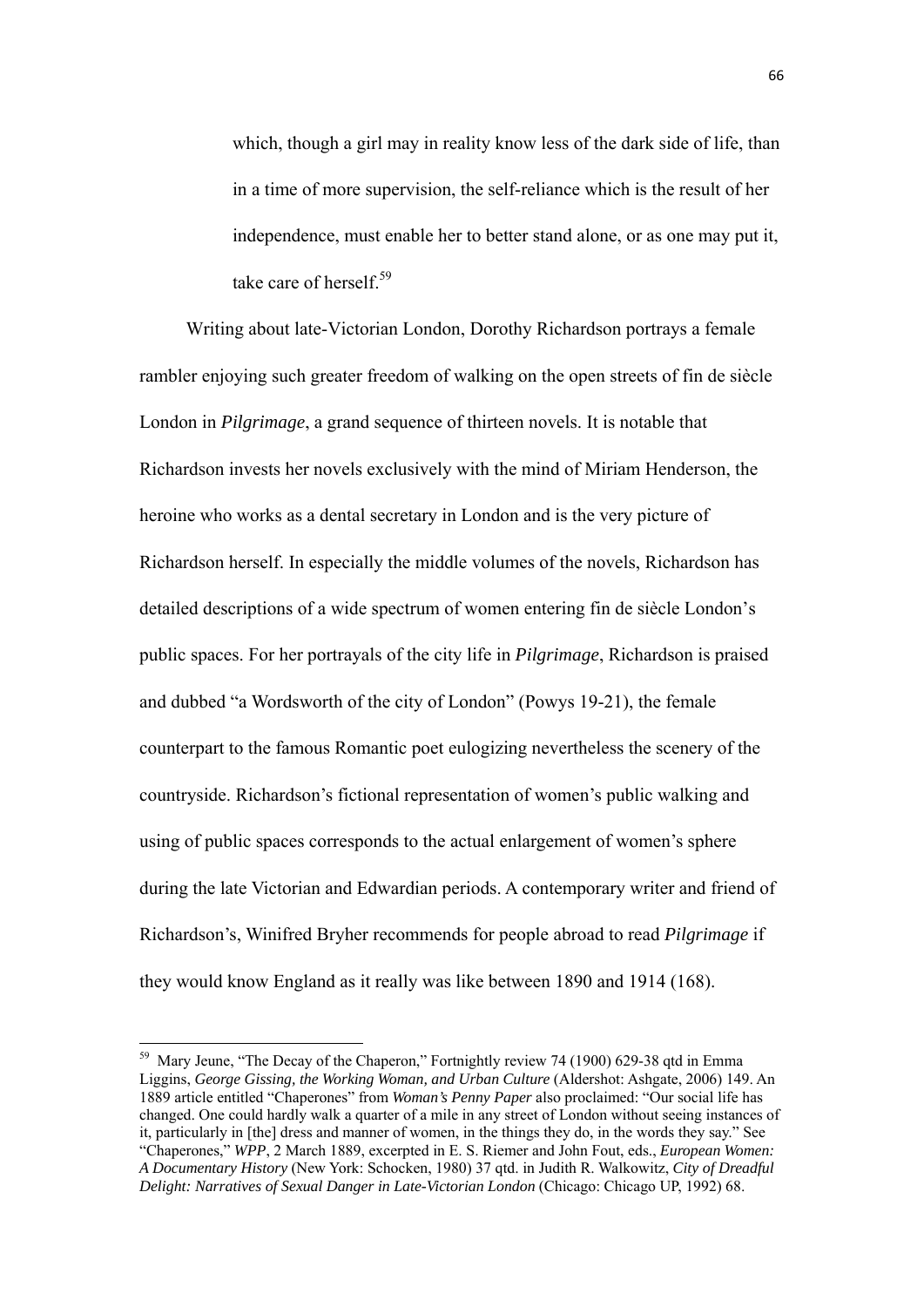> which, though a girl may in reality know less of the dark side of life, than in a time of more supervision, the self-reliance which is the result of her independence, must enable her to better stand alone, or as one may put it, take care of herself.[59]

Writing about late-Victorian London, Dorothy Richardson portrays a female rambler enjoying such greater freedom of walking on the open streets of fin de siècle London in *Pilgrimage*, a grand sequence of thirteen novels. It is notable that Richardson invests her novels exclusively with the mind of Miriam Henderson, the heroine who works as a dental secretary in London and is the very picture of Richardson herself. In especially the middle volumes of the novels, Richardson has detailed descriptions of a wide spectrum of women entering fin de siècle London's public spaces. For her portrayals of the city life in *Pilgrimage*, Richardson is praised and dubbed "a Wordsworth of the city of London" (Powys 19-21), the female counterpart to the famous Romantic poet eulogizing nevertheless the scenery of the countryside. Richardson's fictional representation of women's public walking and using of public spaces corresponds to the actual enlargement of women's sphere during the late Victorian and Edwardian periods. A contemporary writer and friend of Richardson's, Winifred Bryher recommends for people abroad to read *Pilgrimage* if they would know England as it really was like between 1890 and 1914 (168).

---

[59] Mary Jeune, "The Decay of the Chaperon," Fortnightly review 74 (1900) 629-38 qtd in Emma Liggins, *George Gissing, the Working Woman, and Urban Culture* (Aldershot: Ashgate, 2006) 149. An 1889 article entitled "Chaperones" from *Woman's Penny Paper* also proclaimed: "Our social life has changed. One could hardly walk a quarter of a mile in any street of London without seeing instances of it, particularly in [the] dress and manner of women, in the things they do, in the words they say." See "Chaperones," *WPP*, 2 March 1889, excerpted in E. S. Riemer and John Fout, eds., *European Women: A Documentary History* (New York: Schocken, 1980) 37 qtd. in Judith R. Walkowitz, *City of Dreadful Delight: Narratives of Sexual Danger in Late-Victorian London* (Chicago: Chicago UP, 1992) 68.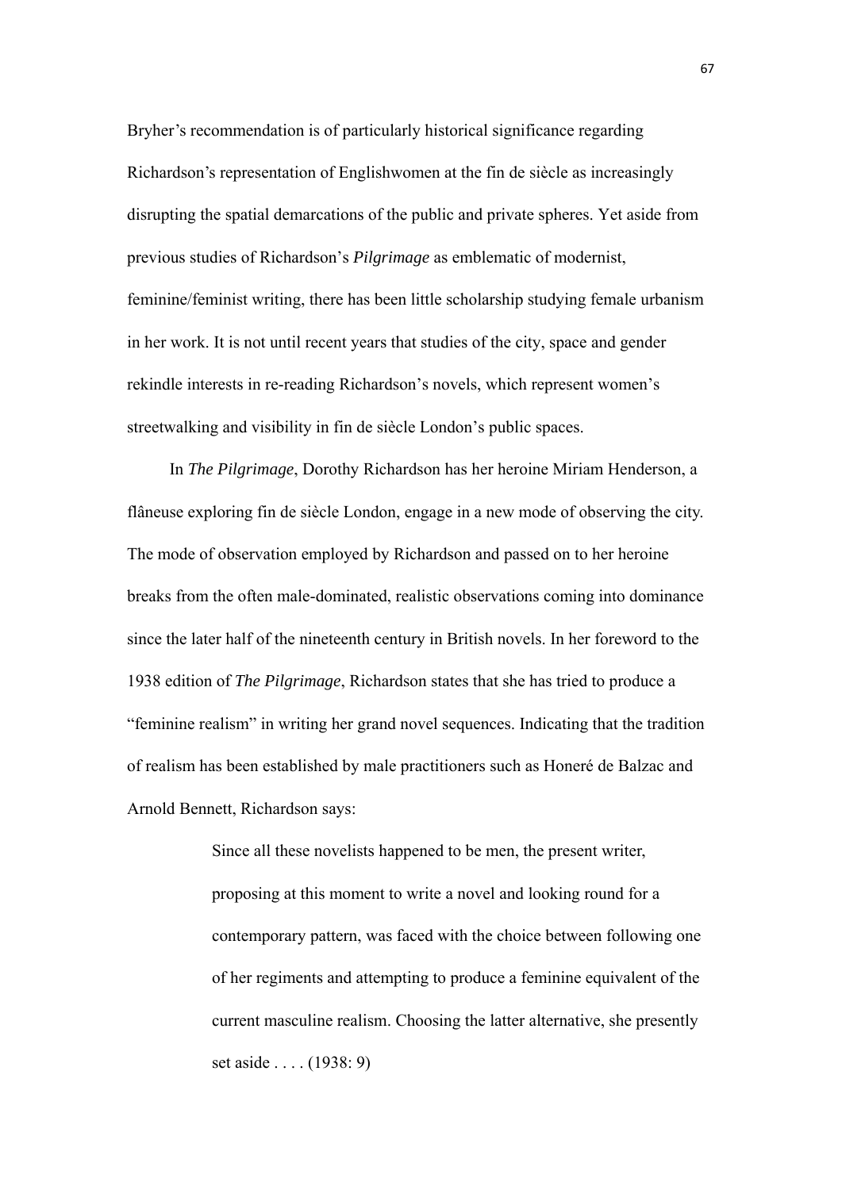Bryher's recommendation is of particularly historical significance regarding Richardson's representation of Englishwomen at the fin de siècle as increasingly disrupting the spatial demarcations of the public and private spheres. Yet aside from previous studies of Richardson's *Pilgrimage* as emblematic of modernist, feminine/feminist writing, there has been little scholarship studying female urbanism in her work. It is not until recent years that studies of the city, space and gender rekindle interests in re-reading Richardson's novels, which represent women's streetwalking and visibility in fin de siècle London's public spaces.

In *The Pilgrimage*, Dorothy Richardson has her heroine Miriam Henderson, a flâneuse exploring fin de siècle London, engage in a new mode of observing the city. The mode of observation employed by Richardson and passed on to her heroine breaks from the often male-dominated, realistic observations coming into dominance since the later half of the nineteenth century in British novels. In her foreword to the 1938 edition of *The Pilgrimage*, Richardson states that she has tried to produce a "feminine realism" in writing her grand novel sequences. Indicating that the tradition of realism has been established by male practitioners such as Honeré de Balzac and Arnold Bennett, Richardson says:

> Since all these novelists happened to be men, the present writer, proposing at this moment to write a novel and looking round for a contemporary pattern, was faced with the choice between following one of her regiments and attempting to produce a feminine equivalent of the current masculine realism. Choosing the latter alternative, she presently set aside . . . . (1938: 9)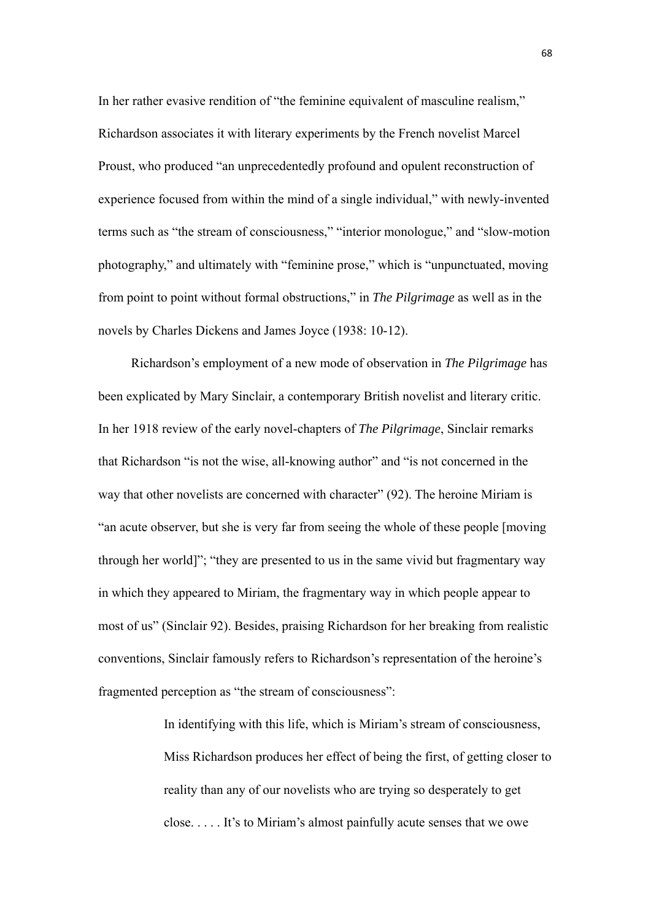In her rather evasive rendition of "the feminine equivalent of masculine realism," Richardson associates it with literary experiments by the French novelist Marcel Proust, who produced "an unprecedentedly profound and opulent reconstruction of experience focused from within the mind of a single individual," with newly-invented terms such as "the stream of consciousness," "interior monologue," and "slow-motion photography," and ultimately with "feminine prose," which is "unpunctuated, moving from point to point without formal obstructions," in *The Pilgrimage* as well as in the novels by Charles Dickens and James Joyce (1938: 10-12).

Richardson's employment of a new mode of observation in *The Pilgrimage* has been explicated by Mary Sinclair, a contemporary British novelist and literary critic. In her 1918 review of the early novel-chapters of *The Pilgrimage*, Sinclair remarks that Richardson "is not the wise, all-knowing author" and "is not concerned in the way that other novelists are concerned with character" (92). The heroine Miriam is "an acute observer, but she is very far from seeing the whole of these people [moving through her world]"; "they are presented to us in the same vivid but fragmentary way in which they appeared to Miriam, the fragmentary way in which people appear to most of us" (Sinclair 92). Besides, praising Richardson for her breaking from realistic conventions, Sinclair famously refers to Richardson's representation of the heroine's fragmented perception as "the stream of consciousness":

> In identifying with this life, which is Miriam's stream of consciousness, Miss Richardson produces her effect of being the first, of getting closer to reality than any of our novelists who are trying so desperately to get close. . . . . It's to Miriam's almost painfully acute senses that we owe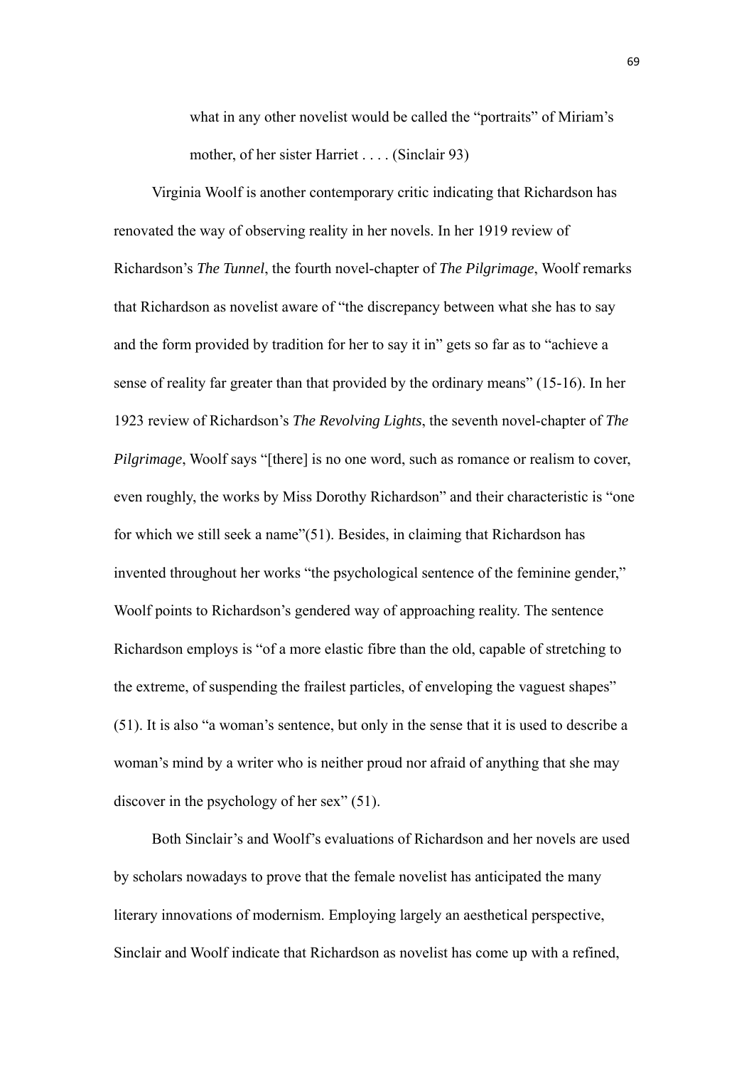> what in any other novelist would be called the "portraits" of Miriam's mother, of her sister Harriet . . . . (Sinclair 93)

Virginia Woolf is another contemporary critic indicating that Richardson has renovated the way of observing reality in her novels. In her 1919 review of Richardson's *The Tunnel*, the fourth novel-chapter of *The Pilgrimage*, Woolf remarks that Richardson as novelist aware of "the discrepancy between what she has to say and the form provided by tradition for her to say it in" gets so far as to "achieve a sense of reality far greater than that provided by the ordinary means" (15-16). In her 1923 review of Richardson's *The Revolving Lights*, the seventh novel-chapter of *The Pilgrimage*, Woolf says "[there] is no one word, such as romance or realism to cover, even roughly, the works by Miss Dorothy Richardson" and their characteristic is "one for which we still seek a name"(51). Besides, in claiming that Richardson has invented throughout her works "the psychological sentence of the feminine gender," Woolf points to Richardson's gendered way of approaching reality. The sentence Richardson employs is "of a more elastic fibre than the old, capable of stretching to the extreme, of suspending the frailest particles, of enveloping the vaguest shapes" (51). It is also "a woman's sentence, but only in the sense that it is used to describe a woman's mind by a writer who is neither proud nor afraid of anything that she may discover in the psychology of her sex" (51).

Both Sinclair's and Woolf's evaluations of Richardson and her novels are used by scholars nowadays to prove that the female novelist has anticipated the many literary innovations of modernism. Employing largely an aesthetical perspective, Sinclair and Woolf indicate that Richardson as novelist has come up with a refined,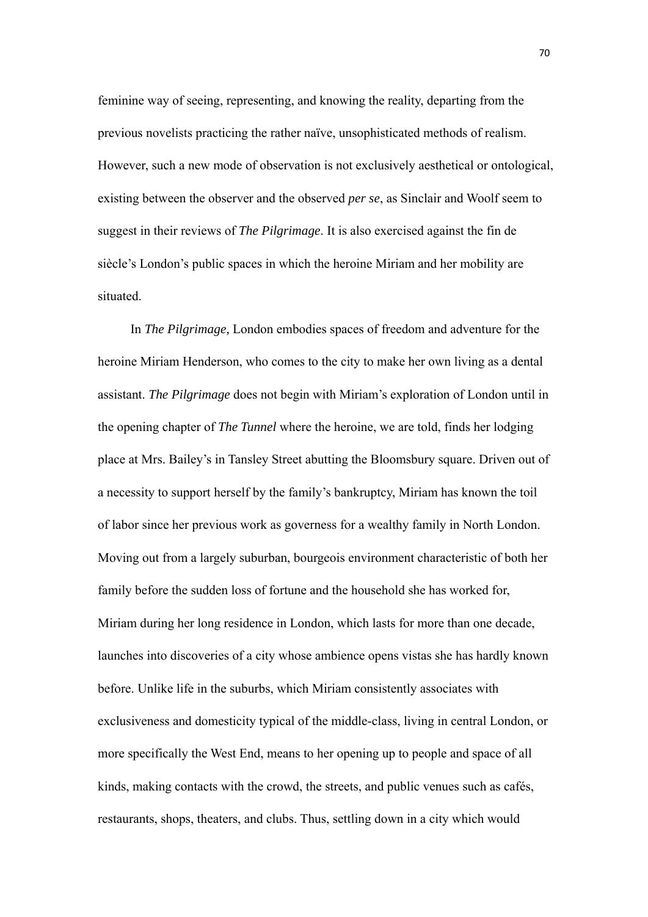feminine way of seeing, representing, and knowing the reality, departing from the previous novelists practicing the rather naïve, unsophisticated methods of realism. However, such a new mode of observation is not exclusively aesthetical or ontological, existing between the observer and the observed *per se*, as Sinclair and Woolf seem to suggest in their reviews of *The Pilgrimage*. It is also exercised against the fin de siècle's London's public spaces in which the heroine Miriam and her mobility are situated.

In *The Pilgrimage,* London embodies spaces of freedom and adventure for the heroine Miriam Henderson, who comes to the city to make her own living as a dental assistant. *The Pilgrimage* does not begin with Miriam's exploration of London until in the opening chapter of *The Tunnel* where the heroine, we are told, finds her lodging place at Mrs. Bailey's in Tansley Street abutting the Bloomsbury square. Driven out of a necessity to support herself by the family's bankruptcy, Miriam has known the toil of labor since her previous work as governess for a wealthy family in North London. Moving out from a largely suburban, bourgeois environment characteristic of both her family before the sudden loss of fortune and the household she has worked for, Miriam during her long residence in London, which lasts for more than one decade, launches into discoveries of a city whose ambience opens vistas she has hardly known before. Unlike life in the suburbs, which Miriam consistently associates with exclusiveness and domesticity typical of the middle-class, living in central London, or more specifically the West End, means to her opening up to people and space of all kinds, making contacts with the crowd, the streets, and public venues such as cafés, restaurants, shops, theaters, and clubs. Thus, settling down in a city which would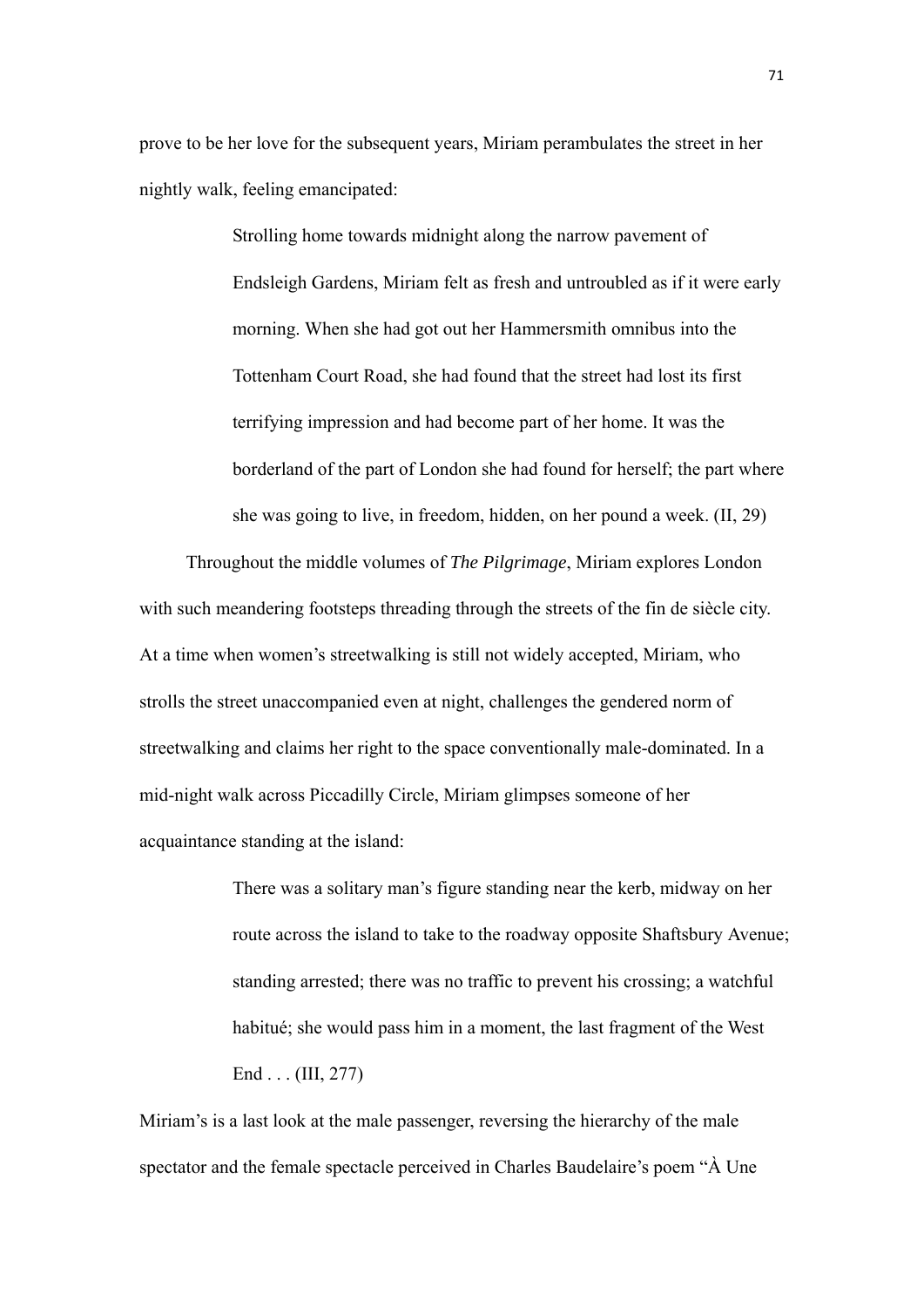prove to be her love for the subsequent years, Miriam perambulates the street in her nightly walk, feeling emancipated:

> Strolling home towards midnight along the narrow pavement of Endsleigh Gardens, Miriam felt as fresh and untroubled as if it were early morning. When she had got out her Hammersmith omnibus into the Tottenham Court Road, she had found that the street had lost its first terrifying impression and had become part of her home. It was the borderland of the part of London she had found for herself; the part where she was going to live, in freedom, hidden, on her pound a week. (II, 29)

Throughout the middle volumes of *The Pilgrimage*, Miriam explores London with such meandering footsteps threading through the streets of the fin de siècle city. At a time when women's streetwalking is still not widely accepted, Miriam, who strolls the street unaccompanied even at night, challenges the gendered norm of streetwalking and claims her right to the space conventionally male-dominated. In a mid-night walk across Piccadilly Circle, Miriam glimpses someone of her acquaintance standing at the island:

> There was a solitary man's figure standing near the kerb, midway on her route across the island to take to the roadway opposite Shaftsbury Avenue; standing arrested; there was no traffic to prevent his crossing; a watchful habitué; she would pass him in a moment, the last fragment of the West End . . . (III, 277)

Miriam's is a last look at the male passenger, reversing the hierarchy of the male spectator and the female spectacle perceived in Charles Baudelaire's poem "À Une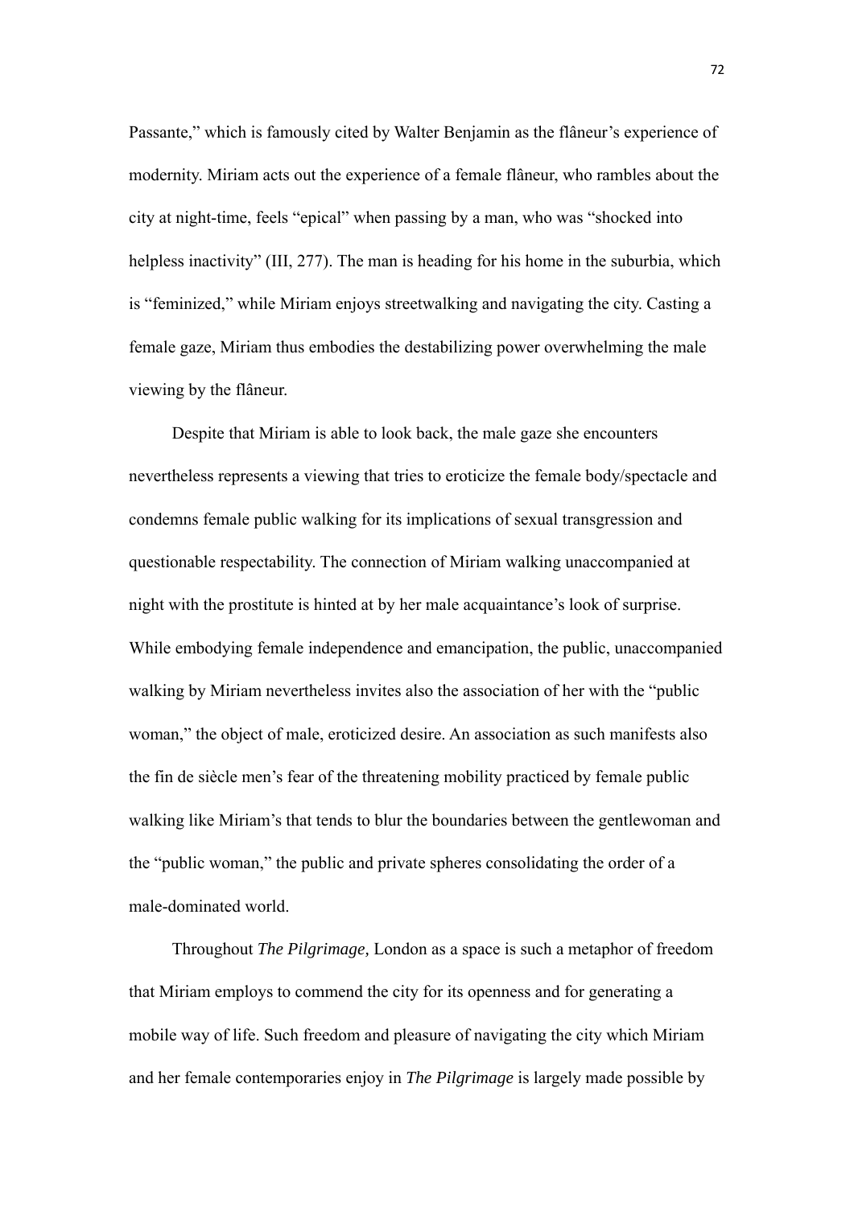Passante," which is famously cited by Walter Benjamin as the flâneur's experience of modernity. Miriam acts out the experience of a female flâneur, who rambles about the city at night-time, feels "epical" when passing by a man, who was "shocked into helpless inactivity" (III, 277). The man is heading for his home in the suburbia, which is "feminized," while Miriam enjoys streetwalking and navigating the city. Casting a female gaze, Miriam thus embodies the destabilizing power overwhelming the male viewing by the flâneur.

Despite that Miriam is able to look back, the male gaze she encounters nevertheless represents a viewing that tries to eroticize the female body/spectacle and condemns female public walking for its implications of sexual transgression and questionable respectability. The connection of Miriam walking unaccompanied at night with the prostitute is hinted at by her male acquaintance's look of surprise. While embodying female independence and emancipation, the public, unaccompanied walking by Miriam nevertheless invites also the association of her with the "public woman," the object of male, eroticized desire. An association as such manifests also the fin de siècle men's fear of the threatening mobility practiced by female public walking like Miriam's that tends to blur the boundaries between the gentlewoman and the "public woman," the public and private spheres consolidating the order of a male-dominated world.

Throughout *The Pilgrimage,* London as a space is such a metaphor of freedom that Miriam employs to commend the city for its openness and for generating a mobile way of life. Such freedom and pleasure of navigating the city which Miriam and her female contemporaries enjoy in *The Pilgrimage* is largely made possible by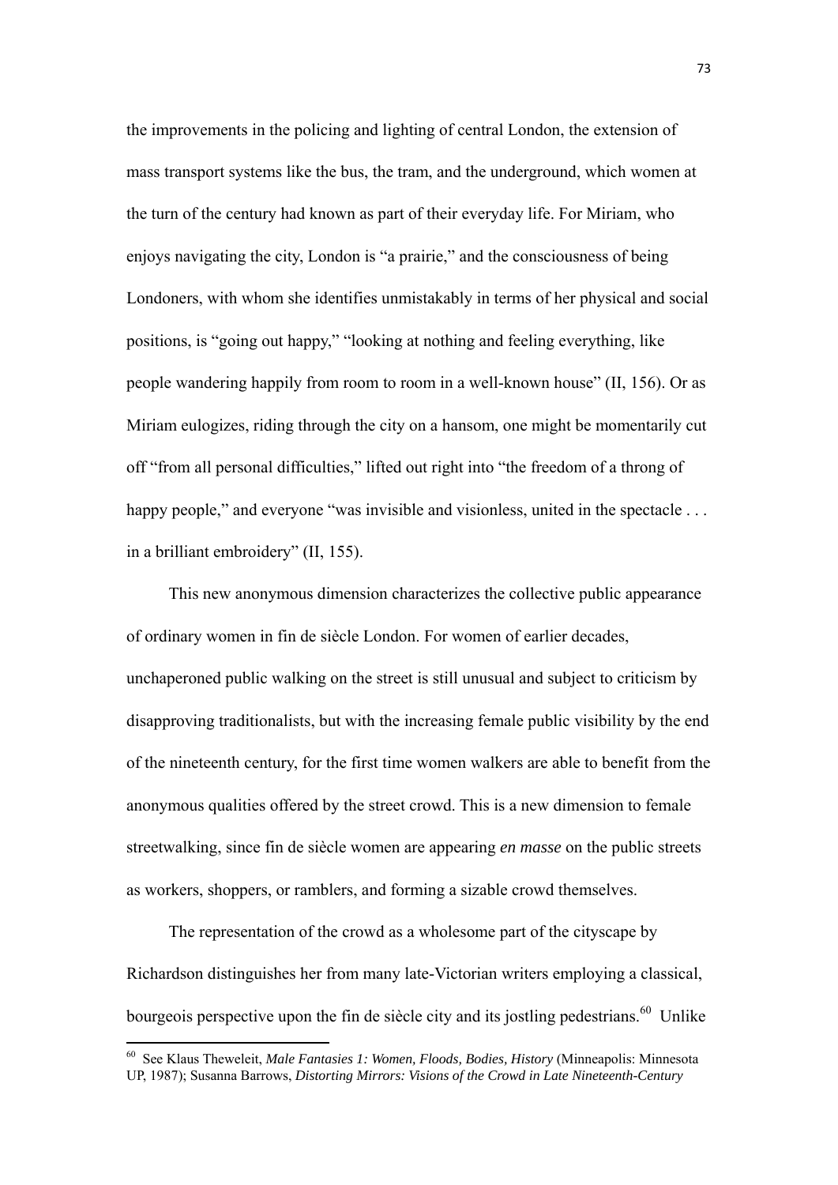the improvements in the policing and lighting of central London, the extension of mass transport systems like the bus, the tram, and the underground, which women at the turn of the century had known as part of their everyday life. For Miriam, who enjoys navigating the city, London is "a prairie," and the consciousness of being Londoners, with whom she identifies unmistakably in terms of her physical and social positions, is "going out happy," "looking at nothing and feeling everything, like people wandering happily from room to room in a well-known house" (II, 156). Or as Miriam eulogizes, riding through the city on a hansom, one might be momentarily cut off "from all personal difficulties," lifted out right into "the freedom of a throng of happy people," and everyone "was invisible and visionless, united in the spectacle . . . in a brilliant embroidery" (II, 155).

This new anonymous dimension characterizes the collective public appearance of ordinary women in fin de siècle London. For women of earlier decades, unchaperoned public walking on the street is still unusual and subject to criticism by disapproving traditionalists, but with the increasing female public visibility by the end of the nineteenth century, for the first time women walkers are able to benefit from the anonymous qualities offered by the street crowd. This is a new dimension to female streetwalking, since fin de siècle women are appearing *en masse* on the public streets as workers, shoppers, or ramblers, and forming a sizable crowd themselves.

The representation of the crowd as a wholesome part of the cityscape by Richardson distinguishes her from many late-Victorian writers employing a classical, bourgeois perspective upon the fin de siècle city and its jostling pedestrians.[60] Unlike

---

[60] See Klaus Theweleit, *Male Fantasies 1: Women, Floods, Bodies, History* (Minneapolis: Minnesota UP, 1987); Susanna Barrows, *Distorting Mirrors: Visions of the Crowd in Late Nineteenth-Century*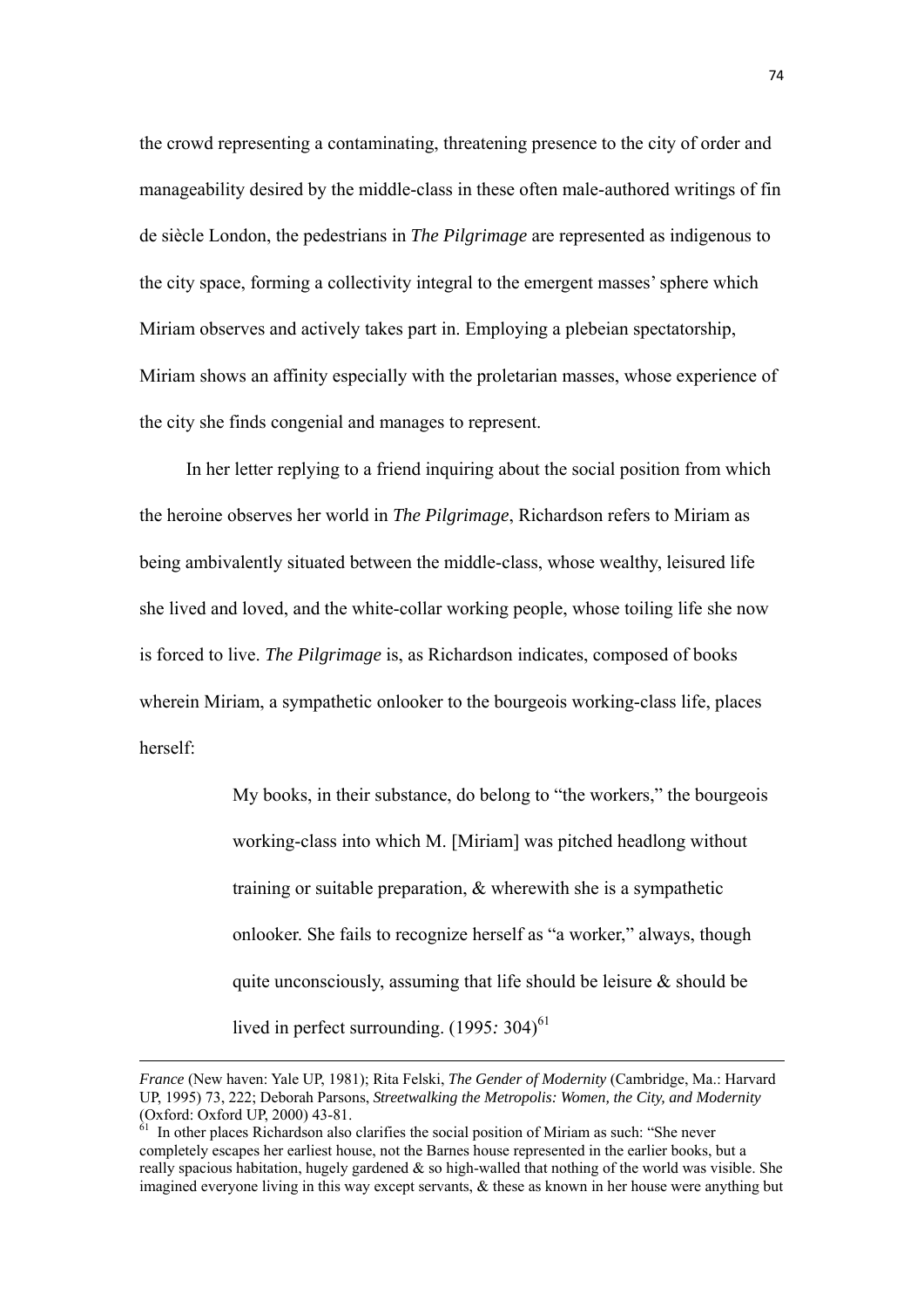the crowd representing a contaminating, threatening presence to the city of order and manageability desired by the middle-class in these often male-authored writings of fin de siècle London, the pedestrians in *The Pilgrimage* are represented as indigenous to the city space, forming a collectivity integral to the emergent masses' sphere which Miriam observes and actively takes part in. Employing a plebeian spectatorship, Miriam shows an affinity especially with the proletarian masses, whose experience of the city she finds congenial and manages to represent.

In her letter replying to a friend inquiring about the social position from which the heroine observes her world in *The Pilgrimage*, Richardson refers to Miriam as being ambivalently situated between the middle-class, whose wealthy, leisured life she lived and loved, and the white-collar working people, whose toiling life she now is forced to live. *The Pilgrimage* is, as Richardson indicates, composed of books wherein Miriam, a sympathetic onlooker to the bourgeois working-class life, places herself:

> My books, in their substance, do belong to "the workers," the bourgeois working-class into which M. [Miriam] was pitched headlong without training or suitable preparation, & wherewith she is a sympathetic onlooker. She fails to recognize herself as "a worker," always, though quite unconsciously, assuming that life should be leisure & should be lived in perfect surrounding. (1995*:* 304)[61]

---

*France* (New haven: Yale UP, 1981); Rita Felski, *The Gender of Modernity* (Cambridge, Ma.: Harvard UP, 1995) 73, 222; Deborah Parsons, *Streetwalking the Metropolis: Women, the City, and Modernity* (Oxford: Oxford UP, 2000) 43-81.

[61] In other places Richardson also clarifies the social position of Miriam as such: "She never completely escapes her earliest house, not the Barnes house represented in the earlier books, but a really spacious habitation, hugely gardened & so high-walled that nothing of the world was visible. She imagined everyone living in this way except servants, & these as known in her house were anything but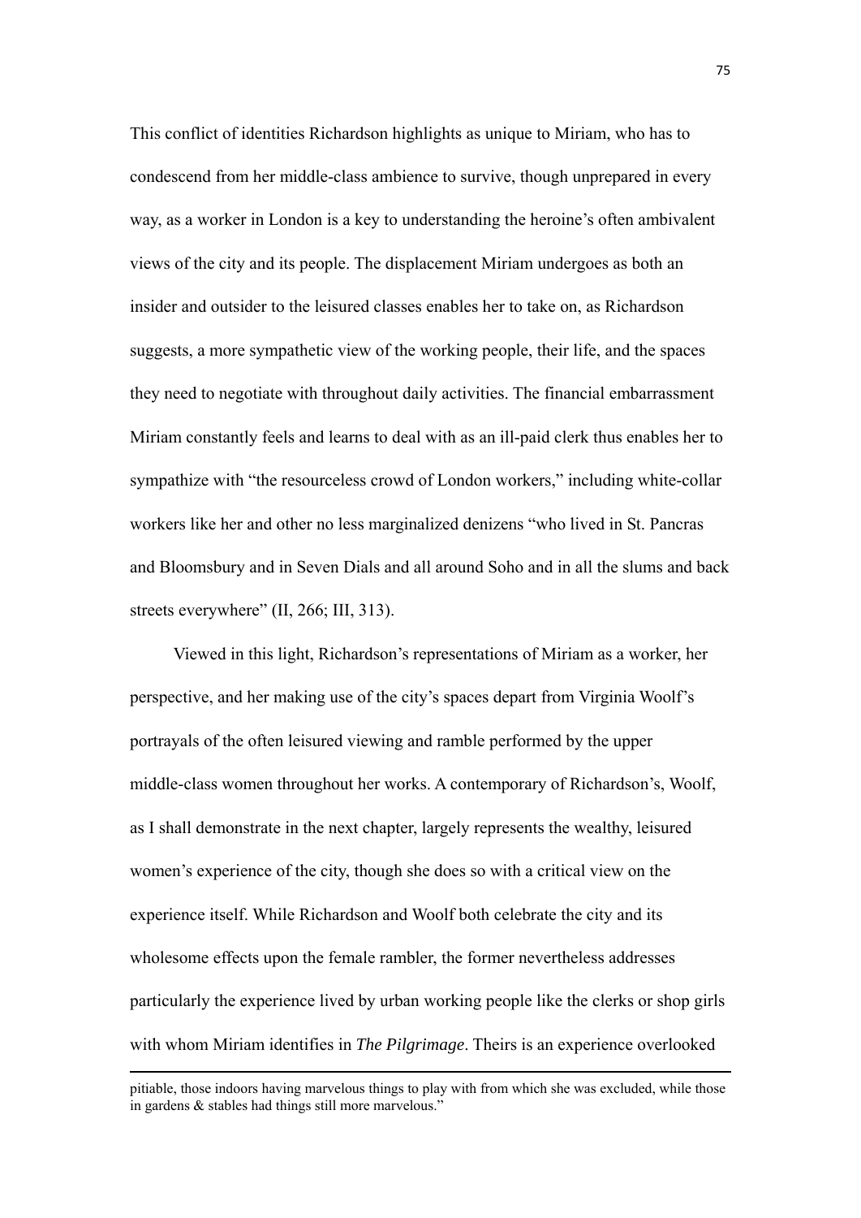This conflict of identities Richardson highlights as unique to Miriam, who has to condescend from her middle-class ambience to survive, though unprepared in every way, as a worker in London is a key to understanding the heroine's often ambivalent views of the city and its people. The displacement Miriam undergoes as both an insider and outsider to the leisured classes enables her to take on, as Richardson suggests, a more sympathetic view of the working people, their life, and the spaces they need to negotiate with throughout daily activities. The financial embarrassment Miriam constantly feels and learns to deal with as an ill-paid clerk thus enables her to sympathize with "the resourceless crowd of London workers," including white-collar workers like her and other no less marginalized denizens "who lived in St. Pancras and Bloomsbury and in Seven Dials and all around Soho and in all the slums and back streets everywhere" (II, 266; III, 313).

Viewed in this light, Richardson's representations of Miriam as a worker, her perspective, and her making use of the city's spaces depart from Virginia Woolf's portrayals of the often leisured viewing and ramble performed by the upper middle-class women throughout her works. A contemporary of Richardson's, Woolf, as I shall demonstrate in the next chapter, largely represents the wealthy, leisured women's experience of the city, though she does so with a critical view on the experience itself. While Richardson and Woolf both celebrate the city and its wholesome effects upon the female rambler, the former nevertheless addresses particularly the experience lived by urban working people like the clerks or shop girls with whom Miriam identifies in *The Pilgrimage*. Theirs is an experience overlooked

---

pitiable, those indoors having marvelous things to play with from which she was excluded, while those in gardens & stables had things still more marvelous."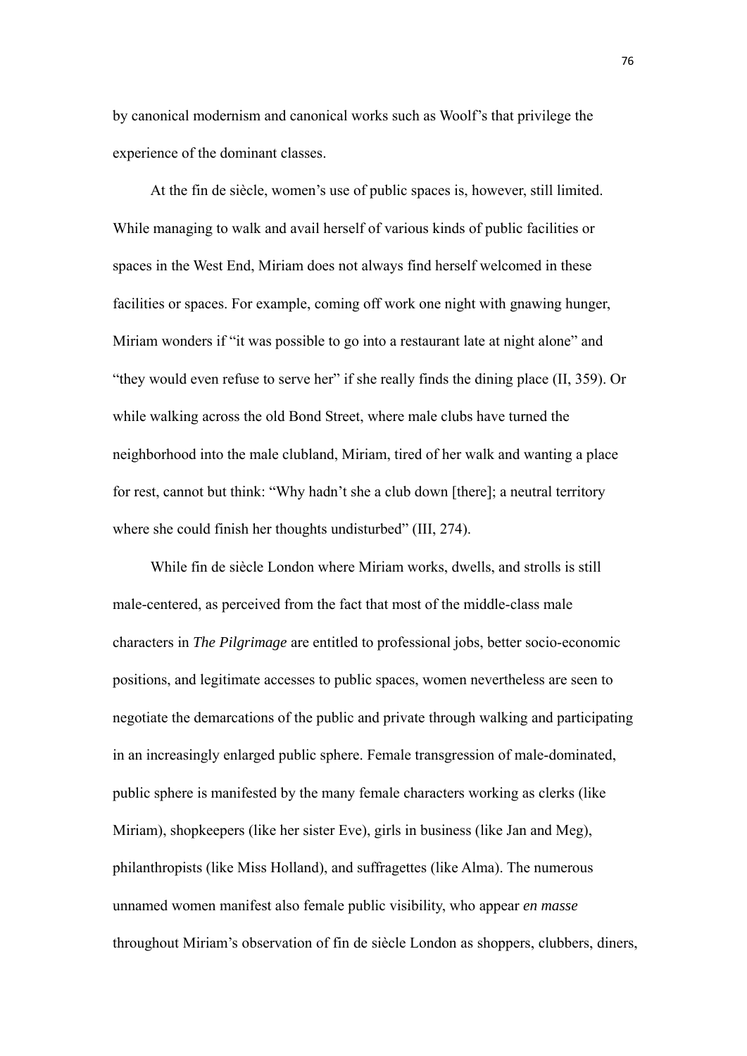by canonical modernism and canonical works such as Woolf's that privilege the experience of the dominant classes.

At the fin de siècle, women's use of public spaces is, however, still limited. While managing to walk and avail herself of various kinds of public facilities or spaces in the West End, Miriam does not always find herself welcomed in these facilities or spaces. For example, coming off work one night with gnawing hunger, Miriam wonders if "it was possible to go into a restaurant late at night alone" and "they would even refuse to serve her" if she really finds the dining place (II, 359). Or while walking across the old Bond Street, where male clubs have turned the neighborhood into the male clubland, Miriam, tired of her walk and wanting a place for rest, cannot but think: "Why hadn't she a club down [there]; a neutral territory where she could finish her thoughts undisturbed" (III, 274).

While fin de siècle London where Miriam works, dwells, and strolls is still male-centered, as perceived from the fact that most of the middle-class male characters in *The Pilgrimage* are entitled to professional jobs, better socio-economic positions, and legitimate accesses to public spaces, women nevertheless are seen to negotiate the demarcations of the public and private through walking and participating in an increasingly enlarged public sphere. Female transgression of male-dominated, public sphere is manifested by the many female characters working as clerks (like Miriam), shopkeepers (like her sister Eve), girls in business (like Jan and Meg), philanthropists (like Miss Holland), and suffragettes (like Alma). The numerous unnamed women manifest also female public visibility, who appear *en masse* throughout Miriam's observation of fin de siècle London as shoppers, clubbers, diners,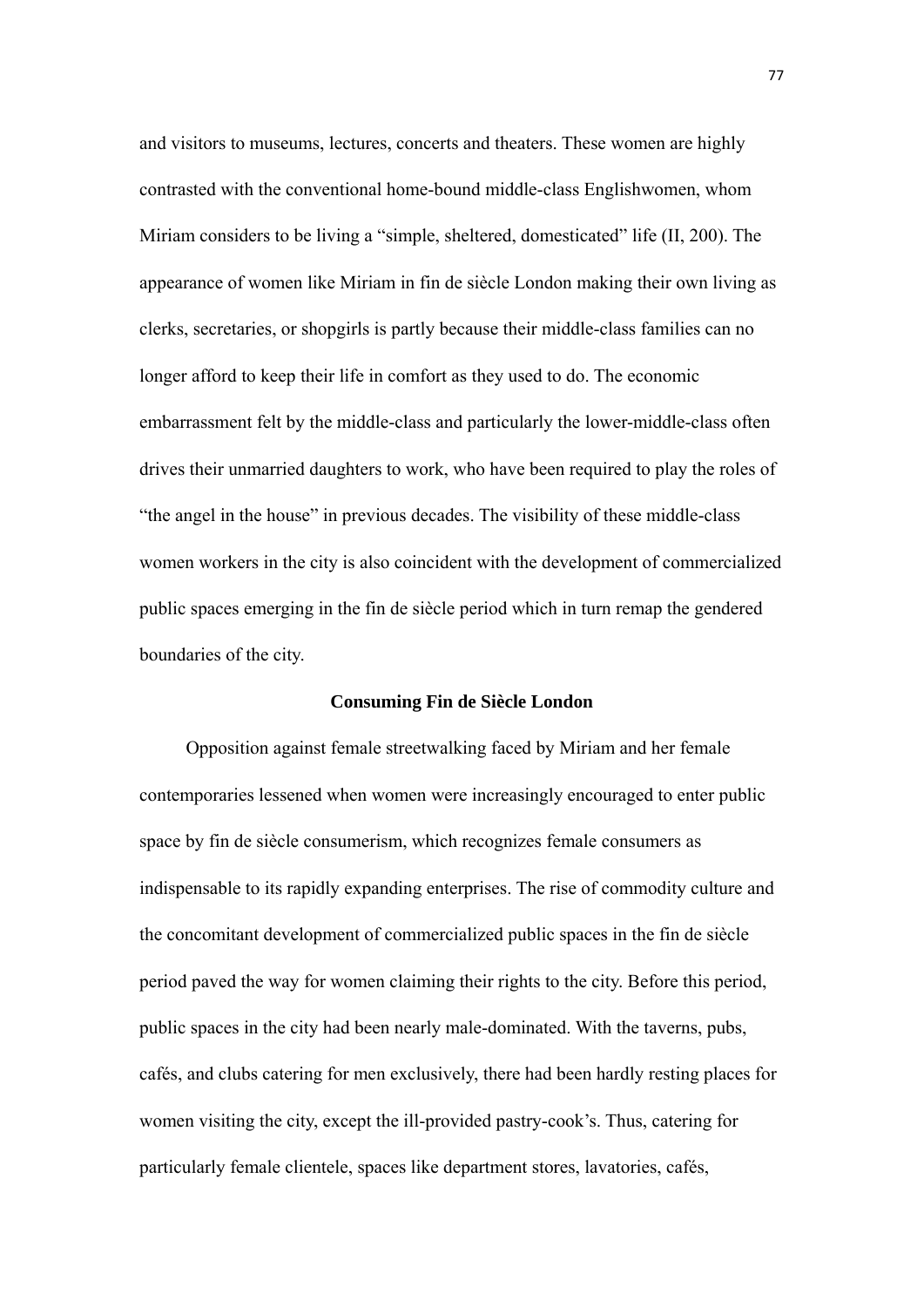and visitors to museums, lectures, concerts and theaters. These women are highly contrasted with the conventional home-bound middle-class Englishwomen, whom Miriam considers to be living a "simple, sheltered, domesticated" life (II, 200). The appearance of women like Miriam in fin de siècle London making their own living as clerks, secretaries, or shopgirls is partly because their middle-class families can no longer afford to keep their life in comfort as they used to do. The economic embarrassment felt by the middle-class and particularly the lower-middle-class often drives their unmarried daughters to work, who have been required to play the roles of "the angel in the house" in previous decades. The visibility of these middle-class women workers in the city is also coincident with the development of commercialized public spaces emerging in the fin de siècle period which in turn remap the gendered boundaries of the city.

## Consuming Fin de Siècle London

Opposition against female streetwalking faced by Miriam and her female contemporaries lessened when women were increasingly encouraged to enter public space by fin de siècle consumerism, which recognizes female consumers as indispensable to its rapidly expanding enterprises. The rise of commodity culture and the concomitant development of commercialized public spaces in the fin de siècle period paved the way for women claiming their rights to the city. Before this period, public spaces in the city had been nearly male-dominated. With the taverns, pubs, cafés, and clubs catering for men exclusively, there had been hardly resting places for women visiting the city, except the ill-provided pastry-cook's. Thus, catering for particularly female clientele, spaces like department stores, lavatories, cafés,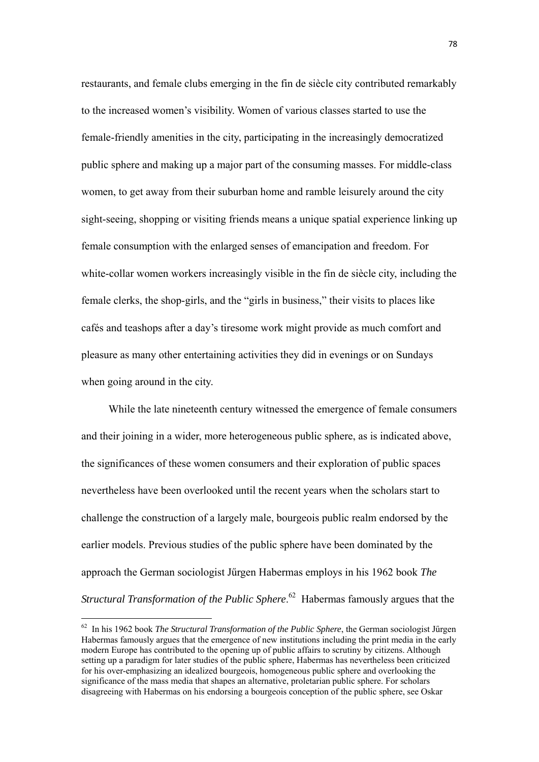restaurants, and female clubs emerging in the fin de siècle city contributed remarkably to the increased women's visibility. Women of various classes started to use the female-friendly amenities in the city, participating in the increasingly democratized public sphere and making up a major part of the consuming masses. For middle-class women, to get away from their suburban home and ramble leisurely around the city sight-seeing, shopping or visiting friends means a unique spatial experience linking up female consumption with the enlarged senses of emancipation and freedom. For white-collar women workers increasingly visible in the fin de siècle city, including the female clerks, the shop-girls, and the "girls in business," their visits to places like cafés and teashops after a day's tiresome work might provide as much comfort and pleasure as many other entertaining activities they did in evenings or on Sundays when going around in the city.

While the late nineteenth century witnessed the emergence of female consumers and their joining in a wider, more heterogeneous public sphere, as is indicated above, the significances of these women consumers and their exploration of public spaces nevertheless have been overlooked until the recent years when the scholars start to challenge the construction of a largely male, bourgeois public realm endorsed by the earlier models. Previous studies of the public sphere have been dominated by the approach the German sociologist Jűrgen Habermas employs in his 1962 book *The Structural Transformation of the Public Sphere*.[62] Habermas famously argues that the

---

[62] In his 1962 book *The Structural Transformation of the Public Sphere*, the German sociologist Jűrgen Habermas famously argues that the emergence of new institutions including the print media in the early modern Europe has contributed to the opening up of public affairs to scrutiny by citizens. Although setting up a paradigm for later studies of the public sphere, Habermas has nevertheless been criticized for his over-emphasizing an idealized bourgeois, homogeneous public sphere and overlooking the significance of the mass media that shapes an alternative, proletarian public sphere. For scholars disagreeing with Habermas on his endorsing a bourgeois conception of the public sphere, see Oskar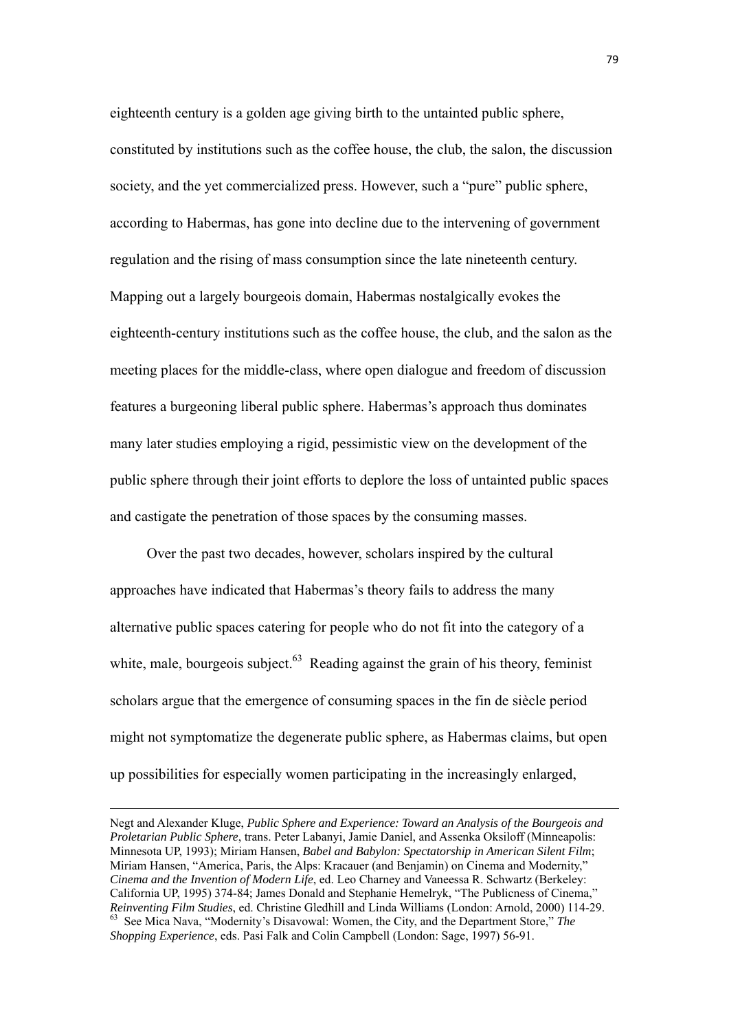eighteenth century is a golden age giving birth to the untainted public sphere, constituted by institutions such as the coffee house, the club, the salon, the discussion society, and the yet commercialized press. However, such a "pure" public sphere, according to Habermas, has gone into decline due to the intervening of government regulation and the rising of mass consumption since the late nineteenth century. Mapping out a largely bourgeois domain, Habermas nostalgically evokes the eighteenth-century institutions such as the coffee house, the club, and the salon as the meeting places for the middle-class, where open dialogue and freedom of discussion features a burgeoning liberal public sphere. Habermas's approach thus dominates many later studies employing a rigid, pessimistic view on the development of the public sphere through their joint efforts to deplore the loss of untainted public spaces and castigate the penetration of those spaces by the consuming masses.

Over the past two decades, however, scholars inspired by the cultural approaches have indicated that Habermas's theory fails to address the many alternative public spaces catering for people who do not fit into the category of a white, male, bourgeois subject.[63] Reading against the grain of his theory, feminist scholars argue that the emergence of consuming spaces in the fin de siècle period might not symptomatize the degenerate public sphere, as Habermas claims, but open up possibilities for especially women participating in the increasingly enlarged,

---

Negt and Alexander Kluge, *Public Sphere and Experience: Toward an Analysis of the Bourgeois and Proletarian Public Sphere*, trans. Peter Labanyi, Jamie Daniel, and Assenka Oksiloff (Minneapolis: Minnesota UP, 1993); Miriam Hansen, *Babel and Babylon: Spectatorship in American Silent Film*; Miriam Hansen, "America, Paris, the Alps: Kracauer (and Benjamin) on Cinema and Modernity," *Cinema and the Invention of Modern Life*, ed. Leo Charney and Vaneessa R. Schwartz (Berkeley: California UP, 1995) 374-84; James Donald and Stephanie Hemelryk, "The Publicness of Cinema," *Reinventing Film Studies*, ed. Christine Gledhill and Linda Williams (London: Arnold, 2000) 114-29.

[63] See Mica Nava, "Modernity's Disavowal: Women, the City, and the Department Store," *The Shopping Experience*, eds. Pasi Falk and Colin Campbell (London: Sage, 1997) 56-91.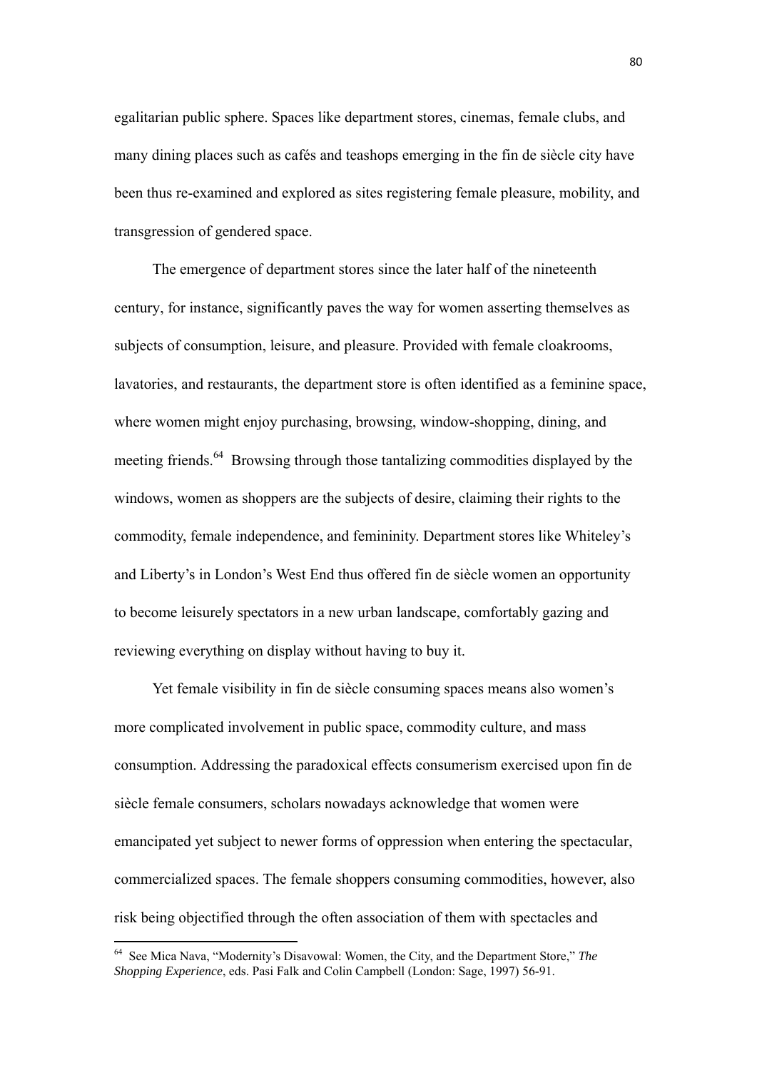egalitarian public sphere. Spaces like department stores, cinemas, female clubs, and many dining places such as cafés and teashops emerging in the fin de siècle city have been thus re-examined and explored as sites registering female pleasure, mobility, and transgression of gendered space.

The emergence of department stores since the later half of the nineteenth century, for instance, significantly paves the way for women asserting themselves as subjects of consumption, leisure, and pleasure. Provided with female cloakrooms, lavatories, and restaurants, the department store is often identified as a feminine space, where women might enjoy purchasing, browsing, window-shopping, dining, and meeting friends.[64] Browsing through those tantalizing commodities displayed by the windows, women as shoppers are the subjects of desire, claiming their rights to the commodity, female independence, and femininity. Department stores like Whiteley's and Liberty's in London's West End thus offered fin de siècle women an opportunity to become leisurely spectators in a new urban landscape, comfortably gazing and reviewing everything on display without having to buy it.

Yet female visibility in fin de siècle consuming spaces means also women's more complicated involvement in public space, commodity culture, and mass consumption. Addressing the paradoxical effects consumerism exercised upon fin de siècle female consumers, scholars nowadays acknowledge that women were emancipated yet subject to newer forms of oppression when entering the spectacular, commercialized spaces. The female shoppers consuming commodities, however, also risk being objectified through the often association of them with spectacles and

---

[64] See Mica Nava, "Modernity's Disavowal: Women, the City, and the Department Store," *The Shopping Experience*, eds. Pasi Falk and Colin Campbell (London: Sage, 1997) 56-91.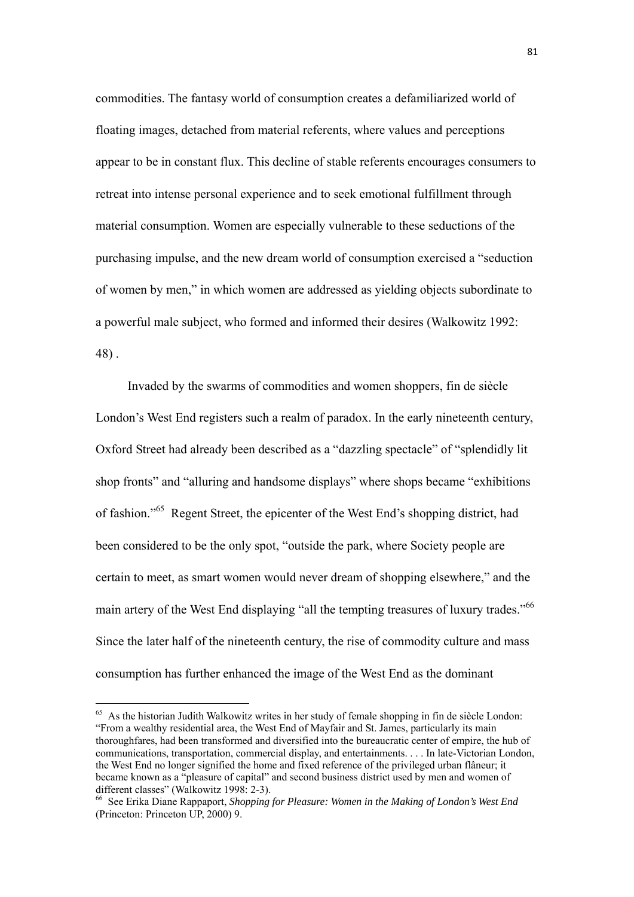commodities. The fantasy world of consumption creates a defamiliarized world of floating images, detached from material referents, where values and perceptions appear to be in constant flux. This decline of stable referents encourages consumers to retreat into intense personal experience and to seek emotional fulfillment through material consumption. Women are especially vulnerable to these seductions of the purchasing impulse, and the new dream world of consumption exercised a "seduction of women by men," in which women are addressed as yielding objects subordinate to a powerful male subject, who formed and informed their desires (Walkowitz 1992: 48) .

Invaded by the swarms of commodities and women shoppers, fin de siècle London's West End registers such a realm of paradox. In the early nineteenth century, Oxford Street had already been described as a "dazzling spectacle" of "splendidly lit shop fronts" and "alluring and handsome displays" where shops became "exhibitions of fashion."[65] Regent Street, the epicenter of the West End's shopping district, had been considered to be the only spot, "outside the park, where Society people are certain to meet, as smart women would never dream of shopping elsewhere," and the main artery of the West End displaying "all the tempting treasures of luxury trades."[66] Since the later half of the nineteenth century, the rise of commodity culture and mass consumption has further enhanced the image of the West End as the dominant

---

[65] As the historian Judith Walkowitz writes in her study of female shopping in fin de siècle London: "From a wealthy residential area, the West End of Mayfair and St. James, particularly its main thoroughfares, had been transformed and diversified into the bureaucratic center of empire, the hub of communications, transportation, commercial display, and entertainments. . . . In late-Victorian London, the West End no longer signified the home and fixed reference of the privileged urban flâneur; it became known as a "pleasure of capital" and second business district used by men and women of different classes" (Walkowitz 1998: 2-3).

[66] See Erika Diane Rappaport, *Shopping for Pleasure: Women in the Making of London's West End* (Princeton: Princeton UP, 2000) 9.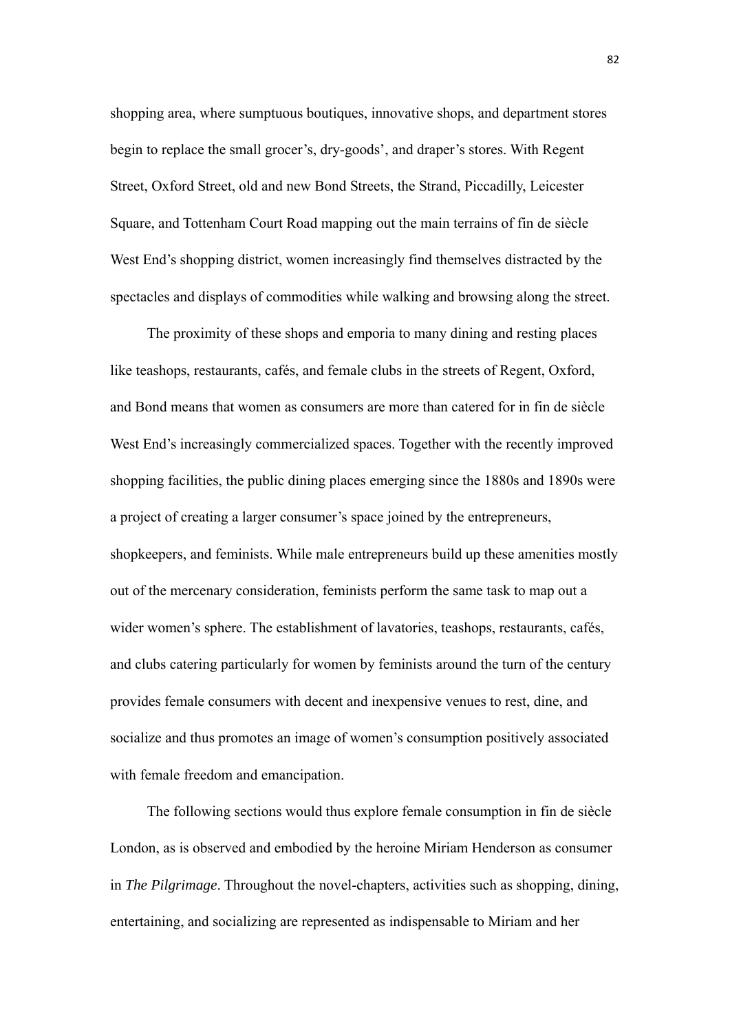shopping area, where sumptuous boutiques, innovative shops, and department stores begin to replace the small grocer's, dry-goods', and draper's stores. With Regent Street, Oxford Street, old and new Bond Streets, the Strand, Piccadilly, Leicester Square, and Tottenham Court Road mapping out the main terrains of fin de siècle West End's shopping district, women increasingly find themselves distracted by the spectacles and displays of commodities while walking and browsing along the street.

The proximity of these shops and emporia to many dining and resting places like teashops, restaurants, cafés, and female clubs in the streets of Regent, Oxford, and Bond means that women as consumers are more than catered for in fin de siècle West End's increasingly commercialized spaces. Together with the recently improved shopping facilities, the public dining places emerging since the 1880s and 1890s were a project of creating a larger consumer's space joined by the entrepreneurs, shopkeepers, and feminists. While male entrepreneurs build up these amenities mostly out of the mercenary consideration, feminists perform the same task to map out a wider women's sphere. The establishment of lavatories, teashops, restaurants, cafés, and clubs catering particularly for women by feminists around the turn of the century provides female consumers with decent and inexpensive venues to rest, dine, and socialize and thus promotes an image of women's consumption positively associated with female freedom and emancipation.

The following sections would thus explore female consumption in fin de siècle London, as is observed and embodied by the heroine Miriam Henderson as consumer in *The Pilgrimage*. Throughout the novel-chapters, activities such as shopping, dining, entertaining, and socializing are represented as indispensable to Miriam and her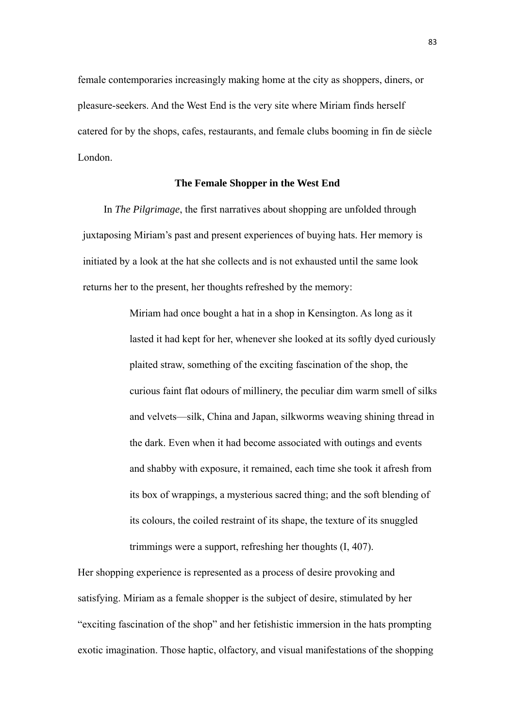female contemporaries increasingly making home at the city as shoppers, diners, or pleasure-seekers. And the West End is the very site where Miriam finds herself catered for by the shops, cafes, restaurants, and female clubs booming in fin de siècle London.

### The Female Shopper in the West End

In *The Pilgrimage*, the first narratives about shopping are unfolded through juxtaposing Miriam's past and present experiences of buying hats. Her memory is initiated by a look at the hat she collects and is not exhausted until the same look returns her to the present, her thoughts refreshed by the memory:

> Miriam had once bought a hat in a shop in Kensington. As long as it lasted it had kept for her, whenever she looked at its softly dyed curiously plaited straw, something of the exciting fascination of the shop, the curious faint flat odours of millinery, the peculiar dim warm smell of silks and velvets—silk, China and Japan, silkworms weaving shining thread in the dark. Even when it had become associated with outings and events and shabby with exposure, it remained, each time she took it afresh from its box of wrappings, a mysterious sacred thing; and the soft blending of its colours, the coiled restraint of its shape, the texture of its snuggled trimmings were a support, refreshing her thoughts (I, 407).

Her shopping experience is represented as a process of desire provoking and satisfying. Miriam as a female shopper is the subject of desire, stimulated by her "exciting fascination of the shop" and her fetishistic immersion in the hats prompting exotic imagination. Those haptic, olfactory, and visual manifestations of the shopping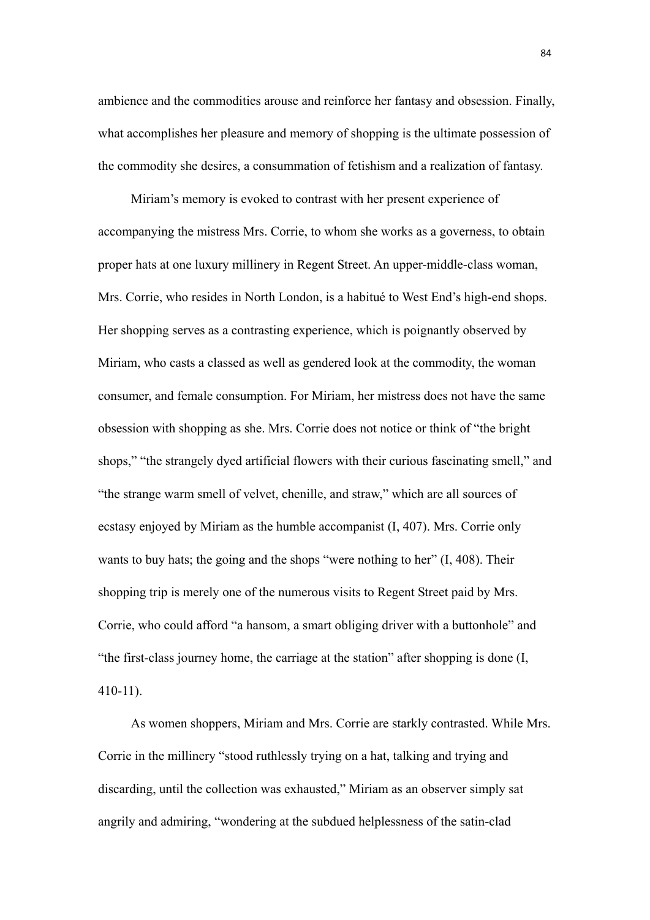ambience and the commodities arouse and reinforce her fantasy and obsession. Finally, what accomplishes her pleasure and memory of shopping is the ultimate possession of the commodity she desires, a consummation of fetishism and a realization of fantasy.

Miriam's memory is evoked to contrast with her present experience of accompanying the mistress Mrs. Corrie, to whom she works as a governess, to obtain proper hats at one luxury millinery in Regent Street. An upper-middle-class woman, Mrs. Corrie, who resides in North London, is a habitué to West End's high-end shops. Her shopping serves as a contrasting experience, which is poignantly observed by Miriam, who casts a classed as well as gendered look at the commodity, the woman consumer, and female consumption. For Miriam, her mistress does not have the same obsession with shopping as she. Mrs. Corrie does not notice or think of "the bright shops," "the strangely dyed artificial flowers with their curious fascinating smell," and "the strange warm smell of velvet, chenille, and straw," which are all sources of ecstasy enjoyed by Miriam as the humble accompanist (I, 407). Mrs. Corrie only wants to buy hats; the going and the shops "were nothing to her" (I, 408). Their shopping trip is merely one of the numerous visits to Regent Street paid by Mrs. Corrie, who could afford "a hansom, a smart obliging driver with a buttonhole" and "the first-class journey home, the carriage at the station" after shopping is done (I, 410-11).

As women shoppers, Miriam and Mrs. Corrie are starkly contrasted. While Mrs. Corrie in the millinery "stood ruthlessly trying on a hat, talking and trying and discarding, until the collection was exhausted," Miriam as an observer simply sat angrily and admiring, "wondering at the subdued helplessness of the satin-clad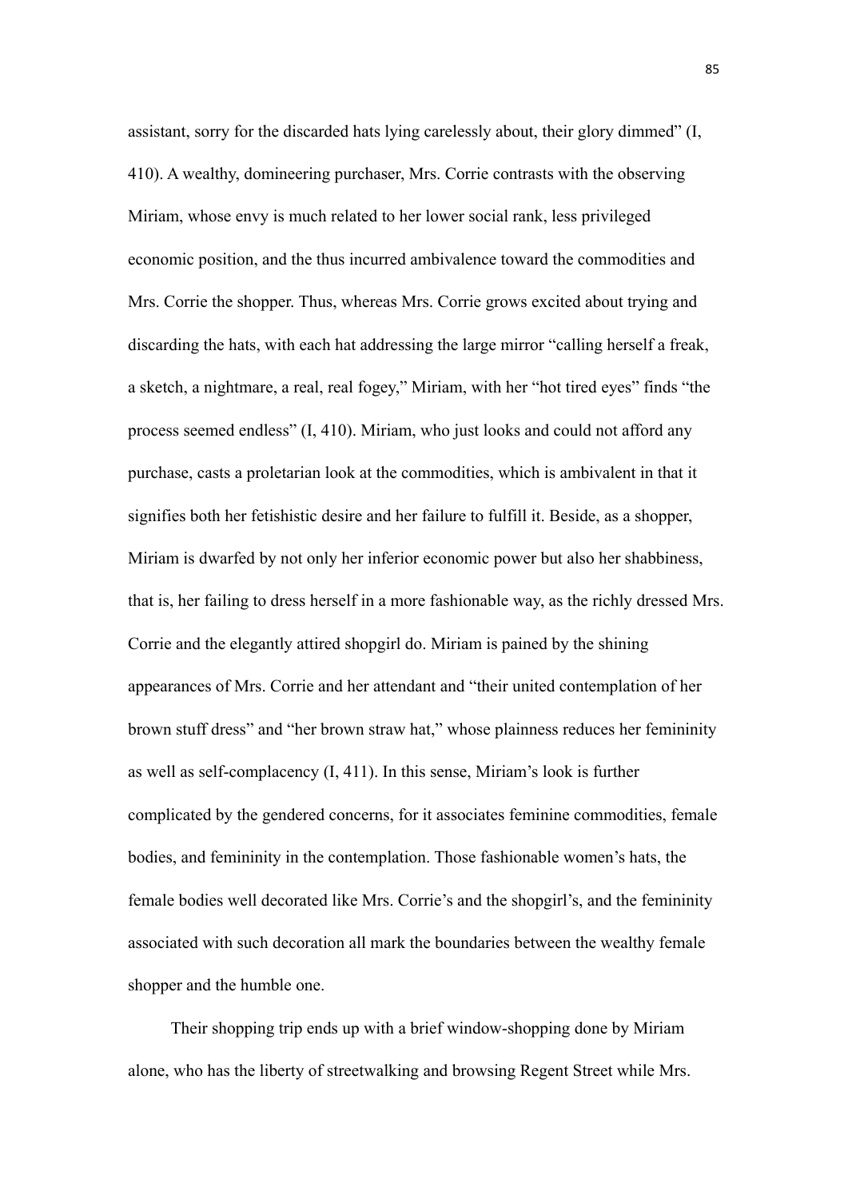assistant, sorry for the discarded hats lying carelessly about, their glory dimmed" (I, 410). A wealthy, domineering purchaser, Mrs. Corrie contrasts with the observing Miriam, whose envy is much related to her lower social rank, less privileged economic position, and the thus incurred ambivalence toward the commodities and Mrs. Corrie the shopper. Thus, whereas Mrs. Corrie grows excited about trying and discarding the hats, with each hat addressing the large mirror "calling herself a freak, a sketch, a nightmare, a real, real fogey," Miriam, with her "hot tired eyes" finds "the process seemed endless" (I, 410). Miriam, who just looks and could not afford any purchase, casts a proletarian look at the commodities, which is ambivalent in that it signifies both her fetishistic desire and her failure to fulfill it. Beside, as a shopper, Miriam is dwarfed by not only her inferior economic power but also her shabbiness, that is, her failing to dress herself in a more fashionable way, as the richly dressed Mrs. Corrie and the elegantly attired shopgirl do. Miriam is pained by the shining appearances of Mrs. Corrie and her attendant and "their united contemplation of her brown stuff dress" and "her brown straw hat," whose plainness reduces her femininity as well as self-complacency (I, 411). In this sense, Miriam's look is further complicated by the gendered concerns, for it associates feminine commodities, female bodies, and femininity in the contemplation. Those fashionable women's hats, the female bodies well decorated like Mrs. Corrie's and the shopgirl's, and the femininity associated with such decoration all mark the boundaries between the wealthy female shopper and the humble one.

Their shopping trip ends up with a brief window-shopping done by Miriam alone, who has the liberty of streetwalking and browsing Regent Street while Mrs.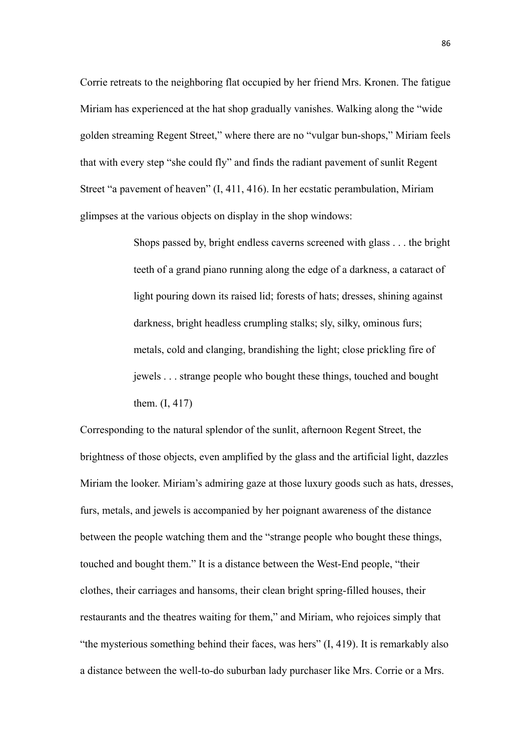Corrie retreats to the neighboring flat occupied by her friend Mrs. Kronen. The fatigue Miriam has experienced at the hat shop gradually vanishes. Walking along the "wide golden streaming Regent Street," where there are no "vulgar bun-shops," Miriam feels that with every step "she could fly" and finds the radiant pavement of sunlit Regent Street "a pavement of heaven" (I, 411, 416). In her ecstatic perambulation, Miriam glimpses at the various objects on display in the shop windows:

> Shops passed by, bright endless caverns screened with glass . . . the bright teeth of a grand piano running along the edge of a darkness, a cataract of light pouring down its raised lid; forests of hats; dresses, shining against darkness, bright headless crumpling stalks; sly, silky, ominous furs; metals, cold and clanging, brandishing the light; close prickling fire of jewels . . . strange people who bought these things, touched and bought them. (I, 417)

Corresponding to the natural splendor of the sunlit, afternoon Regent Street, the brightness of those objects, even amplified by the glass and the artificial light, dazzles Miriam the looker. Miriam's admiring gaze at those luxury goods such as hats, dresses, furs, metals, and jewels is accompanied by her poignant awareness of the distance between the people watching them and the "strange people who bought these things, touched and bought them." It is a distance between the West-End people, "their clothes, their carriages and hansoms, their clean bright spring-filled houses, their restaurants and the theatres waiting for them," and Miriam, who rejoices simply that "the mysterious something behind their faces, was hers" (I, 419). It is remarkably also a distance between the well-to-do suburban lady purchaser like Mrs. Corrie or a Mrs.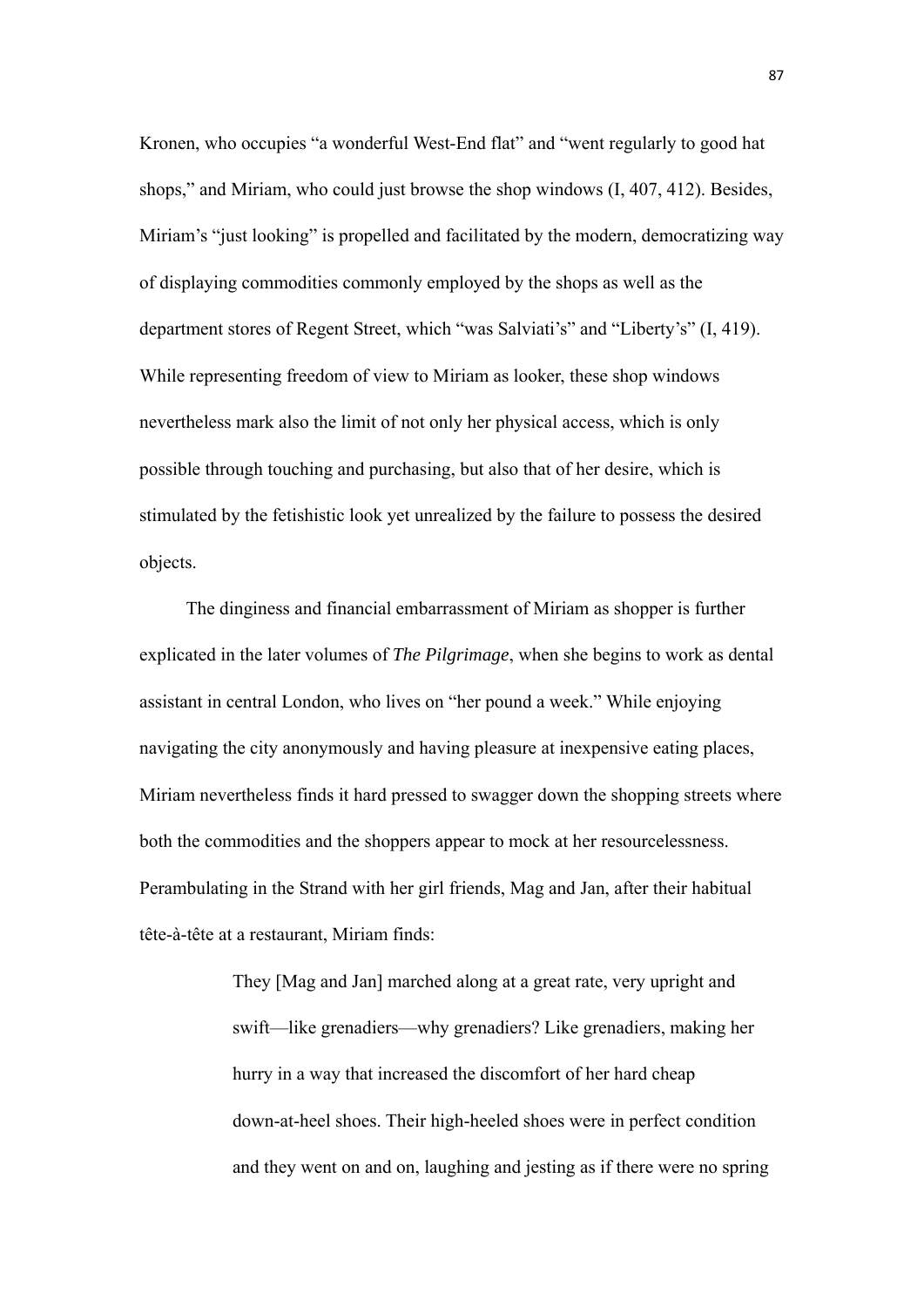Kronen, who occupies "a wonderful West-End flat" and "went regularly to good hat shops," and Miriam, who could just browse the shop windows (I, 407, 412). Besides, Miriam's "just looking" is propelled and facilitated by the modern, democratizing way of displaying commodities commonly employed by the shops as well as the department stores of Regent Street, which "was Salviati's" and "Liberty's" (I, 419). While representing freedom of view to Miriam as looker, these shop windows nevertheless mark also the limit of not only her physical access, which is only possible through touching and purchasing, but also that of her desire, which is stimulated by the fetishistic look yet unrealized by the failure to possess the desired objects.

The dinginess and financial embarrassment of Miriam as shopper is further explicated in the later volumes of *The Pilgrimage*, when she begins to work as dental assistant in central London, who lives on "her pound a week." While enjoying navigating the city anonymously and having pleasure at inexpensive eating places, Miriam nevertheless finds it hard pressed to swagger down the shopping streets where both the commodities and the shoppers appear to mock at her resourcelessness. Perambulating in the Strand with her girl friends, Mag and Jan, after their habitual tête-à-tête at a restaurant, Miriam finds:

> They [Mag and Jan] marched along at a great rate, very upright and swift—like grenadiers—why grenadiers? Like grenadiers, making her hurry in a way that increased the discomfort of her hard cheap down-at-heel shoes. Their high-heeled shoes were in perfect condition and they went on and on, laughing and jesting as if there were no spring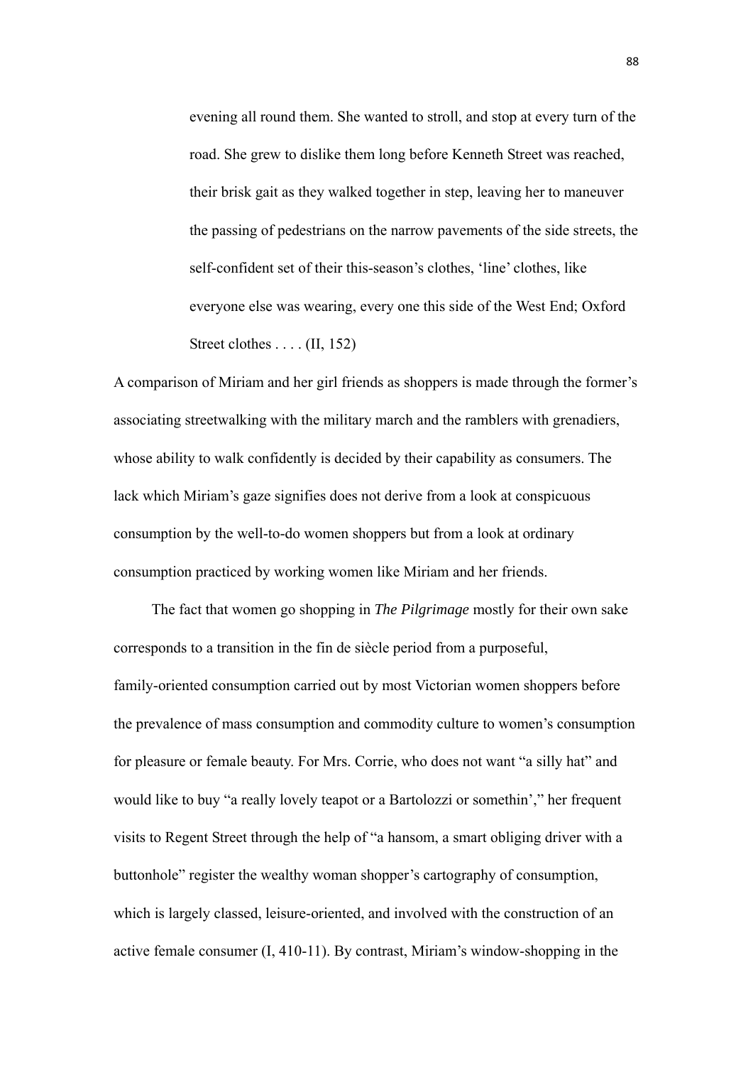> evening all round them. She wanted to stroll, and stop at every turn of the road. She grew to dislike them long before Kenneth Street was reached, their brisk gait as they walked together in step, leaving her to maneuver the passing of pedestrians on the narrow pavements of the side streets, the self-confident set of their this-season's clothes, 'line' clothes, like everyone else was wearing, every one this side of the West End; Oxford Street clothes . . . . (II, 152)

A comparison of Miriam and her girl friends as shoppers is made through the former's associating streetwalking with the military march and the ramblers with grenadiers, whose ability to walk confidently is decided by their capability as consumers. The lack which Miriam's gaze signifies does not derive from a look at conspicuous consumption by the well-to-do women shoppers but from a look at ordinary consumption practiced by working women like Miriam and her friends.

The fact that women go shopping in *The Pilgrimage* mostly for their own sake corresponds to a transition in the fin de siècle period from a purposeful, family-oriented consumption carried out by most Victorian women shoppers before the prevalence of mass consumption and commodity culture to women's consumption for pleasure or female beauty. For Mrs. Corrie, who does not want "a silly hat" and would like to buy "a really lovely teapot or a Bartolozzi or somethin'," her frequent visits to Regent Street through the help of "a hansom, a smart obliging driver with a buttonhole" register the wealthy woman shopper's cartography of consumption, which is largely classed, leisure-oriented, and involved with the construction of an active female consumer (I, 410-11). By contrast, Miriam's window-shopping in the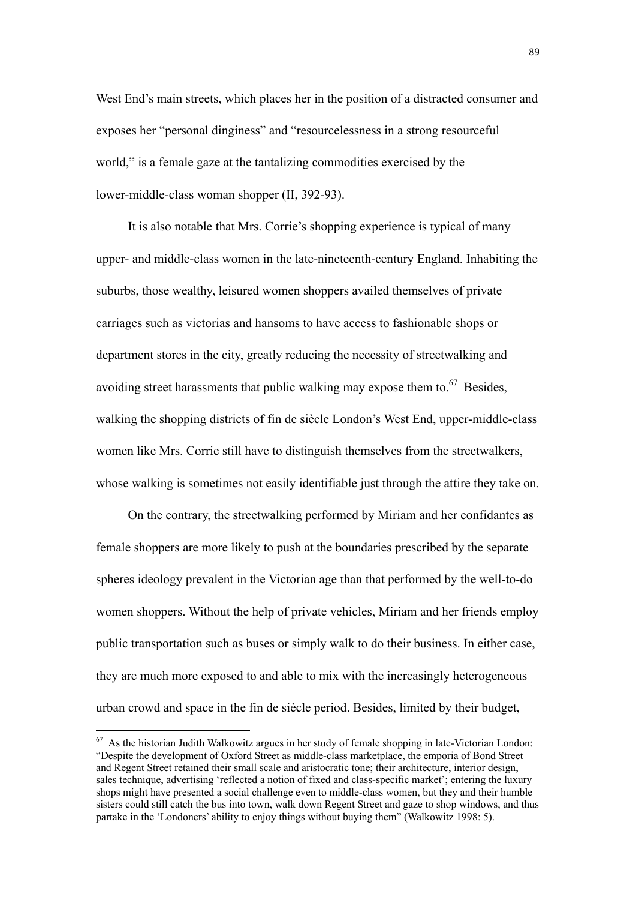West End's main streets, which places her in the position of a distracted consumer and exposes her "personal dinginess" and "resourcelessness in a strong resourceful world," is a female gaze at the tantalizing commodities exercised by the lower-middle-class woman shopper (II, 392-93).

It is also notable that Mrs. Corrie's shopping experience is typical of many upper- and middle-class women in the late-nineteenth-century England. Inhabiting the suburbs, those wealthy, leisured women shoppers availed themselves of private carriages such as victorias and hansoms to have access to fashionable shops or department stores in the city, greatly reducing the necessity of streetwalking and avoiding street harassments that public walking may expose them to.[67] Besides, walking the shopping districts of fin de siècle London's West End, upper-middle-class women like Mrs. Corrie still have to distinguish themselves from the streetwalkers, whose walking is sometimes not easily identifiable just through the attire they take on.

On the contrary, the streetwalking performed by Miriam and her confidantes as female shoppers are more likely to push at the boundaries prescribed by the separate spheres ideology prevalent in the Victorian age than that performed by the well-to-do women shoppers. Without the help of private vehicles, Miriam and her friends employ public transportation such as buses or simply walk to do their business. In either case, they are much more exposed to and able to mix with the increasingly heterogeneous urban crowd and space in the fin de siècle period. Besides, limited by their budget,

[67] As the historian Judith Walkowitz argues in her study of female shopping in late-Victorian London: "Despite the development of Oxford Street as middle-class marketplace, the emporia of Bond Street and Regent Street retained their small scale and aristocratic tone; their architecture, interior design, sales technique, advertising 'reflected a notion of fixed and class-specific market'; entering the luxury shops might have presented a social challenge even to middle-class women, but they and their humble sisters could still catch the bus into town, walk down Regent Street and gaze to shop windows, and thus partake in the 'Londoners' ability to enjoy things without buying them" (Walkowitz 1998: 5).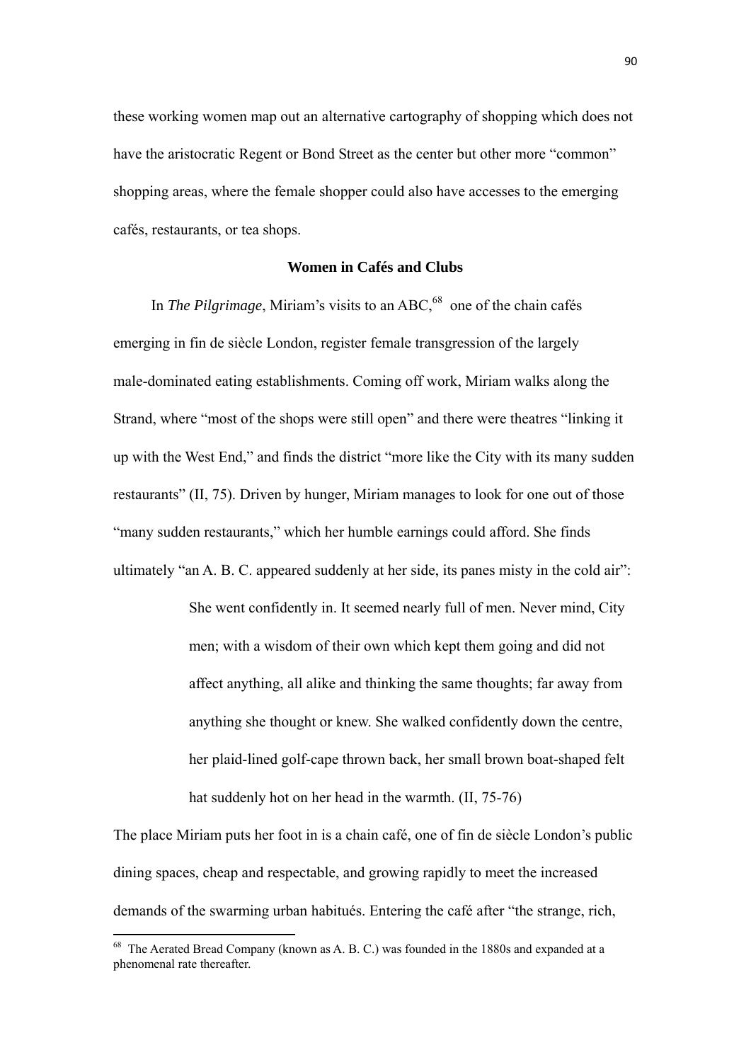these working women map out an alternative cartography of shopping which does not have the aristocratic Regent or Bond Street as the center but other more "common" shopping areas, where the female shopper could also have accesses to the emerging cafés, restaurants, or tea shops.

### Women in Cafés and Clubs

In *The Pilgrimage*, Miriam's visits to an ABC,[68] one of the chain cafés emerging in fin de siècle London, register female transgression of the largely male-dominated eating establishments. Coming off work, Miriam walks along the Strand, where "most of the shops were still open" and there were theatres "linking it up with the West End," and finds the district "more like the City with its many sudden restaurants" (II, 75). Driven by hunger, Miriam manages to look for one out of those "many sudden restaurants," which her humble earnings could afford. She finds ultimately "an A. B. C. appeared suddenly at her side, its panes misty in the cold air":

> She went confidently in. It seemed nearly full of men. Never mind, City men; with a wisdom of their own which kept them going and did not affect anything, all alike and thinking the same thoughts; far away from anything she thought or knew. She walked confidently down the centre, her plaid-lined golf-cape thrown back, her small brown boat-shaped felt hat suddenly hot on her head in the warmth. (II, 75-76)

The place Miriam puts her foot in is a chain café, one of fin de siècle London's public dining spaces, cheap and respectable, and growing rapidly to meet the increased demands of the swarming urban habitués. Entering the café after "the strange, rich,

---

[68] The Aerated Bread Company (known as A. B. C.) was founded in the 1880s and expanded at a phenomenal rate thereafter.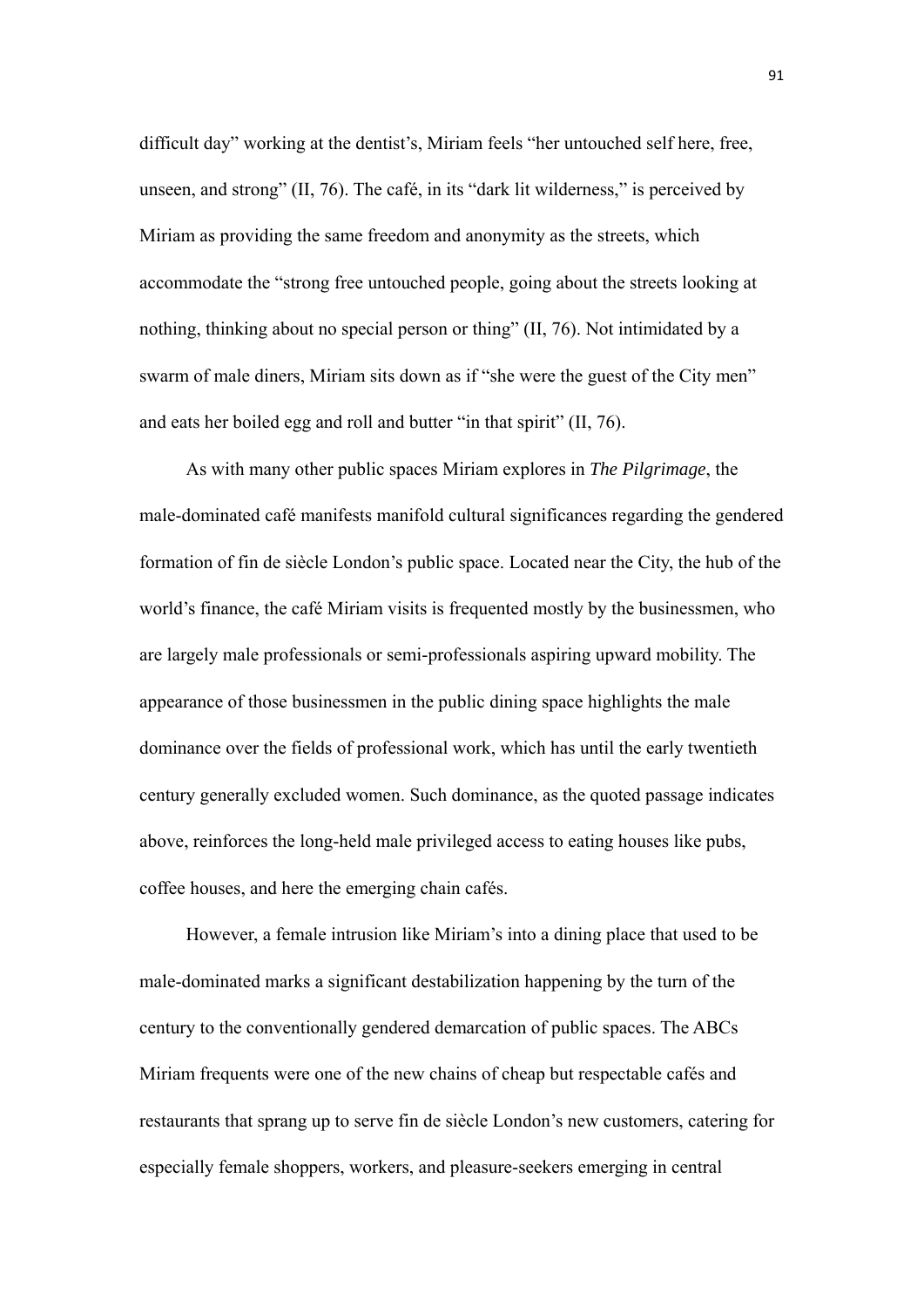difficult day" working at the dentist's, Miriam feels "her untouched self here, free, unseen, and strong" (II, 76). The café, in its "dark lit wilderness," is perceived by Miriam as providing the same freedom and anonymity as the streets, which accommodate the "strong free untouched people, going about the streets looking at nothing, thinking about no special person or thing" (II, 76). Not intimidated by a swarm of male diners, Miriam sits down as if "she were the guest of the City men" and eats her boiled egg and roll and butter "in that spirit" (II, 76).

As with many other public spaces Miriam explores in *The Pilgrimage*, the male-dominated café manifests manifold cultural significances regarding the gendered formation of fin de siècle London's public space. Located near the City, the hub of the world's finance, the café Miriam visits is frequented mostly by the businessmen, who are largely male professionals or semi-professionals aspiring upward mobility. The appearance of those businessmen in the public dining space highlights the male dominance over the fields of professional work, which has until the early twentieth century generally excluded women. Such dominance, as the quoted passage indicates above, reinforces the long-held male privileged access to eating houses like pubs, coffee houses, and here the emerging chain cafés.

However, a female intrusion like Miriam's into a dining place that used to be male-dominated marks a significant destabilization happening by the turn of the century to the conventionally gendered demarcation of public spaces. The ABCs Miriam frequents were one of the new chains of cheap but respectable cafés and restaurants that sprang up to serve fin de siècle London's new customers, catering for especially female shoppers, workers, and pleasure-seekers emerging in central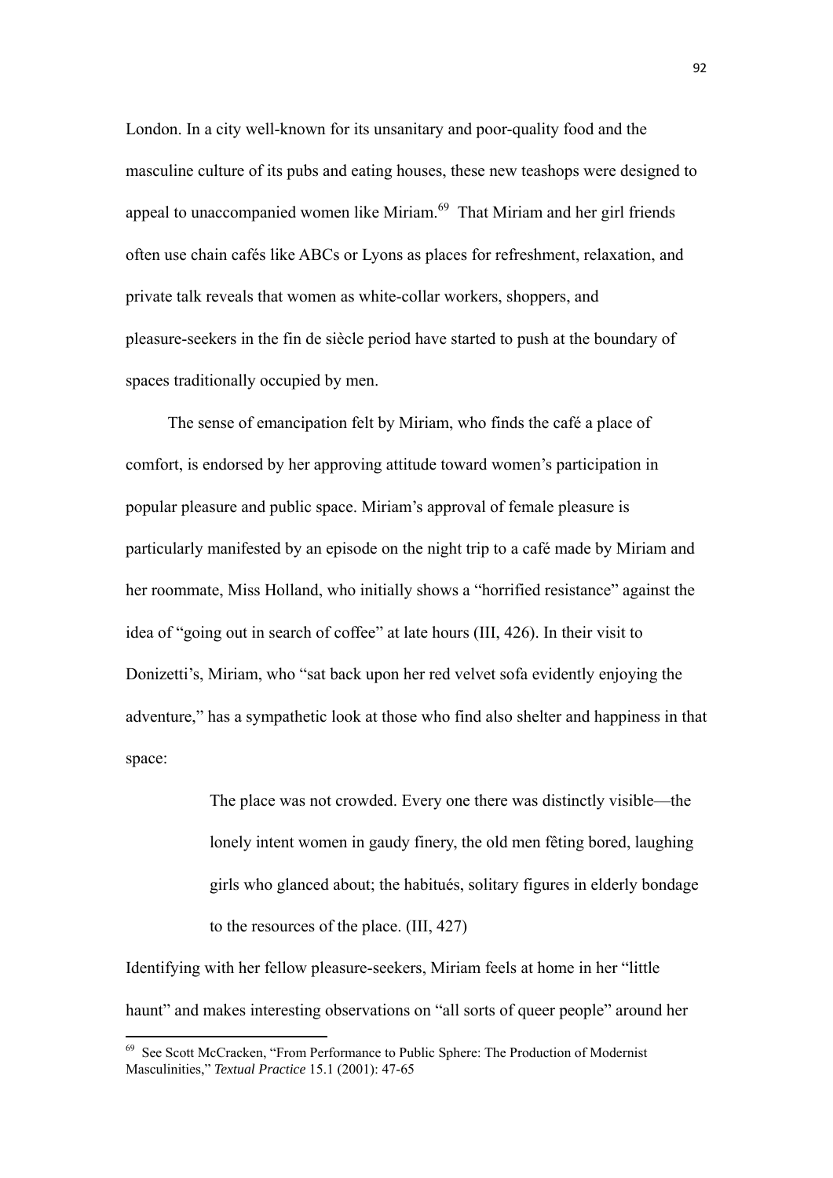London. In a city well-known for its unsanitary and poor-quality food and the masculine culture of its pubs and eating houses, these new teashops were designed to appeal to unaccompanied women like Miriam.[69] That Miriam and her girl friends often use chain cafés like ABCs or Lyons as places for refreshment, relaxation, and private talk reveals that women as white-collar workers, shoppers, and pleasure-seekers in the fin de siècle period have started to push at the boundary of spaces traditionally occupied by men.

The sense of emancipation felt by Miriam, who finds the café a place of comfort, is endorsed by her approving attitude toward women's participation in popular pleasure and public space. Miriam's approval of female pleasure is particularly manifested by an episode on the night trip to a café made by Miriam and her roommate, Miss Holland, who initially shows a "horrified resistance" against the idea of "going out in search of coffee" at late hours (III, 426). In their visit to Donizetti's, Miriam, who "sat back upon her red velvet sofa evidently enjoying the adventure," has a sympathetic look at those who find also shelter and happiness in that space:

> The place was not crowded. Every one there was distinctly visible—the lonely intent women in gaudy finery, the old men fêting bored, laughing girls who glanced about; the habitués, solitary figures in elderly bondage to the resources of the place. (III, 427)

Identifying with her fellow pleasure-seekers, Miriam feels at home in her "little haunt" and makes interesting observations on "all sorts of queer people" around her

---

[69] See Scott McCracken, "From Performance to Public Sphere: The Production of Modernist Masculinities," *Textual Practice* 15.1 (2001): 47-65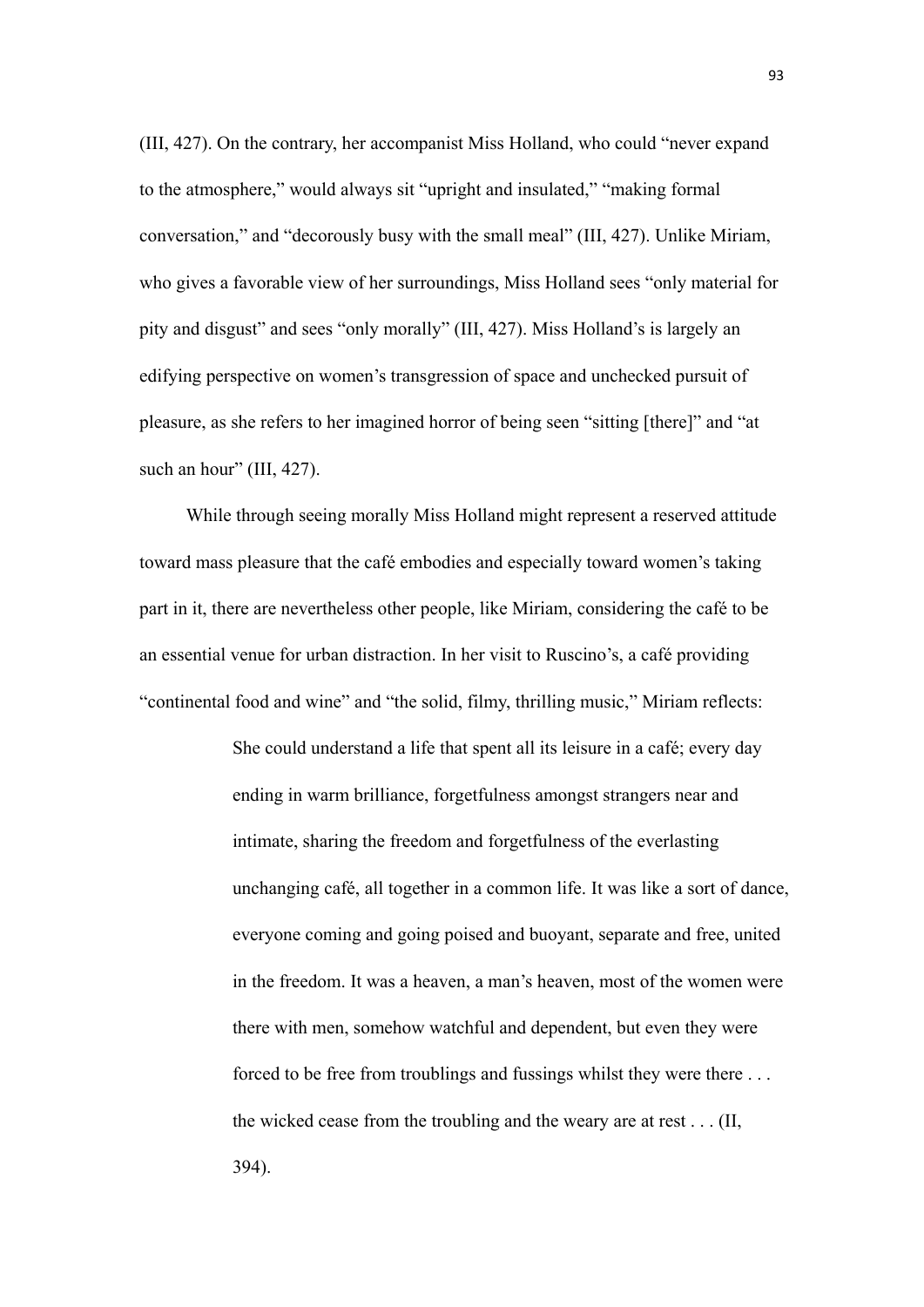(III, 427). On the contrary, her accompanist Miss Holland, who could "never expand to the atmosphere," would always sit "upright and insulated," "making formal conversation," and "decorously busy with the small meal" (III, 427). Unlike Miriam, who gives a favorable view of her surroundings, Miss Holland sees "only material for pity and disgust" and sees "only morally" (III, 427). Miss Holland's is largely an edifying perspective on women's transgression of space and unchecked pursuit of pleasure, as she refers to her imagined horror of being seen "sitting [there]" and "at such an hour" (III, 427).

While through seeing morally Miss Holland might represent a reserved attitude toward mass pleasure that the café embodies and especially toward women's taking part in it, there are nevertheless other people, like Miriam, considering the café to be an essential venue for urban distraction. In her visit to Ruscino's, a café providing "continental food and wine" and "the solid, filmy, thrilling music," Miriam reflects:

> She could understand a life that spent all its leisure in a café; every day ending in warm brilliance, forgetfulness amongst strangers near and intimate, sharing the freedom and forgetfulness of the everlasting unchanging café, all together in a common life. It was like a sort of dance, everyone coming and going poised and buoyant, separate and free, united in the freedom. It was a heaven, a man's heaven, most of the women were there with men, somehow watchful and dependent, but even they were forced to be free from troublings and fussings whilst they were there . . . the wicked cease from the troubling and the weary are at rest . . . (II, 394).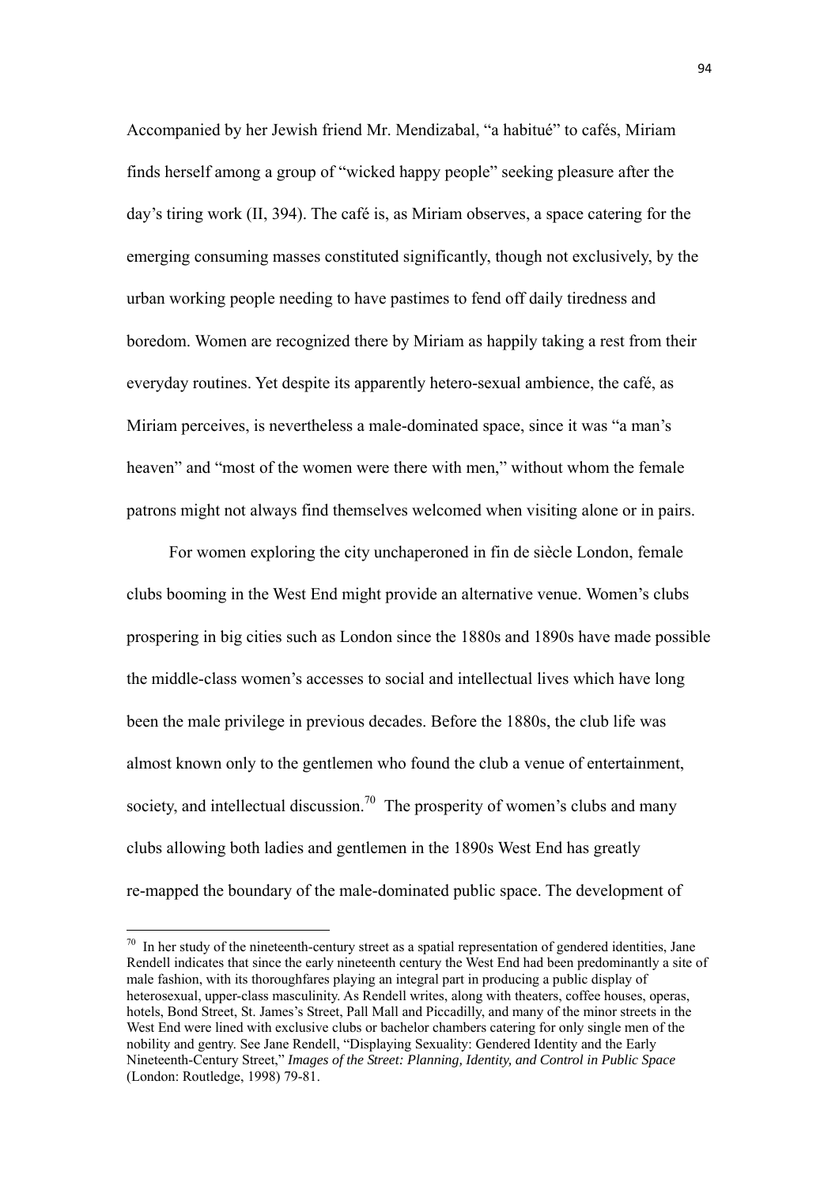Accompanied by her Jewish friend Mr. Mendizabal, "a habitué" to cafés, Miriam finds herself among a group of "wicked happy people" seeking pleasure after the day's tiring work (II, 394). The café is, as Miriam observes, a space catering for the emerging consuming masses constituted significantly, though not exclusively, by the urban working people needing to have pastimes to fend off daily tiredness and boredom. Women are recognized there by Miriam as happily taking a rest from their everyday routines. Yet despite its apparently hetero-sexual ambience, the café, as Miriam perceives, is nevertheless a male-dominated space, since it was "a man's heaven" and "most of the women were there with men," without whom the female patrons might not always find themselves welcomed when visiting alone or in pairs.

For women exploring the city unchaperoned in fin de siècle London, female clubs booming in the West End might provide an alternative venue. Women's clubs prospering in big cities such as London since the 1880s and 1890s have made possible the middle-class women's accesses to social and intellectual lives which have long been the male privilege in previous decades. Before the 1880s, the club life was almost known only to the gentlemen who found the club a venue of entertainment, society, and intellectual discussion.[70] The prosperity of women's clubs and many clubs allowing both ladies and gentlemen in the 1890s West End has greatly re-mapped the boundary of the male-dominated public space. The development of

---

[70] In her study of the nineteenth-century street as a spatial representation of gendered identities, Jane Rendell indicates that since the early nineteenth century the West End had been predominantly a site of male fashion, with its thoroughfares playing an integral part in producing a public display of heterosexual, upper-class masculinity. As Rendell writes, along with theaters, coffee houses, operas, hotels, Bond Street, St. James's Street, Pall Mall and Piccadilly, and many of the minor streets in the West End were lined with exclusive clubs or bachelor chambers catering for only single men of the nobility and gentry. See Jane Rendell, "Displaying Sexuality: Gendered Identity and the Early Nineteenth-Century Street," *Images of the Street: Planning, Identity, and Control in Public Space* (London: Routledge, 1998) 79-81.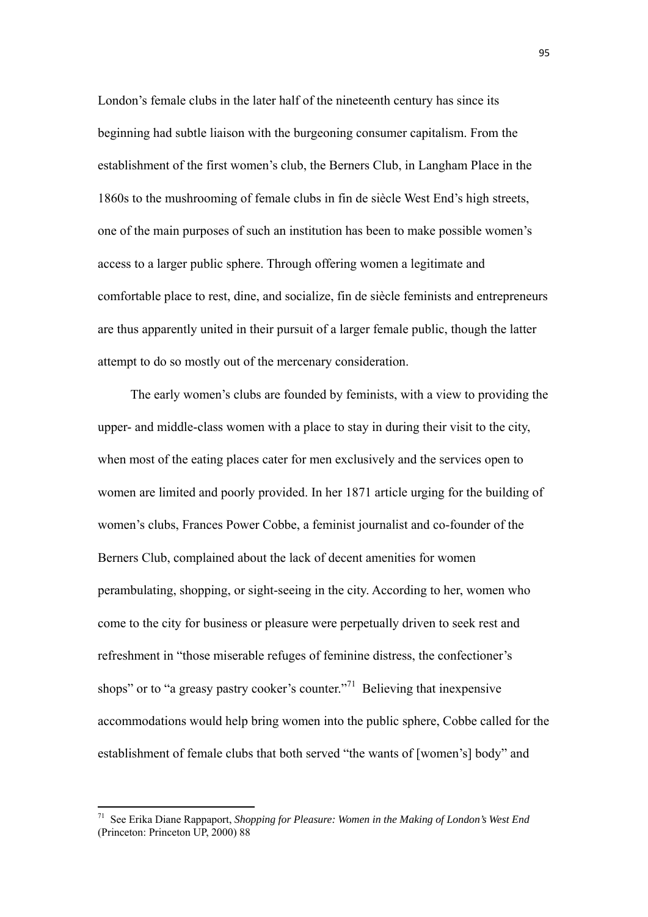London's female clubs in the later half of the nineteenth century has since its beginning had subtle liaison with the burgeoning consumer capitalism. From the establishment of the first women's club, the Berners Club, in Langham Place in the 1860s to the mushrooming of female clubs in fin de siècle West End's high streets, one of the main purposes of such an institution has been to make possible women's access to a larger public sphere. Through offering women a legitimate and comfortable place to rest, dine, and socialize, fin de siècle feminists and entrepreneurs are thus apparently united in their pursuit of a larger female public, though the latter attempt to do so mostly out of the mercenary consideration.

The early women's clubs are founded by feminists, with a view to providing the upper- and middle-class women with a place to stay in during their visit to the city, when most of the eating places cater for men exclusively and the services open to women are limited and poorly provided. In her 1871 article urging for the building of women's clubs, Frances Power Cobbe, a feminist journalist and co-founder of the Berners Club, complained about the lack of decent amenities for women perambulating, shopping, or sight-seeing in the city. According to her, women who come to the city for business or pleasure were perpetually driven to seek rest and refreshment in "those miserable refuges of feminine distress, the confectioner's shops" or to "a greasy pastry cooker's counter."[71] Believing that inexpensive accommodations would help bring women into the public sphere, Cobbe called for the establishment of female clubs that both served "the wants of [women's] body" and

---

[71] See Erika Diane Rappaport, *Shopping for Pleasure: Women in the Making of London's West End* (Princeton: Princeton UP, 2000) 88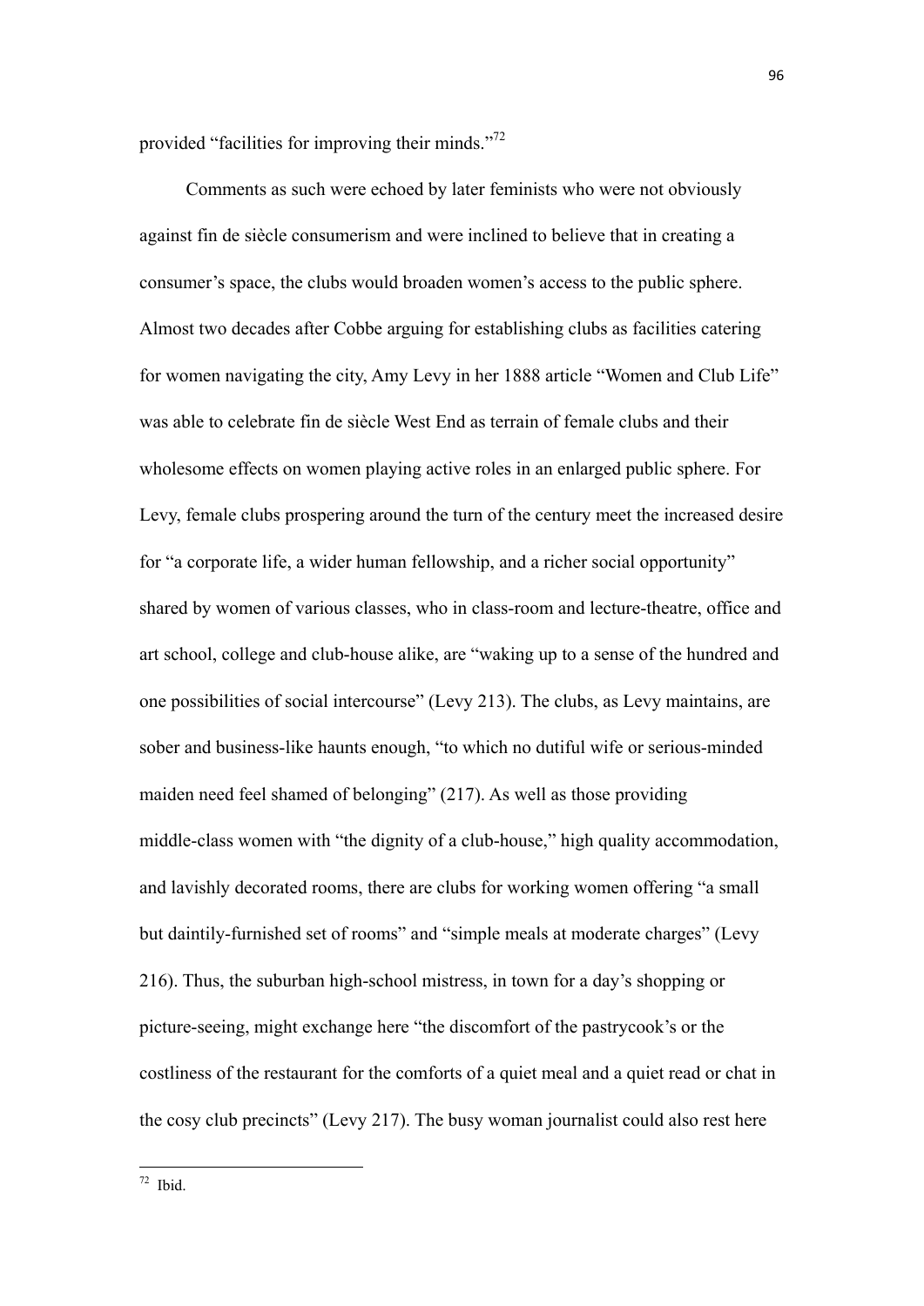provided "facilities for improving their minds."[72]

Comments as such were echoed by later feminists who were not obviously against fin de siècle consumerism and were inclined to believe that in creating a consumer's space, the clubs would broaden women's access to the public sphere. Almost two decades after Cobbe arguing for establishing clubs as facilities catering for women navigating the city, Amy Levy in her 1888 article "Women and Club Life" was able to celebrate fin de siècle West End as terrain of female clubs and their wholesome effects on women playing active roles in an enlarged public sphere. For Levy, female clubs prospering around the turn of the century meet the increased desire for "a corporate life, a wider human fellowship, and a richer social opportunity" shared by women of various classes, who in class-room and lecture-theatre, office and art school, college and club-house alike, are "waking up to a sense of the hundred and one possibilities of social intercourse" (Levy 213). The clubs, as Levy maintains, are sober and business-like haunts enough, "to which no dutiful wife or serious-minded maiden need feel shamed of belonging" (217). As well as those providing middle-class women with "the dignity of a club-house," high quality accommodation, and lavishly decorated rooms, there are clubs for working women offering "a small but daintily-furnished set of rooms" and "simple meals at moderate charges" (Levy 216). Thus, the suburban high-school mistress, in town for a day's shopping or picture-seeing, might exchange here "the discomfort of the pastrycook's or the costliness of the restaurant for the comforts of a quiet meal and a quiet read or chat in the cosy club precincts" (Levy 217). The busy woman journalist could also rest here

[72] Ibid.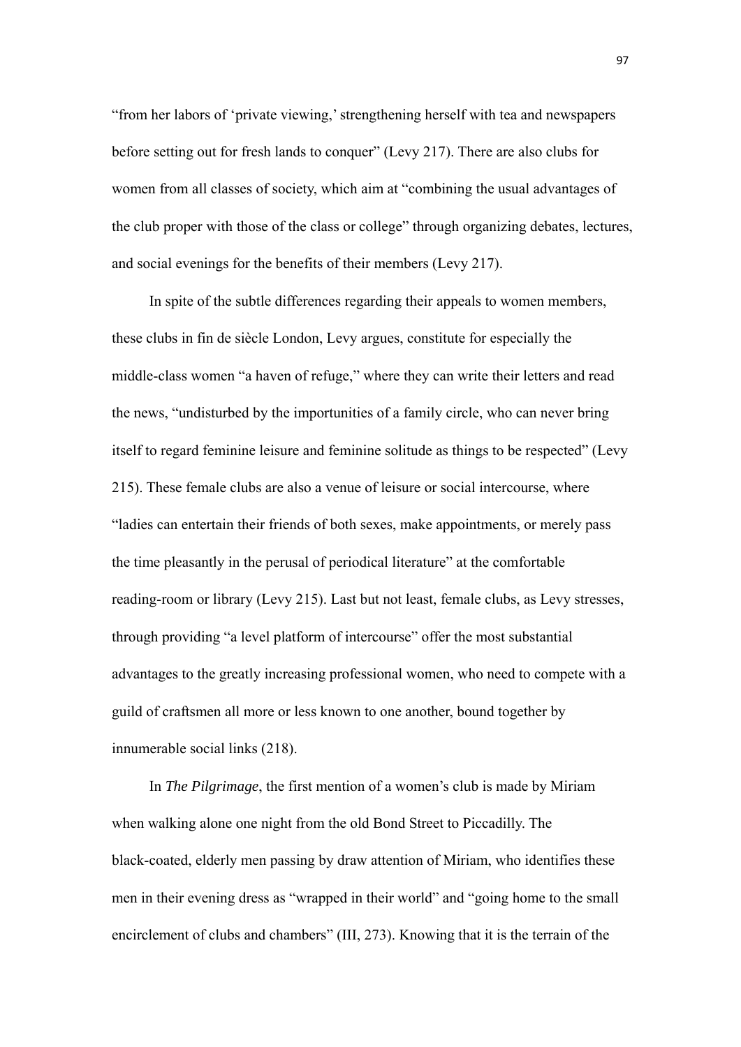"from her labors of 'private viewing,' strengthening herself with tea and newspapers before setting out for fresh lands to conquer" (Levy 217). There are also clubs for women from all classes of society, which aim at "combining the usual advantages of the club proper with those of the class or college" through organizing debates, lectures, and social evenings for the benefits of their members (Levy 217).

In spite of the subtle differences regarding their appeals to women members, these clubs in fin de siècle London, Levy argues, constitute for especially the middle-class women "a haven of refuge," where they can write their letters and read the news, "undisturbed by the importunities of a family circle, who can never bring itself to regard feminine leisure and feminine solitude as things to be respected" (Levy 215). These female clubs are also a venue of leisure or social intercourse, where "ladies can entertain their friends of both sexes, make appointments, or merely pass the time pleasantly in the perusal of periodical literature" at the comfortable reading-room or library (Levy 215). Last but not least, female clubs, as Levy stresses, through providing "a level platform of intercourse" offer the most substantial advantages to the greatly increasing professional women, who need to compete with a guild of craftsmen all more or less known to one another, bound together by innumerable social links (218).

In *The Pilgrimage*, the first mention of a women's club is made by Miriam when walking alone one night from the old Bond Street to Piccadilly. The black-coated, elderly men passing by draw attention of Miriam, who identifies these men in their evening dress as "wrapped in their world" and "going home to the small encirclement of clubs and chambers" (III, 273). Knowing that it is the terrain of the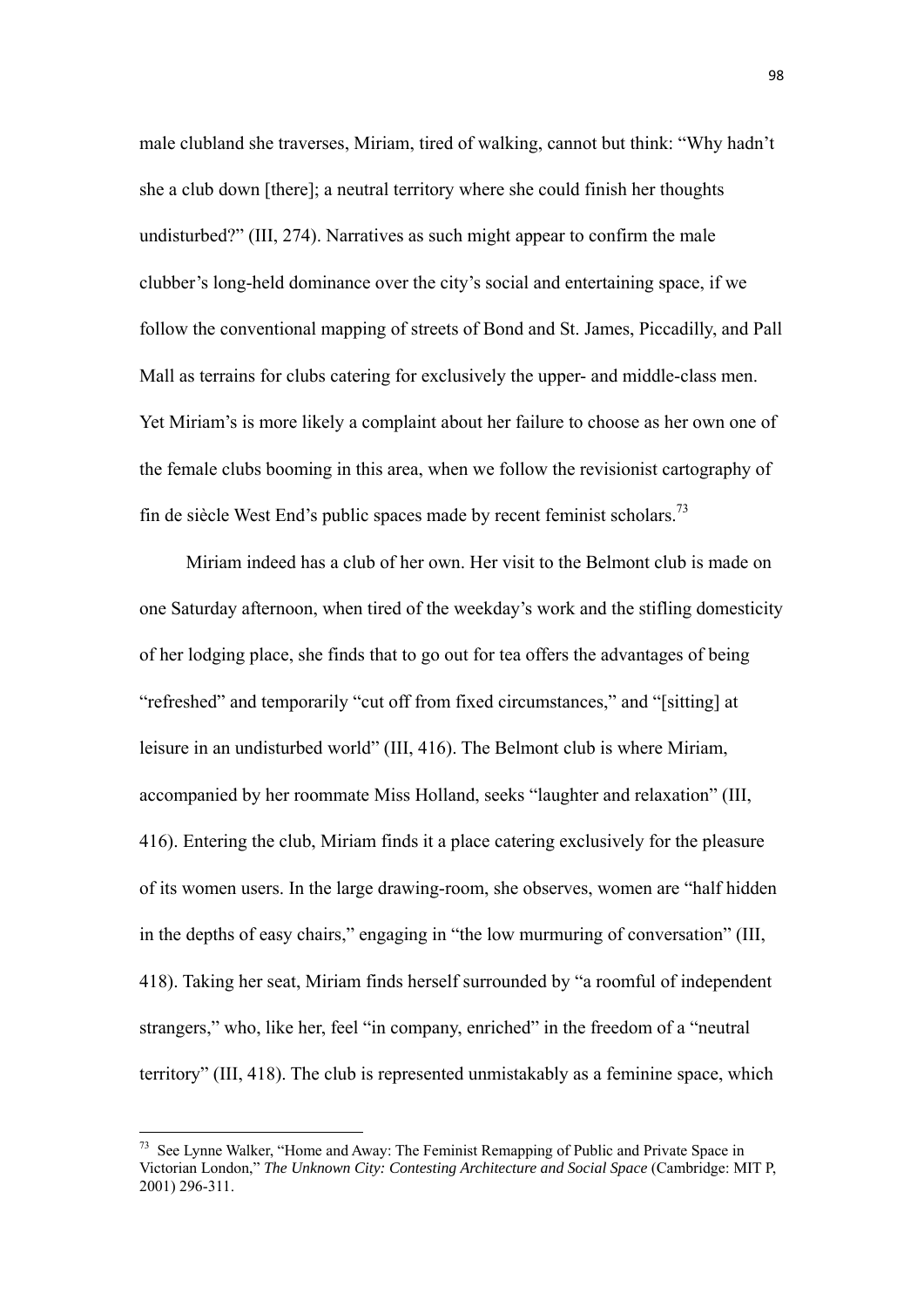male clubland she traverses, Miriam, tired of walking, cannot but think: "Why hadn't she a club down [there]; a neutral territory where she could finish her thoughts undisturbed?" (III, 274). Narratives as such might appear to confirm the male clubber's long-held dominance over the city's social and entertaining space, if we follow the conventional mapping of streets of Bond and St. James, Piccadilly, and Pall Mall as terrains for clubs catering for exclusively the upper- and middle-class men. Yet Miriam's is more likely a complaint about her failure to choose as her own one of the female clubs booming in this area, when we follow the revisionist cartography of fin de siècle West End's public spaces made by recent feminist scholars.[73]

Miriam indeed has a club of her own. Her visit to the Belmont club is made on one Saturday afternoon, when tired of the weekday's work and the stifling domesticity of her lodging place, she finds that to go out for tea offers the advantages of being "refreshed" and temporarily "cut off from fixed circumstances," and "[sitting] at leisure in an undisturbed world" (III, 416). The Belmont club is where Miriam, accompanied by her roommate Miss Holland, seeks "laughter and relaxation" (III, 416). Entering the club, Miriam finds it a place catering exclusively for the pleasure of its women users. In the large drawing-room, she observes, women are "half hidden in the depths of easy chairs," engaging in "the low murmuring of conversation" (III, 418). Taking her seat, Miriam finds herself surrounded by "a roomful of independent strangers," who, like her, feel "in company, enriched" in the freedom of a "neutral territory" (III, 418). The club is represented unmistakably as a feminine space, which

---

[73] See Lynne Walker, "Home and Away: The Feminist Remapping of Public and Private Space in Victorian London," *The Unknown City: Contesting Architecture and Social Space* (Cambridge: MIT P, 2001) 296-311.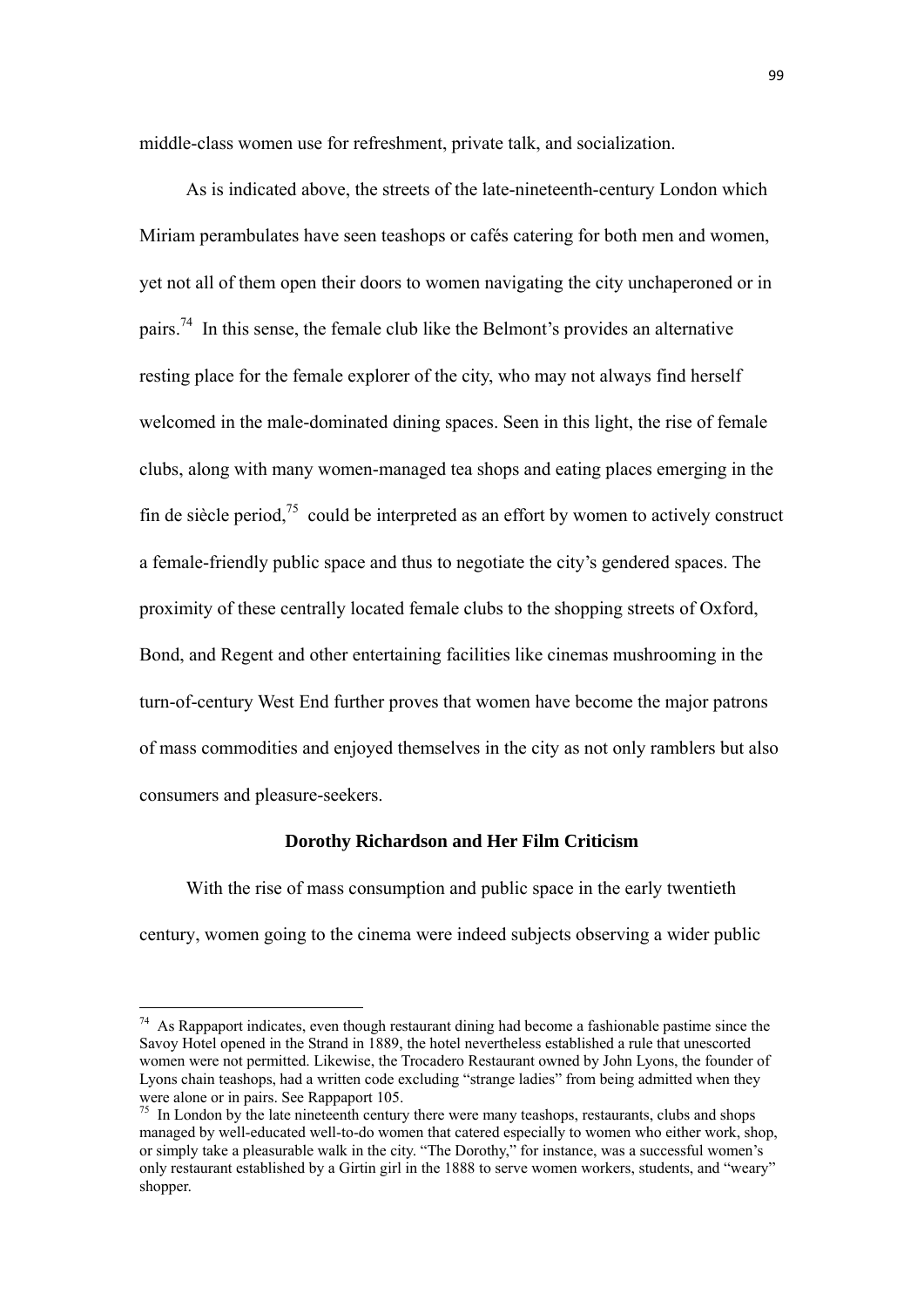middle-class women use for refreshment, private talk, and socialization.

As is indicated above, the streets of the late-nineteenth-century London which Miriam perambulates have seen teashops or cafés catering for both men and women, yet not all of them open their doors to women navigating the city unchaperoned or in pairs.[74] In this sense, the female club like the Belmont's provides an alternative resting place for the female explorer of the city, who may not always find herself welcomed in the male-dominated dining spaces. Seen in this light, the rise of female clubs, along with many women-managed tea shops and eating places emerging in the fin de siècle period,[75] could be interpreted as an effort by women to actively construct a female-friendly public space and thus to negotiate the city's gendered spaces. The proximity of these centrally located female clubs to the shopping streets of Oxford, Bond, and Regent and other entertaining facilities like cinemas mushrooming in the turn-of-century West End further proves that women have become the major patrons of mass commodities and enjoyed themselves in the city as not only ramblers but also consumers and pleasure-seekers.

### Dorothy Richardson and Her Film Criticism

With the rise of mass consumption and public space in the early twentieth century, women going to the cinema were indeed subjects observing a wider public

---

[74] As Rappaport indicates, even though restaurant dining had become a fashionable pastime since the Savoy Hotel opened in the Strand in 1889, the hotel nevertheless established a rule that unescorted women were not permitted. Likewise, the Trocadero Restaurant owned by John Lyons, the founder of Lyons chain teashops, had a written code excluding "strange ladies" from being admitted when they were alone or in pairs. See Rappaport 105.

[75] In London by the late nineteenth century there were many teashops, restaurants, clubs and shops managed by well-educated well-to-do women that catered especially to women who either work, shop, or simply take a pleasurable walk in the city. "The Dorothy," for instance, was a successful women's only restaurant established by a Girtin girl in the 1888 to serve women workers, students, and "weary" shopper.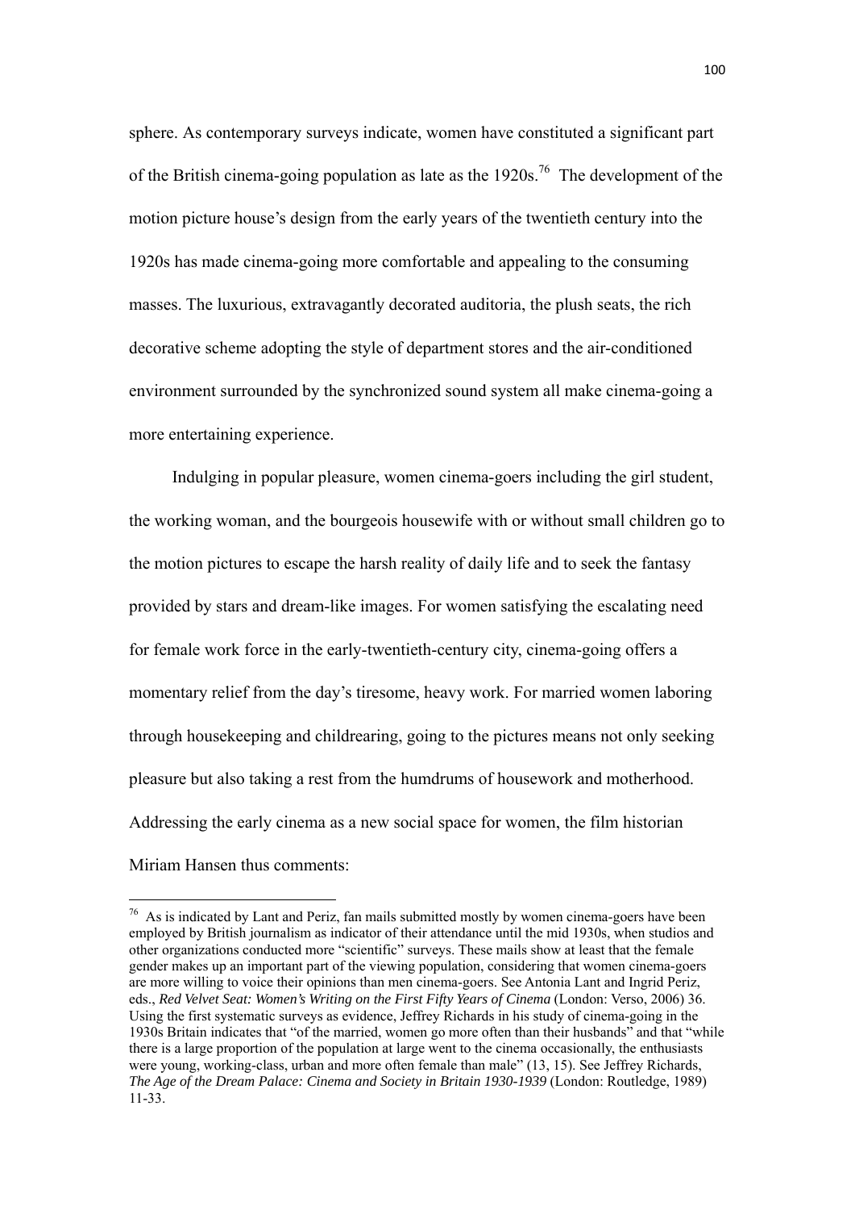sphere. As contemporary surveys indicate, women have constituted a significant part of the British cinema-going population as late as the 1920s.[76] The development of the motion picture house's design from the early years of the twentieth century into the 1920s has made cinema-going more comfortable and appealing to the consuming masses. The luxurious, extravagantly decorated auditoria, the plush seats, the rich decorative scheme adopting the style of department stores and the air-conditioned environment surrounded by the synchronized sound system all make cinema-going a more entertaining experience.

Indulging in popular pleasure, women cinema-goers including the girl student, the working woman, and the bourgeois housewife with or without small children go to the motion pictures to escape the harsh reality of daily life and to seek the fantasy provided by stars and dream-like images. For women satisfying the escalating need for female work force in the early-twentieth-century city, cinema-going offers a momentary relief from the day's tiresome, heavy work. For married women laboring through housekeeping and childrearing, going to the pictures means not only seeking pleasure but also taking a rest from the humdrums of housework and motherhood. Addressing the early cinema as a new social space for women, the film historian Miriam Hansen thus comments:

---

[76] As is indicated by Lant and Periz, fan mails submitted mostly by women cinema-goers have been employed by British journalism as indicator of their attendance until the mid 1930s, when studios and other organizations conducted more "scientific" surveys. These mails show at least that the female gender makes up an important part of the viewing population, considering that women cinema-goers are more willing to voice their opinions than men cinema-goers. See Antonia Lant and Ingrid Periz, eds., *Red Velvet Seat: Women's Writing on the First Fifty Years of Cinema* (London: Verso, 2006) 36. Using the first systematic surveys as evidence, Jeffrey Richards in his study of cinema-going in the 1930s Britain indicates that "of the married, women go more often than their husbands" and that "while there is a large proportion of the population at large went to the cinema occasionally, the enthusiasts were young, working-class, urban and more often female than male" (13, 15). See Jeffrey Richards, *The Age of the Dream Palace: Cinema and Society in Britain 1930-1939* (London: Routledge, 1989) 11-33.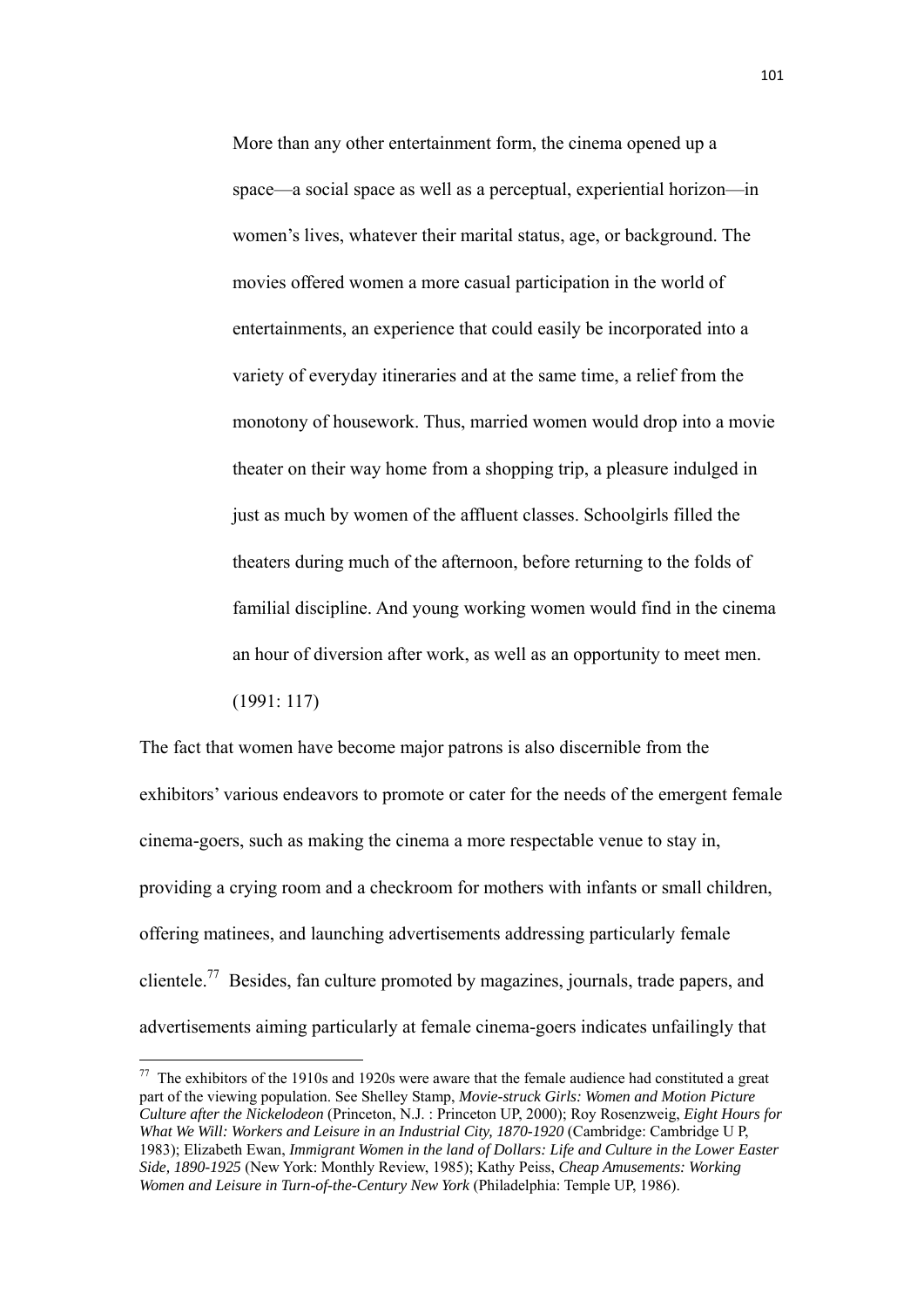> More than any other entertainment form, the cinema opened up a space—a social space as well as a perceptual, experiential horizon—in women's lives, whatever their marital status, age, or background. The movies offered women a more casual participation in the world of entertainments, an experience that could easily be incorporated into a variety of everyday itineraries and at the same time, a relief from the monotony of housework. Thus, married women would drop into a movie theater on their way home from a shopping trip, a pleasure indulged in just as much by women of the affluent classes. Schoolgirls filled the theaters during much of the afternoon, before returning to the folds of familial discipline. And young working women would find in the cinema an hour of diversion after work, as well as an opportunity to meet men. (1991: 117)

The fact that women have become major patrons is also discernible from the exhibitors' various endeavors to promote or cater for the needs of the emergent female cinema-goers, such as making the cinema a more respectable venue to stay in, providing a crying room and a checkroom for mothers with infants or small children, offering matinees, and launching advertisements addressing particularly female clientele.[77] Besides, fan culture promoted by magazines, journals, trade papers, and advertisements aiming particularly at female cinema-goers indicates unfailingly that

---

[77] The exhibitors of the 1910s and 1920s were aware that the female audience had constituted a great part of the viewing population. See Shelley Stamp, *Movie-struck Girls: Women and Motion Picture Culture after the Nickelodeon* (Princeton, N.J. : Princeton UP, 2000); Roy Rosenzweig, *Eight Hours for What We Will: Workers and Leisure in an Industrial City, 1870-1920* (Cambridge: Cambridge U P, 1983); Elizabeth Ewan, *Immigrant Women in the land of Dollars: Life and Culture in the Lower Easter Side, 1890-1925* (New York: Monthly Review, 1985); Kathy Peiss, *Cheap Amusements: Working Women and Leisure in Turn-of-the-Century New York* (Philadelphia: Temple UP, 1986).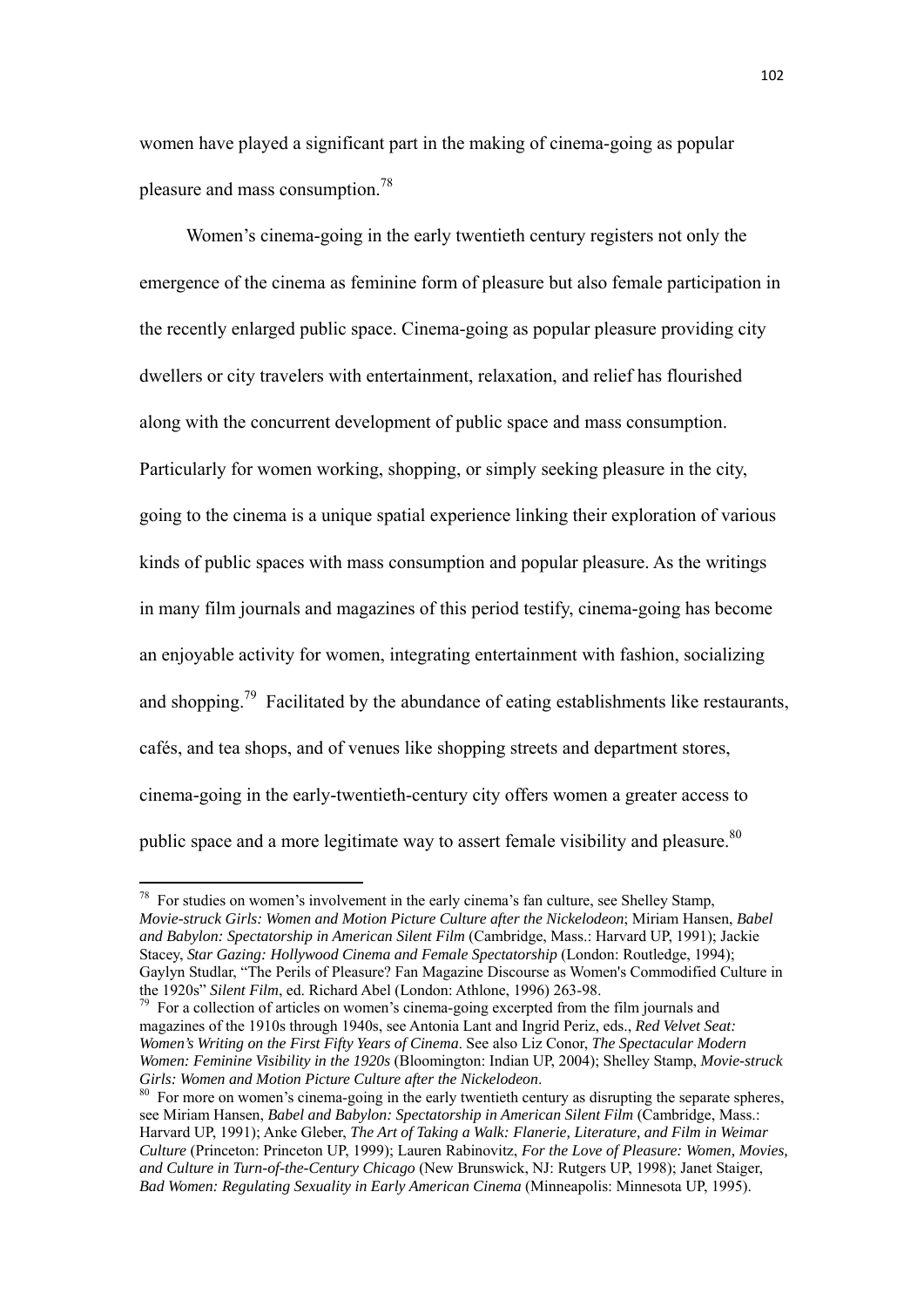women have played a significant part in the making of cinema-going as popular pleasure and mass consumption.[78]

Women's cinema-going in the early twentieth century registers not only the emergence of the cinema as feminine form of pleasure but also female participation in the recently enlarged public space. Cinema-going as popular pleasure providing city dwellers or city travelers with entertainment, relaxation, and relief has flourished along with the concurrent development of public space and mass consumption. Particularly for women working, shopping, or simply seeking pleasure in the city, going to the cinema is a unique spatial experience linking their exploration of various kinds of public spaces with mass consumption and popular pleasure. As the writings in many film journals and magazines of this period testify, cinema-going has become an enjoyable activity for women, integrating entertainment with fashion, socializing and shopping.[79] Facilitated by the abundance of eating establishments like restaurants, cafés, and tea shops, and of venues like shopping streets and department stores, cinema-going in the early-twentieth-century city offers women a greater access to public space and a more legitimate way to assert female visibility and pleasure.[80]

---

[78] For studies on women's involvement in the early cinema's fan culture, see Shelley Stamp, *Movie-struck Girls: Women and Motion Picture Culture after the Nickelodeon*; Miriam Hansen, *Babel and Babylon: Spectatorship in American Silent Film* (Cambridge, Mass.: Harvard UP, 1991); Jackie Stacey, *Star Gazing: Hollywood Cinema and Female Spectatorship* (London: Routledge, 1994); Gaylyn Studlar, "The Perils of Pleasure? Fan Magazine Discourse as Women's Commodified Culture in the 1920s" *Silent Film*, ed. Richard Abel (London: Athlone, 1996) 263-98.

[79] For a collection of articles on women's cinema-going excerpted from the film journals and magazines of the 1910s through 1940s, see Antonia Lant and Ingrid Periz, eds., *Red Velvet Seat: Women's Writing on the First Fifty Years of Cinema*. See also Liz Conor, *The Spectacular Modern Women: Feminine Visibility in the 1920s* (Bloomington: Indian UP, 2004); Shelley Stamp, *Movie-struck Girls: Women and Motion Picture Culture after the Nickelodeon*.

[80] For more on women's cinema-going in the early twentieth century as disrupting the separate spheres, see Miriam Hansen, *Babel and Babylon: Spectatorship in American Silent Film* (Cambridge, Mass.: Harvard UP, 1991); Anke Gleber, *The Art of Taking a Walk: Flanerie, Literature, and Film in Weimar Culture* (Princeton: Princeton UP, 1999); Lauren Rabinovitz, *For the Love of Pleasure: Women, Movies, and Culture in Turn-of-the-Century Chicago* (New Brunswick, NJ: Rutgers UP, 1998); Janet Staiger, *Bad Women: Regulating Sexuality in Early American Cinema* (Minneapolis: Minnesota UP, 1995).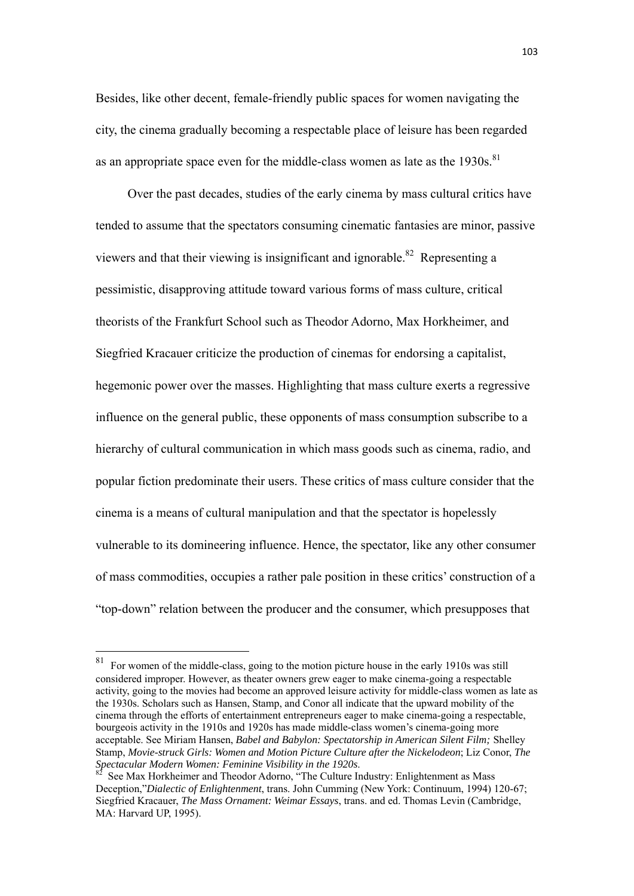Besides, like other decent, female-friendly public spaces for women navigating the city, the cinema gradually becoming a respectable place of leisure has been regarded as an appropriate space even for the middle-class women as late as the 1930s.[81]

Over the past decades, studies of the early cinema by mass cultural critics have tended to assume that the spectators consuming cinematic fantasies are minor, passive viewers and that their viewing is insignificant and ignorable.[82] Representing a pessimistic, disapproving attitude toward various forms of mass culture, critical theorists of the Frankfurt School such as Theodor Adorno, Max Horkheimer, and Siegfried Kracauer criticize the production of cinemas for endorsing a capitalist, hegemonic power over the masses. Highlighting that mass culture exerts a regressive influence on the general public, these opponents of mass consumption subscribe to a hierarchy of cultural communication in which mass goods such as cinema, radio, and popular fiction predominate their users. These critics of mass culture consider that the cinema is a means of cultural manipulation and that the spectator is hopelessly vulnerable to its domineering influence. Hence, the spectator, like any other consumer of mass commodities, occupies a rather pale position in these critics' construction of a "top-down" relation between the producer and the consumer, which presupposes that

---

[81] For women of the middle-class, going to the motion picture house in the early 1910s was still considered improper. However, as theater owners grew eager to make cinema-going a respectable activity, going to the movies had become an approved leisure activity for middle-class women as late as the 1930s. Scholars such as Hansen, Stamp, and Conor all indicate that the upward mobility of the cinema through the efforts of entertainment entrepreneurs eager to make cinema-going a respectable, bourgeois activity in the 1910s and 1920s has made middle-class women's cinema-going more acceptable. See Miriam Hansen, *Babel and Babylon: Spectatorship in American Silent Film;* Shelley Stamp, *Movie-struck Girls: Women and Motion Picture Culture after the Nickelodeon*; Liz Conor, *The Spectacular Modern Women: Feminine Visibility in the 1920s*.

[82] See Max Horkheimer and Theodor Adorno, "The Culture Industry: Enlightenment as Mass Deception,"*Dialectic of Enlightenment*, trans. John Cumming (New York: Continuum, 1994) 120-67; Siegfried Kracauer, *The Mass Ornament: Weimar Essays*, trans. and ed. Thomas Levin (Cambridge, MA: Harvard UP, 1995).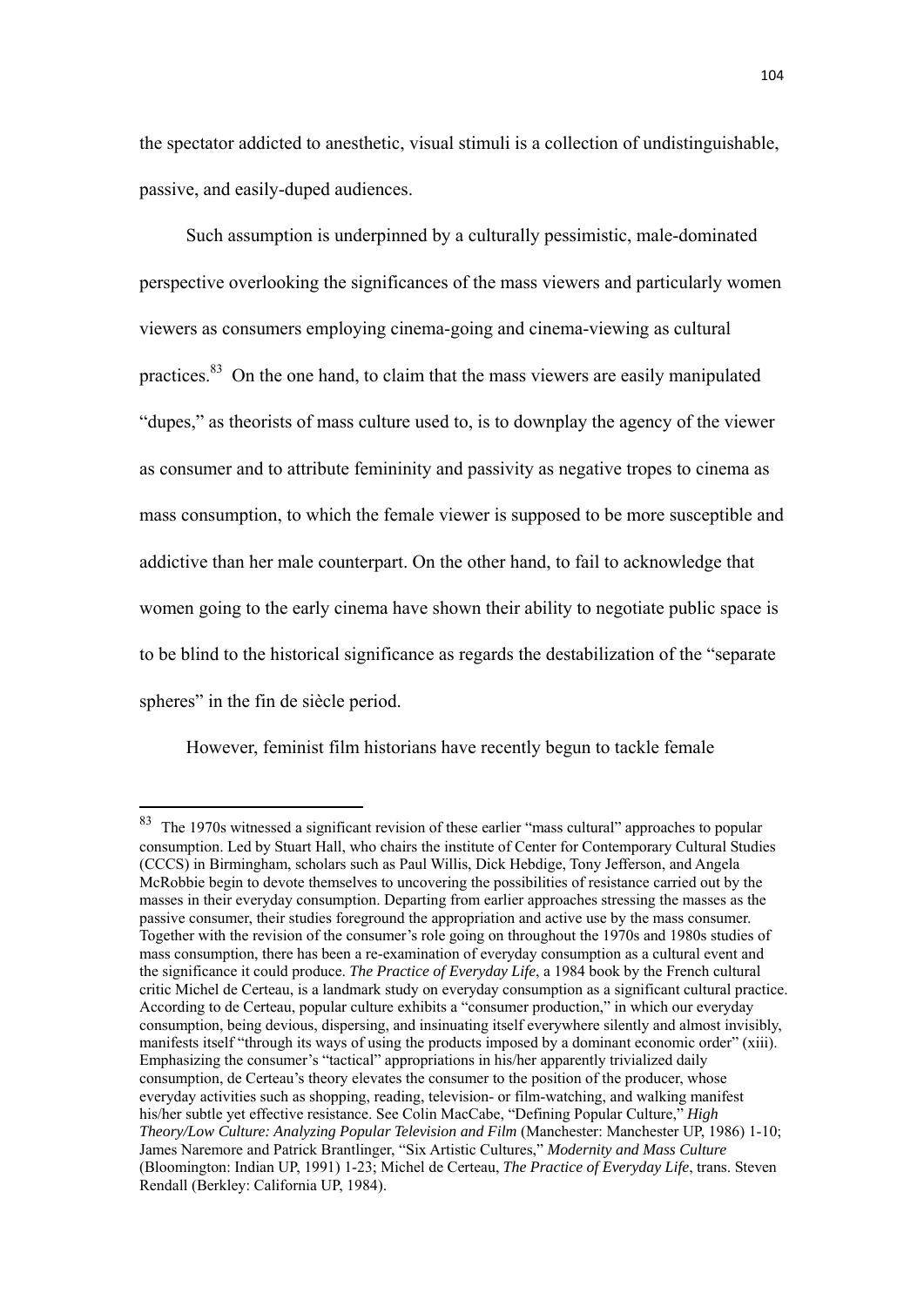the spectator addicted to anesthetic, visual stimuli is a collection of undistinguishable, passive, and easily-duped audiences.

Such assumption is underpinned by a culturally pessimistic, male-dominated perspective overlooking the significances of the mass viewers and particularly women viewers as consumers employing cinema-going and cinema-viewing as cultural practices.[83] On the one hand, to claim that the mass viewers are easily manipulated "dupes," as theorists of mass culture used to, is to downplay the agency of the viewer as consumer and to attribute femininity and passivity as negative tropes to cinema as mass consumption, to which the female viewer is supposed to be more susceptible and addictive than her male counterpart. On the other hand, to fail to acknowledge that women going to the early cinema have shown their ability to negotiate public space is to be blind to the historical significance as regards the destabilization of the "separate spheres" in the fin de siècle period.

However, feminist film historians have recently begun to tackle female

---

[83] The 1970s witnessed a significant revision of these earlier "mass cultural" approaches to popular consumption. Led by Stuart Hall, who chairs the institute of Center for Contemporary Cultural Studies (CCCS) in Birmingham, scholars such as Paul Willis, Dick Hebdige, Tony Jefferson, and Angela McRobbie begin to devote themselves to uncovering the possibilities of resistance carried out by the masses in their everyday consumption. Departing from earlier approaches stressing the masses as the passive consumer, their studies foreground the appropriation and active use by the mass consumer. Together with the revision of the consumer's role going on throughout the 1970s and 1980s studies of mass consumption, there has been a re-examination of everyday consumption as a cultural event and the significance it could produce. *The Practice of Everyday Life*, a 1984 book by the French cultural critic Michel de Certeau, is a landmark study on everyday consumption as a significant cultural practice. According to de Certeau, popular culture exhibits a "consumer production," in which our everyday consumption, being devious, dispersing, and insinuating itself everywhere silently and almost invisibly, manifests itself "through its ways of using the products imposed by a dominant economic order" (xiii). Emphasizing the consumer's "tactical" appropriations in his/her apparently trivialized daily consumption, de Certeau's theory elevates the consumer to the position of the producer, whose everyday activities such as shopping, reading, television- or film-watching, and walking manifest his/her subtle yet effective resistance. See Colin MacCabe, "Defining Popular Culture," *High Theory/Low Culture: Analyzing Popular Television and Film* (Manchester: Manchester UP, 1986) 1-10; James Naremore and Patrick Brantlinger, "Six Artistic Cultures," *Modernity and Mass Culture* (Bloomington: Indian UP, 1991) 1-23; Michel de Certeau, *The Practice of Everyday Life*, trans. Steven Rendall (Berkley: California UP, 1984).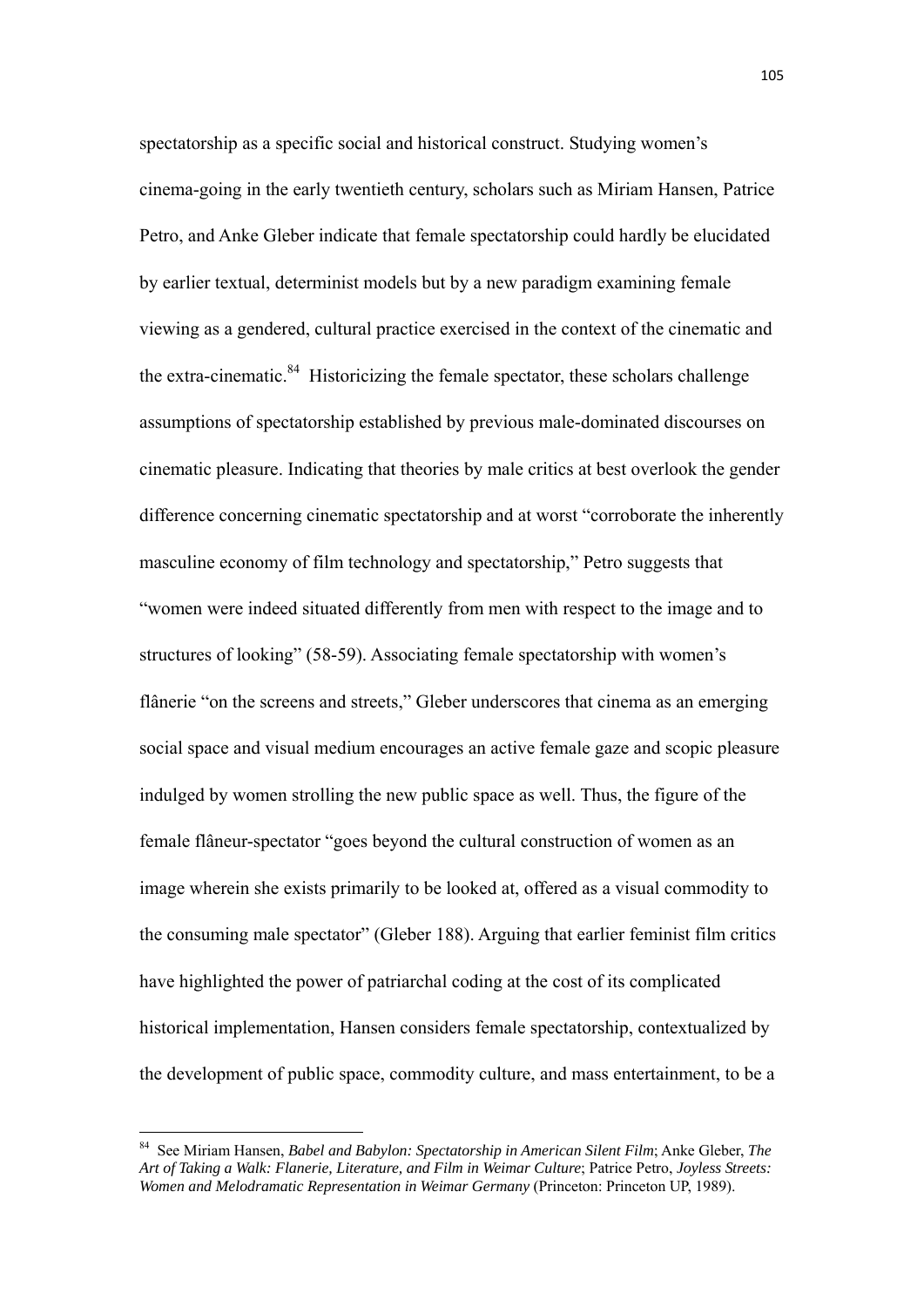spectatorship as a specific social and historical construct. Studying women's cinema-going in the early twentieth century, scholars such as Miriam Hansen, Patrice Petro, and Anke Gleber indicate that female spectatorship could hardly be elucidated by earlier textual, determinist models but by a new paradigm examining female viewing as a gendered, cultural practice exercised in the context of the cinematic and the extra-cinematic.[84] Historicizing the female spectator, these scholars challenge assumptions of spectatorship established by previous male-dominated discourses on cinematic pleasure. Indicating that theories by male critics at best overlook the gender difference concerning cinematic spectatorship and at worst "corroborate the inherently masculine economy of film technology and spectatorship," Petro suggests that "women were indeed situated differently from men with respect to the image and to structures of looking" (58-59). Associating female spectatorship with women's flânerie "on the screens and streets," Gleber underscores that cinema as an emerging social space and visual medium encourages an active female gaze and scopic pleasure indulged by women strolling the new public space as well. Thus, the figure of the female flâneur-spectator "goes beyond the cultural construction of women as an image wherein she exists primarily to be looked at, offered as a visual commodity to the consuming male spectator" (Gleber 188). Arguing that earlier feminist film critics have highlighted the power of patriarchal coding at the cost of its complicated historical implementation, Hansen considers female spectatorship, contextualized by the development of public space, commodity culture, and mass entertainment, to be a

---

[84] See Miriam Hansen, *Babel and Babylon: Spectatorship in American Silent Film*; Anke Gleber, *The Art of Taking a Walk: Flanerie, Literature, and Film in Weimar Culture*; Patrice Petro, *Joyless Streets: Women and Melodramatic Representation in Weimar Germany* (Princeton: Princeton UP, 1989).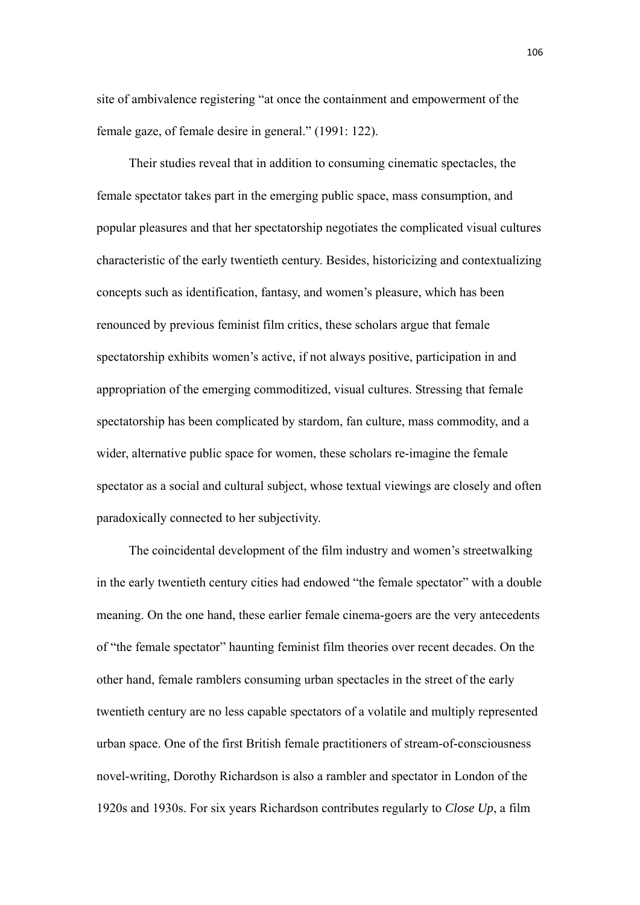site of ambivalence registering "at once the containment and empowerment of the female gaze, of female desire in general." (1991: 122).

Their studies reveal that in addition to consuming cinematic spectacles, the female spectator takes part in the emerging public space, mass consumption, and popular pleasures and that her spectatorship negotiates the complicated visual cultures characteristic of the early twentieth century. Besides, historicizing and contextualizing concepts such as identification, fantasy, and women's pleasure, which has been renounced by previous feminist film critics, these scholars argue that female spectatorship exhibits women's active, if not always positive, participation in and appropriation of the emerging commoditized, visual cultures. Stressing that female spectatorship has been complicated by stardom, fan culture, mass commodity, and a wider, alternative public space for women, these scholars re-imagine the female spectator as a social and cultural subject, whose textual viewings are closely and often paradoxically connected to her subjectivity.

The coincidental development of the film industry and women's streetwalking in the early twentieth century cities had endowed "the female spectator" with a double meaning. On the one hand, these earlier female cinema-goers are the very antecedents of "the female spectator" haunting feminist film theories over recent decades. On the other hand, female ramblers consuming urban spectacles in the street of the early twentieth century are no less capable spectators of a volatile and multiply represented urban space. One of the first British female practitioners of stream-of-consciousness novel-writing, Dorothy Richardson is also a rambler and spectator in London of the 1920s and 1930s. For six years Richardson contributes regularly to *Close Up*, a film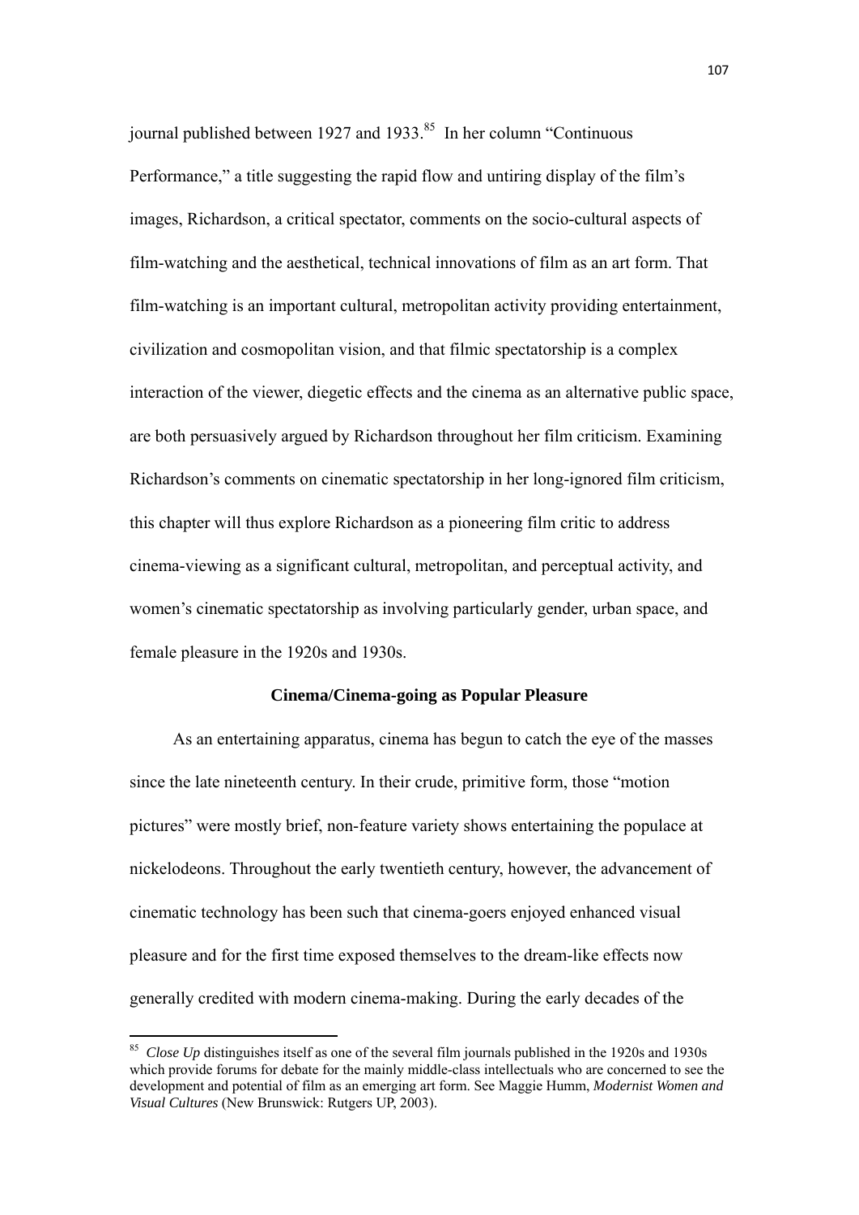journal published between 1927 and 1933.[85] In her column "Continuous Performance," a title suggesting the rapid flow and untiring display of the film's images, Richardson, a critical spectator, comments on the socio-cultural aspects of film-watching and the aesthetical, technical innovations of film as an art form. That film-watching is an important cultural, metropolitan activity providing entertainment, civilization and cosmopolitan vision, and that filmic spectatorship is a complex interaction of the viewer, diegetic effects and the cinema as an alternative public space, are both persuasively argued by Richardson throughout her film criticism. Examining Richardson's comments on cinematic spectatorship in her long-ignored film criticism, this chapter will thus explore Richardson as a pioneering film critic to address cinema-viewing as a significant cultural, metropolitan, and perceptual activity, and women's cinematic spectatorship as involving particularly gender, urban space, and female pleasure in the 1920s and 1930s.

### Cinema/Cinema-going as Popular Pleasure

As an entertaining apparatus, cinema has begun to catch the eye of the masses since the late nineteenth century. In their crude, primitive form, those "motion pictures" were mostly brief, non-feature variety shows entertaining the populace at nickelodeons. Throughout the early twentieth century, however, the advancement of cinematic technology has been such that cinema-goers enjoyed enhanced visual pleasure and for the first time exposed themselves to the dream-like effects now generally credited with modern cinema-making. During the early decades of the

---

[85] *Close Up* distinguishes itself as one of the several film journals published in the 1920s and 1930s which provide forums for debate for the mainly middle-class intellectuals who are concerned to see the development and potential of film as an emerging art form. See Maggie Humm, *Modernist Women and Visual Cultures* (New Brunswick: Rutgers UP, 2003).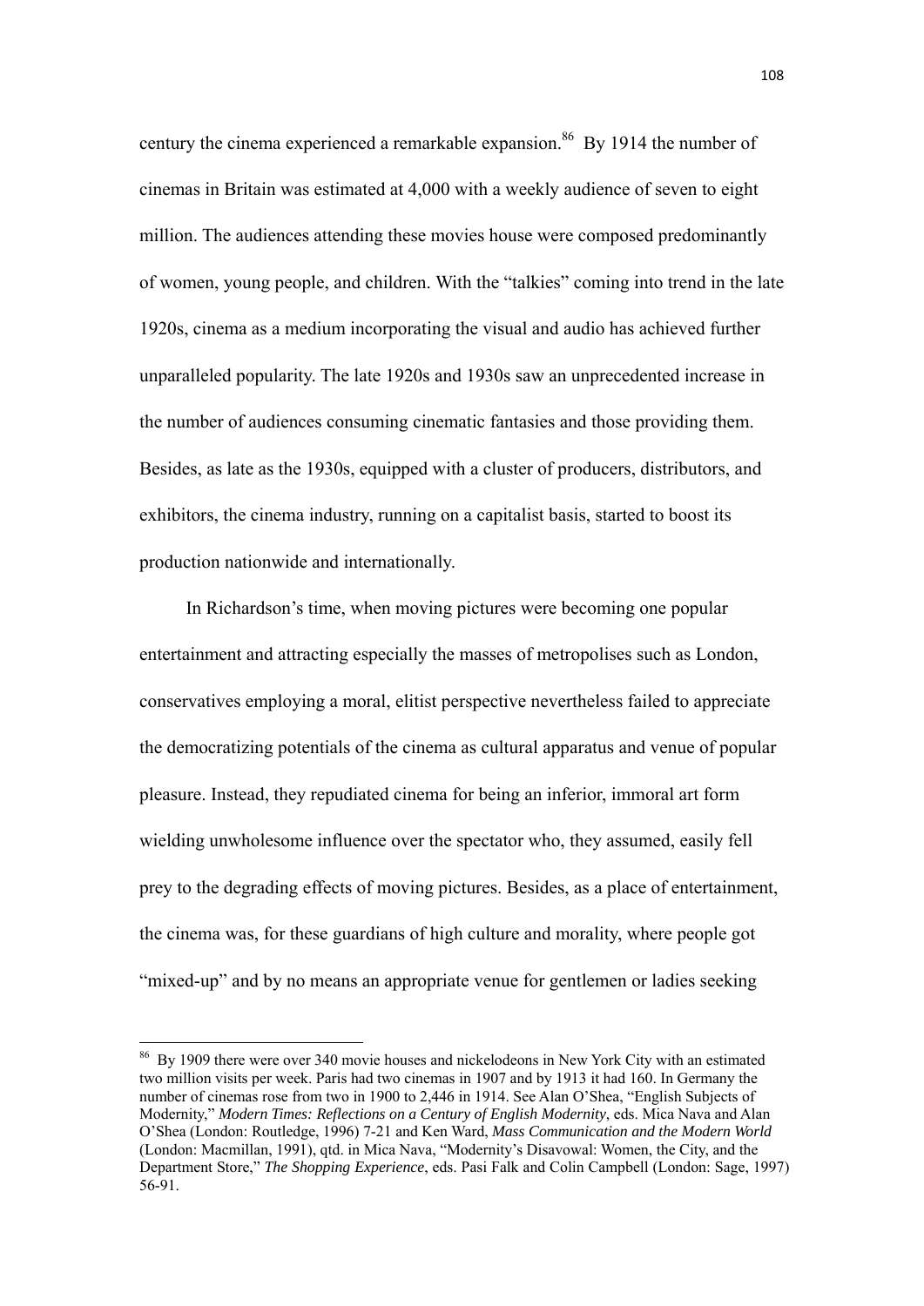century the cinema experienced a remarkable expansion.[86] By 1914 the number of cinemas in Britain was estimated at 4,000 with a weekly audience of seven to eight million. The audiences attending these movies house were composed predominantly of women, young people, and children. With the "talkies" coming into trend in the late 1920s, cinema as a medium incorporating the visual and audio has achieved further unparalleled popularity. The late 1920s and 1930s saw an unprecedented increase in the number of audiences consuming cinematic fantasies and those providing them. Besides, as late as the 1930s, equipped with a cluster of producers, distributors, and exhibitors, the cinema industry, running on a capitalist basis, started to boost its production nationwide and internationally.

In Richardson's time, when moving pictures were becoming one popular entertainment and attracting especially the masses of metropolises such as London, conservatives employing a moral, elitist perspective nevertheless failed to appreciate the democratizing potentials of the cinema as cultural apparatus and venue of popular pleasure. Instead, they repudiated cinema for being an inferior, immoral art form wielding unwholesome influence over the spectator who, they assumed, easily fell prey to the degrading effects of moving pictures. Besides, as a place of entertainment, the cinema was, for these guardians of high culture and morality, where people got "mixed-up" and by no means an appropriate venue for gentlemen or ladies seeking

---

[86] By 1909 there were over 340 movie houses and nickelodeons in New York City with an estimated two million visits per week. Paris had two cinemas in 1907 and by 1913 it had 160. In Germany the number of cinemas rose from two in 1900 to 2,446 in 1914. See Alan O'Shea, "English Subjects of Modernity," *Modern Times: Reflections on a Century of English Modernity*, eds. Mica Nava and Alan O'Shea (London: Routledge, 1996) 7-21 and Ken Ward, *Mass Communication and the Modern World* (London: Macmillan, 1991), qtd. in Mica Nava, "Modernity's Disavowal: Women, the City, and the Department Store," *The Shopping Experience*, eds. Pasi Falk and Colin Campbell (London: Sage, 1997) 56-91.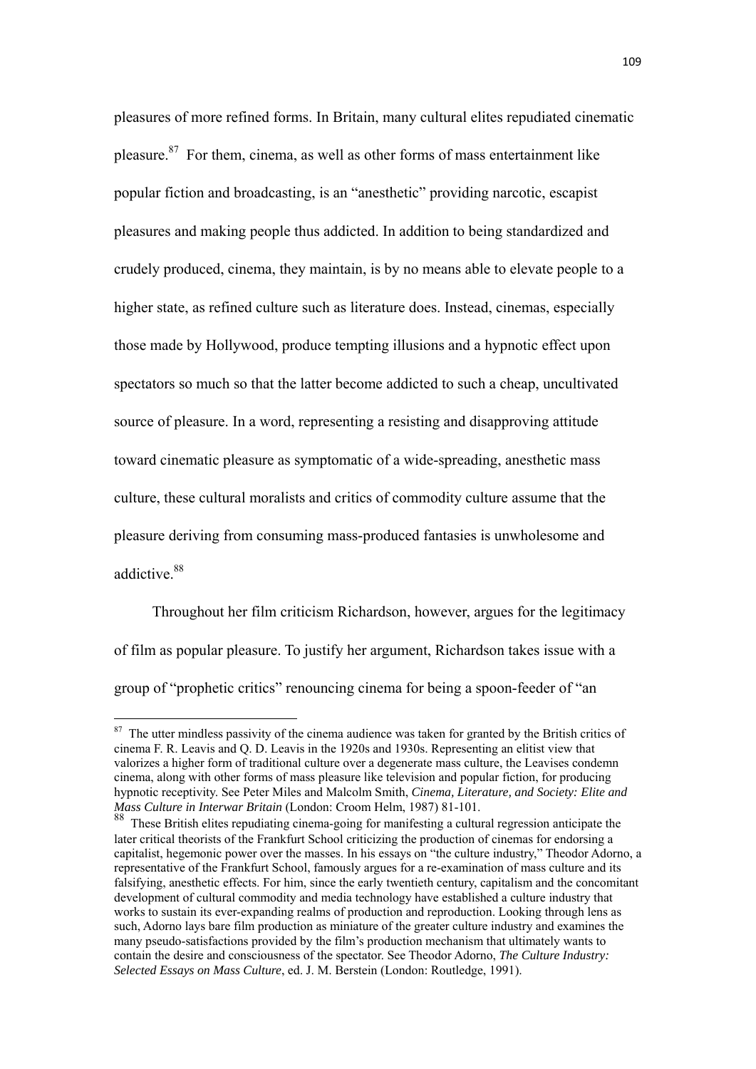pleasures of more refined forms. In Britain, many cultural elites repudiated cinematic pleasure.[87] For them, cinema, as well as other forms of mass entertainment like popular fiction and broadcasting, is an "anesthetic" providing narcotic, escapist pleasures and making people thus addicted. In addition to being standardized and crudely produced, cinema, they maintain, is by no means able to elevate people to a higher state, as refined culture such as literature does. Instead, cinemas, especially those made by Hollywood, produce tempting illusions and a hypnotic effect upon spectators so much so that the latter become addicted to such a cheap, uncultivated source of pleasure. In a word, representing a resisting and disapproving attitude toward cinematic pleasure as symptomatic of a wide-spreading, anesthetic mass culture, these cultural moralists and critics of commodity culture assume that the pleasure deriving from consuming mass-produced fantasies is unwholesome and addictive.[88]

Throughout her film criticism Richardson, however, argues for the legitimacy of film as popular pleasure. To justify her argument, Richardson takes issue with a group of "prophetic critics" renouncing cinema for being a spoon-feeder of "an

---

[87] The utter mindless passivity of the cinema audience was taken for granted by the British critics of cinema F. R. Leavis and Q. D. Leavis in the 1920s and 1930s. Representing an elitist view that valorizes a higher form of traditional culture over a degenerate mass culture, the Leavises condemn cinema, along with other forms of mass pleasure like television and popular fiction, for producing hypnotic receptivity. See Peter Miles and Malcolm Smith, *Cinema, Literature, and Society: Elite and Mass Culture in Interwar Britain* (London: Croom Helm, 1987) 81-101.

[88] These British elites repudiating cinema-going for manifesting a cultural regression anticipate the later critical theorists of the Frankfurt School criticizing the production of cinemas for endorsing a capitalist, hegemonic power over the masses. In his essays on "the culture industry," Theodor Adorno, a representative of the Frankfurt School, famously argues for a re-examination of mass culture and its falsifying, anesthetic effects. For him, since the early twentieth century, capitalism and the concomitant development of cultural commodity and media technology have established a culture industry that works to sustain its ever-expanding realms of production and reproduction. Looking through lens as such, Adorno lays bare film production as miniature of the greater culture industry and examines the many pseudo-satisfactions provided by the film's production mechanism that ultimately wants to contain the desire and consciousness of the spectator. See Theodor Adorno, *The Culture Industry: Selected Essays on Mass Culture*, ed. J. M. Berstein (London: Routledge, 1991).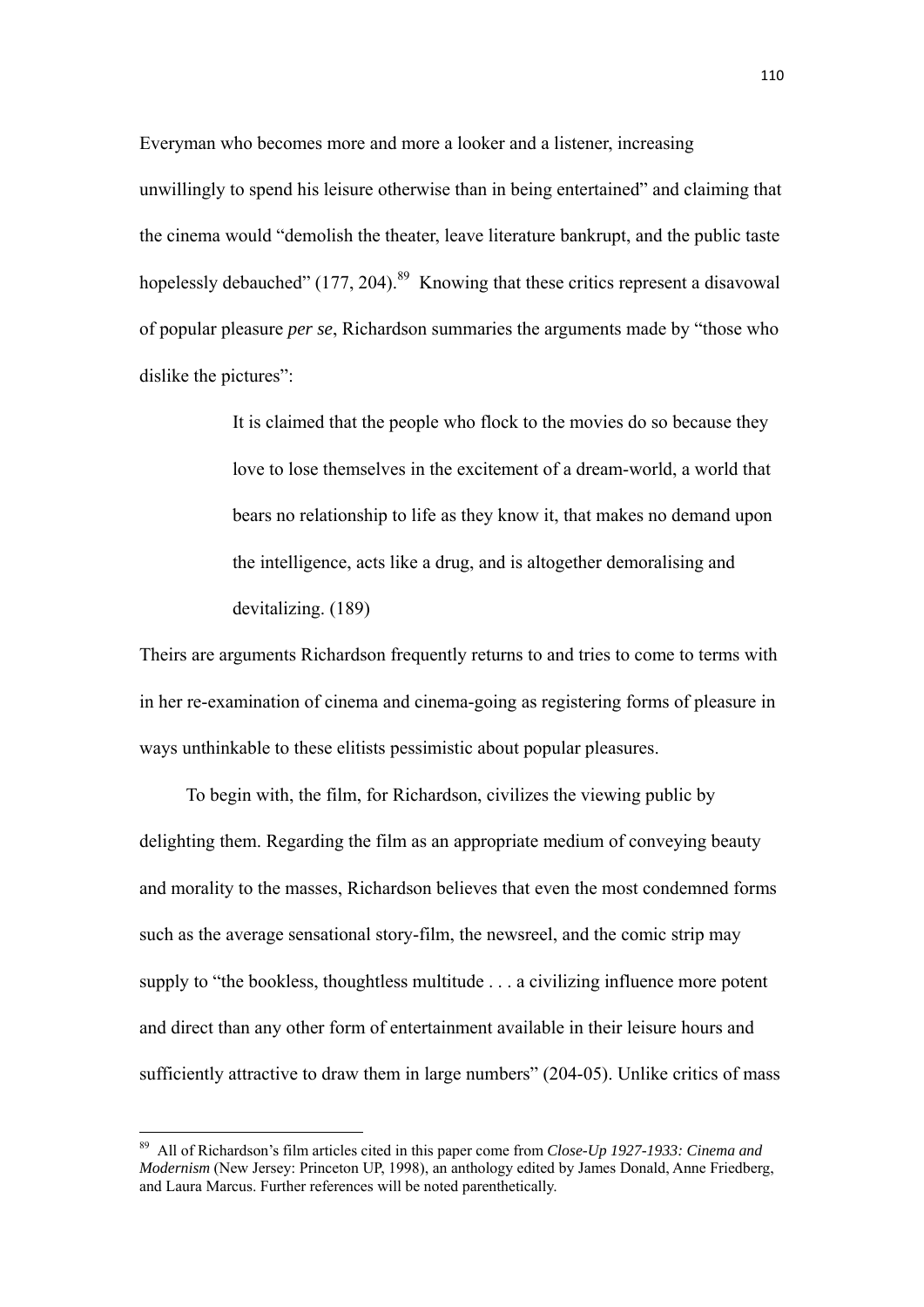Everyman who becomes more and more a looker and a listener, increasing unwillingly to spend his leisure otherwise than in being entertained" and claiming that the cinema would "demolish the theater, leave literature bankrupt, and the public taste hopelessly debauched" (177, 204).[89] Knowing that these critics represent a disavowal of popular pleasure *per se*, Richardson summaries the arguments made by "those who dislike the pictures":

> It is claimed that the people who flock to the movies do so because they love to lose themselves in the excitement of a dream-world, a world that bears no relationship to life as they know it, that makes no demand upon the intelligence, acts like a drug, and is altogether demoralising and devitalizing. (189)

Theirs are arguments Richardson frequently returns to and tries to come to terms with in her re-examination of cinema and cinema-going as registering forms of pleasure in ways unthinkable to these elitists pessimistic about popular pleasures.

To begin with, the film, for Richardson, civilizes the viewing public by delighting them. Regarding the film as an appropriate medium of conveying beauty and morality to the masses, Richardson believes that even the most condemned forms such as the average sensational story-film, the newsreel, and the comic strip may supply to "the bookless, thoughtless multitude . . . a civilizing influence more potent and direct than any other form of entertainment available in their leisure hours and sufficiently attractive to draw them in large numbers" (204-05). Unlike critics of mass

---

[89] All of Richardson's film articles cited in this paper come from *Close-Up 1927-1933: Cinema and Modernism* (New Jersey: Princeton UP, 1998), an anthology edited by James Donald, Anne Friedberg, and Laura Marcus. Further references will be noted parenthetically.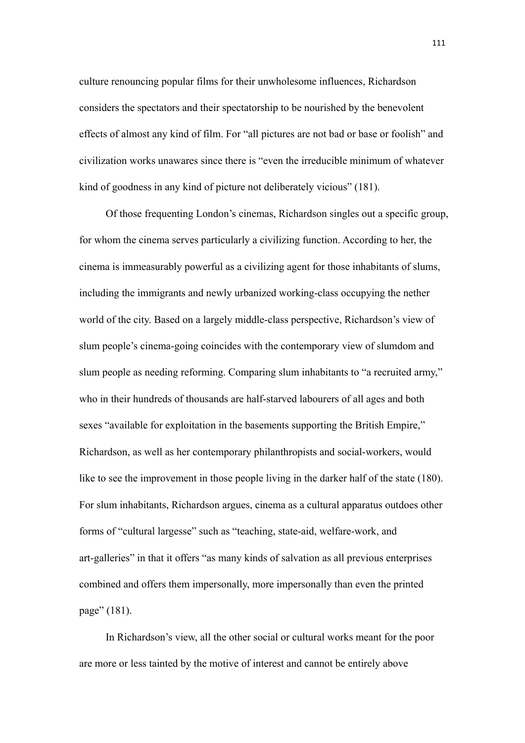culture renouncing popular films for their unwholesome influences, Richardson considers the spectators and their spectatorship to be nourished by the benevolent effects of almost any kind of film. For "all pictures are not bad or base or foolish" and civilization works unawares since there is "even the irreducible minimum of whatever kind of goodness in any kind of picture not deliberately vicious" (181).

Of those frequenting London's cinemas, Richardson singles out a specific group, for whom the cinema serves particularly a civilizing function. According to her, the cinema is immeasurably powerful as a civilizing agent for those inhabitants of slums, including the immigrants and newly urbanized working-class occupying the nether world of the city. Based on a largely middle-class perspective, Richardson's view of slum people's cinema-going coincides with the contemporary view of slumdom and slum people as needing reforming. Comparing slum inhabitants to "a recruited army," who in their hundreds of thousands are half-starved labourers of all ages and both sexes "available for exploitation in the basements supporting the British Empire," Richardson, as well as her contemporary philanthropists and social-workers, would like to see the improvement in those people living in the darker half of the state (180). For slum inhabitants, Richardson argues, cinema as a cultural apparatus outdoes other forms of "cultural largesse" such as "teaching, state-aid, welfare-work, and art-galleries" in that it offers "as many kinds of salvation as all previous enterprises combined and offers them impersonally, more impersonally than even the printed page" (181).

In Richardson's view, all the other social or cultural works meant for the poor are more or less tainted by the motive of interest and cannot be entirely above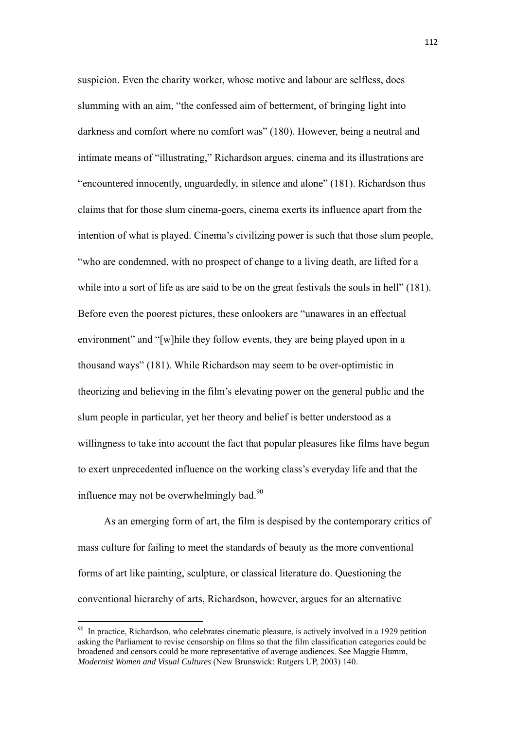suspicion. Even the charity worker, whose motive and labour are selfless, does slumming with an aim, "the confessed aim of betterment, of bringing light into darkness and comfort where no comfort was" (180). However, being a neutral and intimate means of "illustrating," Richardson argues, cinema and its illustrations are "encountered innocently, unguardedly, in silence and alone" (181). Richardson thus claims that for those slum cinema-goers, cinema exerts its influence apart from the intention of what is played. Cinema's civilizing power is such that those slum people, "who are condemned, with no prospect of change to a living death, are lifted for a while into a sort of life as are said to be on the great festivals the souls in hell" (181). Before even the poorest pictures, these onlookers are "unawares in an effectual environment" and "[w]hile they follow events, they are being played upon in a thousand ways" (181). While Richardson may seem to be over-optimistic in theorizing and believing in the film's elevating power on the general public and the slum people in particular, yet her theory and belief is better understood as a willingness to take into account the fact that popular pleasures like films have begun to exert unprecedented influence on the working class's everyday life and that the influence may not be overwhelmingly bad.[90]

As an emerging form of art, the film is despised by the contemporary critics of mass culture for failing to meet the standards of beauty as the more conventional forms of art like painting, sculpture, or classical literature do. Questioning the conventional hierarchy of arts, Richardson, however, argues for an alternative

---

[90] In practice, Richardson, who celebrates cinematic pleasure, is actively involved in a 1929 petition asking the Parliament to revise censorship on films so that the film classification categories could be broadened and censors could be more representative of average audiences. See Maggie Humm, *Modernist Women and Visual Cultures* (New Brunswick: Rutgers UP, 2003) 140.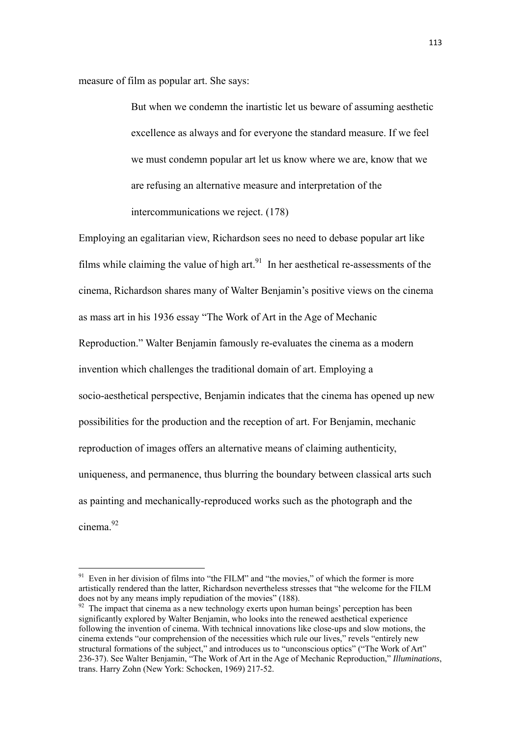measure of film as popular art. She says:

> But when we condemn the inartistic let us beware of assuming aesthetic excellence as always and for everyone the standard measure. If we feel we must condemn popular art let us know where we are, know that we are refusing an alternative measure and interpretation of the intercommunications we reject. (178)

Employing an egalitarian view, Richardson sees no need to debase popular art like films while claiming the value of high art.[91] In her aesthetical re-assessments of the cinema, Richardson shares many of Walter Benjamin's positive views on the cinema as mass art in his 1936 essay "The Work of Art in the Age of Mechanic Reproduction." Walter Benjamin famously re-evaluates the cinema as a modern invention which challenges the traditional domain of art. Employing a socio-aesthetical perspective, Benjamin indicates that the cinema has opened up new possibilities for the production and the reception of art. For Benjamin, mechanic reproduction of images offers an alternative means of claiming authenticity, uniqueness, and permanence, thus blurring the boundary between classical arts such as painting and mechanically-reproduced works such as the photograph and the cinema.[92]

---

[91] Even in her division of films into "the FILM" and "the movies," of which the former is more artistically rendered than the latter, Richardson nevertheless stresses that "the welcome for the FILM does not by any means imply repudiation of the movies" (188).

[92] The impact that cinema as a new technology exerts upon human beings' perception has been significantly explored by Walter Benjamin, who looks into the renewed aesthetical experience following the invention of cinema. With technical innovations like close-ups and slow motions, the cinema extends "our comprehension of the necessities which rule our lives," revels "entirely new structural formations of the subject," and introduces us to "unconscious optics" ("The Work of Art" 236-37). See Walter Benjamin, "The Work of Art in the Age of Mechanic Reproduction," *Illuminations*, trans. Harry Zohn (New York: Schocken, 1969) 217-52.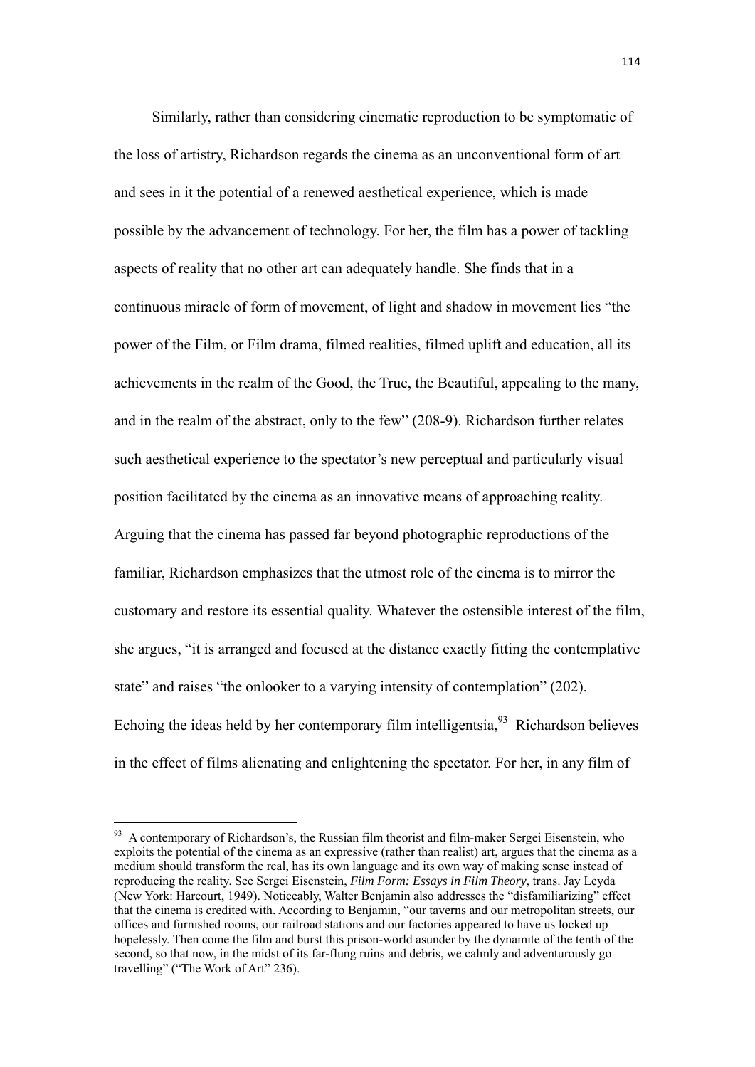Similarly, rather than considering cinematic reproduction to be symptomatic of the loss of artistry, Richardson regards the cinema as an unconventional form of art and sees in it the potential of a renewed aesthetical experience, which is made possible by the advancement of technology. For her, the film has a power of tackling aspects of reality that no other art can adequately handle. She finds that in a continuous miracle of form of movement, of light and shadow in movement lies "the power of the Film, or Film drama, filmed realities, filmed uplift and education, all its achievements in the realm of the Good, the True, the Beautiful, appealing to the many, and in the realm of the abstract, only to the few" (208-9). Richardson further relates such aesthetical experience to the spectator's new perceptual and particularly visual position facilitated by the cinema as an innovative means of approaching reality. Arguing that the cinema has passed far beyond photographic reproductions of the familiar, Richardson emphasizes that the utmost role of the cinema is to mirror the customary and restore its essential quality. Whatever the ostensible interest of the film, she argues, "it is arranged and focused at the distance exactly fitting the contemplative state" and raises "the onlooker to a varying intensity of contemplation" (202). Echoing the ideas held by her contemporary film intelligentsia,[93] Richardson believes in the effect of films alienating and enlightening the spectator. For her, in any film of

---

[93] A contemporary of Richardson's, the Russian film theorist and film-maker Sergei Eisenstein, who exploits the potential of the cinema as an expressive (rather than realist) art, argues that the cinema as a medium should transform the real, has its own language and its own way of making sense instead of reproducing the reality. See Sergei Eisenstein, *Film Form: Essays in Film Theory*, trans. Jay Leyda (New York: Harcourt, 1949). Noticeably, Walter Benjamin also addresses the "disfamiliarizing" effect that the cinema is credited with. According to Benjamin, "our taverns and our metropolitan streets, our offices and furnished rooms, our railroad stations and our factories appeared to have us locked up hopelessly. Then come the film and burst this prison-world asunder by the dynamite of the tenth of the second, so that now, in the midst of its far-flung ruins and debris, we calmly and adventurously go travelling" ("The Work of Art" 236).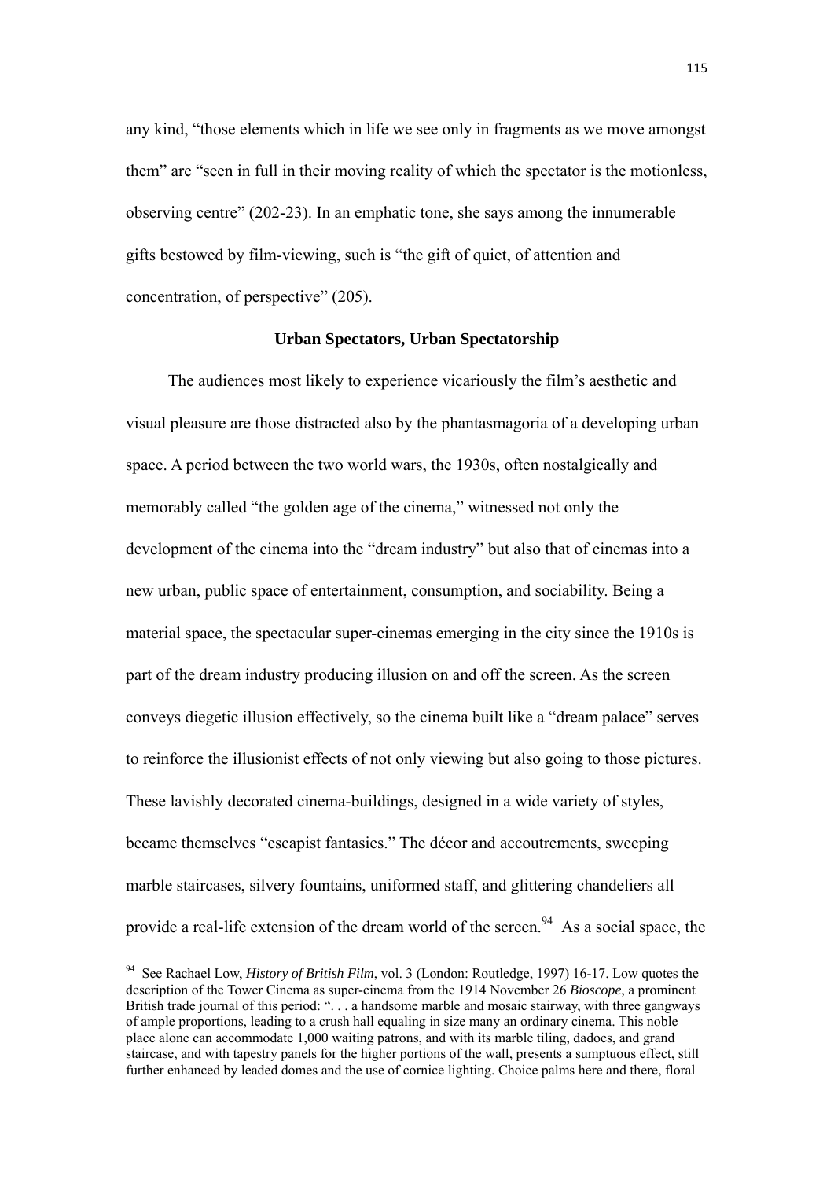any kind, "those elements which in life we see only in fragments as we move amongst them" are "seen in full in their moving reality of which the spectator is the motionless, observing centre" (202-23). In an emphatic tone, she says among the innumerable gifts bestowed by film-viewing, such is "the gift of quiet, of attention and concentration, of perspective" (205).

## Urban Spectators, Urban Spectatorship

The audiences most likely to experience vicariously the film's aesthetic and visual pleasure are those distracted also by the phantasmagoria of a developing urban space. A period between the two world wars, the 1930s, often nostalgically and memorably called "the golden age of the cinema," witnessed not only the development of the cinema into the "dream industry" but also that of cinemas into a new urban, public space of entertainment, consumption, and sociability. Being a material space, the spectacular super-cinemas emerging in the city since the 1910s is part of the dream industry producing illusion on and off the screen. As the screen conveys diegetic illusion effectively, so the cinema built like a "dream palace" serves to reinforce the illusionist effects of not only viewing but also going to those pictures. These lavishly decorated cinema-buildings, designed in a wide variety of styles, became themselves "escapist fantasies." The décor and accoutrements, sweeping marble staircases, silvery fountains, uniformed staff, and glittering chandeliers all provide a real-life extension of the dream world of the screen.[94] As a social space, the

---

[94] See Rachael Low, *History of British Film*, vol. 3 (London: Routledge, 1997) 16-17. Low quotes the description of the Tower Cinema as super-cinema from the 1914 November 26 *Bioscope*, a prominent British trade journal of this period: ". . . a handsome marble and mosaic stairway, with three gangways of ample proportions, leading to a crush hall equaling in size many an ordinary cinema. This noble place alone can accommodate 1,000 waiting patrons, and with its marble tiling, dadoes, and grand staircase, and with tapestry panels for the higher portions of the wall, presents a sumptuous effect, still further enhanced by leaded domes and the use of cornice lighting. Choice palms here and there, floral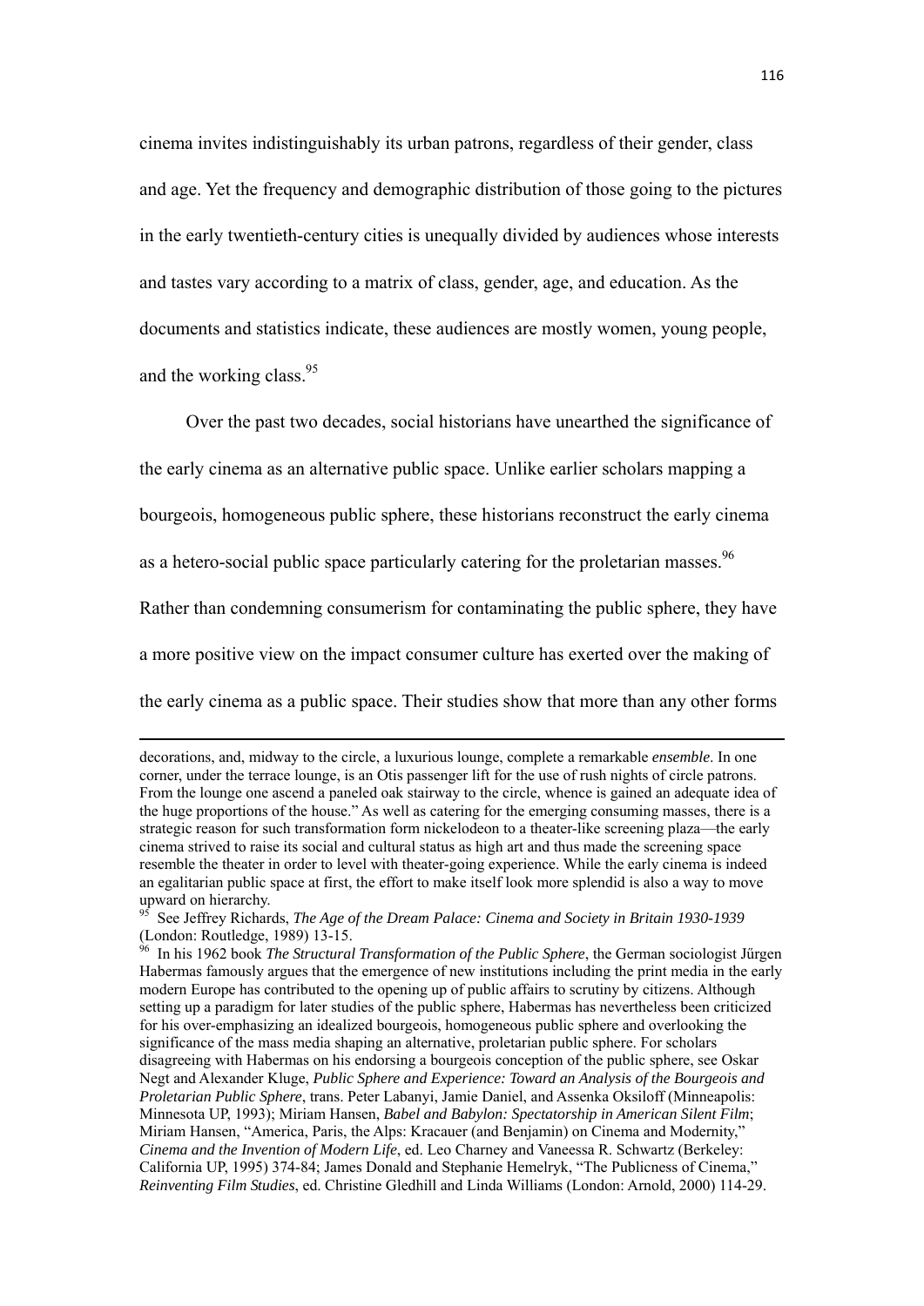cinema invites indistinguishably its urban patrons, regardless of their gender, class and age. Yet the frequency and demographic distribution of those going to the pictures in the early twentieth-century cities is unequally divided by audiences whose interests and tastes vary according to a matrix of class, gender, age, and education. As the documents and statistics indicate, these audiences are mostly women, young people, and the working class.[95]

Over the past two decades, social historians have unearthed the significance of the early cinema as an alternative public space. Unlike earlier scholars mapping a bourgeois, homogeneous public sphere, these historians reconstruct the early cinema as a hetero-social public space particularly catering for the proletarian masses.[96] Rather than condemning consumerism for contaminating the public sphere, they have a more positive view on the impact consumer culture has exerted over the making of the early cinema as a public space. Their studies show that more than any other forms

---

decorations, and, midway to the circle, a luxurious lounge, complete a remarkable *ensemble*. In one corner, under the terrace lounge, is an Otis passenger lift for the use of rush nights of circle patrons. From the lounge one ascend a paneled oak stairway to the circle, whence is gained an adequate idea of the huge proportions of the house." As well as catering for the emerging consuming masses, there is a strategic reason for such transformation form nickelodeon to a theater-like screening plaza—the early cinema strived to raise its social and cultural status as high art and thus made the screening space resemble the theater in order to level with theater-going experience. While the early cinema is indeed an egalitarian public space at first, the effort to make itself look more splendid is also a way to move upward on hierarchy.

[95] See Jeffrey Richards, *The Age of the Dream Palace: Cinema and Society in Britain 1930-1939* (London: Routledge, 1989) 13-15.

[96] In his 1962 book *The Structural Transformation of the Public Sphere*, the German sociologist Jűrgen Habermas famously argues that the emergence of new institutions including the print media in the early modern Europe has contributed to the opening up of public affairs to scrutiny by citizens. Although setting up a paradigm for later studies of the public sphere, Habermas has nevertheless been criticized for his over-emphasizing an idealized bourgeois, homogeneous public sphere and overlooking the significance of the mass media shaping an alternative, proletarian public sphere. For scholars disagreeing with Habermas on his endorsing a bourgeois conception of the public sphere, see Oskar Negt and Alexander Kluge, *Public Sphere and Experience: Toward an Analysis of the Bourgeois and Proletarian Public Sphere*, trans. Peter Labanyi, Jamie Daniel, and Assenka Oksiloff (Minneapolis: Minnesota UP, 1993); Miriam Hansen, *Babel and Babylon: Spectatorship in American Silent Film*; Miriam Hansen, "America, Paris, the Alps: Kracauer (and Benjamin) on Cinema and Modernity," *Cinema and the Invention of Modern Life*, ed. Leo Charney and Vaneessa R. Schwartz (Berkeley: California UP, 1995) 374-84; James Donald and Stephanie Hemelryk, "The Publicness of Cinema," *Reinventing Film Studies*, ed. Christine Gledhill and Linda Williams (London: Arnold, 2000) 114-29.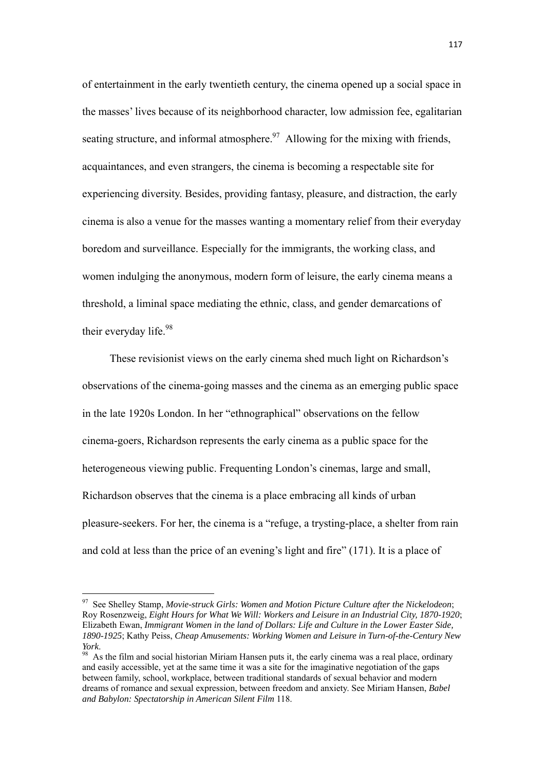of entertainment in the early twentieth century, the cinema opened up a social space in the masses' lives because of its neighborhood character, low admission fee, egalitarian seating structure, and informal atmosphere.[97] Allowing for the mixing with friends, acquaintances, and even strangers, the cinema is becoming a respectable site for experiencing diversity. Besides, providing fantasy, pleasure, and distraction, the early cinema is also a venue for the masses wanting a momentary relief from their everyday boredom and surveillance. Especially for the immigrants, the working class, and women indulging the anonymous, modern form of leisure, the early cinema means a threshold, a liminal space mediating the ethnic, class, and gender demarcations of their everyday life.[98]

These revisionist views on the early cinema shed much light on Richardson's observations of the cinema-going masses and the cinema as an emerging public space in the late 1920s London. In her "ethnographical" observations on the fellow cinema-goers, Richardson represents the early cinema as a public space for the heterogeneous viewing public. Frequenting London's cinemas, large and small, Richardson observes that the cinema is a place embracing all kinds of urban pleasure-seekers. For her, the cinema is a "refuge, a trysting-place, a shelter from rain and cold at less than the price of an evening's light and fire" (171). It is a place of

---

[97] See Shelley Stamp, *Movie-struck Girls: Women and Motion Picture Culture after the Nickelodeon*; Roy Rosenzweig, *Eight Hours for What We Will: Workers and Leisure in an Industrial City, 1870-1920*; Elizabeth Ewan, *Immigrant Women in the land of Dollars: Life and Culture in the Lower Easter Side, 1890-1925*; Kathy Peiss, *Cheap Amusements: Working Women and Leisure in Turn-of-the-Century New York*.

[98] As the film and social historian Miriam Hansen puts it, the early cinema was a real place, ordinary and easily accessible, yet at the same time it was a site for the imaginative negotiation of the gaps between family, school, workplace, between traditional standards of sexual behavior and modern dreams of romance and sexual expression, between freedom and anxiety. See Miriam Hansen, *Babel and Babylon: Spectatorship in American Silent Film* 118.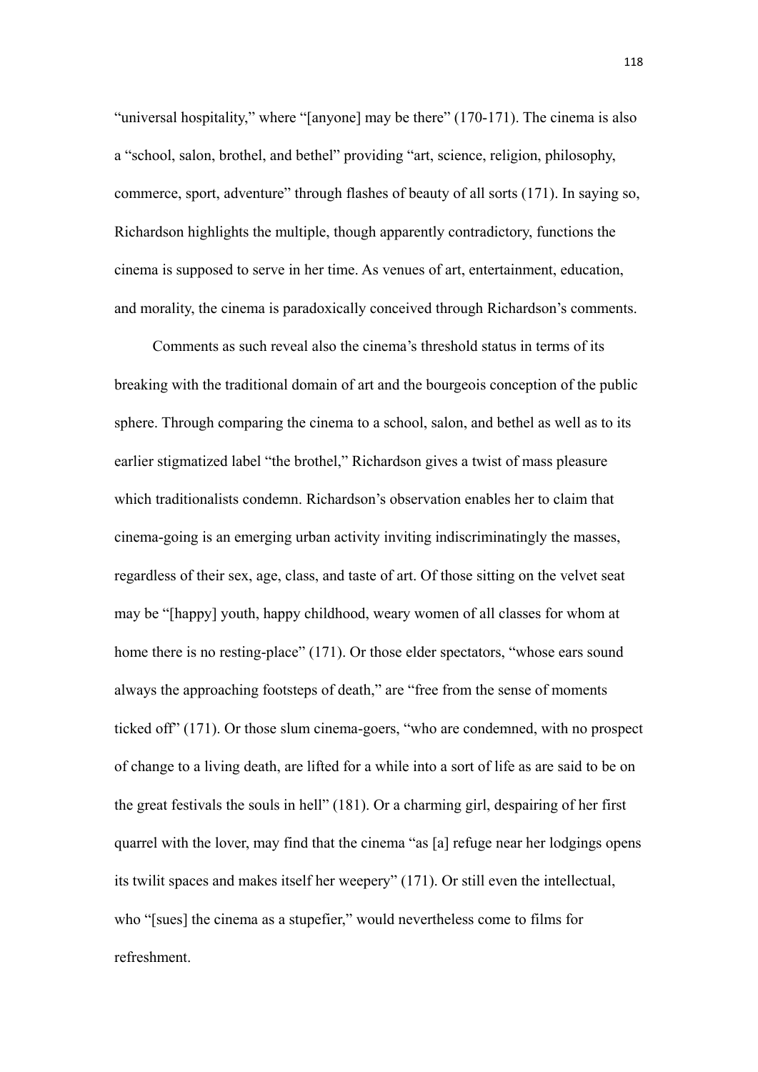"universal hospitality," where "[anyone] may be there" (170-171). The cinema is also a "school, salon, brothel, and bethel" providing "art, science, religion, philosophy, commerce, sport, adventure" through flashes of beauty of all sorts (171). In saying so, Richardson highlights the multiple, though apparently contradictory, functions the cinema is supposed to serve in her time. As venues of art, entertainment, education, and morality, the cinema is paradoxically conceived through Richardson's comments.

Comments as such reveal also the cinema's threshold status in terms of its breaking with the traditional domain of art and the bourgeois conception of the public sphere. Through comparing the cinema to a school, salon, and bethel as well as to its earlier stigmatized label "the brothel," Richardson gives a twist of mass pleasure which traditionalists condemn. Richardson's observation enables her to claim that cinema-going is an emerging urban activity inviting indiscriminatingly the masses, regardless of their sex, age, class, and taste of art. Of those sitting on the velvet seat may be "[happy] youth, happy childhood, weary women of all classes for whom at home there is no resting-place" (171). Or those elder spectators, "whose ears sound always the approaching footsteps of death," are "free from the sense of moments ticked off" (171). Or those slum cinema-goers, "who are condemned, with no prospect of change to a living death, are lifted for a while into a sort of life as are said to be on the great festivals the souls in hell" (181). Or a charming girl, despairing of her first quarrel with the lover, may find that the cinema "as [a] refuge near her lodgings opens its twilit spaces and makes itself her weepery" (171). Or still even the intellectual, who "[sues] the cinema as a stupefier," would nevertheless come to films for refreshment.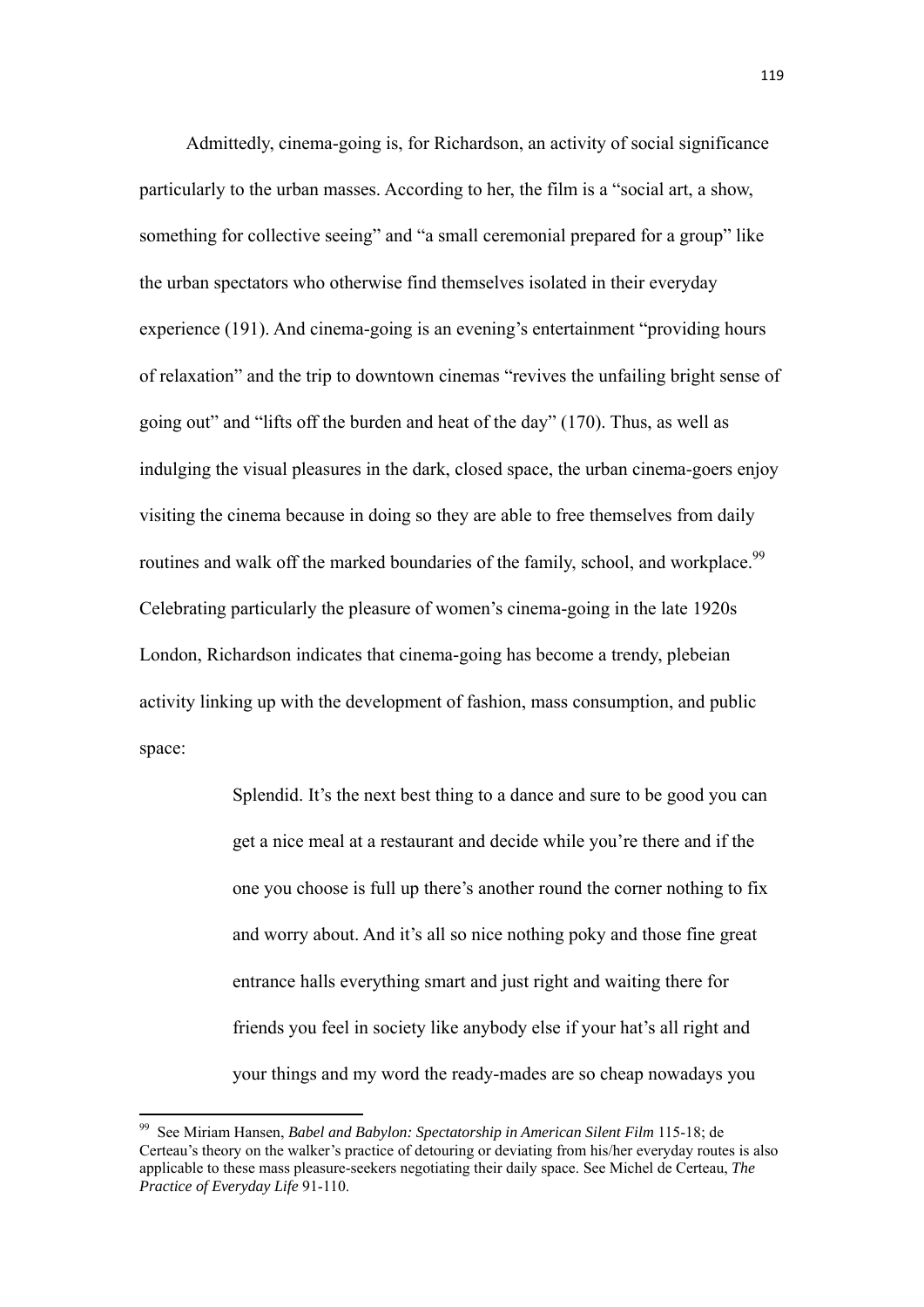Admittedly, cinema-going is, for Richardson, an activity of social significance particularly to the urban masses. According to her, the film is a "social art, a show, something for collective seeing" and "a small ceremonial prepared for a group" like the urban spectators who otherwise find themselves isolated in their everyday experience (191). And cinema-going is an evening's entertainment "providing hours of relaxation" and the trip to downtown cinemas "revives the unfailing bright sense of going out" and "lifts off the burden and heat of the day" (170). Thus, as well as indulging the visual pleasures in the dark, closed space, the urban cinema-goers enjoy visiting the cinema because in doing so they are able to free themselves from daily routines and walk off the marked boundaries of the family, school, and workplace.[99] Celebrating particularly the pleasure of women's cinema-going in the late 1920s London, Richardson indicates that cinema-going has become a trendy, plebeian activity linking up with the development of fashion, mass consumption, and public space:

> Splendid. It's the next best thing to a dance and sure to be good you can get a nice meal at a restaurant and decide while you're there and if the one you choose is full up there's another round the corner nothing to fix and worry about. And it's all so nice nothing poky and those fine great entrance halls everything smart and just right and waiting there for friends you feel in society like anybody else if your hat's all right and your things and my word the ready-mades are so cheap nowadays you

---

[99] See Miriam Hansen, *Babel and Babylon: Spectatorship in American Silent Film* 115-18; de Certeau's theory on the walker's practice of detouring or deviating from his/her everyday routes is also applicable to these mass pleasure-seekers negotiating their daily space. See Michel de Certeau, *The Practice of Everyday Life* 91-110.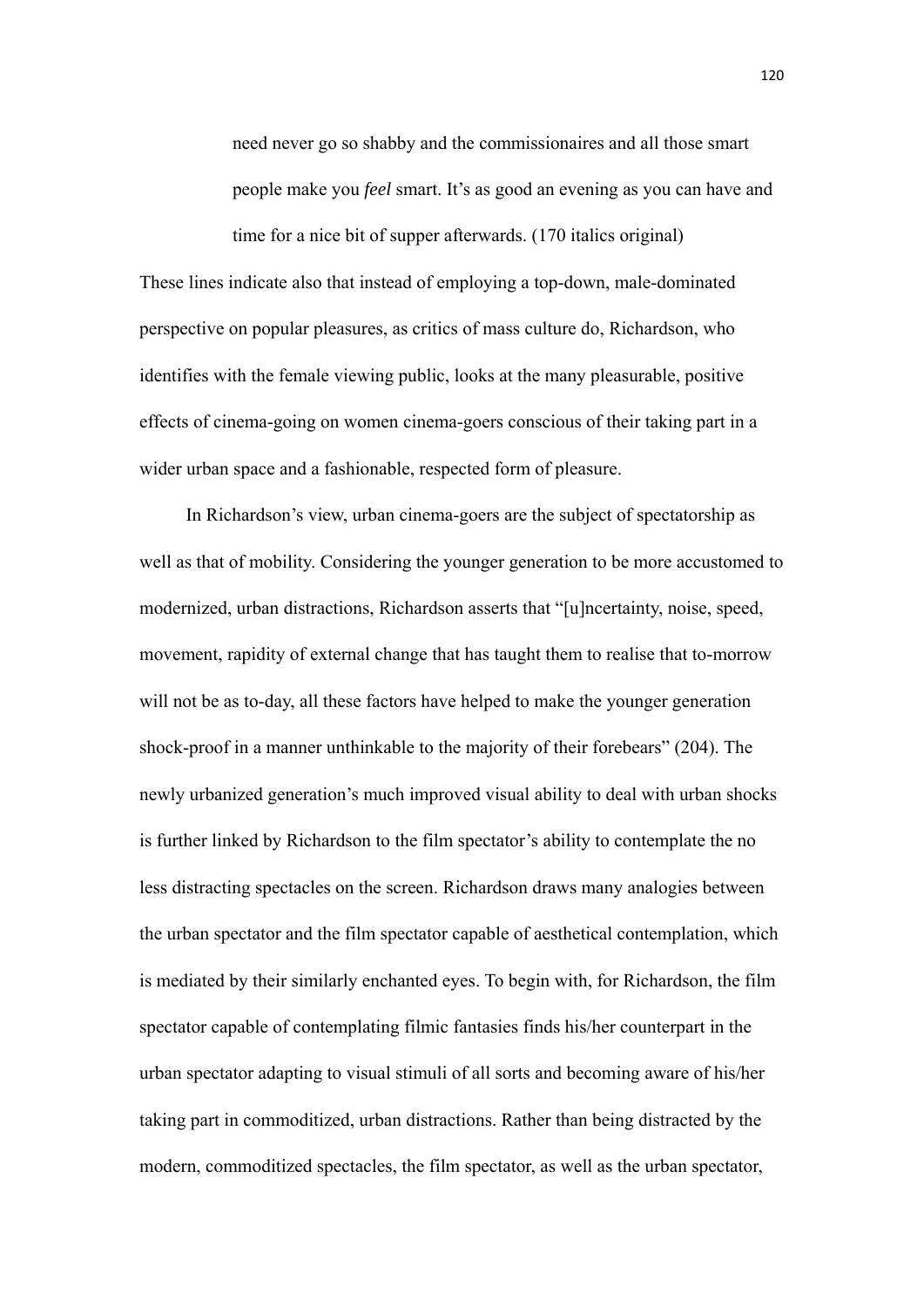> need never go so shabby and the commissionaires and all those smart people make you *feel* smart. It's as good an evening as you can have and time for a nice bit of supper afterwards. (170 italics original)

These lines indicate also that instead of employing a top-down, male-dominated perspective on popular pleasures, as critics of mass culture do, Richardson, who identifies with the female viewing public, looks at the many pleasurable, positive effects of cinema-going on women cinema-goers conscious of their taking part in a wider urban space and a fashionable, respected form of pleasure.

In Richardson's view, urban cinema-goers are the subject of spectatorship as well as that of mobility. Considering the younger generation to be more accustomed to modernized, urban distractions, Richardson asserts that "[u]ncertainty, noise, speed, movement, rapidity of external change that has taught them to realise that to-morrow will not be as to-day, all these factors have helped to make the younger generation shock-proof in a manner unthinkable to the majority of their forebears" (204). The newly urbanized generation's much improved visual ability to deal with urban shocks is further linked by Richardson to the film spectator's ability to contemplate the no less distracting spectacles on the screen. Richardson draws many analogies between the urban spectator and the film spectator capable of aesthetical contemplation, which is mediated by their similarly enchanted eyes. To begin with, for Richardson, the film spectator capable of contemplating filmic fantasies finds his/her counterpart in the urban spectator adapting to visual stimuli of all sorts and becoming aware of his/her taking part in commoditized, urban distractions. Rather than being distracted by the modern, commoditized spectacles, the film spectator, as well as the urban spectator,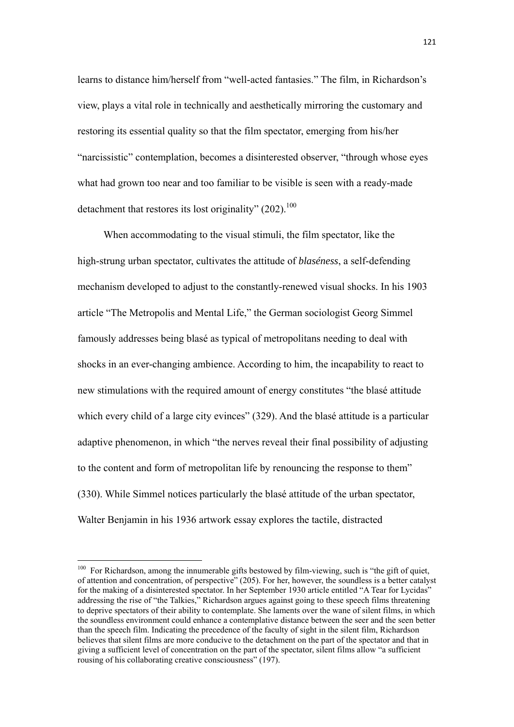learns to distance him/herself from "well-acted fantasies." The film, in Richardson's view, plays a vital role in technically and aesthetically mirroring the customary and restoring its essential quality so that the film spectator, emerging from his/her "narcissistic" contemplation, becomes a disinterested observer, "through whose eyes what had grown too near and too familiar to be visible is seen with a ready-made detachment that restores its lost originality" (202).[100]

When accommodating to the visual stimuli, the film spectator, like the high-strung urban spectator, cultivates the attitude of *blaséness*, a self-defending mechanism developed to adjust to the constantly-renewed visual shocks. In his 1903 article "The Metropolis and Mental Life," the German sociologist Georg Simmel famously addresses being blasé as typical of metropolitans needing to deal with shocks in an ever-changing ambience. According to him, the incapability to react to new stimulations with the required amount of energy constitutes "the blasé attitude which every child of a large city evinces" (329). And the blasé attitude is a particular adaptive phenomenon, in which "the nerves reveal their final possibility of adjusting to the content and form of metropolitan life by renouncing the response to them" (330). While Simmel notices particularly the blasé attitude of the urban spectator, Walter Benjamin in his 1936 artwork essay explores the tactile, distracted

---

[100] For Richardson, among the innumerable gifts bestowed by film-viewing, such is "the gift of quiet, of attention and concentration, of perspective" (205). For her, however, the soundless is a better catalyst for the making of a disinterested spectator. In her September 1930 article entitled "A Tear for Lycidas" addressing the rise of "the Talkies," Richardson argues against going to these speech films threatening to deprive spectators of their ability to contemplate. She laments over the wane of silent films, in which the soundless environment could enhance a contemplative distance between the seer and the seen better than the speech film. Indicating the precedence of the faculty of sight in the silent film, Richardson believes that silent films are more conducive to the detachment on the part of the spectator and that in giving a sufficient level of concentration on the part of the spectator, silent films allow "a sufficient rousing of his collaborating creative consciousness" (197).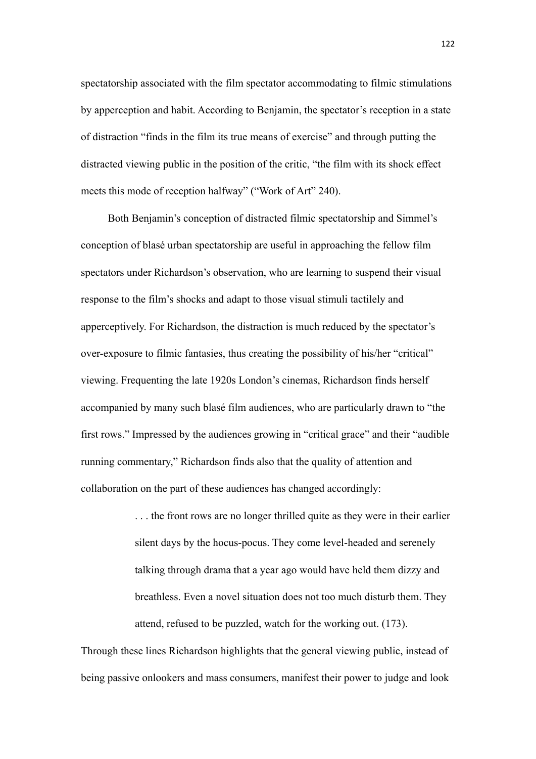spectatorship associated with the film spectator accommodating to filmic stimulations by apperception and habit. According to Benjamin, the spectator's reception in a state of distraction "finds in the film its true means of exercise" and through putting the distracted viewing public in the position of the critic, "the film with its shock effect meets this mode of reception halfway" ("Work of Art" 240).

Both Benjamin's conception of distracted filmic spectatorship and Simmel's conception of blasé urban spectatorship are useful in approaching the fellow film spectators under Richardson's observation, who are learning to suspend their visual response to the film's shocks and adapt to those visual stimuli tactilely and apperceptively. For Richardson, the distraction is much reduced by the spectator's over-exposure to filmic fantasies, thus creating the possibility of his/her "critical" viewing. Frequenting the late 1920s London's cinemas, Richardson finds herself accompanied by many such blasé film audiences, who are particularly drawn to "the first rows." Impressed by the audiences growing in "critical grace" and their "audible running commentary," Richardson finds also that the quality of attention and collaboration on the part of these audiences has changed accordingly:

> . . . the front rows are no longer thrilled quite as they were in their earlier silent days by the hocus-pocus. They come level-headed and serenely talking through drama that a year ago would have held them dizzy and breathless. Even a novel situation does not too much disturb them. They attend, refused to be puzzled, watch for the working out. (173).

Through these lines Richardson highlights that the general viewing public, instead of being passive onlookers and mass consumers, manifest their power to judge and look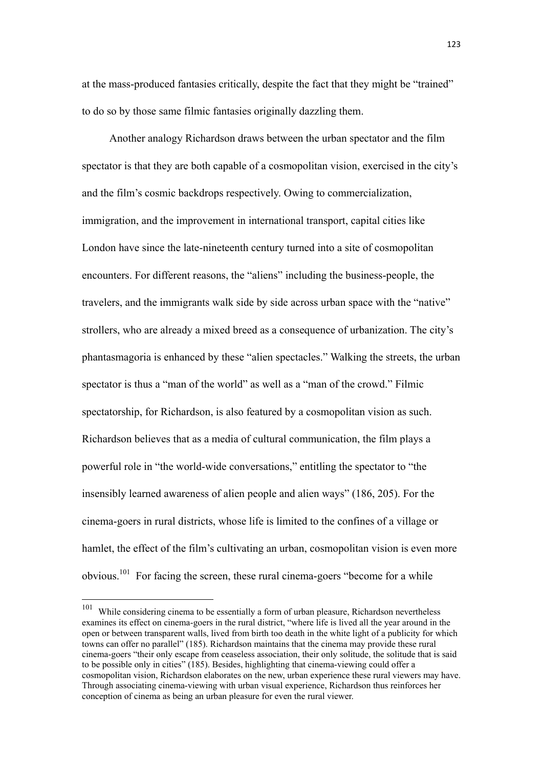at the mass-produced fantasies critically, despite the fact that they might be "trained" to do so by those same filmic fantasies originally dazzling them.

Another analogy Richardson draws between the urban spectator and the film spectator is that they are both capable of a cosmopolitan vision, exercised in the city's and the film's cosmic backdrops respectively. Owing to commercialization, immigration, and the improvement in international transport, capital cities like London have since the late-nineteenth century turned into a site of cosmopolitan encounters. For different reasons, the "aliens" including the business-people, the travelers, and the immigrants walk side by side across urban space with the "native" strollers, who are already a mixed breed as a consequence of urbanization. The city's phantasmagoria is enhanced by these "alien spectacles." Walking the streets, the urban spectator is thus a "man of the world" as well as a "man of the crowd." Filmic spectatorship, for Richardson, is also featured by a cosmopolitan vision as such. Richardson believes that as a media of cultural communication, the film plays a powerful role in "the world-wide conversations," entitling the spectator to "the insensibly learned awareness of alien people and alien ways" (186, 205). For the cinema-goers in rural districts, whose life is limited to the confines of a village or hamlet, the effect of the film's cultivating an urban, cosmopolitan vision is even more obvious.[101] For facing the screen, these rural cinema-goers "become for a while

---

[101] While considering cinema to be essentially a form of urban pleasure, Richardson nevertheless examines its effect on cinema-goers in the rural district, "where life is lived all the year around in the open or between transparent walls, lived from birth too death in the white light of a publicity for which towns can offer no parallel" (185). Richardson maintains that the cinema may provide these rural cinema-goers "their only escape from ceaseless association, their only solitude, the solitude that is said to be possible only in cities" (185). Besides, highlighting that cinema-viewing could offer a cosmopolitan vision, Richardson elaborates on the new, urban experience these rural viewers may have. Through associating cinema-viewing with urban visual experience, Richardson thus reinforces her conception of cinema as being an urban pleasure for even the rural viewer.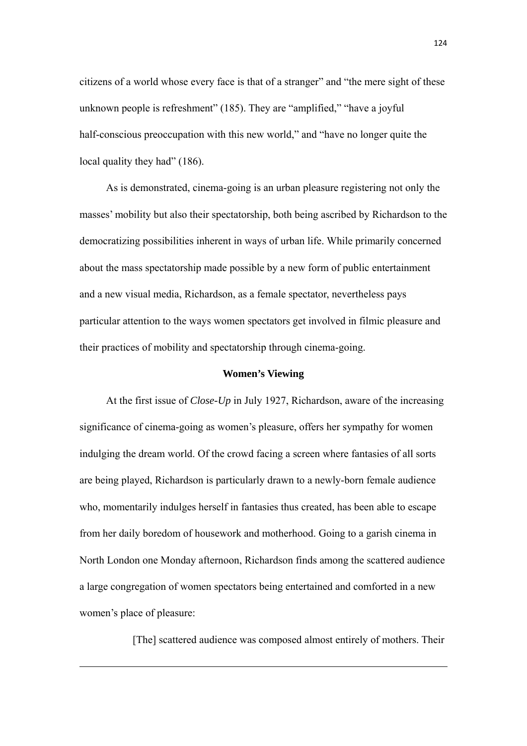citizens of a world whose every face is that of a stranger" and "the mere sight of these unknown people is refreshment" (185). They are "amplified," "have a joyful half-conscious preoccupation with this new world," and "have no longer quite the local quality they had" (186).

As is demonstrated, cinema-going is an urban pleasure registering not only the masses' mobility but also their spectatorship, both being ascribed by Richardson to the democratizing possibilities inherent in ways of urban life. While primarily concerned about the mass spectatorship made possible by a new form of public entertainment and a new visual media, Richardson, as a female spectator, nevertheless pays particular attention to the ways women spectators get involved in filmic pleasure and their practices of mobility and spectatorship through cinema-going.

### Women's Viewing

At the first issue of *Close-Up* in July 1927, Richardson, aware of the increasing significance of cinema-going as women's pleasure, offers her sympathy for women indulging the dream world. Of the crowd facing a screen where fantasies of all sorts are being played, Richardson is particularly drawn to a newly-born female audience who, momentarily indulges herself in fantasies thus created, has been able to escape from her daily boredom of housework and motherhood. Going to a garish cinema in North London one Monday afternoon, Richardson finds among the scattered audience a large congregation of women spectators being entertained and comforted in a new women's place of pleasure:

> [The] scattered audience was composed almost entirely of mothers. Their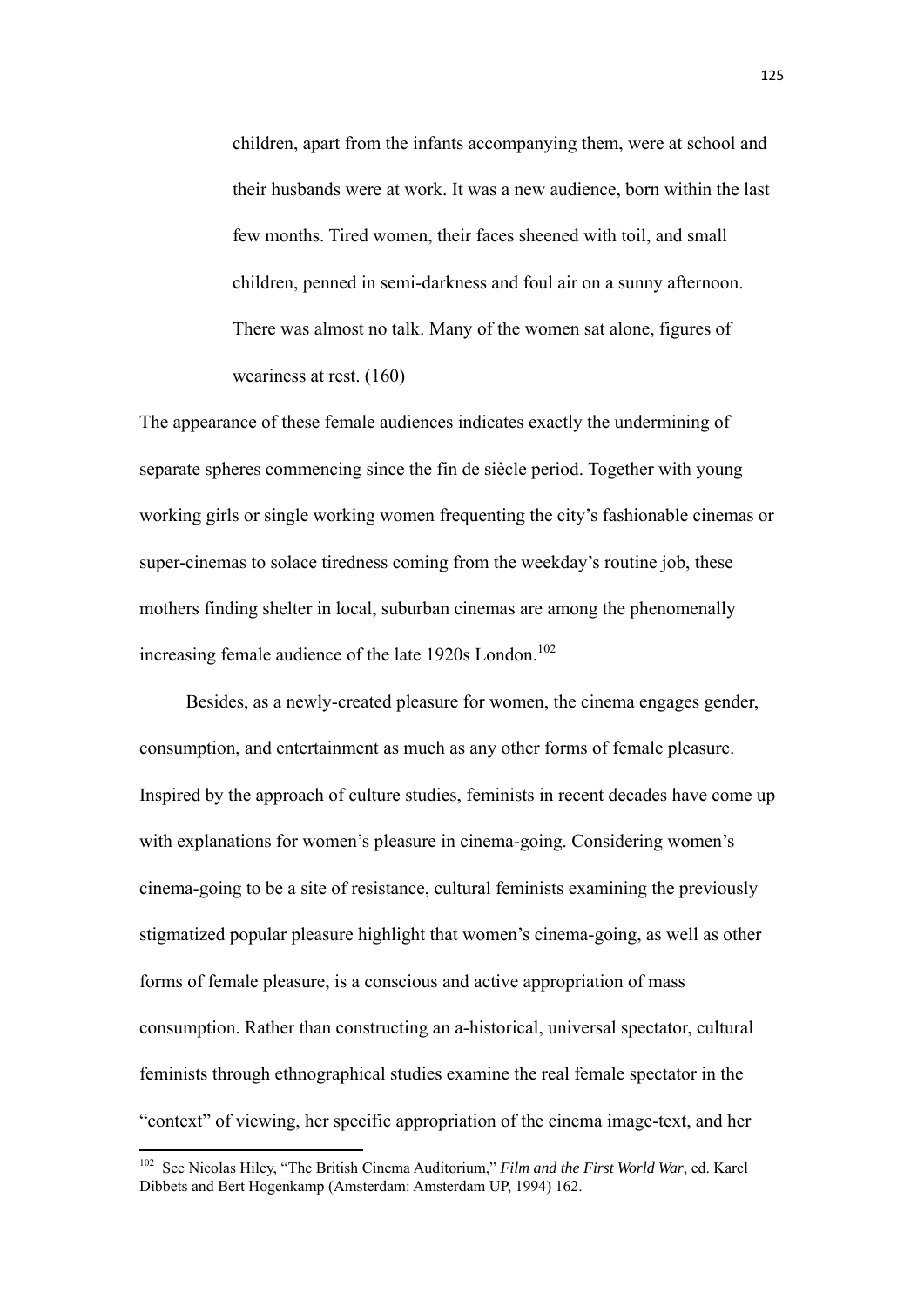> children, apart from the infants accompanying them, were at school and their husbands were at work. It was a new audience, born within the last few months. Tired women, their faces sheened with toil, and small children, penned in semi-darkness and foul air on a sunny afternoon. There was almost no talk. Many of the women sat alone, figures of weariness at rest. (160)

The appearance of these female audiences indicates exactly the undermining of separate spheres commencing since the fin de siècle period. Together with young working girls or single working women frequenting the city's fashionable cinemas or super-cinemas to solace tiredness coming from the weekday's routine job, these mothers finding shelter in local, suburban cinemas are among the phenomenally increasing female audience of the late 1920s London.[102]

Besides, as a newly-created pleasure for women, the cinema engages gender, consumption, and entertainment as much as any other forms of female pleasure. Inspired by the approach of culture studies, feminists in recent decades have come up with explanations for women's pleasure in cinema-going. Considering women's cinema-going to be a site of resistance, cultural feminists examining the previously stigmatized popular pleasure highlight that women's cinema-going, as well as other forms of female pleasure, is a conscious and active appropriation of mass consumption. Rather than constructing an a-historical, universal spectator, cultural feminists through ethnographical studies examine the real female spectator in the "context" of viewing, her specific appropriation of the cinema image-text, and her

---

[102] See Nicolas Hiley, "The British Cinema Auditorium," *Film and the First World War*, ed. Karel Dibbets and Bert Hogenkamp (Amsterdam: Amsterdam UP, 1994) 162.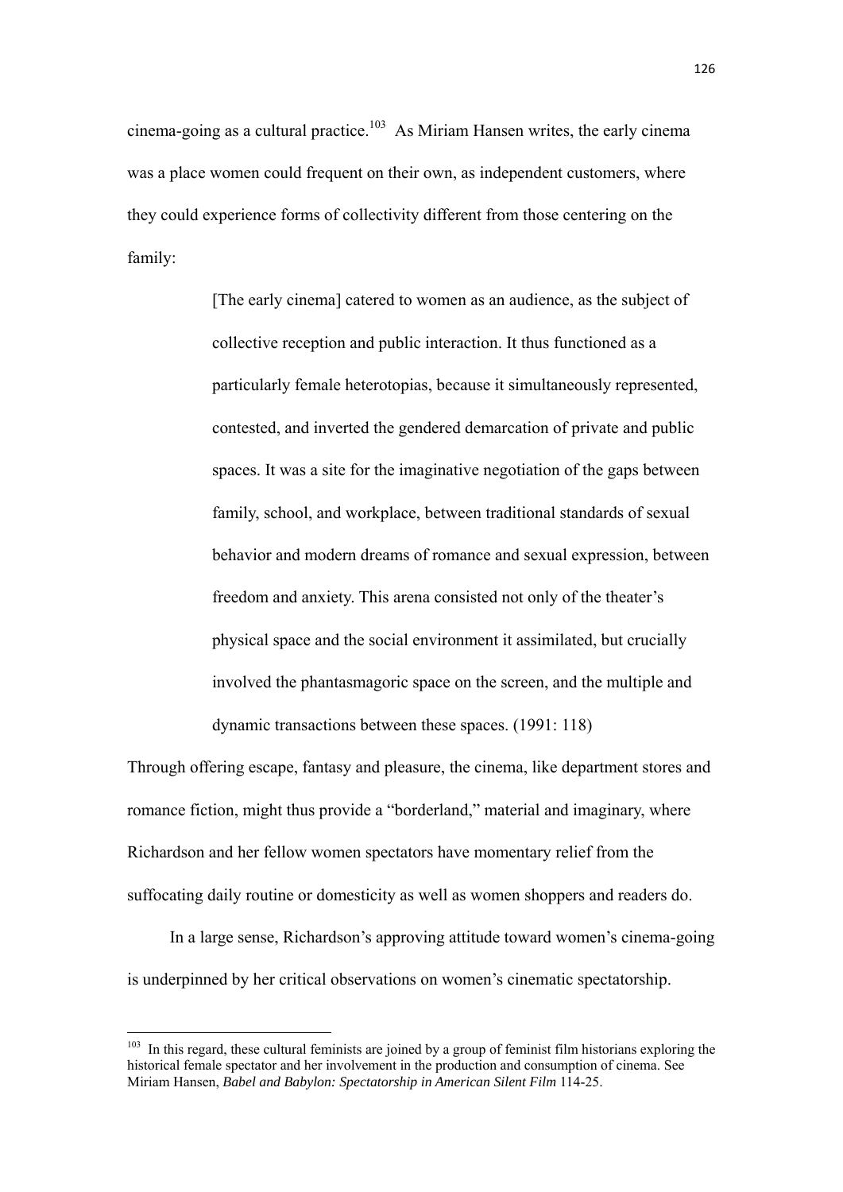cinema-going as a cultural practice.[103] As Miriam Hansen writes, the early cinema was a place women could frequent on their own, as independent customers, where they could experience forms of collectivity different from those centering on the family:

> [The early cinema] catered to women as an audience, as the subject of collective reception and public interaction. It thus functioned as a particularly female heterotopias, because it simultaneously represented, contested, and inverted the gendered demarcation of private and public spaces. It was a site for the imaginative negotiation of the gaps between family, school, and workplace, between traditional standards of sexual behavior and modern dreams of romance and sexual expression, between freedom and anxiety. This arena consisted not only of the theater's physical space and the social environment it assimilated, but crucially involved the phantasmagoric space on the screen, and the multiple and dynamic transactions between these spaces. (1991: 118)

Through offering escape, fantasy and pleasure, the cinema, like department stores and romance fiction, might thus provide a "borderland," material and imaginary, where Richardson and her fellow women spectators have momentary relief from the suffocating daily routine or domesticity as well as women shoppers and readers do.

In a large sense, Richardson's approving attitude toward women's cinema-going is underpinned by her critical observations on women's cinematic spectatorship.

---

[103] In this regard, these cultural feminists are joined by a group of feminist film historians exploring the historical female spectator and her involvement in the production and consumption of cinema. See Miriam Hansen, *Babel and Babylon: Spectatorship in American Silent Film* 114-25.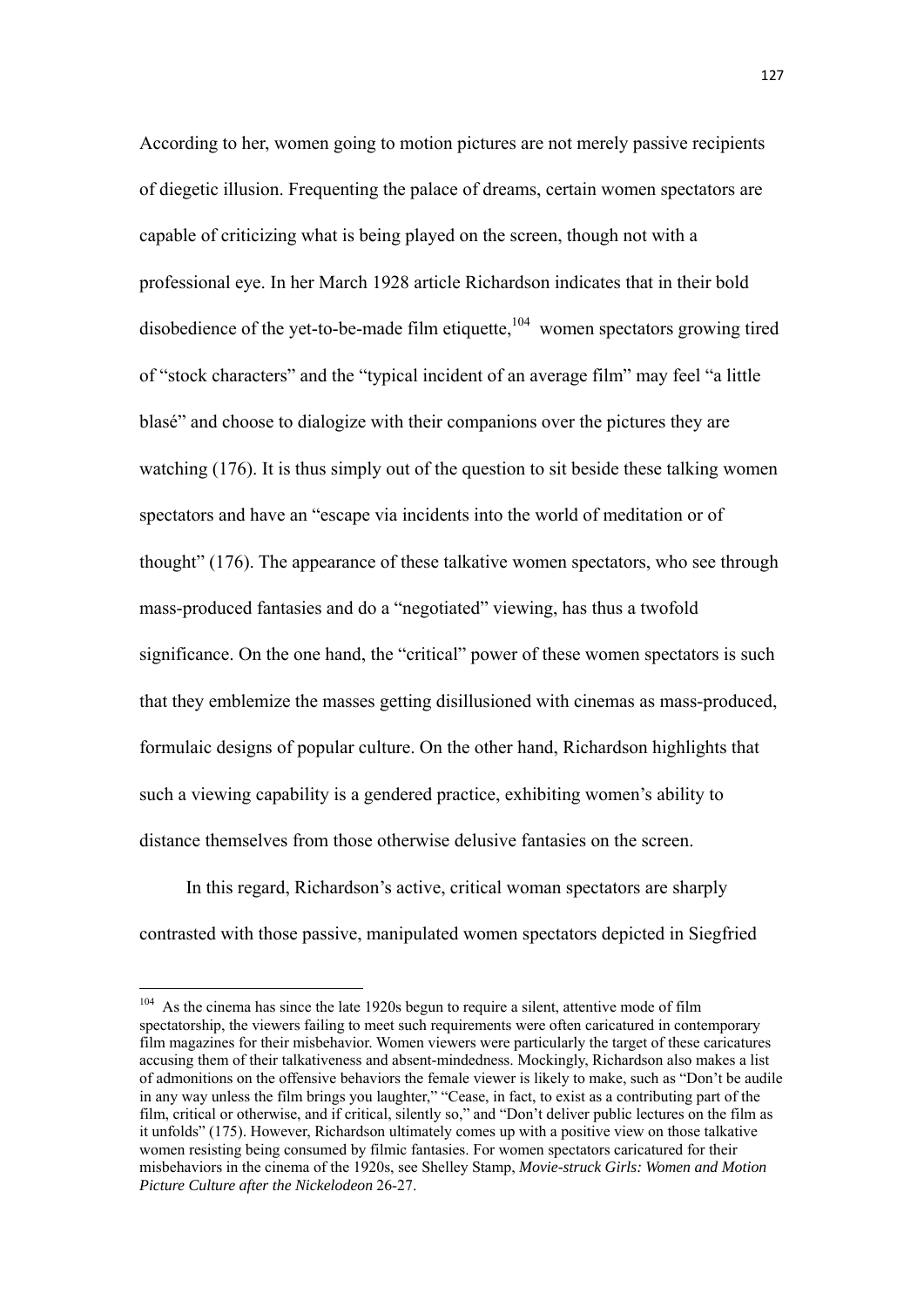According to her, women going to motion pictures are not merely passive recipients of diegetic illusion. Frequenting the palace of dreams, certain women spectators are capable of criticizing what is being played on the screen, though not with a professional eye. In her March 1928 article Richardson indicates that in their bold disobedience of the yet-to-be-made film etiquette,[104] women spectators growing tired of "stock characters" and the "typical incident of an average film" may feel "a little blasé" and choose to dialogize with their companions over the pictures they are watching (176). It is thus simply out of the question to sit beside these talking women spectators and have an "escape via incidents into the world of meditation or of thought" (176). The appearance of these talkative women spectators, who see through mass-produced fantasies and do a "negotiated" viewing, has thus a twofold significance. On the one hand, the "critical" power of these women spectators is such that they emblemize the masses getting disillusioned with cinemas as mass-produced, formulaic designs of popular culture. On the other hand, Richardson highlights that such a viewing capability is a gendered practice, exhibiting women's ability to distance themselves from those otherwise delusive fantasies on the screen.

In this regard, Richardson's active, critical woman spectators are sharply contrasted with those passive, manipulated women spectators depicted in Siegfried

---

[104] As the cinema has since the late 1920s begun to require a silent, attentive mode of film spectatorship, the viewers failing to meet such requirements were often caricatured in contemporary film magazines for their misbehavior. Women viewers were particularly the target of these caricatures accusing them of their talkativeness and absent-mindedness. Mockingly, Richardson also makes a list of admonitions on the offensive behaviors the female viewer is likely to make, such as "Don't be audile in any way unless the film brings you laughter," "Cease, in fact, to exist as a contributing part of the film, critical or otherwise, and if critical, silently so," and "Don't deliver public lectures on the film as it unfolds" (175). However, Richardson ultimately comes up with a positive view on those talkative women resisting being consumed by filmic fantasies. For women spectators caricatured for their misbehaviors in the cinema of the 1920s, see Shelley Stamp, *Movie-struck Girls: Women and Motion Picture Culture after the Nickelodeon* 26-27.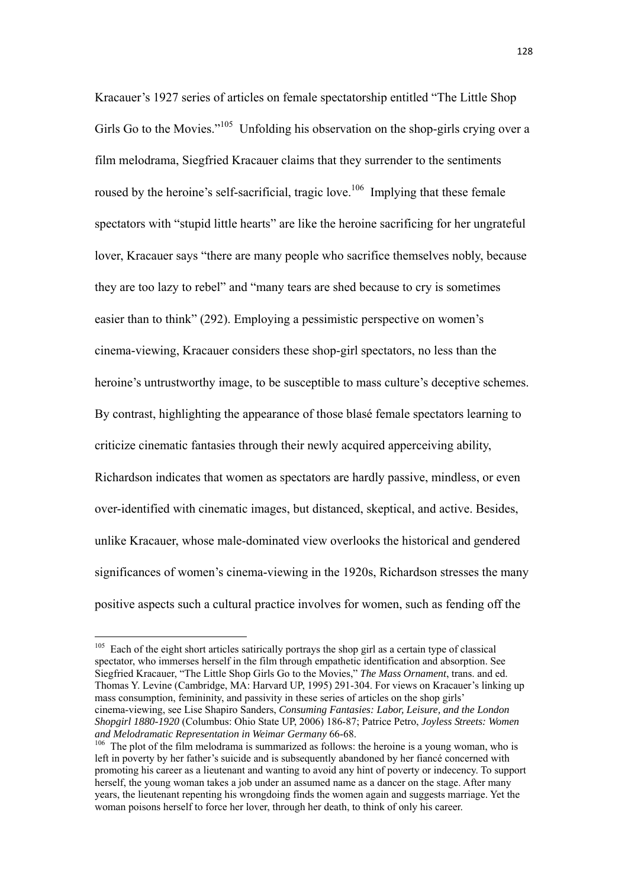Kracauer's 1927 series of articles on female spectatorship entitled "The Little Shop Girls Go to the Movies."[105] Unfolding his observation on the shop-girls crying over a film melodrama, Siegfried Kracauer claims that they surrender to the sentiments roused by the heroine's self-sacrificial, tragic love.[106] Implying that these female spectators with "stupid little hearts" are like the heroine sacrificing for her ungrateful lover, Kracauer says "there are many people who sacrifice themselves nobly, because they are too lazy to rebel" and "many tears are shed because to cry is sometimes easier than to think" (292). Employing a pessimistic perspective on women's cinema-viewing, Kracauer considers these shop-girl spectators, no less than the heroine's untrustworthy image, to be susceptible to mass culture's deceptive schemes. By contrast, highlighting the appearance of those blasé female spectators learning to criticize cinematic fantasies through their newly acquired apperceiving ability, Richardson indicates that women as spectators are hardly passive, mindless, or even over-identified with cinematic images, but distanced, skeptical, and active. Besides, unlike Kracauer, whose male-dominated view overlooks the historical and gendered significances of women's cinema-viewing in the 1920s, Richardson stresses the many positive aspects such a cultural practice involves for women, such as fending off the

---

[105] Each of the eight short articles satirically portrays the shop girl as a certain type of classical spectator, who immerses herself in the film through empathetic identification and absorption. See Siegfried Kracauer, "The Little Shop Girls Go to the Movies," *The Mass Ornament*, trans. and ed. Thomas Y. Levine (Cambridge, MA: Harvard UP, 1995) 291-304. For views on Kracauer's linking up mass consumption, femininity, and passivity in these series of articles on the shop girls' cinema-viewing, see Lise Shapiro Sanders, *Consuming Fantasies: Labor, Leisure, and the London Shopgirl 1880-1920* (Columbus: Ohio State UP, 2006) 186-87; Patrice Petro, *Joyless Streets: Women and Melodramatic Representation in Weimar Germany* 66-68.

[106] The plot of the film melodrama is summarized as follows: the heroine is a young woman, who is left in poverty by her father's suicide and is subsequently abandoned by her fiancé concerned with promoting his career as a lieutenant and wanting to avoid any hint of poverty or indecency. To support herself, the young woman takes a job under an assumed name as a dancer on the stage. After many years, the lieutenant repenting his wrongdoing finds the women again and suggests marriage. Yet the woman poisons herself to force her lover, through her death, to think of only his career.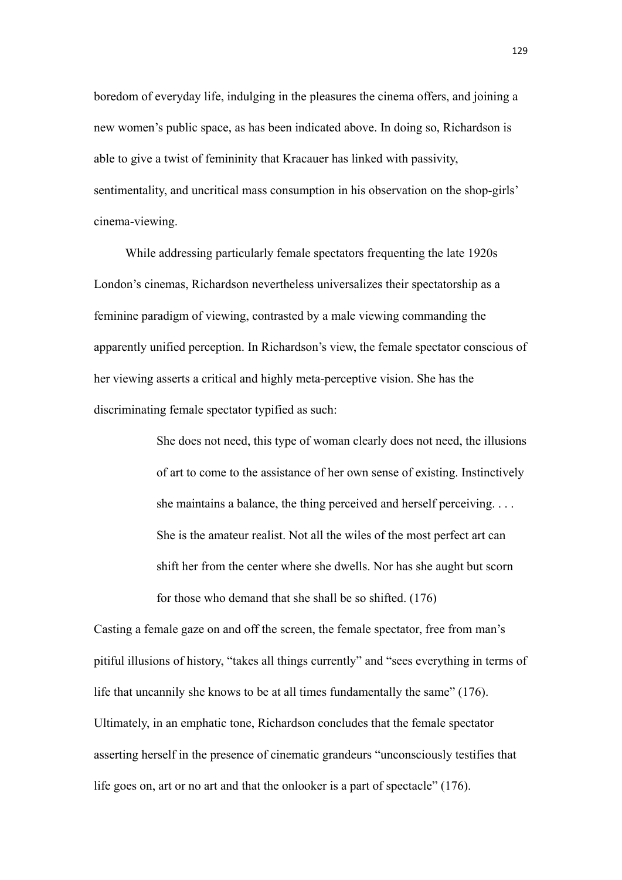boredom of everyday life, indulging in the pleasures the cinema offers, and joining a new women's public space, as has been indicated above. In doing so, Richardson is able to give a twist of femininity that Kracauer has linked with passivity, sentimentality, and uncritical mass consumption in his observation on the shop-girls' cinema-viewing.

While addressing particularly female spectators frequenting the late 1920s London's cinemas, Richardson nevertheless universalizes their spectatorship as a feminine paradigm of viewing, contrasted by a male viewing commanding the apparently unified perception. In Richardson's view, the female spectator conscious of her viewing asserts a critical and highly meta-perceptive vision. She has the discriminating female spectator typified as such:

> She does not need, this type of woman clearly does not need, the illusions of art to come to the assistance of her own sense of existing. Instinctively she maintains a balance, the thing perceived and herself perceiving. . . . She is the amateur realist. Not all the wiles of the most perfect art can shift her from the center where she dwells. Nor has she aught but scorn for those who demand that she shall be so shifted. (176)

Casting a female gaze on and off the screen, the female spectator, free from man's pitiful illusions of history, "takes all things currently" and "sees everything in terms of life that uncannily she knows to be at all times fundamentally the same" (176). Ultimately, in an emphatic tone, Richardson concludes that the female spectator asserting herself in the presence of cinematic grandeurs "unconsciously testifies that life goes on, art or no art and that the onlooker is a part of spectacle" (176).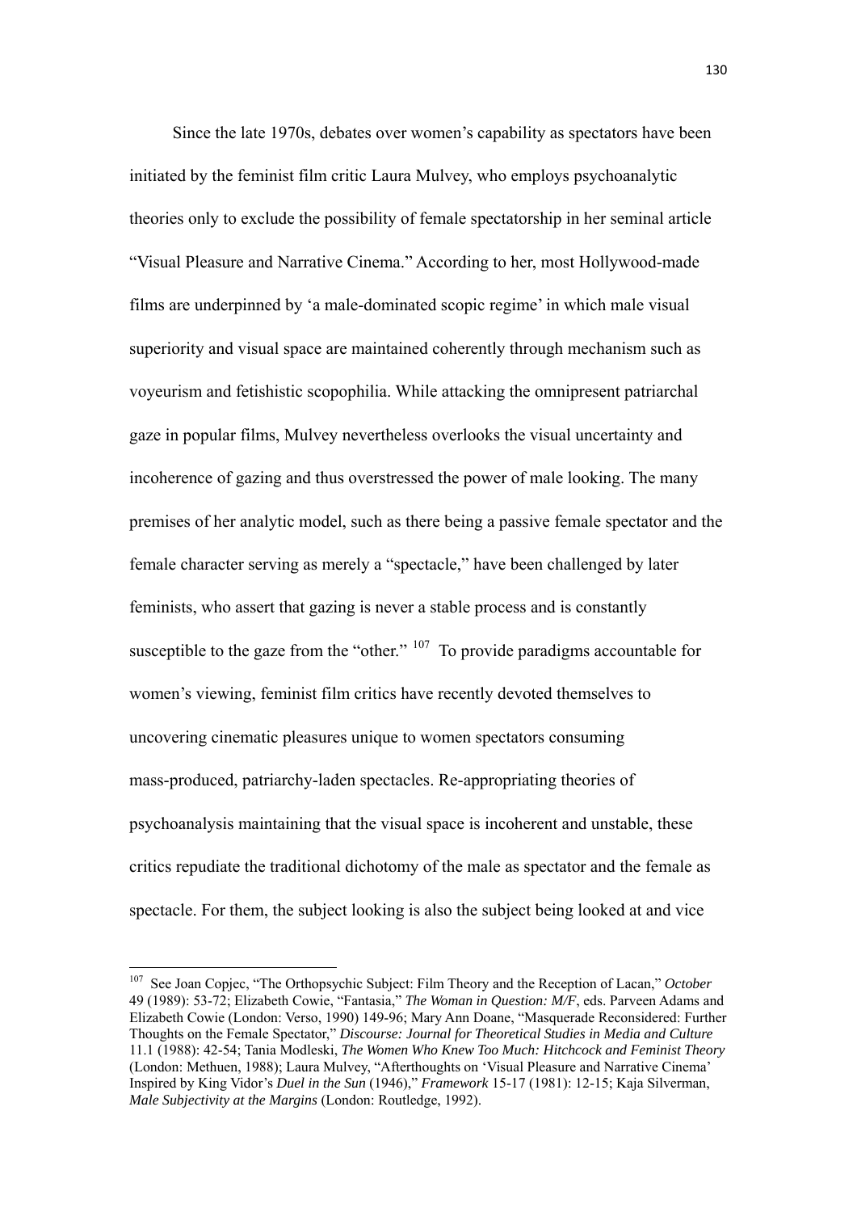Since the late 1970s, debates over women's capability as spectators have been initiated by the feminist film critic Laura Mulvey, who employs psychoanalytic theories only to exclude the possibility of female spectatorship in her seminal article "Visual Pleasure and Narrative Cinema." According to her, most Hollywood-made films are underpinned by 'a male-dominated scopic regime' in which male visual superiority and visual space are maintained coherently through mechanism such as voyeurism and fetishistic scopophilia. While attacking the omnipresent patriarchal gaze in popular films, Mulvey nevertheless overlooks the visual uncertainty and incoherence of gazing and thus overstressed the power of male looking. The many premises of her analytic model, such as there being a passive female spectator and the female character serving as merely a "spectacle," have been challenged by later feminists, who assert that gazing is never a stable process and is constantly susceptible to the gaze from the "other." [107] To provide paradigms accountable for women's viewing, feminist film critics have recently devoted themselves to uncovering cinematic pleasures unique to women spectators consuming mass-produced, patriarchy-laden spectacles. Re-appropriating theories of psychoanalysis maintaining that the visual space is incoherent and unstable, these critics repudiate the traditional dichotomy of the male as spectator and the female as spectacle. For them, the subject looking is also the subject being looked at and vice

---

[107] See Joan Copjec, "The Orthopsychic Subject: Film Theory and the Reception of Lacan," *October* 49 (1989): 53-72; Elizabeth Cowie, "Fantasia," *The Woman in Question: M/F*, eds. Parveen Adams and Elizabeth Cowie (London: Verso, 1990) 149-96; Mary Ann Doane, "Masquerade Reconsidered: Further Thoughts on the Female Spectator," *Discourse: Journal for Theoretical Studies in Media and Culture* 11.1 (1988): 42-54; Tania Modleski, *The Women Who Knew Too Much: Hitchcock and Feminist Theory* (London: Methuen, 1988); Laura Mulvey, "Afterthoughts on 'Visual Pleasure and Narrative Cinema' Inspired by King Vidor's *Duel in the Sun* (1946)," *Framework* 15-17 (1981): 12-15; Kaja Silverman, *Male Subjectivity at the Margins* (London: Routledge, 1992).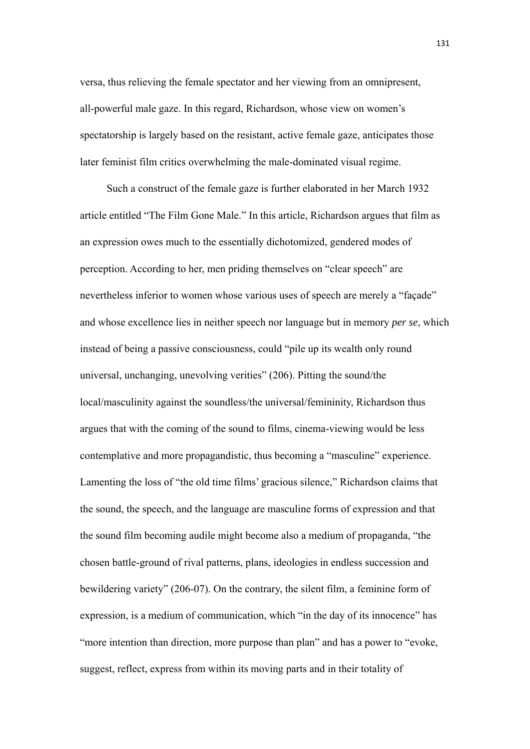versa, thus relieving the female spectator and her viewing from an omnipresent, all-powerful male gaze. In this regard, Richardson, whose view on women's spectatorship is largely based on the resistant, active female gaze, anticipates those later feminist film critics overwhelming the male-dominated visual regime.

Such a construct of the female gaze is further elaborated in her March 1932 article entitled "The Film Gone Male." In this article, Richardson argues that film as an expression owes much to the essentially dichotomized, gendered modes of perception. According to her, men priding themselves on "clear speech" are nevertheless inferior to women whose various uses of speech are merely a "façade" and whose excellence lies in neither speech nor language but in memory *per se*, which instead of being a passive consciousness, could "pile up its wealth only round universal, unchanging, unevolving verities" (206). Pitting the sound/the local/masculinity against the soundless/the universal/femininity, Richardson thus argues that with the coming of the sound to films, cinema-viewing would be less contemplative and more propagandistic, thus becoming a "masculine" experience. Lamenting the loss of "the old time films' gracious silence," Richardson claims that the sound, the speech, and the language are masculine forms of expression and that the sound film becoming audile might become also a medium of propaganda, "the chosen battle-ground of rival patterns, plans, ideologies in endless succession and bewildering variety" (206-07). On the contrary, the silent film, a feminine form of expression, is a medium of communication, which "in the day of its innocence" has "more intention than direction, more purpose than plan" and has a power to "evoke, suggest, reflect, express from within its moving parts and in their totality of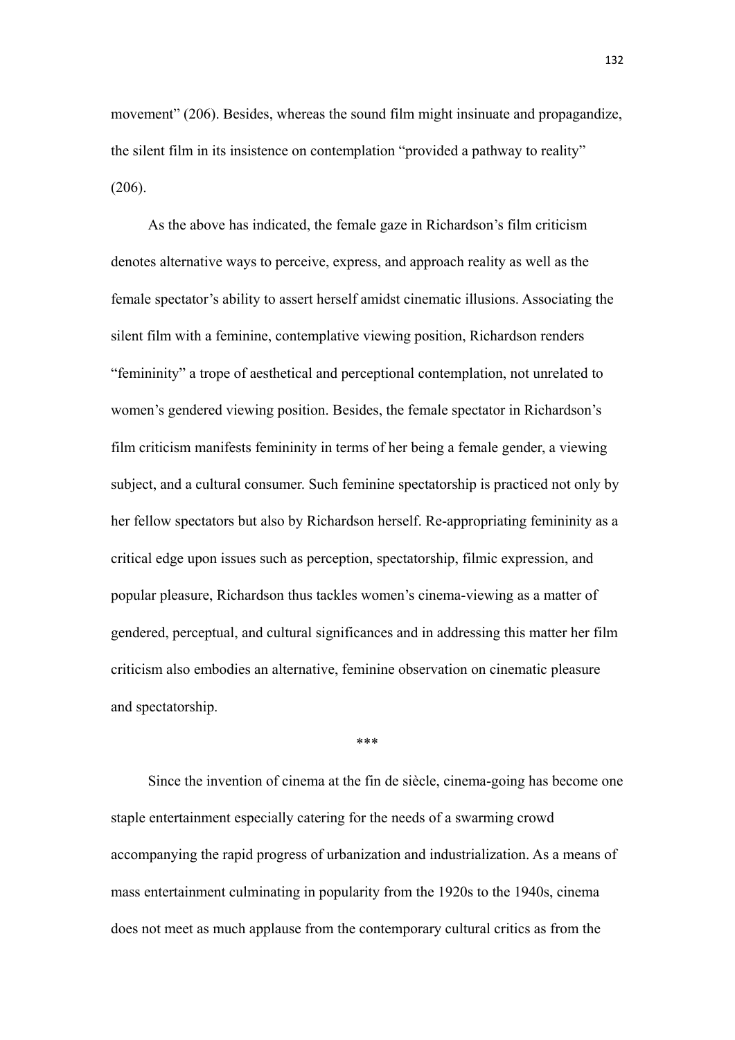movement" (206). Besides, whereas the sound film might insinuate and propagandize, the silent film in its insistence on contemplation "provided a pathway to reality" (206).

As the above has indicated, the female gaze in Richardson's film criticism denotes alternative ways to perceive, express, and approach reality as well as the female spectator's ability to assert herself amidst cinematic illusions. Associating the silent film with a feminine, contemplative viewing position, Richardson renders "femininity" a trope of aesthetical and perceptional contemplation, not unrelated to women's gendered viewing position. Besides, the female spectator in Richardson's film criticism manifests femininity in terms of her being a female gender, a viewing subject, and a cultural consumer. Such feminine spectatorship is practiced not only by her fellow spectators but also by Richardson herself. Re-appropriating femininity as a critical edge upon issues such as perception, spectatorship, filmic expression, and popular pleasure, Richardson thus tackles women's cinema-viewing as a matter of gendered, perceptual, and cultural significances and in addressing this matter her film criticism also embodies an alternative, feminine observation on cinematic pleasure and spectatorship.

***

Since the invention of cinema at the fin de siècle, cinema-going has become one staple entertainment especially catering for the needs of a swarming crowd accompanying the rapid progress of urbanization and industrialization. As a means of mass entertainment culminating in popularity from the 1920s to the 1940s, cinema does not meet as much applause from the contemporary cultural critics as from the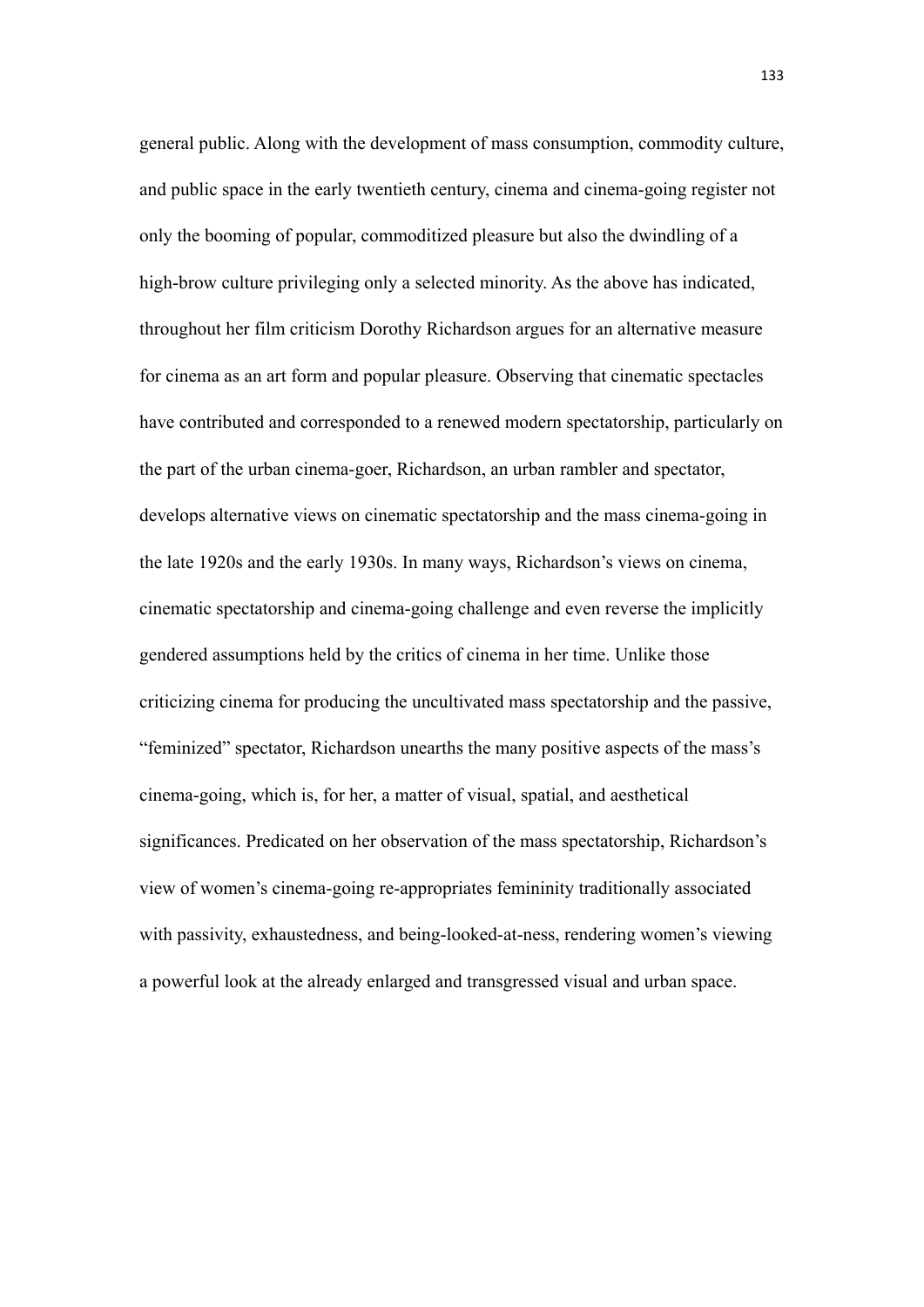general public. Along with the development of mass consumption, commodity culture, and public space in the early twentieth century, cinema and cinema-going register not only the booming of popular, commoditized pleasure but also the dwindling of a high-brow culture privileging only a selected minority. As the above has indicated, throughout her film criticism Dorothy Richardson argues for an alternative measure for cinema as an art form and popular pleasure. Observing that cinematic spectacles have contributed and corresponded to a renewed modern spectatorship, particularly on the part of the urban cinema-goer, Richardson, an urban rambler and spectator, develops alternative views on cinematic spectatorship and the mass cinema-going in the late 1920s and the early 1930s. In many ways, Richardson's views on cinema, cinematic spectatorship and cinema-going challenge and even reverse the implicitly gendered assumptions held by the critics of cinema in her time. Unlike those criticizing cinema for producing the uncultivated mass spectatorship and the passive, "feminized" spectator, Richardson unearths the many positive aspects of the mass's cinema-going, which is, for her, a matter of visual, spatial, and aesthetical significances. Predicated on her observation of the mass spectatorship, Richardson's view of women's cinema-going re-appropriates femininity traditionally associated with passivity, exhaustedness, and being-looked-at-ness, rendering women's viewing a powerful look at the already enlarged and transgressed visual and urban space.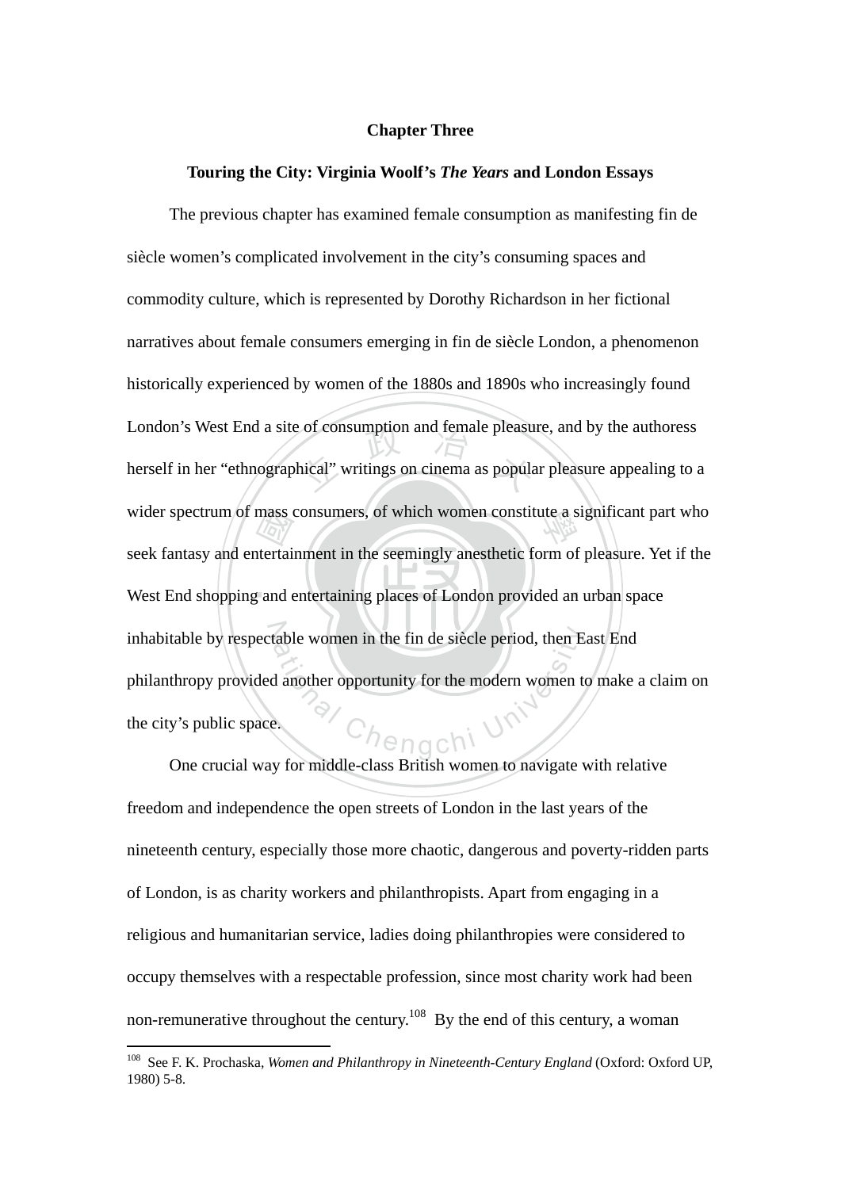# Chapter Three

## Touring the City: Virginia Woolf's *The Years* and London Essays

The previous chapter has examined female consumption as manifesting fin de siècle women's complicated involvement in the city's consuming spaces and commodity culture, which is represented by Dorothy Richardson in her fictional narratives about female consumers emerging in fin de siècle London, a phenomenon historically experienced by women of the 1880s and 1890s who increasingly found London's West End a site of consumption and female pleasure, and by the authoress herself in her "ethnographical" writings on cinema as popular pleasure appealing to a wider spectrum of mass consumers, of which women constitute a significant part who seek fantasy and entertainment in the seemingly anesthetic form of pleasure. Yet if the West End shopping and entertaining places of London provided an urban space inhabitable by respectable women in the fin de siècle period, then East End philanthropy provided another opportunity for the modern women to make a claim on the city's public space.

One crucial way for middle-class British women to navigate with relative freedom and independence the open streets of London in the last years of the nineteenth century, especially those more chaotic, dangerous and poverty-ridden parts of London, is as charity workers and philanthropists. Apart from engaging in a religious and humanitarian service, ladies doing philanthropies were considered to occupy themselves with a respectable profession, since most charity work had been non-remunerative throughout the century.[108] By the end of this century, a woman

---

[108] See F. K. Prochaska, *Women and Philanthropy in Nineteenth-Century England* (Oxford: Oxford UP, 1980) 5-8.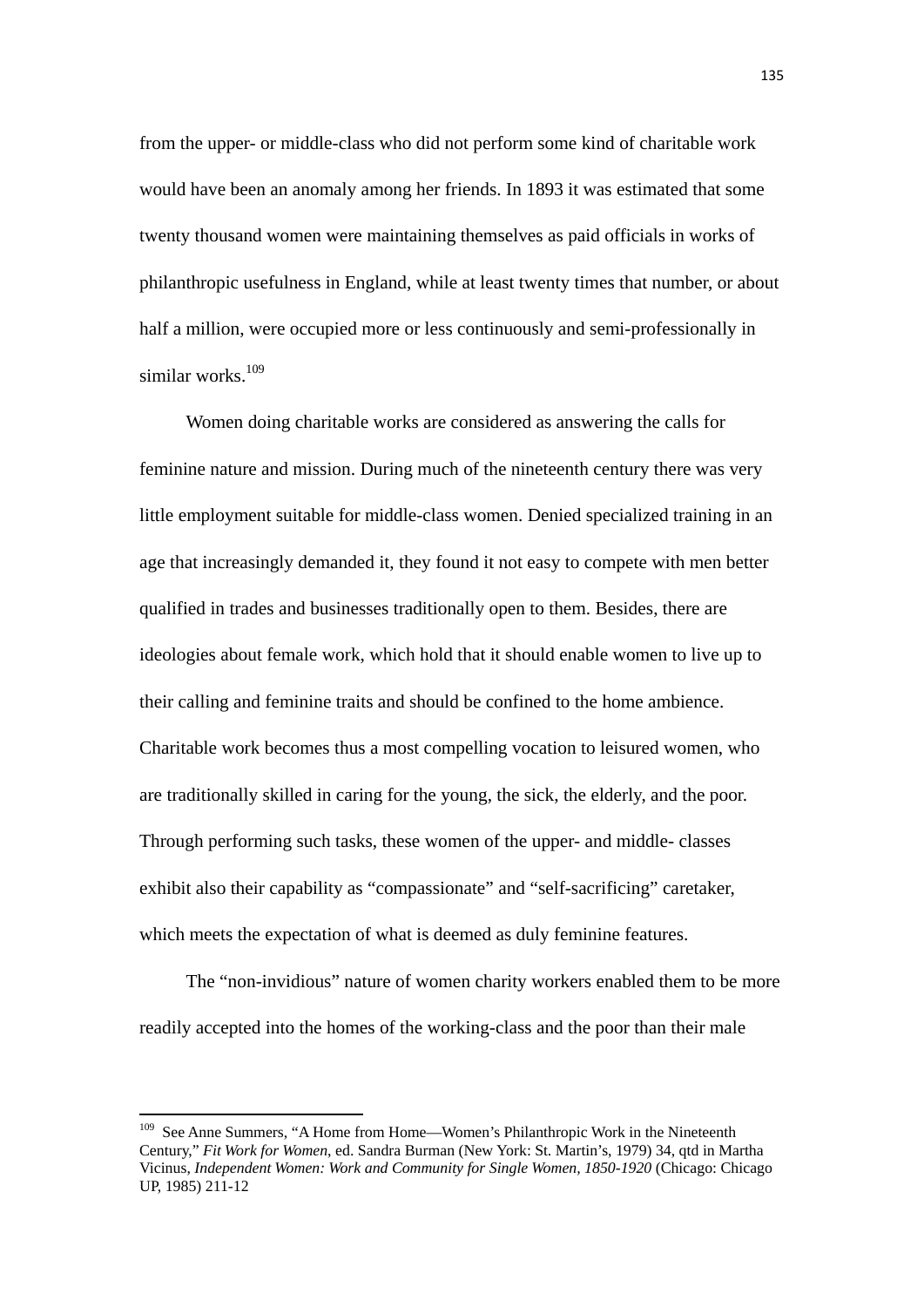from the upper- or middle-class who did not perform some kind of charitable work would have been an anomaly among her friends. In 1893 it was estimated that some twenty thousand women were maintaining themselves as paid officials in works of philanthropic usefulness in England, while at least twenty times that number, or about half a million, were occupied more or less continuously and semi-professionally in similar works.[109]

Women doing charitable works are considered as answering the calls for feminine nature and mission. During much of the nineteenth century there was very little employment suitable for middle-class women. Denied specialized training in an age that increasingly demanded it, they found it not easy to compete with men better qualified in trades and businesses traditionally open to them. Besides, there are ideologies about female work, which hold that it should enable women to live up to their calling and feminine traits and should be confined to the home ambience. Charitable work becomes thus a most compelling vocation to leisured women, who are traditionally skilled in caring for the young, the sick, the elderly, and the poor. Through performing such tasks, these women of the upper- and middle- classes exhibit also their capability as "compassionate" and "self-sacrificing" caretaker, which meets the expectation of what is deemed as duly feminine features.

The "non-invidious" nature of women charity workers enabled them to be more readily accepted into the homes of the working-class and the poor than their male

---

[109] See Anne Summers, "A Home from Home—Women's Philanthropic Work in the Nineteenth Century," *Fit Work for Women*, ed. Sandra Burman (New York: St. Martin's, 1979) 34, qtd in Martha Vicinus, *Independent Women: Work and Community for Single Women, 1850-1920* (Chicago: Chicago UP, 1985) 211-12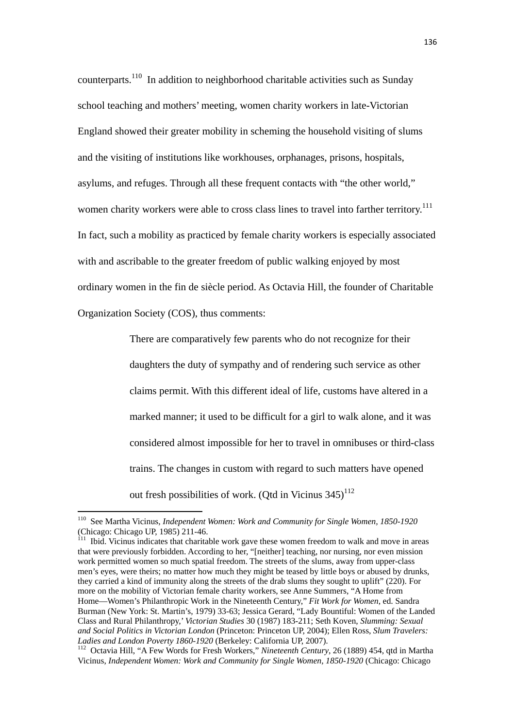counterparts.[110] In addition to neighborhood charitable activities such as Sunday school teaching and mothers' meeting, women charity workers in late-Victorian England showed their greater mobility in scheming the household visiting of slums and the visiting of institutions like workhouses, orphanages, prisons, hospitals, asylums, and refuges. Through all these frequent contacts with "the other world," women charity workers were able to cross class lines to travel into farther territory.[111] In fact, such a mobility as practiced by female charity workers is especially associated with and ascribable to the greater freedom of public walking enjoyed by most ordinary women in the fin de siècle period. As Octavia Hill, the founder of Charitable Organization Society (COS), thus comments:

> There are comparatively few parents who do not recognize for their daughters the duty of sympathy and of rendering such service as other claims permit. With this different ideal of life, customs have altered in a marked manner; it used to be difficult for a girl to walk alone, and it was considered almost impossible for her to travel in omnibuses or third-class trains. The changes in custom with regard to such matters have opened out fresh possibilities of work. (Qtd in Vicinus 345)[112]

---

[110] See Martha Vicinus, *Independent Women: Work and Community for Single Women, 1850-1920* (Chicago: Chicago UP, 1985) 211-46.

[111] Ibid. Vicinus indicates that charitable work gave these women freedom to walk and move in areas that were previously forbidden. According to her, "[neither] teaching, nor nursing, nor even mission work permitted women so much spatial freedom. The streets of the slums, away from upper-class men's eyes, were theirs; no matter how much they might be teased by little boys or abused by drunks, they carried a kind of immunity along the streets of the drab slums they sought to uplift" (220). For more on the mobility of Victorian female charity workers, see Anne Summers, "A Home from Home—Women's Philanthropic Work in the Nineteenth Century," *Fit Work for Women*, ed. Sandra Burman (New York: St. Martin's, 1979) 33-63; Jessica Gerard, "Lady Bountiful: Women of the Landed Class and Rural Philanthropy,' *Victorian Studies* 30 (1987) 183-211; Seth Koven, *Slumming: Sexual and Social Politics in Victorian London* (Princeton: Princeton UP, 2004); Ellen Ross, *Slum Travelers: Ladies and London Poverty 1860-1920* (Berkeley: California UP, 2007).

[112] Octavia Hill, "A Few Words for Fresh Workers," *Nineteenth Century*, 26 (1889) 454, qtd in Martha Vicinus, *Independent Women: Work and Community for Single Women, 1850-1920* (Chicago: Chicago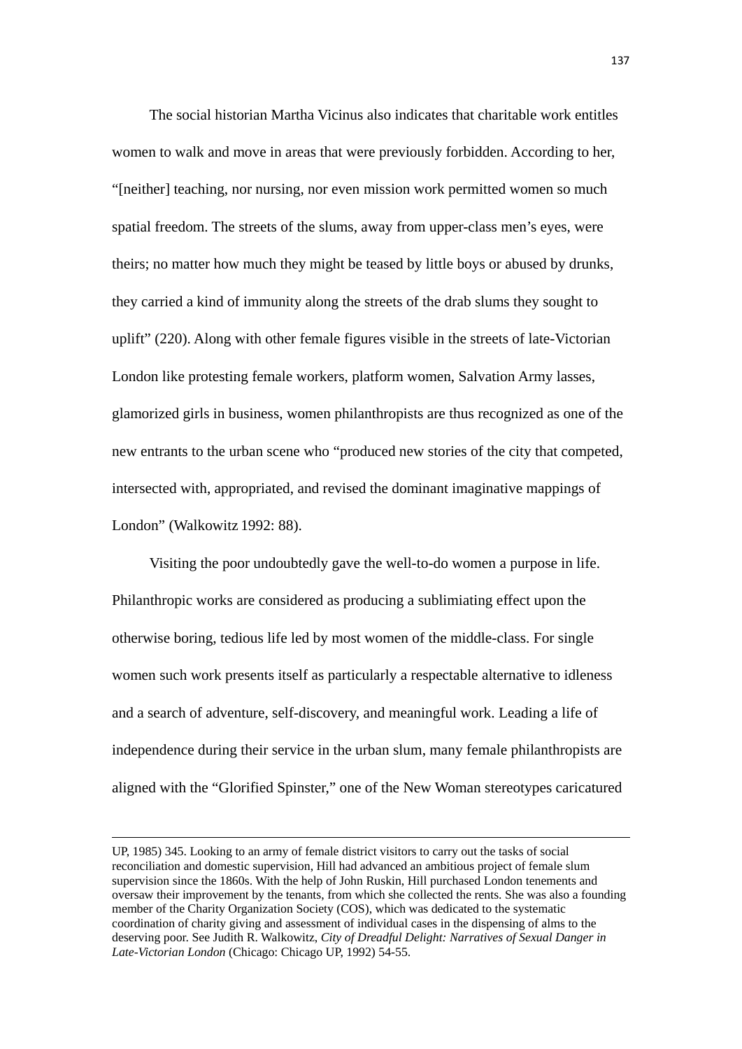The social historian Martha Vicinus also indicates that charitable work entitles women to walk and move in areas that were previously forbidden. According to her, "[neither] teaching, nor nursing, nor even mission work permitted women so much spatial freedom. The streets of the slums, away from upper-class men's eyes, were theirs; no matter how much they might be teased by little boys or abused by drunks, they carried a kind of immunity along the streets of the drab slums they sought to uplift" (220). Along with other female figures visible in the streets of late-Victorian London like protesting female workers, platform women, Salvation Army lasses, glamorized girls in business, women philanthropists are thus recognized as one of the new entrants to the urban scene who "produced new stories of the city that competed, intersected with, appropriated, and revised the dominant imaginative mappings of London" (Walkowitz 1992: 88).

Visiting the poor undoubtedly gave the well-to-do women a purpose in life. Philanthropic works are considered as producing a sublimiating effect upon the otherwise boring, tedious life led by most women of the middle-class. For single women such work presents itself as particularly a respectable alternative to idleness and a search of adventure, self-discovery, and meaningful work. Leading a life of independence during their service in the urban slum, many female philanthropists are aligned with the "Glorified Spinster," one of the New Woman stereotypes caricatured

---

UP, 1985) 345. Looking to an army of female district visitors to carry out the tasks of social reconciliation and domestic supervision, Hill had advanced an ambitious project of female slum supervision since the 1860s. With the help of John Ruskin, Hill purchased London tenements and oversaw their improvement by the tenants, from which she collected the rents. She was also a founding member of the Charity Organization Society (COS), which was dedicated to the systematic coordination of charity giving and assessment of individual cases in the dispensing of alms to the deserving poor. See Judith R. Walkowitz, *City of Dreadful Delight: Narratives of Sexual Danger in Late-Victorian London* (Chicago: Chicago UP, 1992) 54-55.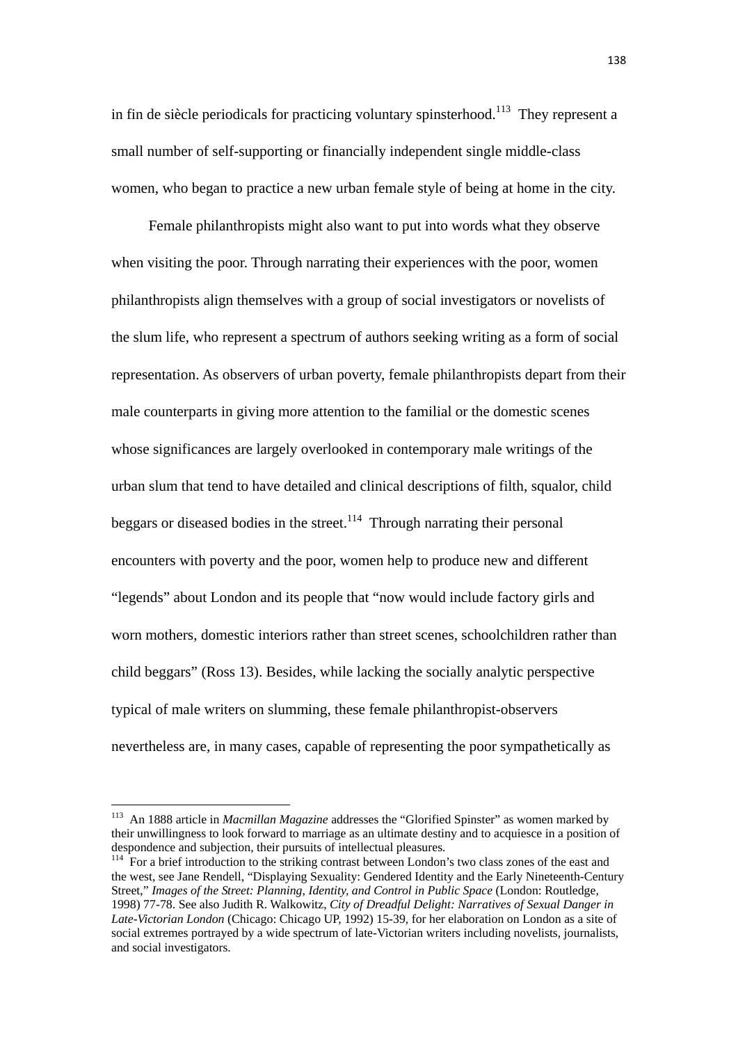in fin de siècle periodicals for practicing voluntary spinsterhood.[113] They represent a small number of self-supporting or financially independent single middle-class women, who began to practice a new urban female style of being at home in the city.

Female philanthropists might also want to put into words what they observe when visiting the poor. Through narrating their experiences with the poor, women philanthropists align themselves with a group of social investigators or novelists of the slum life, who represent a spectrum of authors seeking writing as a form of social representation. As observers of urban poverty, female philanthropists depart from their male counterparts in giving more attention to the familial or the domestic scenes whose significances are largely overlooked in contemporary male writings of the urban slum that tend to have detailed and clinical descriptions of filth, squalor, child beggars or diseased bodies in the street.[114] Through narrating their personal encounters with poverty and the poor, women help to produce new and different "legends" about London and its people that "now would include factory girls and worn mothers, domestic interiors rather than street scenes, schoolchildren rather than child beggars" (Ross 13). Besides, while lacking the socially analytic perspective typical of male writers on slumming, these female philanthropist-observers nevertheless are, in many cases, capable of representing the poor sympathetically as

---

[113] An 1888 article in *Macmillan Magazine* addresses the "Glorified Spinster" as women marked by their unwillingness to look forward to marriage as an ultimate destiny and to acquiesce in a position of despondence and subjection, their pursuits of intellectual pleasures.

[114] For a brief introduction to the striking contrast between London's two class zones of the east and the west, see Jane Rendell, "Displaying Sexuality: Gendered Identity and the Early Nineteenth-Century Street," *Images of the Street: Planning, Identity, and Control in Public Space* (London: Routledge, 1998) 77-78. See also Judith R. Walkowitz, *City of Dreadful Delight: Narratives of Sexual Danger in Late-Victorian London* (Chicago: Chicago UP, 1992) 15-39, for her elaboration on London as a site of social extremes portrayed by a wide spectrum of late-Victorian writers including novelists, journalists, and social investigators.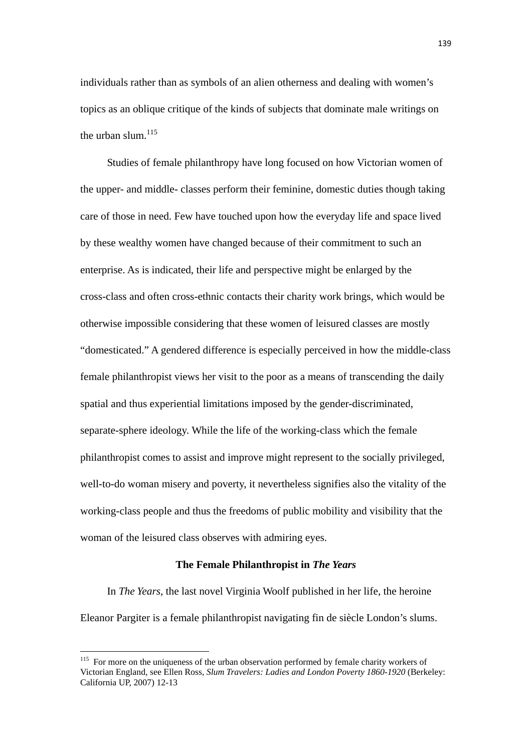individuals rather than as symbols of an alien otherness and dealing with women's topics as an oblique critique of the kinds of subjects that dominate male writings on the urban slum.[115]

Studies of female philanthropy have long focused on how Victorian women of the upper- and middle- classes perform their feminine, domestic duties though taking care of those in need. Few have touched upon how the everyday life and space lived by these wealthy women have changed because of their commitment to such an enterprise. As is indicated, their life and perspective might be enlarged by the cross-class and often cross-ethnic contacts their charity work brings, which would be otherwise impossible considering that these women of leisured classes are mostly "domesticated." A gendered difference is especially perceived in how the middle-class female philanthropist views her visit to the poor as a means of transcending the daily spatial and thus experiential limitations imposed by the gender-discriminated, separate-sphere ideology. While the life of the working-class which the female philanthropist comes to assist and improve might represent to the socially privileged, well-to-do woman misery and poverty, it nevertheless signifies also the vitality of the working-class people and thus the freedoms of public mobility and visibility that the woman of the leisured class observes with admiring eyes.

### The Female Philanthropist in *The Years*

In *The Years*, the last novel Virginia Woolf published in her life, the heroine Eleanor Pargiter is a female philanthropist navigating fin de siècle London's slums.

---

[115] For more on the uniqueness of the urban observation performed by female charity workers of Victorian England, see Ellen Ross, *Slum Travelers: Ladies and London Poverty 1860-1920* (Berkeley: California UP, 2007) 12-13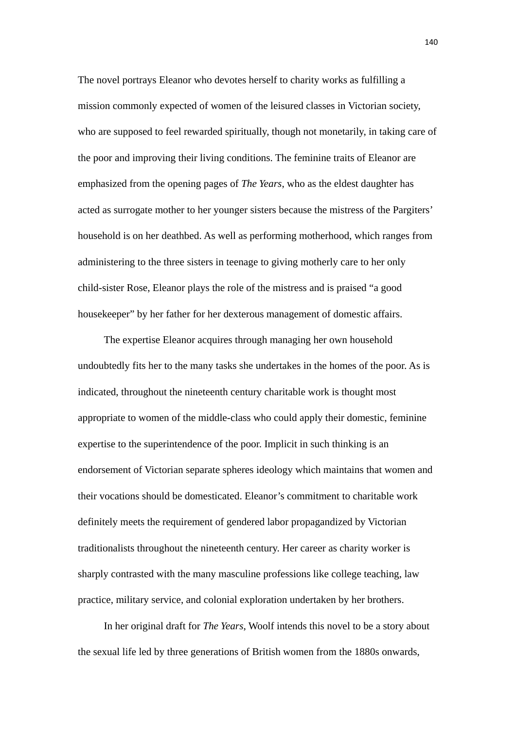The novel portrays Eleanor who devotes herself to charity works as fulfilling a mission commonly expected of women of the leisured classes in Victorian society, who are supposed to feel rewarded spiritually, though not monetarily, in taking care of the poor and improving their living conditions. The feminine traits of Eleanor are emphasized from the opening pages of *The Years*, who as the eldest daughter has acted as surrogate mother to her younger sisters because the mistress of the Pargiters' household is on her deathbed. As well as performing motherhood, which ranges from administering to the three sisters in teenage to giving motherly care to her only child-sister Rose, Eleanor plays the role of the mistress and is praised "a good housekeeper" by her father for her dexterous management of domestic affairs.

The expertise Eleanor acquires through managing her own household undoubtedly fits her to the many tasks she undertakes in the homes of the poor. As is indicated, throughout the nineteenth century charitable work is thought most appropriate to women of the middle-class who could apply their domestic, feminine expertise to the superintendence of the poor. Implicit in such thinking is an endorsement of Victorian separate spheres ideology which maintains that women and their vocations should be domesticated. Eleanor's commitment to charitable work definitely meets the requirement of gendered labor propagandized by Victorian traditionalists throughout the nineteenth century. Her career as charity worker is sharply contrasted with the many masculine professions like college teaching, law practice, military service, and colonial exploration undertaken by her brothers.

In her original draft for *The Years*, Woolf intends this novel to be a story about the sexual life led by three generations of British women from the 1880s onwards,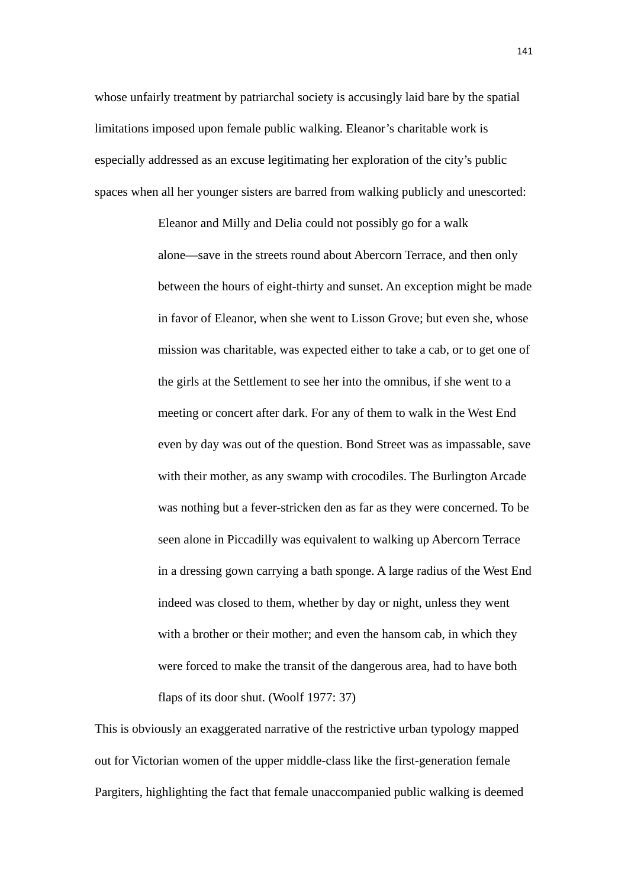whose unfairly treatment by patriarchal society is accusingly laid bare by the spatial limitations imposed upon female public walking. Eleanor's charitable work is especially addressed as an excuse legitimating her exploration of the city's public spaces when all her younger sisters are barred from walking publicly and unescorted:

> Eleanor and Milly and Delia could not possibly go for a walk alone—save in the streets round about Abercorn Terrace, and then only between the hours of eight-thirty and sunset. An exception might be made in favor of Eleanor, when she went to Lisson Grove; but even she, whose mission was charitable, was expected either to take a cab, or to get one of the girls at the Settlement to see her into the omnibus, if she went to a meeting or concert after dark. For any of them to walk in the West End even by day was out of the question. Bond Street was as impassable, save with their mother, as any swamp with crocodiles. The Burlington Arcade was nothing but a fever-stricken den as far as they were concerned. To be seen alone in Piccadilly was equivalent to walking up Abercorn Terrace in a dressing gown carrying a bath sponge. A large radius of the West End indeed was closed to them, whether by day or night, unless they went with a brother or their mother; and even the hansom cab, in which they were forced to make the transit of the dangerous area, had to have both flaps of its door shut. (Woolf 1977: 37)

This is obviously an exaggerated narrative of the restrictive urban typology mapped out for Victorian women of the upper middle-class like the first-generation female Pargiters, highlighting the fact that female unaccompanied public walking is deemed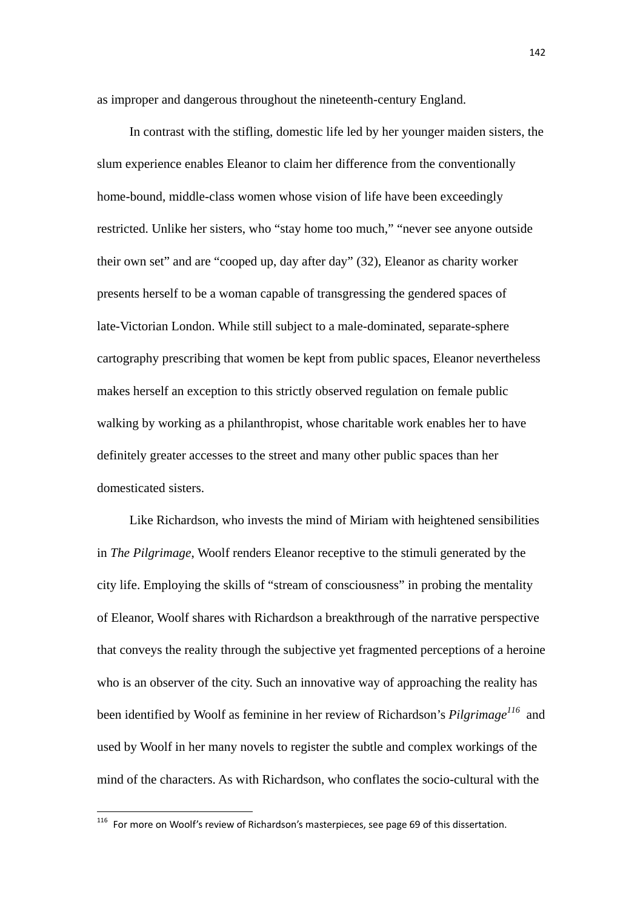as improper and dangerous throughout the nineteenth-century England.

In contrast with the stifling, domestic life led by her younger maiden sisters, the slum experience enables Eleanor to claim her difference from the conventionally home-bound, middle-class women whose vision of life have been exceedingly restricted. Unlike her sisters, who "stay home too much," "never see anyone outside their own set" and are "cooped up, day after day" (32), Eleanor as charity worker presents herself to be a woman capable of transgressing the gendered spaces of late-Victorian London. While still subject to a male-dominated, separate-sphere cartography prescribing that women be kept from public spaces, Eleanor nevertheless makes herself an exception to this strictly observed regulation on female public walking by working as a philanthropist, whose charitable work enables her to have definitely greater accesses to the street and many other public spaces than her domesticated sisters.

Like Richardson, who invests the mind of Miriam with heightened sensibilities in *The Pilgrimage*, Woolf renders Eleanor receptive to the stimuli generated by the city life. Employing the skills of "stream of consciousness" in probing the mentality of Eleanor, Woolf shares with Richardson a breakthrough of the narrative perspective that conveys the reality through the subjective yet fragmented perceptions of a heroine who is an observer of the city. Such an innovative way of approaching the reality has been identified by Woolf as feminine in her review of Richardson's *Pilgrimage*[116] and used by Woolf in her many novels to register the subtle and complex workings of the mind of the characters. As with Richardson, who conflates the socio-cultural with the

[116] For more on Woolf's review of Richardson's masterpieces, see page 69 of this dissertation.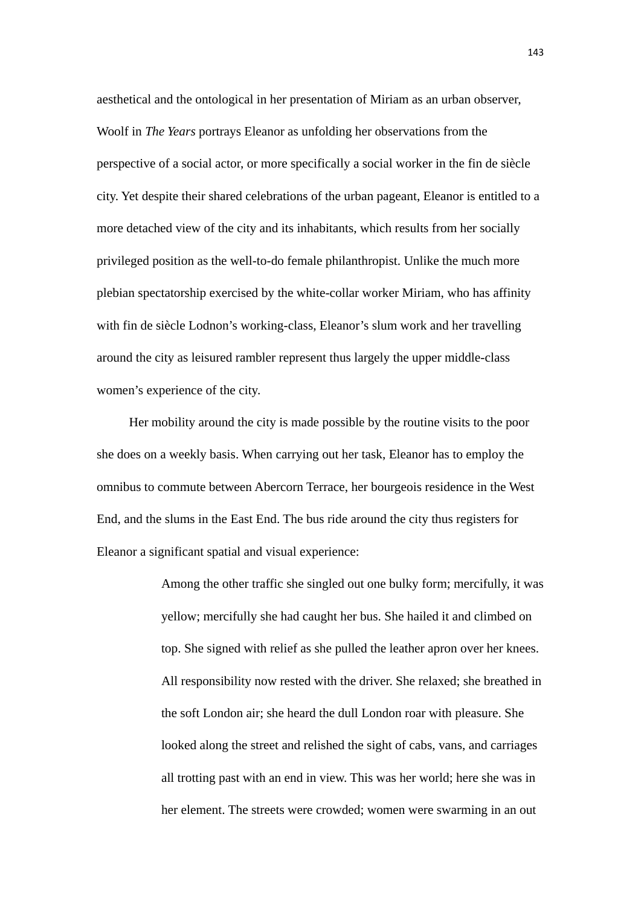aesthetical and the ontological in her presentation of Miriam as an urban observer, Woolf in *The Years* portrays Eleanor as unfolding her observations from the perspective of a social actor, or more specifically a social worker in the fin de siècle city. Yet despite their shared celebrations of the urban pageant, Eleanor is entitled to a more detached view of the city and its inhabitants, which results from her socially privileged position as the well-to-do female philanthropist. Unlike the much more plebian spectatorship exercised by the white-collar worker Miriam, who has affinity with fin de siècle Lodnon's working-class, Eleanor's slum work and her travelling around the city as leisured rambler represent thus largely the upper middle-class women's experience of the city.

Her mobility around the city is made possible by the routine visits to the poor she does on a weekly basis. When carrying out her task, Eleanor has to employ the omnibus to commute between Abercorn Terrace, her bourgeois residence in the West End, and the slums in the East End. The bus ride around the city thus registers for Eleanor a significant spatial and visual experience:

> Among the other traffic she singled out one bulky form; mercifully, it was yellow; mercifully she had caught her bus. She hailed it and climbed on top. She signed with relief as she pulled the leather apron over her knees. All responsibility now rested with the driver. She relaxed; she breathed in the soft London air; she heard the dull London roar with pleasure. She looked along the street and relished the sight of cabs, vans, and carriages all trotting past with an end in view. This was her world; here she was in her element. The streets were crowded; women were swarming in an out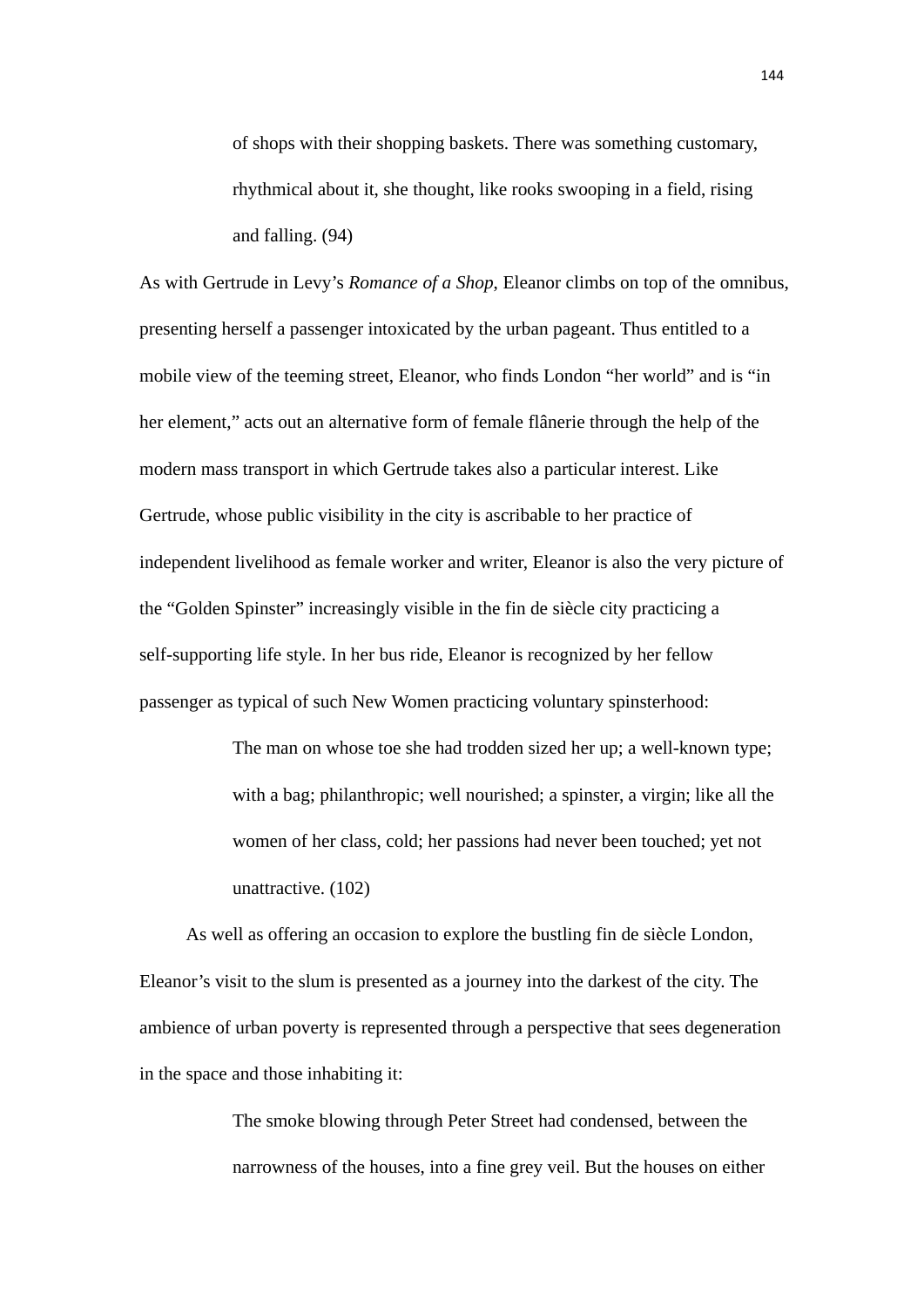> of shops with their shopping baskets. There was something customary, rhythmical about it, she thought, like rooks swooping in a field, rising and falling. (94)

As with Gertrude in Levy's *Romance of a Shop*, Eleanor climbs on top of the omnibus, presenting herself a passenger intoxicated by the urban pageant. Thus entitled to a mobile view of the teeming street, Eleanor, who finds London "her world" and is "in her element," acts out an alternative form of female flânerie through the help of the modern mass transport in which Gertrude takes also a particular interest. Like Gertrude, whose public visibility in the city is ascribable to her practice of independent livelihood as female worker and writer, Eleanor is also the very picture of the "Golden Spinster" increasingly visible in the fin de siècle city practicing a self-supporting life style. In her bus ride, Eleanor is recognized by her fellow passenger as typical of such New Women practicing voluntary spinsterhood:

> The man on whose toe she had trodden sized her up; a well-known type; with a bag; philanthropic; well nourished; a spinster, a virgin; like all the women of her class, cold; her passions had never been touched; yet not unattractive. (102)

As well as offering an occasion to explore the bustling fin de siècle London, Eleanor's visit to the slum is presented as a journey into the darkest of the city. The ambience of urban poverty is represented through a perspective that sees degeneration in the space and those inhabiting it:

> The smoke blowing through Peter Street had condensed, between the narrowness of the houses, into a fine grey veil. But the houses on either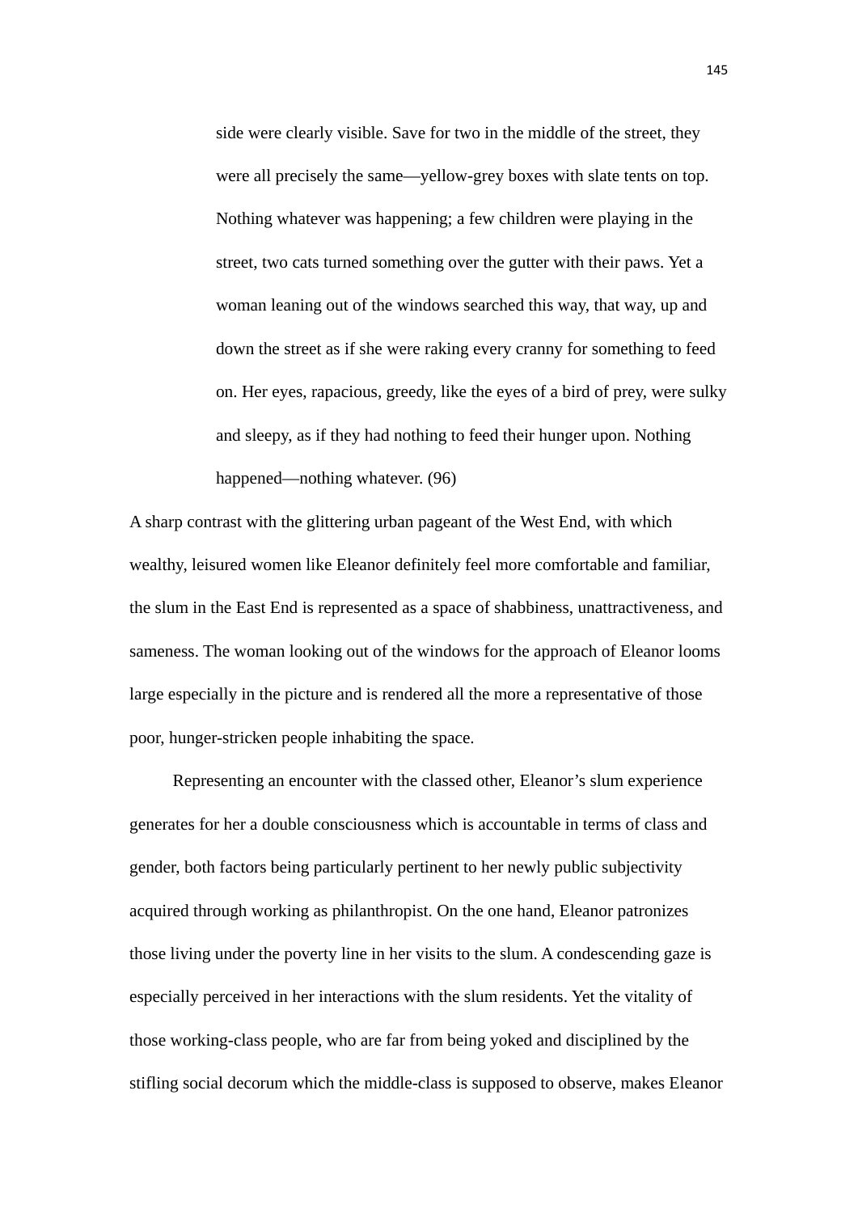> side were clearly visible. Save for two in the middle of the street, they were all precisely the same—yellow-grey boxes with slate tents on top. Nothing whatever was happening; a few children were playing in the street, two cats turned something over the gutter with their paws. Yet a woman leaning out of the windows searched this way, that way, up and down the street as if she were raking every cranny for something to feed on. Her eyes, rapacious, greedy, like the eyes of a bird of prey, were sulky and sleepy, as if they had nothing to feed their hunger upon. Nothing happened—nothing whatever. (96)

A sharp contrast with the glittering urban pageant of the West End, with which wealthy, leisured women like Eleanor definitely feel more comfortable and familiar, the slum in the East End is represented as a space of shabbiness, unattractiveness, and sameness. The woman looking out of the windows for the approach of Eleanor looms large especially in the picture and is rendered all the more a representative of those poor, hunger-stricken people inhabiting the space.

Representing an encounter with the classed other, Eleanor's slum experience generates for her a double consciousness which is accountable in terms of class and gender, both factors being particularly pertinent to her newly public subjectivity acquired through working as philanthropist. On the one hand, Eleanor patronizes those living under the poverty line in her visits to the slum. A condescending gaze is especially perceived in her interactions with the slum residents. Yet the vitality of those working-class people, who are far from being yoked and disciplined by the stifling social decorum which the middle-class is supposed to observe, makes Eleanor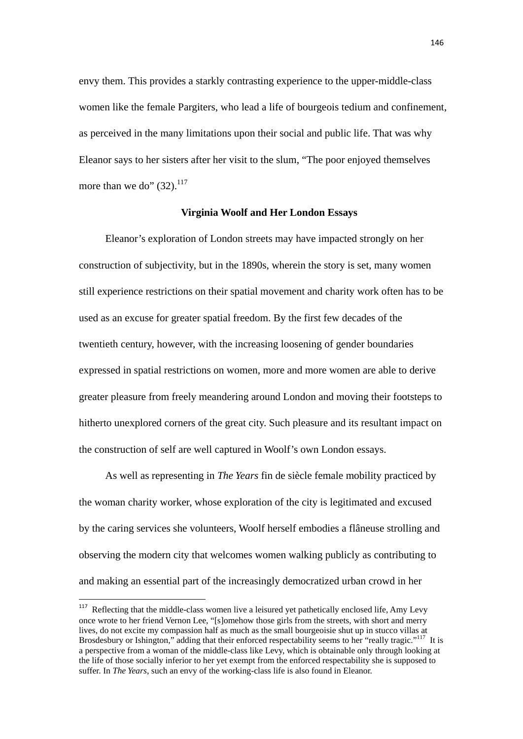envy them. This provides a starkly contrasting experience to the upper-middle-class women like the female Pargiters, who lead a life of bourgeois tedium and confinement, as perceived in the many limitations upon their social and public life. That was why Eleanor says to her sisters after her visit to the slum, "The poor enjoyed themselves more than we do" (32).[117]

### Virginia Woolf and Her London Essays

Eleanor's exploration of London streets may have impacted strongly on her construction of subjectivity, but in the 1890s, wherein the story is set, many women still experience restrictions on their spatial movement and charity work often has to be used as an excuse for greater spatial freedom. By the first few decades of the twentieth century, however, with the increasing loosening of gender boundaries expressed in spatial restrictions on women, more and more women are able to derive greater pleasure from freely meandering around London and moving their footsteps to hitherto unexplored corners of the great city. Such pleasure and its resultant impact on the construction of self are well captured in Woolf's own London essays.

As well as representing in *The Years* fin de siècle female mobility practiced by the woman charity worker, whose exploration of the city is legitimated and excused by the caring services she volunteers, Woolf herself embodies a flâneuse strolling and observing the modern city that welcomes women walking publicly as contributing to and making an essential part of the increasingly democratized urban crowd in her

---

[117] Reflecting that the middle-class women live a leisured yet pathetically enclosed life, Amy Levy once wrote to her friend Vernon Lee, "[s]omehow those girls from the streets, with short and merry lives, do not excite my compassion half as much as the small bourgeoisie shut up in stucco villas at Brosdesbury or Ishington," adding that their enforced respectability seems to her "really tragic."[117] It is a perspective from a woman of the middle-class like Levy, which is obtainable only through looking at the life of those socially inferior to her yet exempt from the enforced respectability she is supposed to suffer. In *The Years*, such an envy of the working-class life is also found in Eleanor.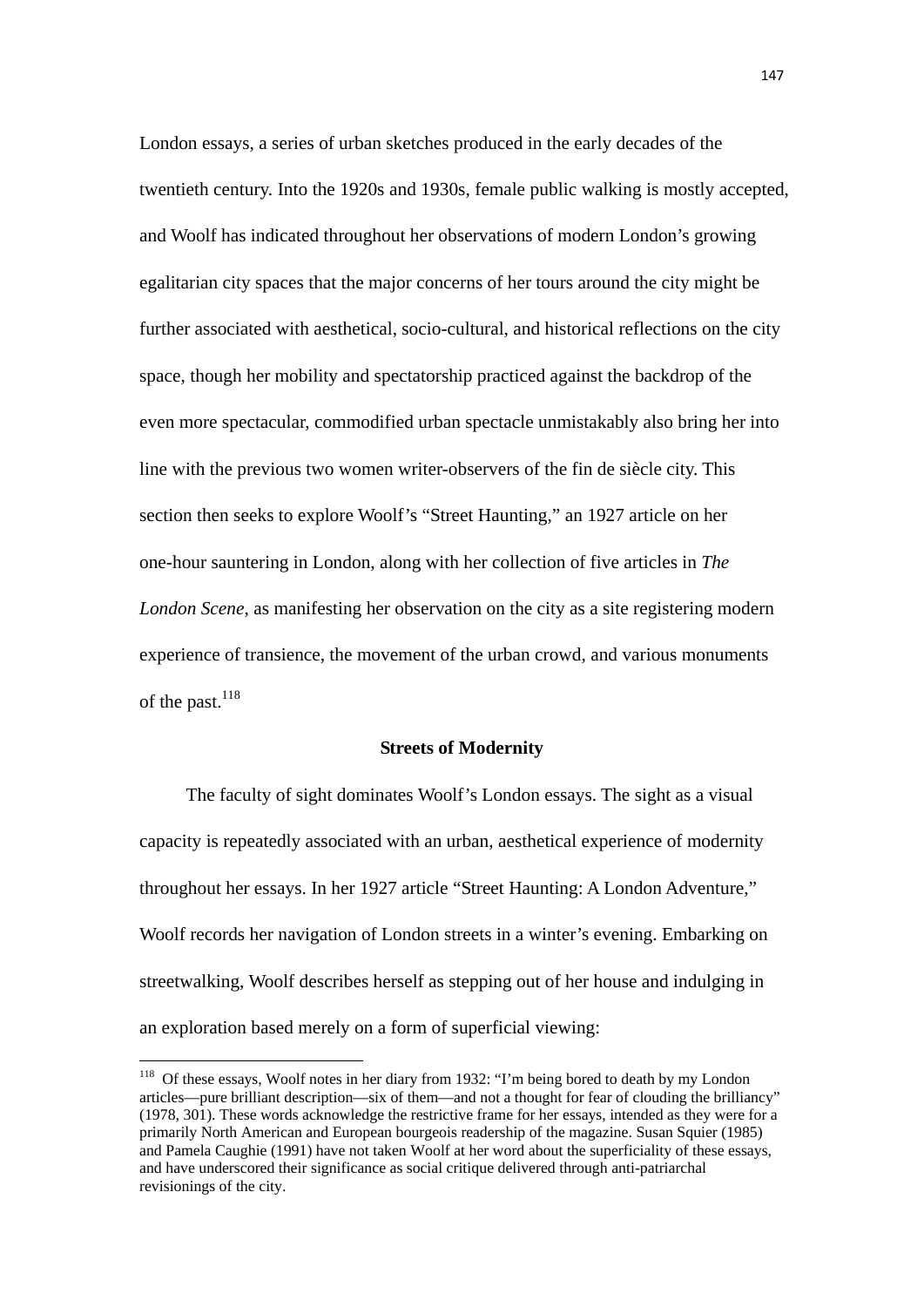London essays, a series of urban sketches produced in the early decades of the twentieth century. Into the 1920s and 1930s, female public walking is mostly accepted, and Woolf has indicated throughout her observations of modern London's growing egalitarian city spaces that the major concerns of her tours around the city might be further associated with aesthetical, socio-cultural, and historical reflections on the city space, though her mobility and spectatorship practiced against the backdrop of the even more spectacular, commodified urban spectacle unmistakably also bring her into line with the previous two women writer-observers of the fin de siècle city. This section then seeks to explore Woolf's "Street Haunting," an 1927 article on her one-hour sauntering in London, along with her collection of five articles in *The London Scene*, as manifesting her observation on the city as a site registering modern experience of transience, the movement of the urban crowd, and various monuments of the past.[118]

**Streets of Modernity**

The faculty of sight dominates Woolf's London essays. The sight as a visual capacity is repeatedly associated with an urban, aesthetical experience of modernity throughout her essays. In her 1927 article "Street Haunting: A London Adventure," Woolf records her navigation of London streets in a winter's evening. Embarking on streetwalking, Woolf describes herself as stepping out of her house and indulging in an exploration based merely on a form of superficial viewing:

---

[118] Of these essays, Woolf notes in her diary from 1932: "I'm being bored to death by my London articles—pure brilliant description—six of them—and not a thought for fear of clouding the brilliancy" (1978, 301). These words acknowledge the restrictive frame for her essays, intended as they were for a primarily North American and European bourgeois readership of the magazine. Susan Squier (1985) and Pamela Caughie (1991) have not taken Woolf at her word about the superficiality of these essays, and have underscored their significance as social critique delivered through anti-patriarchal revisionings of the city.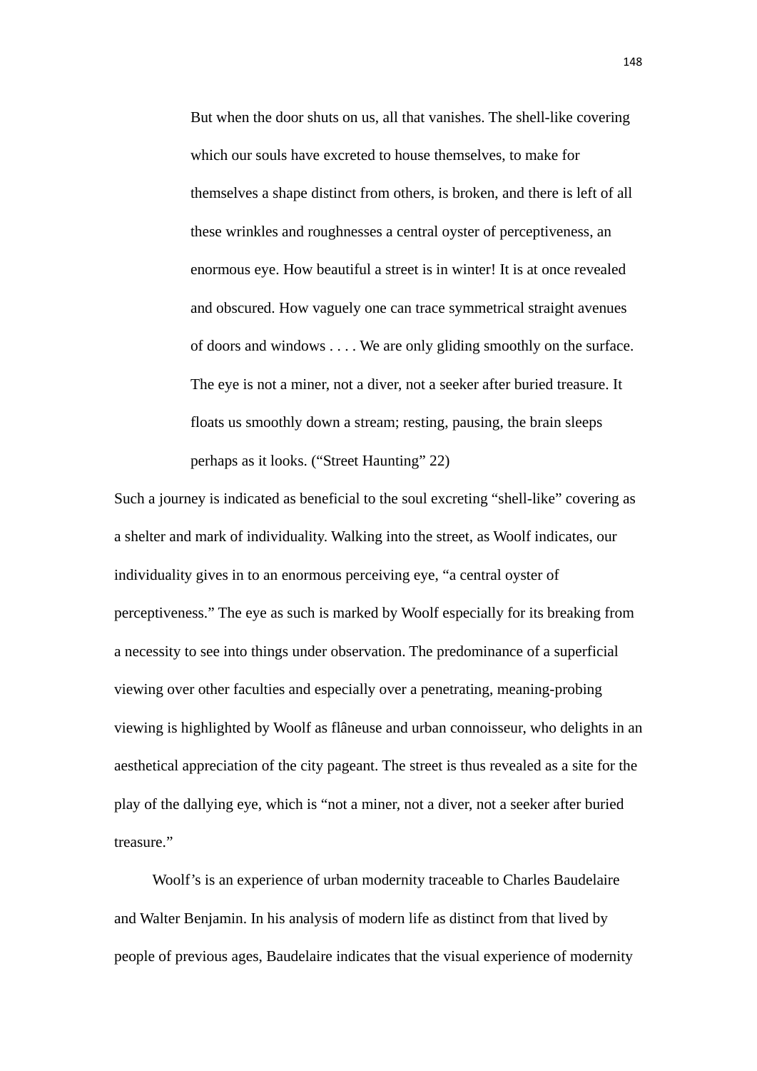> But when the door shuts on us, all that vanishes. The shell-like covering which our souls have excreted to house themselves, to make for themselves a shape distinct from others, is broken, and there is left of all these wrinkles and roughnesses a central oyster of perceptiveness, an enormous eye. How beautiful a street is in winter! It is at once revealed and obscured. How vaguely one can trace symmetrical straight avenues of doors and windows . . . . We are only gliding smoothly on the surface. The eye is not a miner, not a diver, not a seeker after buried treasure. It floats us smoothly down a stream; resting, pausing, the brain sleeps perhaps as it looks. ("Street Haunting" 22)

Such a journey is indicated as beneficial to the soul excreting "shell-like" covering as a shelter and mark of individuality. Walking into the street, as Woolf indicates, our individuality gives in to an enormous perceiving eye, "a central oyster of perceptiveness." The eye as such is marked by Woolf especially for its breaking from a necessity to see into things under observation. The predominance of a superficial viewing over other faculties and especially over a penetrating, meaning-probing viewing is highlighted by Woolf as flâneuse and urban connoisseur, who delights in an aesthetical appreciation of the city pageant. The street is thus revealed as a site for the play of the dallying eye, which is "not a miner, not a diver, not a seeker after buried treasure."

Woolf's is an experience of urban modernity traceable to Charles Baudelaire and Walter Benjamin. In his analysis of modern life as distinct from that lived by people of previous ages, Baudelaire indicates that the visual experience of modernity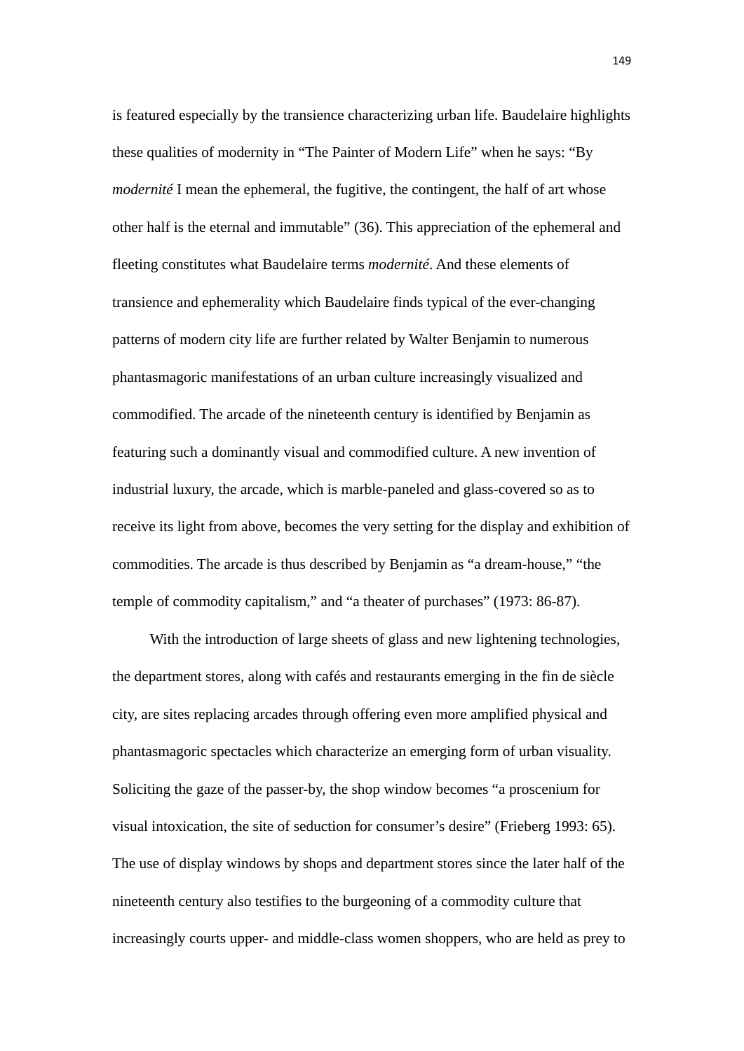is featured especially by the transience characterizing urban life. Baudelaire highlights these qualities of modernity in "The Painter of Modern Life" when he says: "By *modernité* I mean the ephemeral, the fugitive, the contingent, the half of art whose other half is the eternal and immutable" (36). This appreciation of the ephemeral and fleeting constitutes what Baudelaire terms *modernité*. And these elements of transience and ephemerality which Baudelaire finds typical of the ever-changing patterns of modern city life are further related by Walter Benjamin to numerous phantasmagoric manifestations of an urban culture increasingly visualized and commodified. The arcade of the nineteenth century is identified by Benjamin as featuring such a dominantly visual and commodified culture. A new invention of industrial luxury, the arcade, which is marble-paneled and glass-covered so as to receive its light from above, becomes the very setting for the display and exhibition of commodities. The arcade is thus described by Benjamin as "a dream-house," "the temple of commodity capitalism," and "a theater of purchases" (1973: 86-87).

With the introduction of large sheets of glass and new lightening technologies, the department stores, along with cafés and restaurants emerging in the fin de siècle city, are sites replacing arcades through offering even more amplified physical and phantasmagoric spectacles which characterize an emerging form of urban visuality. Soliciting the gaze of the passer-by, the shop window becomes "a proscenium for visual intoxication, the site of seduction for consumer's desire" (Frieberg 1993: 65). The use of display windows by shops and department stores since the later half of the nineteenth century also testifies to the burgeoning of a commodity culture that increasingly courts upper- and middle-class women shoppers, who are held as prey to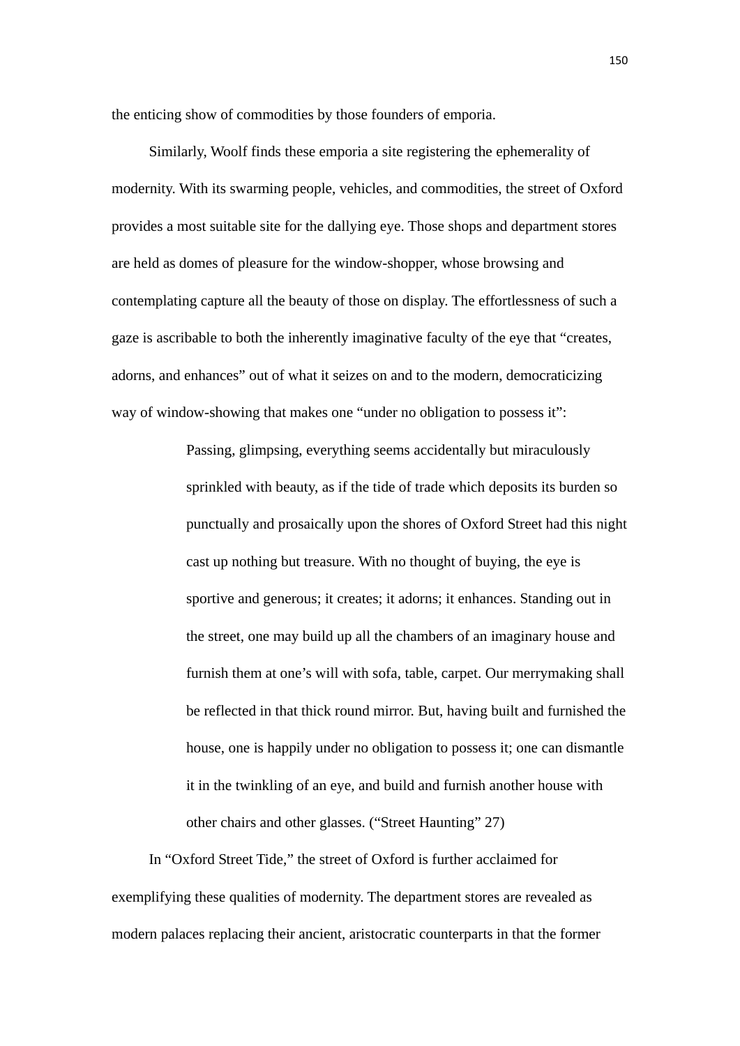the enticing show of commodities by those founders of emporia.

Similarly, Woolf finds these emporia a site registering the ephemerality of modernity. With its swarming people, vehicles, and commodities, the street of Oxford provides a most suitable site for the dallying eye. Those shops and department stores are held as domes of pleasure for the window-shopper, whose browsing and contemplating capture all the beauty of those on display. The effortlessness of such a gaze is ascribable to both the inherently imaginative faculty of the eye that "creates, adorns, and enhances" out of what it seizes on and to the modern, democraticizing way of window-showing that makes one "under no obligation to possess it":

> Passing, glimpsing, everything seems accidentally but miraculously sprinkled with beauty, as if the tide of trade which deposits its burden so punctually and prosaically upon the shores of Oxford Street had this night cast up nothing but treasure. With no thought of buying, the eye is sportive and generous; it creates; it adorns; it enhances. Standing out in the street, one may build up all the chambers of an imaginary house and furnish them at one's will with sofa, table, carpet. Our merrymaking shall be reflected in that thick round mirror. But, having built and furnished the house, one is happily under no obligation to possess it; one can dismantle it in the twinkling of an eye, and build and furnish another house with other chairs and other glasses. ("Street Haunting" 27)

In "Oxford Street Tide," the street of Oxford is further acclaimed for exemplifying these qualities of modernity. The department stores are revealed as modern palaces replacing their ancient, aristocratic counterparts in that the former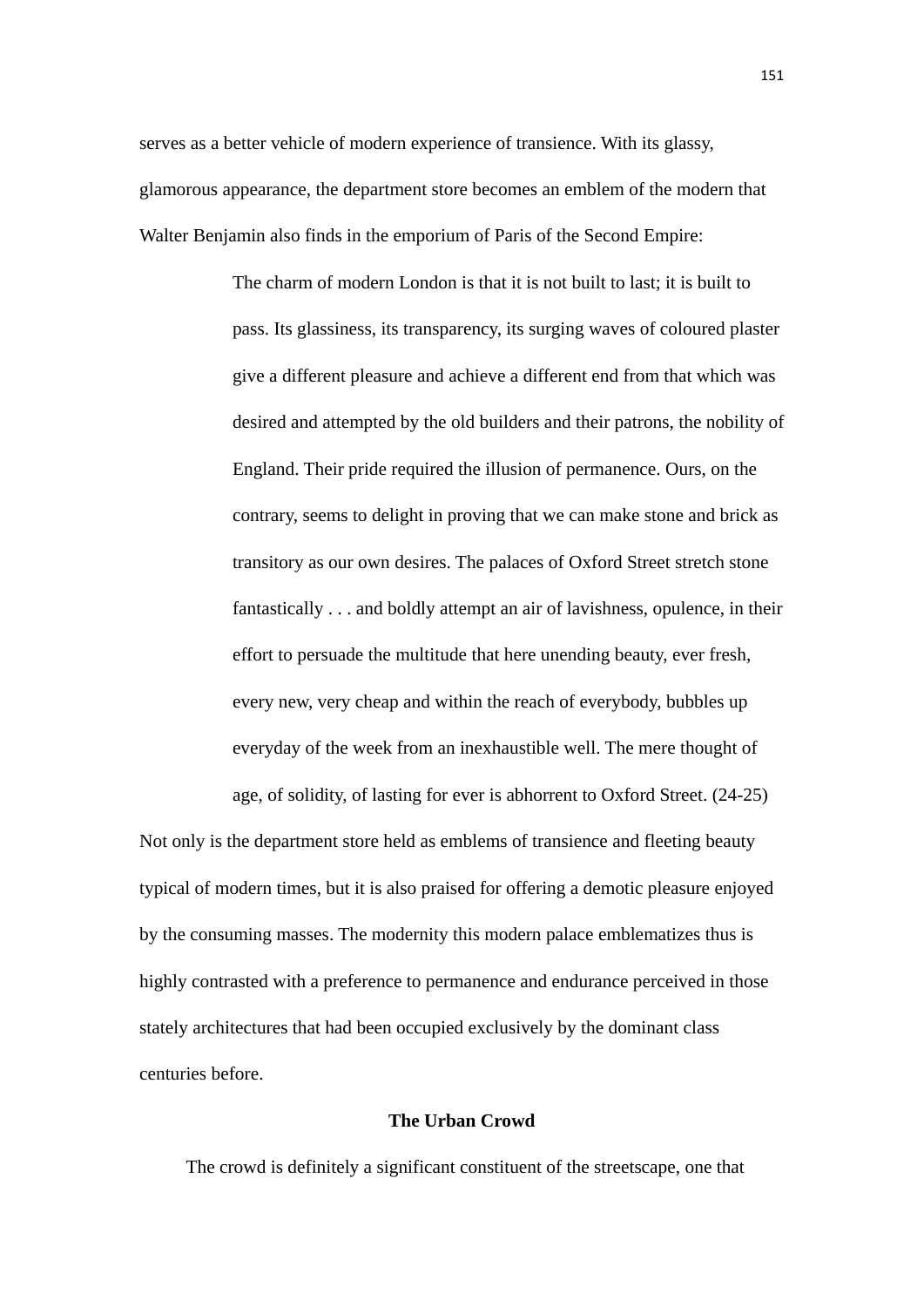serves as a better vehicle of modern experience of transience. With its glassy, glamorous appearance, the department store becomes an emblem of the modern that Walter Benjamin also finds in the emporium of Paris of the Second Empire:

> The charm of modern London is that it is not built to last; it is built to pass. Its glassiness, its transparency, its surging waves of coloured plaster give a different pleasure and achieve a different end from that which was desired and attempted by the old builders and their patrons, the nobility of England. Their pride required the illusion of permanence. Ours, on the contrary, seems to delight in proving that we can make stone and brick as transitory as our own desires. The palaces of Oxford Street stretch stone fantastically . . . and boldly attempt an air of lavishness, opulence, in their effort to persuade the multitude that here unending beauty, ever fresh, every new, very cheap and within the reach of everybody, bubbles up everyday of the week from an inexhaustible well. The mere thought of age, of solidity, of lasting for ever is abhorrent to Oxford Street. (24-25)

Not only is the department store held as emblems of transience and fleeting beauty typical of modern times, but it is also praised for offering a demotic pleasure enjoyed by the consuming masses. The modernity this modern palace emblematizes thus is highly contrasted with a preference to permanence and endurance perceived in those stately architectures that had been occupied exclusively by the dominant class centuries before.

### The Urban Crowd

The crowd is definitely a significant constituent of the streetscape, one that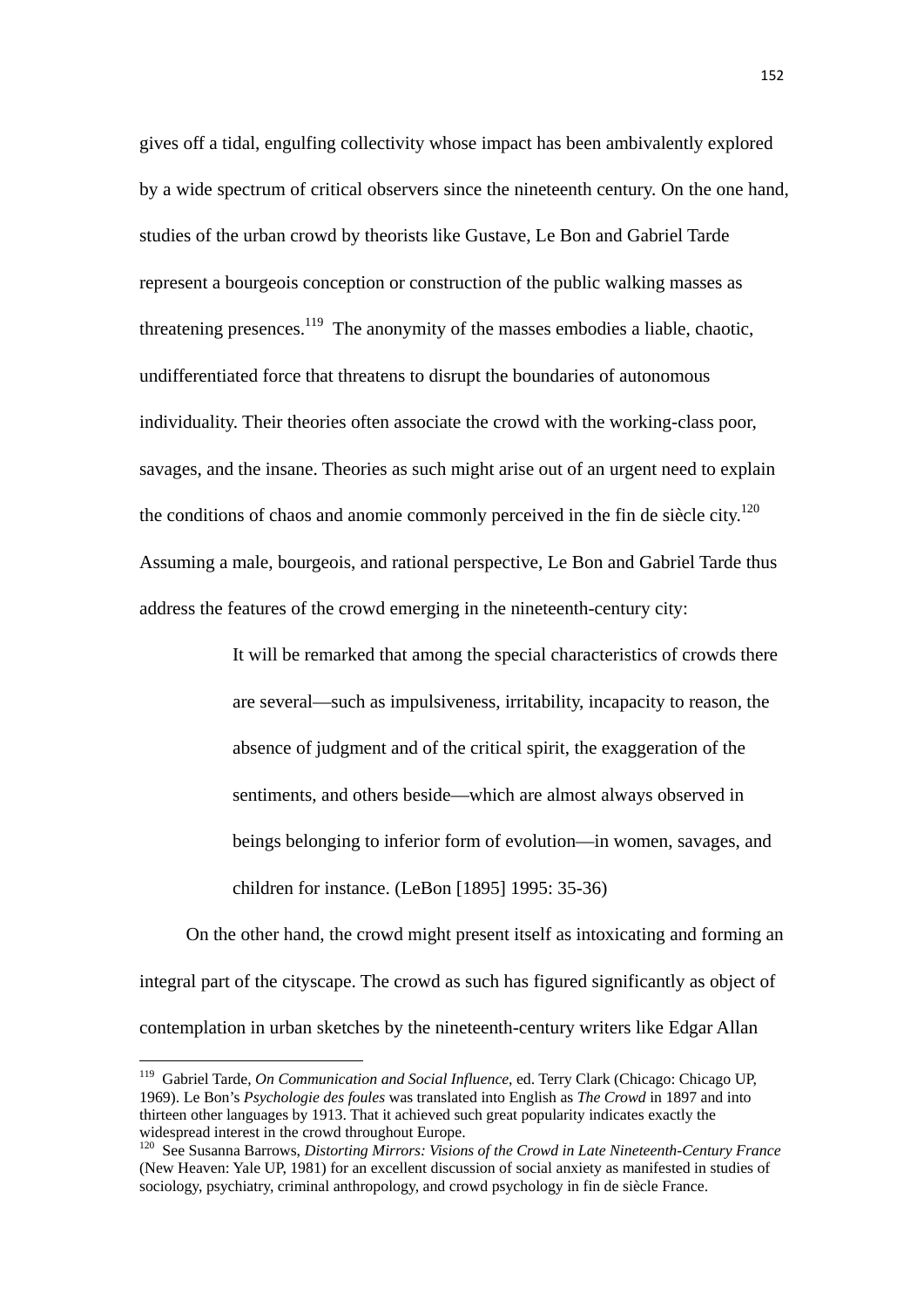gives off a tidal, engulfing collectivity whose impact has been ambivalently explored by a wide spectrum of critical observers since the nineteenth century. On the one hand, studies of the urban crowd by theorists like Gustave, Le Bon and Gabriel Tarde represent a bourgeois conception or construction of the public walking masses as threatening presences.[119] The anonymity of the masses embodies a liable, chaotic, undifferentiated force that threatens to disrupt the boundaries of autonomous individuality. Their theories often associate the crowd with the working-class poor, savages, and the insane. Theories as such might arise out of an urgent need to explain the conditions of chaos and anomie commonly perceived in the fin de siècle city.[120] Assuming a male, bourgeois, and rational perspective, Le Bon and Gabriel Tarde thus address the features of the crowd emerging in the nineteenth-century city:

> It will be remarked that among the special characteristics of crowds there are several—such as impulsiveness, irritability, incapacity to reason, the absence of judgment and of the critical spirit, the exaggeration of the sentiments, and others beside—which are almost always observed in beings belonging to inferior form of evolution—in women, savages, and children for instance. (LeBon [1895] 1995: 35-36)

On the other hand, the crowd might present itself as intoxicating and forming an integral part of the cityscape. The crowd as such has figured significantly as object of contemplation in urban sketches by the nineteenth-century writers like Edgar Allan

---

[119] Gabriel Tarde, *On Communication and Social Influence*, ed. Terry Clark (Chicago: Chicago UP, 1969). Le Bon's *Psychologie des foules* was translated into English as *The Crowd* in 1897 and into thirteen other languages by 1913. That it achieved such great popularity indicates exactly the widespread interest in the crowd throughout Europe.

[120] See Susanna Barrows, *Distorting Mirrors: Visions of the Crowd in Late Nineteenth-Century France* (New Heaven: Yale UP, 1981) for an excellent discussion of social anxiety as manifested in studies of sociology, psychiatry, criminal anthropology, and crowd psychology in fin de siècle France.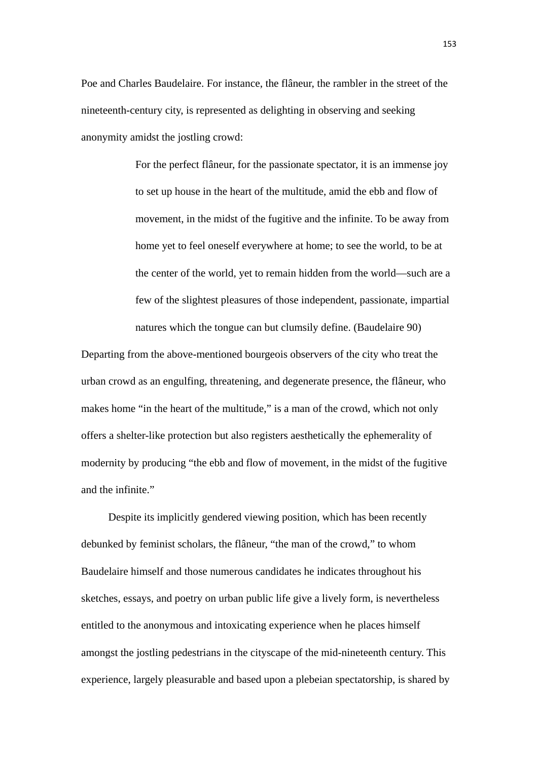Poe and Charles Baudelaire. For instance, the flâneur, the rambler in the street of the nineteenth-century city, is represented as delighting in observing and seeking anonymity amidst the jostling crowd:

> For the perfect flâneur, for the passionate spectator, it is an immense joy to set up house in the heart of the multitude, amid the ebb and flow of movement, in the midst of the fugitive and the infinite. To be away from home yet to feel oneself everywhere at home; to see the world, to be at the center of the world, yet to remain hidden from the world—such are a few of the slightest pleasures of those independent, passionate, impartial natures which the tongue can but clumsily define. (Baudelaire 90)

Departing from the above-mentioned bourgeois observers of the city who treat the urban crowd as an engulfing, threatening, and degenerate presence, the flâneur, who makes home "in the heart of the multitude," is a man of the crowd, which not only offers a shelter-like protection but also registers aesthetically the ephemerality of modernity by producing "the ebb and flow of movement, in the midst of the fugitive and the infinite."

Despite its implicitly gendered viewing position, which has been recently debunked by feminist scholars, the flâneur, "the man of the crowd," to whom Baudelaire himself and those numerous candidates he indicates throughout his sketches, essays, and poetry on urban public life give a lively form, is nevertheless entitled to the anonymous and intoxicating experience when he places himself amongst the jostling pedestrians in the cityscape of the mid-nineteenth century. This experience, largely pleasurable and based upon a plebeian spectatorship, is shared by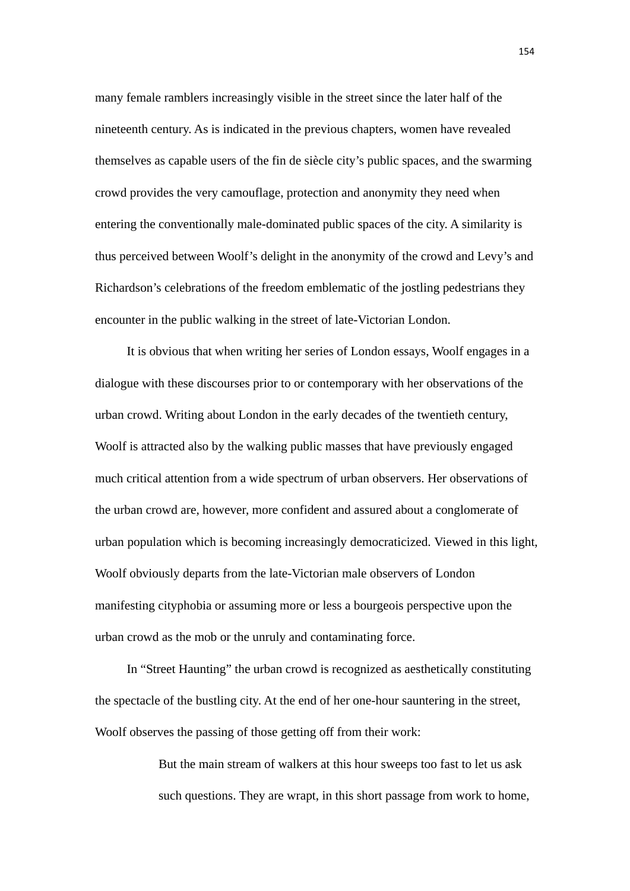many female ramblers increasingly visible in the street since the later half of the nineteenth century. As is indicated in the previous chapters, women have revealed themselves as capable users of the fin de siècle city's public spaces, and the swarming crowd provides the very camouflage, protection and anonymity they need when entering the conventionally male-dominated public spaces of the city. A similarity is thus perceived between Woolf's delight in the anonymity of the crowd and Levy's and Richardson's celebrations of the freedom emblematic of the jostling pedestrians they encounter in the public walking in the street of late-Victorian London.

It is obvious that when writing her series of London essays, Woolf engages in a dialogue with these discourses prior to or contemporary with her observations of the urban crowd. Writing about London in the early decades of the twentieth century, Woolf is attracted also by the walking public masses that have previously engaged much critical attention from a wide spectrum of urban observers. Her observations of the urban crowd are, however, more confident and assured about a conglomerate of urban population which is becoming increasingly democraticized. Viewed in this light, Woolf obviously departs from the late-Victorian male observers of London manifesting cityphobia or assuming more or less a bourgeois perspective upon the urban crowd as the mob or the unruly and contaminating force.

In "Street Haunting" the urban crowd is recognized as aesthetically constituting the spectacle of the bustling city. At the end of her one-hour sauntering in the street, Woolf observes the passing of those getting off from their work:

> But the main stream of walkers at this hour sweeps too fast to let us ask such questions. They are wrapt, in this short passage from work to home,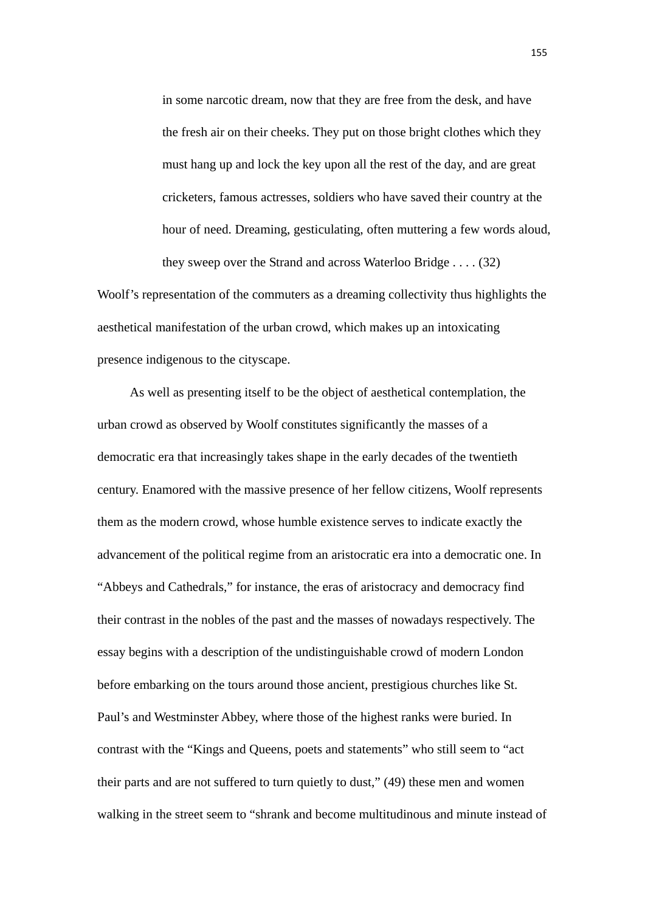> in some narcotic dream, now that they are free from the desk, and have the fresh air on their cheeks. They put on those bright clothes which they must hang up and lock the key upon all the rest of the day, and are great cricketers, famous actresses, soldiers who have saved their country at the hour of need. Dreaming, gesticulating, often muttering a few words aloud, they sweep over the Strand and across Waterloo Bridge . . . . (32)

Woolf's representation of the commuters as a dreaming collectivity thus highlights the aesthetical manifestation of the urban crowd, which makes up an intoxicating presence indigenous to the cityscape.

As well as presenting itself to be the object of aesthetical contemplation, the urban crowd as observed by Woolf constitutes significantly the masses of a democratic era that increasingly takes shape in the early decades of the twentieth century. Enamored with the massive presence of her fellow citizens, Woolf represents them as the modern crowd, whose humble existence serves to indicate exactly the advancement of the political regime from an aristocratic era into a democratic one. In "Abbeys and Cathedrals," for instance, the eras of aristocracy and democracy find their contrast in the nobles of the past and the masses of nowadays respectively. The essay begins with a description of the undistinguishable crowd of modern London before embarking on the tours around those ancient, prestigious churches like St. Paul's and Westminster Abbey, where those of the highest ranks were buried. In contrast with the "Kings and Queens, poets and statements" who still seem to "act their parts and are not suffered to turn quietly to dust," (49) these men and women walking in the street seem to "shrank and become multitudinous and minute instead of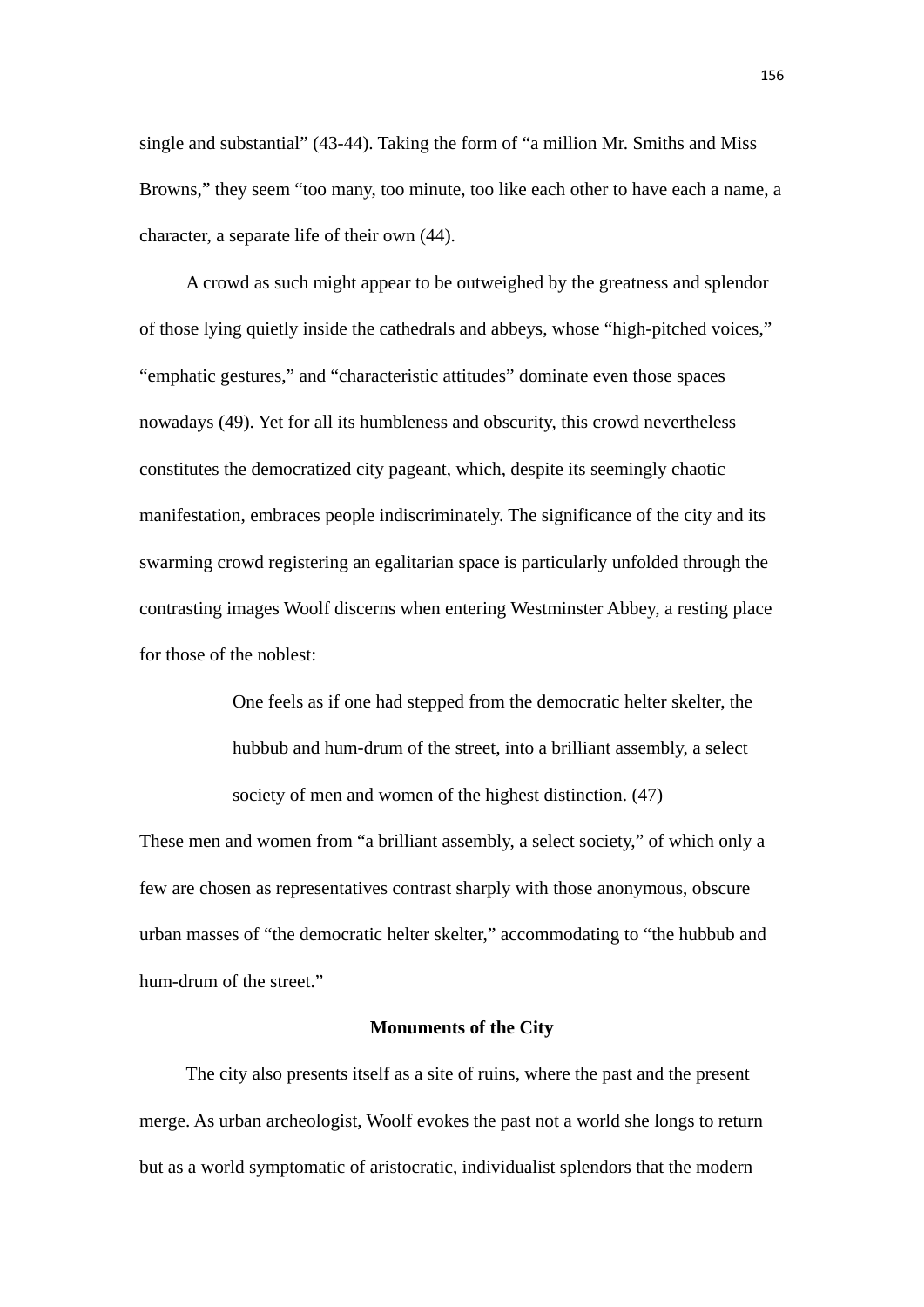single and substantial" (43-44). Taking the form of "a million Mr. Smiths and Miss Browns," they seem "too many, too minute, too like each other to have each a name, a character, a separate life of their own (44).

A crowd as such might appear to be outweighed by the greatness and splendor of those lying quietly inside the cathedrals and abbeys, whose "high-pitched voices," "emphatic gestures," and "characteristic attitudes" dominate even those spaces nowadays (49). Yet for all its humbleness and obscurity, this crowd nevertheless constitutes the democratized city pageant, which, despite its seemingly chaotic manifestation, embraces people indiscriminately. The significance of the city and its swarming crowd registering an egalitarian space is particularly unfolded through the contrasting images Woolf discerns when entering Westminster Abbey, a resting place for those of the noblest:

> One feels as if one had stepped from the democratic helter skelter, the hubbub and hum-drum of the street, into a brilliant assembly, a select society of men and women of the highest distinction. (47)

These men and women from "a brilliant assembly, a select society," of which only a few are chosen as representatives contrast sharply with those anonymous, obscure urban masses of "the democratic helter skelter," accommodating to "the hubbub and hum-drum of the street."

### Monuments of the City

The city also presents itself as a site of ruins, where the past and the present merge. As urban archeologist, Woolf evokes the past not a world she longs to return but as a world symptomatic of aristocratic, individualist splendors that the modern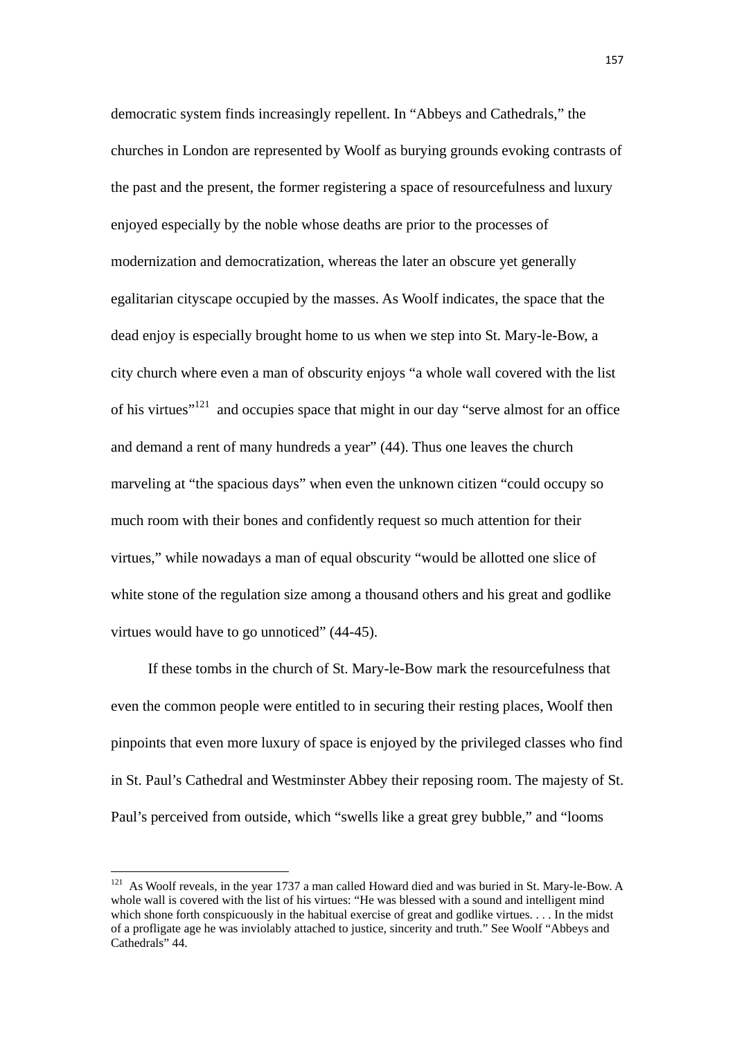democratic system finds increasingly repellent. In “Abbeys and Cathedrals,” the churches in London are represented by Woolf as burying grounds evoking contrasts of the past and the present, the former registering a space of resourcefulness and luxury enjoyed especially by the noble whose deaths are prior to the processes of modernization and democratization, whereas the later an obscure yet generally egalitarian cityscape occupied by the masses. As Woolf indicates, the space that the dead enjoy is especially brought home to us when we step into St. Mary-le-Bow, a city church where even a man of obscurity enjoys “a whole wall covered with the list of his virtues”[121] and occupies space that might in our day “serve almost for an office and demand a rent of many hundreds a year” (44). Thus one leaves the church marveling at “the spacious days” when even the unknown citizen “could occupy so much room with their bones and confidently request so much attention for their virtues,” while nowadays a man of equal obscurity “would be allotted one slice of white stone of the regulation size among a thousand others and his great and godlike virtues would have to go unnoticed” (44-45).

If these tombs in the church of St. Mary-le-Bow mark the resourcefulness that even the common people were entitled to in securing their resting places, Woolf then pinpoints that even more luxury of space is enjoyed by the privileged classes who find in St. Paul’s Cathedral and Westminster Abbey their reposing room. The majesty of St. Paul’s perceived from outside, which “swells like a great grey bubble,” and “looms

---

[121] As Woolf reveals, in the year 1737 a man called Howard died and was buried in St. Mary-le-Bow. A whole wall is covered with the list of his virtues: “He was blessed with a sound and intelligent mind which shone forth conspicuously in the habitual exercise of great and godlike virtues. . . . In the midst of a profligate age he was inviolably attached to justice, sincerity and truth.” See Woolf “Abbeys and Cathedrals” 44.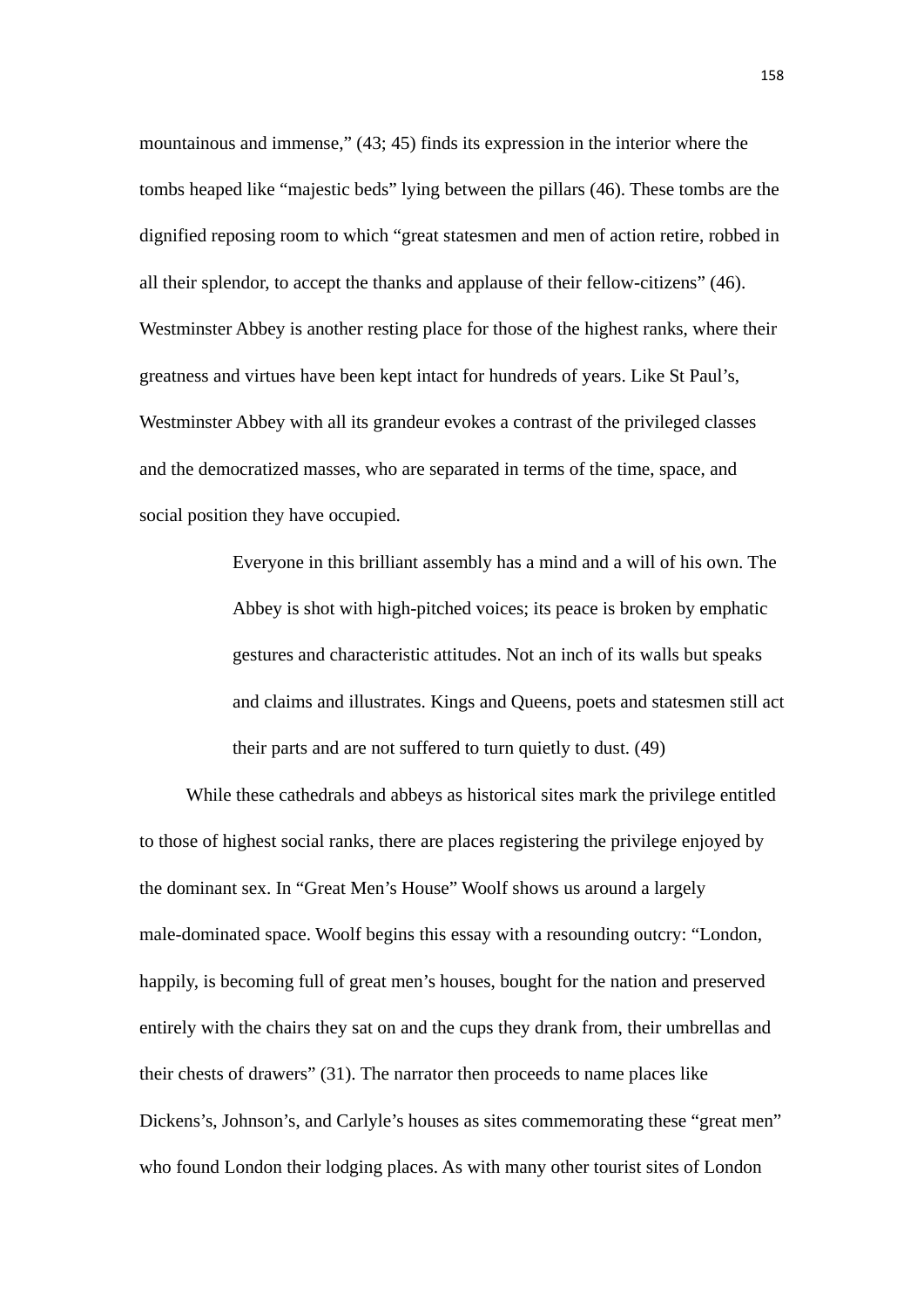mountainous and immense," (43; 45) finds its expression in the interior where the tombs heaped like "majestic beds" lying between the pillars (46). These tombs are the dignified reposing room to which "great statesmen and men of action retire, robbed in all their splendor, to accept the thanks and applause of their fellow-citizens" (46). Westminster Abbey is another resting place for those of the highest ranks, where their greatness and virtues have been kept intact for hundreds of years. Like St Paul's, Westminster Abbey with all its grandeur evokes a contrast of the privileged classes and the democratized masses, who are separated in terms of the time, space, and social position they have occupied.

> Everyone in this brilliant assembly has a mind and a will of his own. The Abbey is shot with high-pitched voices; its peace is broken by emphatic gestures and characteristic attitudes. Not an inch of its walls but speaks and claims and illustrates. Kings and Queens, poets and statesmen still act their parts and are not suffered to turn quietly to dust. (49)

While these cathedrals and abbeys as historical sites mark the privilege entitled to those of highest social ranks, there are places registering the privilege enjoyed by the dominant sex. In "Great Men's House" Woolf shows us around a largely male-dominated space. Woolf begins this essay with a resounding outcry: "London, happily, is becoming full of great men's houses, bought for the nation and preserved entirely with the chairs they sat on and the cups they drank from, their umbrellas and their chests of drawers" (31). The narrator then proceeds to name places like Dickens's, Johnson's, and Carlyle's houses as sites commemorating these "great men" who found London their lodging places. As with many other tourist sites of London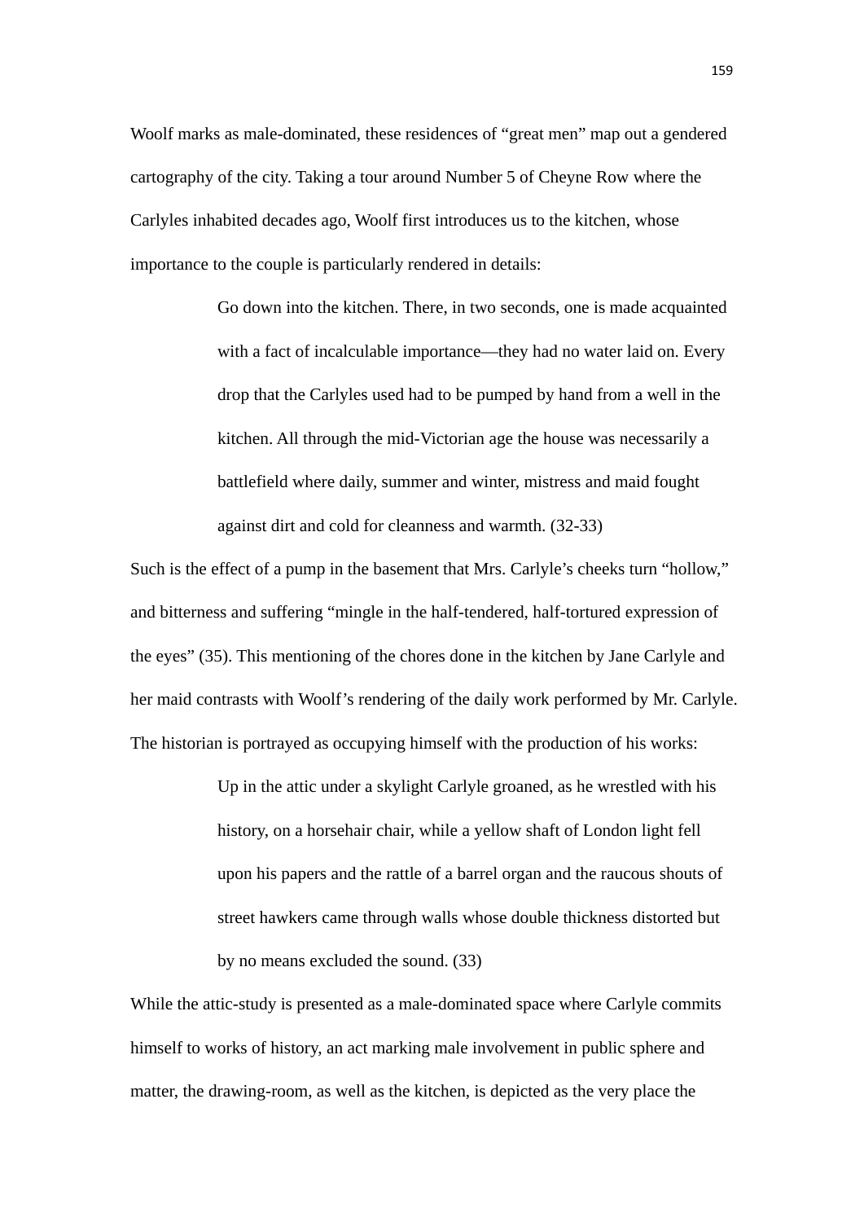Woolf marks as male-dominated, these residences of "great men" map out a gendered cartography of the city. Taking a tour around Number 5 of Cheyne Row where the Carlyles inhabited decades ago, Woolf first introduces us to the kitchen, whose importance to the couple is particularly rendered in details:

> Go down into the kitchen. There, in two seconds, one is made acquainted with a fact of incalculable importance—they had no water laid on. Every drop that the Carlyles used had to be pumped by hand from a well in the kitchen. All through the mid-Victorian age the house was necessarily a battlefield where daily, summer and winter, mistress and maid fought against dirt and cold for cleanness and warmth. (32-33)

Such is the effect of a pump in the basement that Mrs. Carlyle's cheeks turn "hollow," and bitterness and suffering "mingle in the half-tendered, half-tortured expression of the eyes" (35). This mentioning of the chores done in the kitchen by Jane Carlyle and her maid contrasts with Woolf's rendering of the daily work performed by Mr. Carlyle. The historian is portrayed as occupying himself with the production of his works:

> Up in the attic under a skylight Carlyle groaned, as he wrestled with his history, on a horsehair chair, while a yellow shaft of London light fell upon his papers and the rattle of a barrel organ and the raucous shouts of street hawkers came through walls whose double thickness distorted but by no means excluded the sound. (33)

While the attic-study is presented as a male-dominated space where Carlyle commits himself to works of history, an act marking male involvement in public sphere and matter, the drawing-room, as well as the kitchen, is depicted as the very place the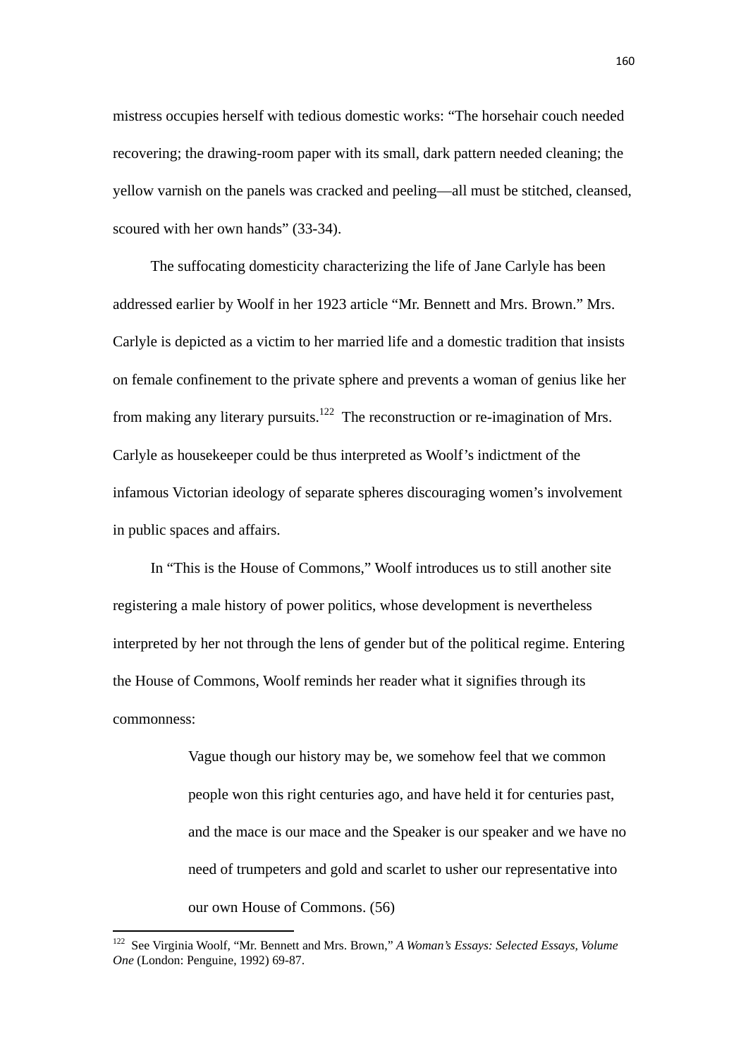mistress occupies herself with tedious domestic works: "The horsehair couch needed recovering; the drawing-room paper with its small, dark pattern needed cleaning; the yellow varnish on the panels was cracked and peeling—all must be stitched, cleansed, scoured with her own hands" (33-34).

The suffocating domesticity characterizing the life of Jane Carlyle has been addressed earlier by Woolf in her 1923 article "Mr. Bennett and Mrs. Brown." Mrs. Carlyle is depicted as a victim to her married life and a domestic tradition that insists on female confinement to the private sphere and prevents a woman of genius like her from making any literary pursuits.[122] The reconstruction or re-imagination of Mrs. Carlyle as housekeeper could be thus interpreted as Woolf's indictment of the infamous Victorian ideology of separate spheres discouraging women's involvement in public spaces and affairs.

In "This is the House of Commons," Woolf introduces us to still another site registering a male history of power politics, whose development is nevertheless interpreted by her not through the lens of gender but of the political regime. Entering the House of Commons, Woolf reminds her reader what it signifies through its commonness:

> Vague though our history may be, we somehow feel that we common people won this right centuries ago, and have held it for centuries past, and the mace is our mace and the Speaker is our speaker and we have no need of trumpeters and gold and scarlet to usher our representative into our own House of Commons. (56)

---

[122] See Virginia Woolf, "Mr. Bennett and Mrs. Brown," *A Woman's Essays: Selected Essays, Volume One* (London: Penguine, 1992) 69-87.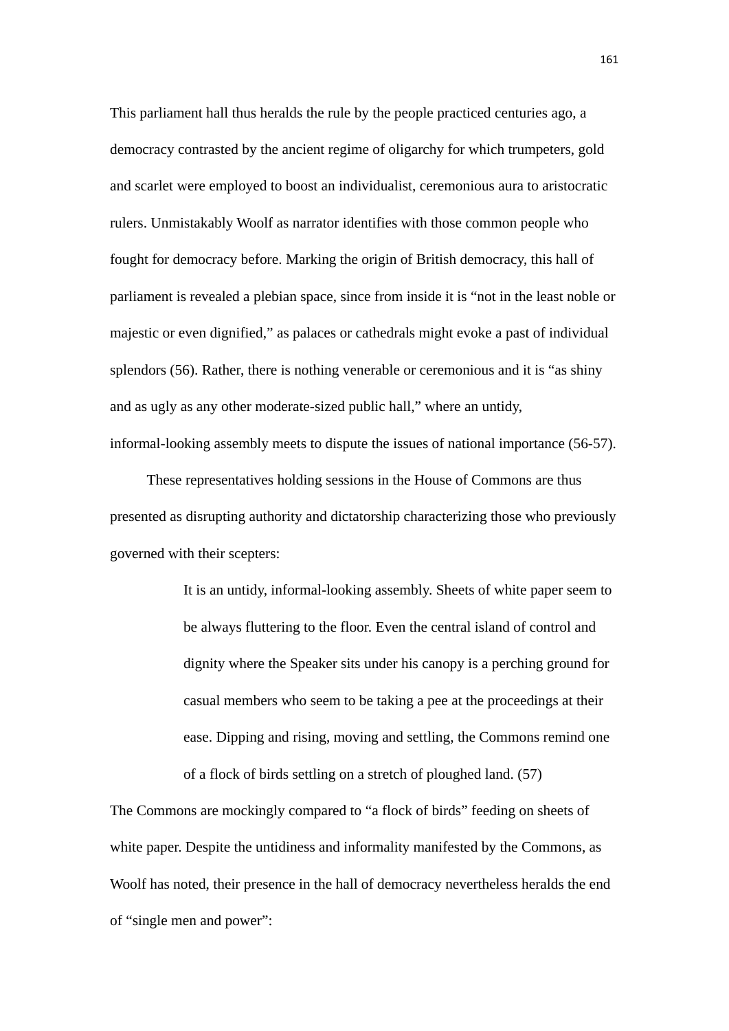This parliament hall thus heralds the rule by the people practiced centuries ago, a democracy contrasted by the ancient regime of oligarchy for which trumpeters, gold and scarlet were employed to boost an individualist, ceremonious aura to aristocratic rulers. Unmistakably Woolf as narrator identifies with those common people who fought for democracy before. Marking the origin of British democracy, this hall of parliament is revealed a plebian space, since from inside it is "not in the least noble or majestic or even dignified," as palaces or cathedrals might evoke a past of individual splendors (56). Rather, there is nothing venerable or ceremonious and it is "as shiny and as ugly as any other moderate-sized public hall," where an untidy, informal-looking assembly meets to dispute the issues of national importance (56-57).

These representatives holding sessions in the House of Commons are thus presented as disrupting authority and dictatorship characterizing those who previously governed with their scepters:

> It is an untidy, informal-looking assembly. Sheets of white paper seem to be always fluttering to the floor. Even the central island of control and dignity where the Speaker sits under his canopy is a perching ground for casual members who seem to be taking a pee at the proceedings at their ease. Dipping and rising, moving and settling, the Commons remind one of a flock of birds settling on a stretch of ploughed land. (57)

The Commons are mockingly compared to "a flock of birds" feeding on sheets of white paper. Despite the untidiness and informality manifested by the Commons, as Woolf has noted, their presence in the hall of democracy nevertheless heralds the end of "single men and power":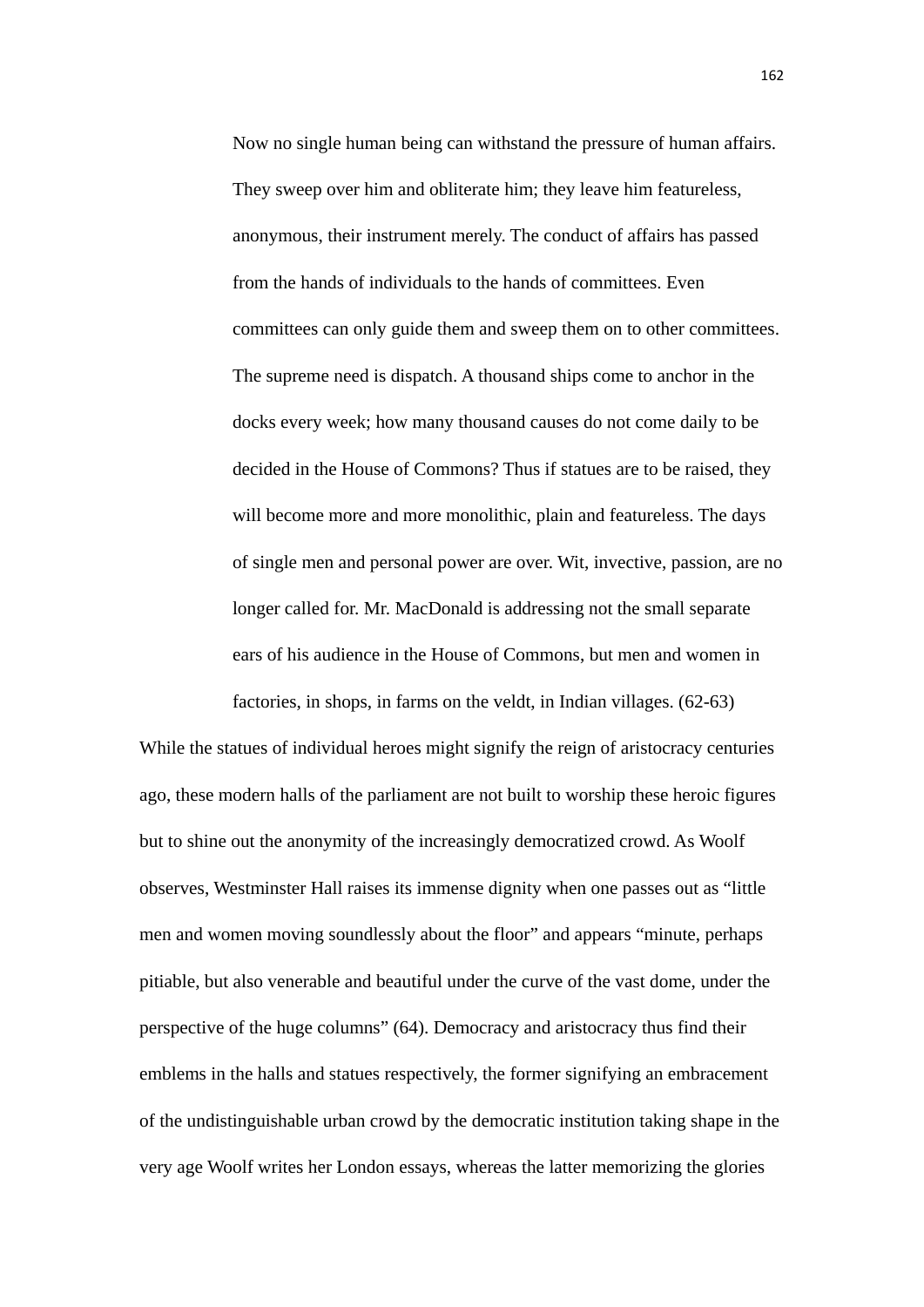> Now no single human being can withstand the pressure of human affairs. They sweep over him and obliterate him; they leave him featureless, anonymous, their instrument merely. The conduct of affairs has passed from the hands of individuals to the hands of committees. Even committees can only guide them and sweep them on to other committees. The supreme need is dispatch. A thousand ships come to anchor in the docks every week; how many thousand causes do not come daily to be decided in the House of Commons? Thus if statues are to be raised, they will become more and more monolithic, plain and featureless. The days of single men and personal power are over. Wit, invective, passion, are no longer called for. Mr. MacDonald is addressing not the small separate ears of his audience in the House of Commons, but men and women in factories, in shops, in farms on the veldt, in Indian villages. (62-63)

While the statues of individual heroes might signify the reign of aristocracy centuries ago, these modern halls of the parliament are not built to worship these heroic figures but to shine out the anonymity of the increasingly democratized crowd. As Woolf observes, Westminster Hall raises its immense dignity when one passes out as "little men and women moving soundlessly about the floor" and appears "minute, perhaps pitiable, but also venerable and beautiful under the curve of the vast dome, under the perspective of the huge columns" (64). Democracy and aristocracy thus find their emblems in the halls and statues respectively, the former signifying an embracement of the undistinguishable urban crowd by the democratic institution taking shape in the very age Woolf writes her London essays, whereas the latter memorizing the glories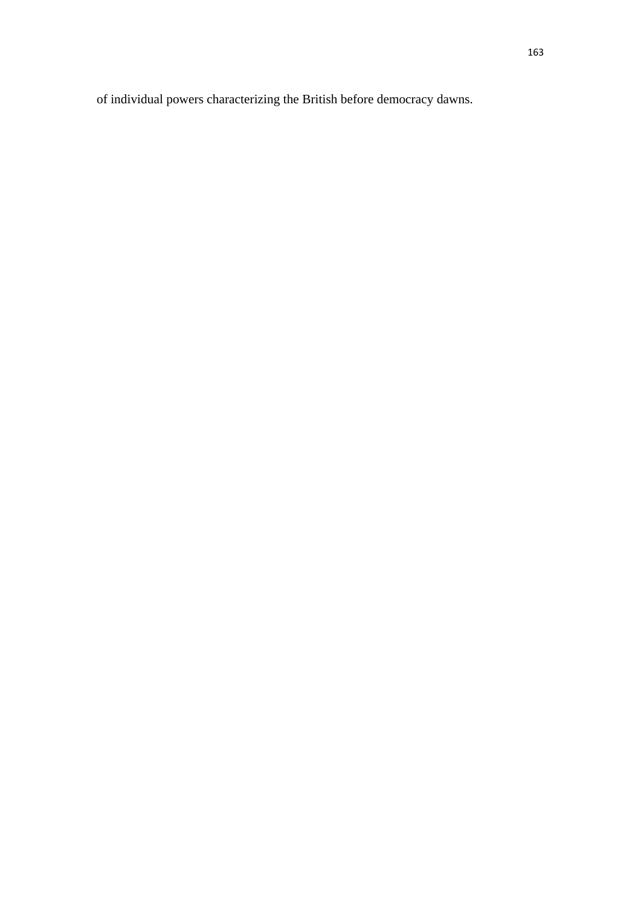of individual powers characterizing the British before democracy dawns.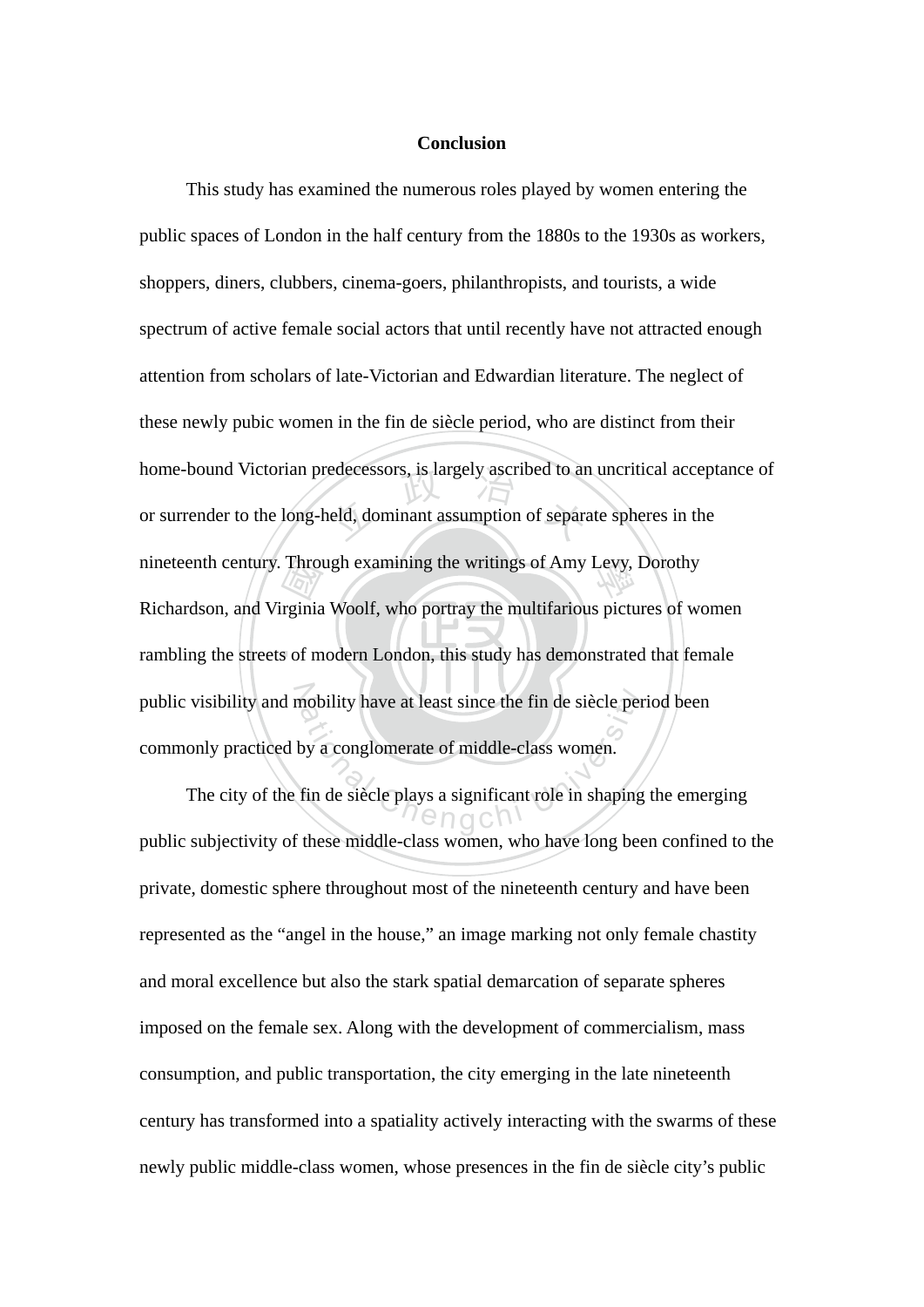# Conclusion

This study has examined the numerous roles played by women entering the public spaces of London in the half century from the 1880s to the 1930s as workers, shoppers, diners, clubbers, cinema-goers, philanthropists, and tourists, a wide spectrum of active female social actors that until recently have not attracted enough attention from scholars of late-Victorian and Edwardian literature. The neglect of these newly pubic women in the fin de siècle period, who are distinct from their home-bound Victorian predecessors, is largely ascribed to an uncritical acceptance of or surrender to the long-held, dominant assumption of separate spheres in the nineteenth century. Through examining the writings of Amy Levy, Dorothy Richardson, and Virginia Woolf, who portray the multifarious pictures of women rambling the streets of modern London, this study has demonstrated that female public visibility and mobility have at least since the fin de siècle period been commonly practiced by a conglomerate of middle-class women.

The city of the fin de siècle plays a significant role in shaping the emerging public subjectivity of these middle-class women, who have long been confined to the private, domestic sphere throughout most of the nineteenth century and have been represented as the "angel in the house," an image marking not only female chastity and moral excellence but also the stark spatial demarcation of separate spheres imposed on the female sex. Along with the development of commercialism, mass consumption, and public transportation, the city emerging in the late nineteenth century has transformed into a spatiality actively interacting with the swarms of these newly public middle-class women, whose presences in the fin de siècle city's public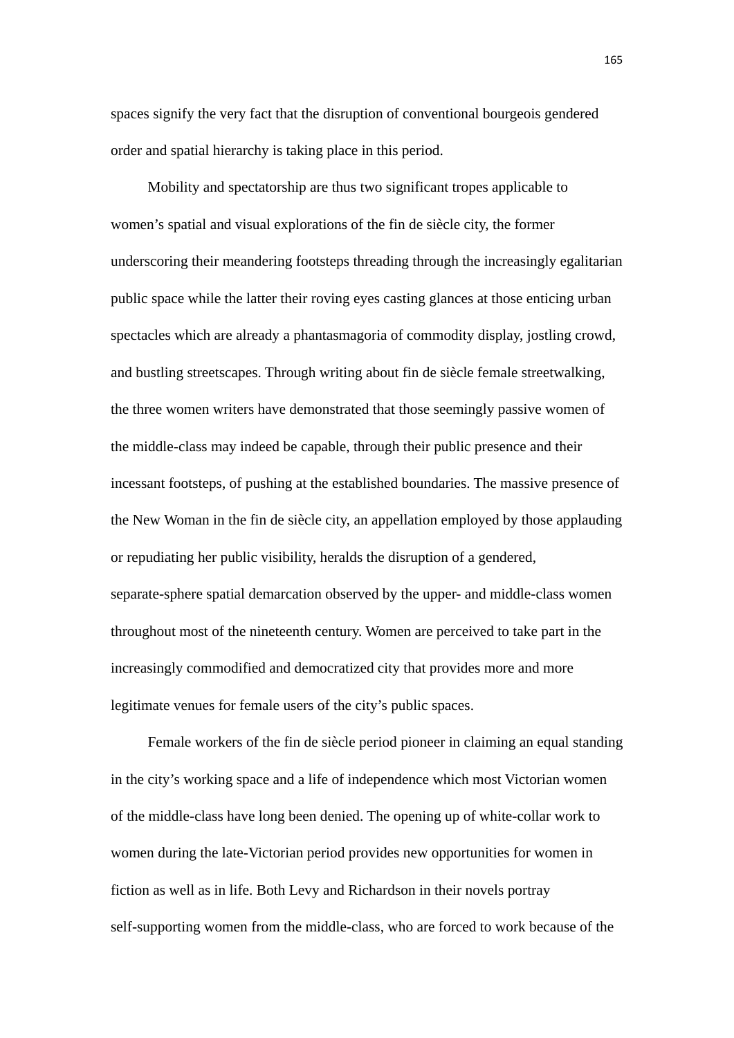spaces signify the very fact that the disruption of conventional bourgeois gendered order and spatial hierarchy is taking place in this period.

Mobility and spectatorship are thus two significant tropes applicable to women's spatial and visual explorations of the fin de siècle city, the former underscoring their meandering footsteps threading through the increasingly egalitarian public space while the latter their roving eyes casting glances at those enticing urban spectacles which are already a phantasmagoria of commodity display, jostling crowd, and bustling streetscapes. Through writing about fin de siècle female streetwalking, the three women writers have demonstrated that those seemingly passive women of the middle-class may indeed be capable, through their public presence and their incessant footsteps, of pushing at the established boundaries. The massive presence of the New Woman in the fin de siècle city, an appellation employed by those applauding or repudiating her public visibility, heralds the disruption of a gendered, separate-sphere spatial demarcation observed by the upper- and middle-class women throughout most of the nineteenth century. Women are perceived to take part in the increasingly commodified and democratized city that provides more and more legitimate venues for female users of the city's public spaces.

Female workers of the fin de siècle period pioneer in claiming an equal standing in the city's working space and a life of independence which most Victorian women of the middle-class have long been denied. The opening up of white-collar work to women during the late-Victorian period provides new opportunities for women in fiction as well as in life. Both Levy and Richardson in their novels portray self-supporting women from the middle-class, who are forced to work because of the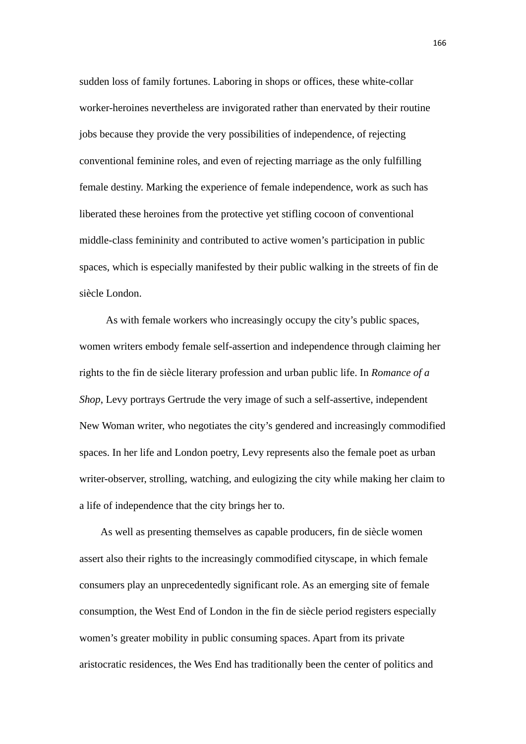sudden loss of family fortunes. Laboring in shops or offices, these white-collar worker-heroines nevertheless are invigorated rather than enervated by their routine jobs because they provide the very possibilities of independence, of rejecting conventional feminine roles, and even of rejecting marriage as the only fulfilling female destiny. Marking the experience of female independence, work as such has liberated these heroines from the protective yet stifling cocoon of conventional middle-class femininity and contributed to active women's participation in public spaces, which is especially manifested by their public walking in the streets of fin de siècle London.

As with female workers who increasingly occupy the city's public spaces, women writers embody female self-assertion and independence through claiming her rights to the fin de siècle literary profession and urban public life. In *Romance of a Shop*, Levy portrays Gertrude the very image of such a self-assertive, independent New Woman writer, who negotiates the city's gendered and increasingly commodified spaces. In her life and London poetry, Levy represents also the female poet as urban writer-observer, strolling, watching, and eulogizing the city while making her claim to a life of independence that the city brings her to.

As well as presenting themselves as capable producers, fin de siècle women assert also their rights to the increasingly commodified cityscape, in which female consumers play an unprecedentedly significant role. As an emerging site of female consumption, the West End of London in the fin de siècle period registers especially women's greater mobility in public consuming spaces. Apart from its private aristocratic residences, the Wes End has traditionally been the center of politics and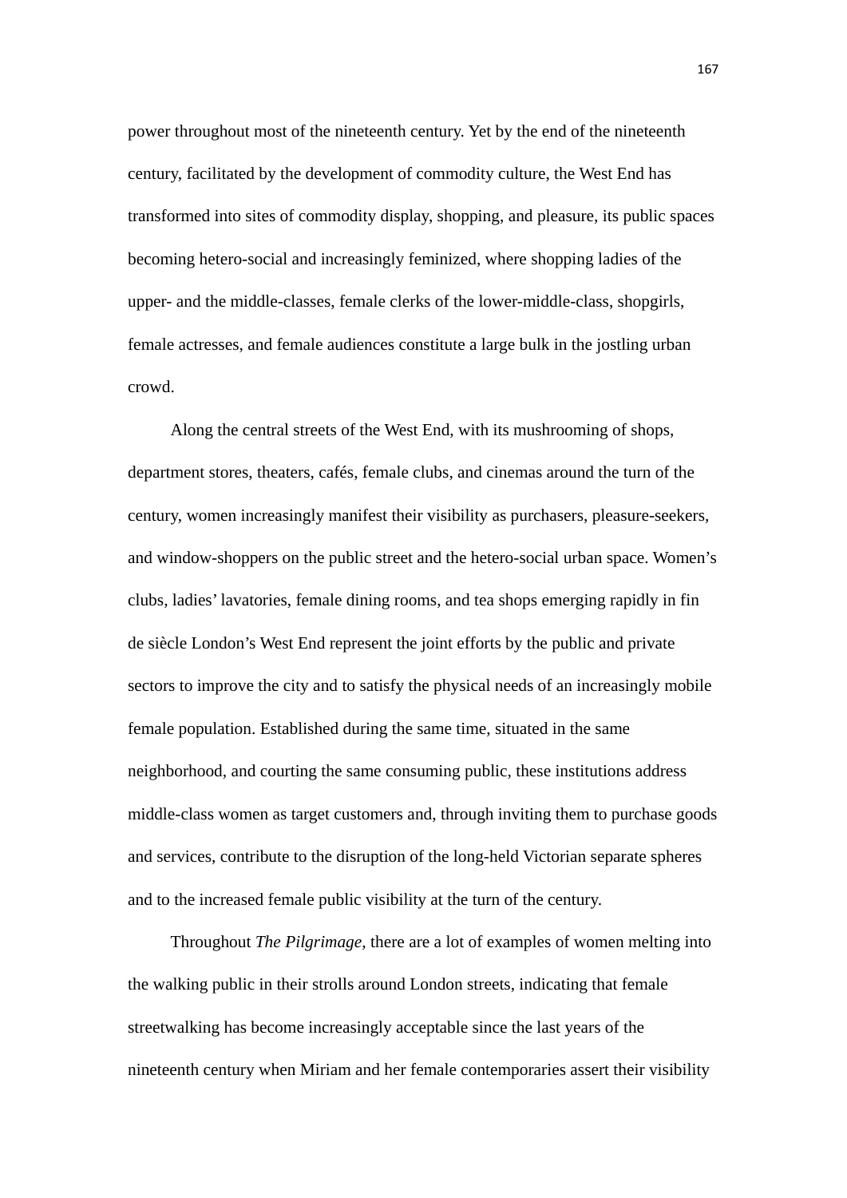power throughout most of the nineteenth century. Yet by the end of the nineteenth century, facilitated by the development of commodity culture, the West End has transformed into sites of commodity display, shopping, and pleasure, its public spaces becoming hetero-social and increasingly feminized, where shopping ladies of the upper- and the middle-classes, female clerks of the lower-middle-class, shopgirls, female actresses, and female audiences constitute a large bulk in the jostling urban crowd.

Along the central streets of the West End, with its mushrooming of shops, department stores, theaters, cafés, female clubs, and cinemas around the turn of the century, women increasingly manifest their visibility as purchasers, pleasure-seekers, and window-shoppers on the public street and the hetero-social urban space. Women's clubs, ladies' lavatories, female dining rooms, and tea shops emerging rapidly in fin de siècle London's West End represent the joint efforts by the public and private sectors to improve the city and to satisfy the physical needs of an increasingly mobile female population. Established during the same time, situated in the same neighborhood, and courting the same consuming public, these institutions address middle-class women as target customers and, through inviting them to purchase goods and services, contribute to the disruption of the long-held Victorian separate spheres and to the increased female public visibility at the turn of the century.

Throughout *The Pilgrimage*, there are a lot of examples of women melting into the walking public in their strolls around London streets, indicating that female streetwalking has become increasingly acceptable since the last years of the nineteenth century when Miriam and her female contemporaries assert their visibility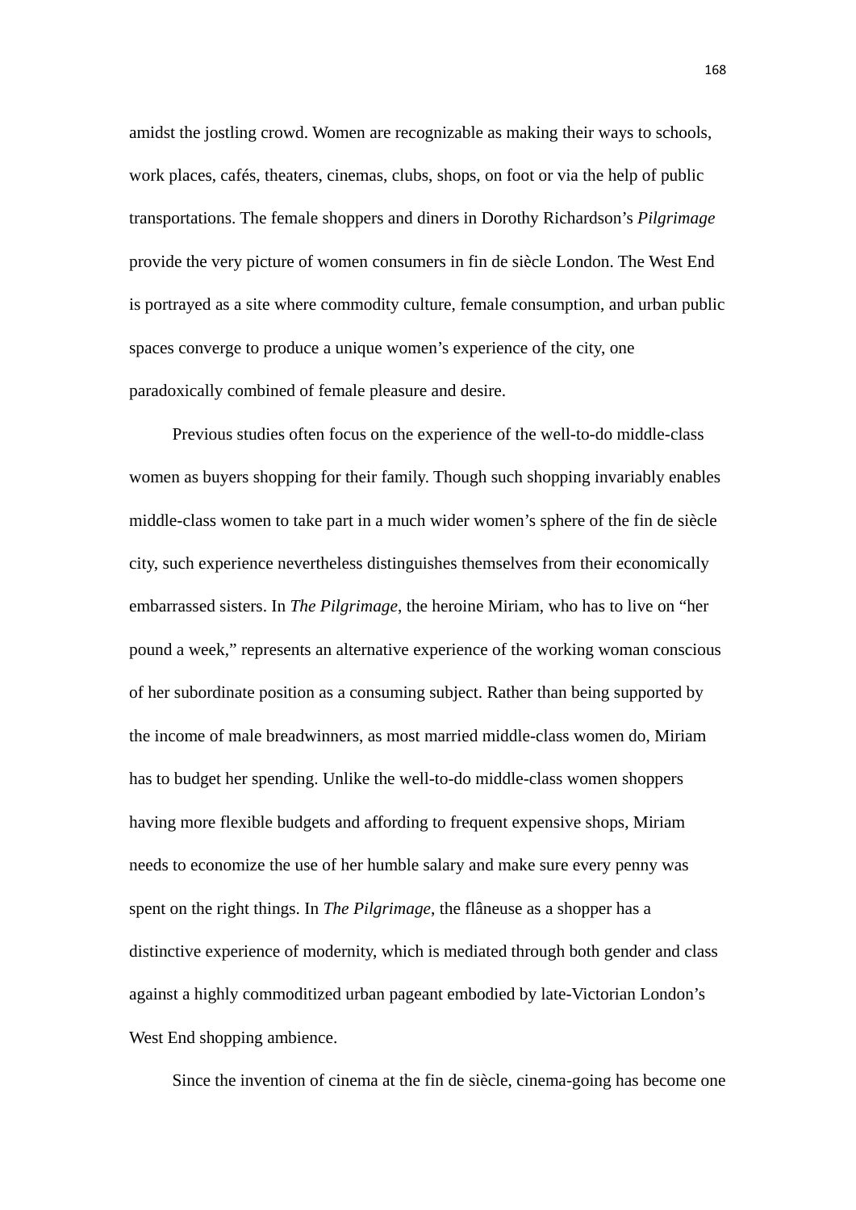amidst the jostling crowd. Women are recognizable as making their ways to schools, work places, cafés, theaters, cinemas, clubs, shops, on foot or via the help of public transportations. The female shoppers and diners in Dorothy Richardson's *Pilgrimage* provide the very picture of women consumers in fin de siècle London. The West End is portrayed as a site where commodity culture, female consumption, and urban public spaces converge to produce a unique women's experience of the city, one paradoxically combined of female pleasure and desire.

Previous studies often focus on the experience of the well-to-do middle-class women as buyers shopping for their family. Though such shopping invariably enables middle-class women to take part in a much wider women's sphere of the fin de siècle city, such experience nevertheless distinguishes themselves from their economically embarrassed sisters. In *The Pilgrimage*, the heroine Miriam, who has to live on "her pound a week," represents an alternative experience of the working woman conscious of her subordinate position as a consuming subject. Rather than being supported by the income of male breadwinners, as most married middle-class women do, Miriam has to budget her spending. Unlike the well-to-do middle-class women shoppers having more flexible budgets and affording to frequent expensive shops, Miriam needs to economize the use of her humble salary and make sure every penny was spent on the right things. In *The Pilgrimage*, the flâneuse as a shopper has a distinctive experience of modernity, which is mediated through both gender and class against a highly commoditized urban pageant embodied by late-Victorian London's West End shopping ambience.

Since the invention of cinema at the fin de siècle, cinema-going has become one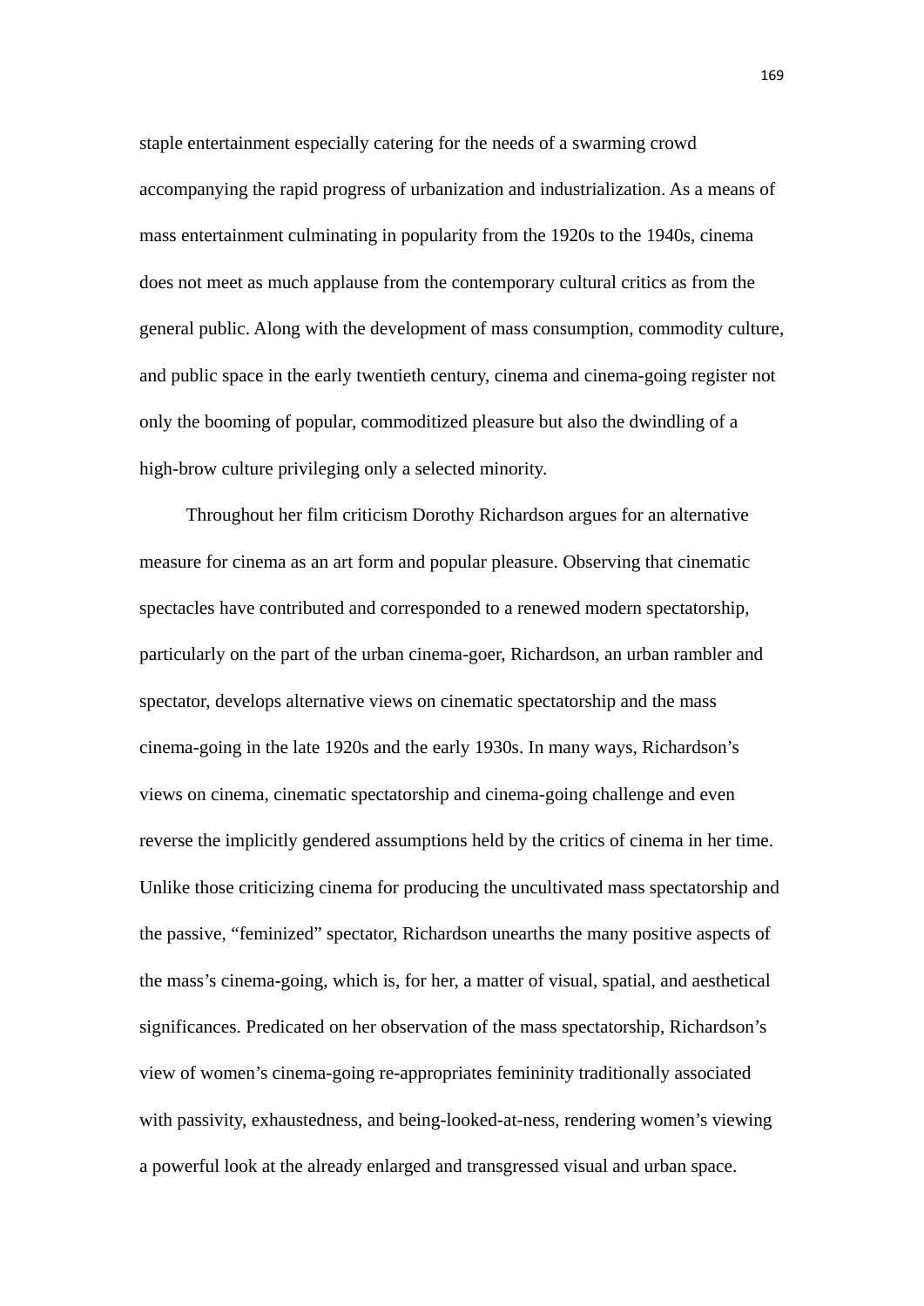staple entertainment especially catering for the needs of a swarming crowd accompanying the rapid progress of urbanization and industrialization. As a means of mass entertainment culminating in popularity from the 1920s to the 1940s, cinema does not meet as much applause from the contemporary cultural critics as from the general public. Along with the development of mass consumption, commodity culture, and public space in the early twentieth century, cinema and cinema-going register not only the booming of popular, commoditized pleasure but also the dwindling of a high-brow culture privileging only a selected minority.

Throughout her film criticism Dorothy Richardson argues for an alternative measure for cinema as an art form and popular pleasure. Observing that cinematic spectacles have contributed and corresponded to a renewed modern spectatorship, particularly on the part of the urban cinema-goer, Richardson, an urban rambler and spectator, develops alternative views on cinematic spectatorship and the mass cinema-going in the late 1920s and the early 1930s. In many ways, Richardson's views on cinema, cinematic spectatorship and cinema-going challenge and even reverse the implicitly gendered assumptions held by the critics of cinema in her time. Unlike those criticizing cinema for producing the uncultivated mass spectatorship and the passive, "feminized" spectator, Richardson unearths the many positive aspects of the mass's cinema-going, which is, for her, a matter of visual, spatial, and aesthetical significances. Predicated on her observation of the mass spectatorship, Richardson's view of women's cinema-going re-appropriates femininity traditionally associated with passivity, exhaustedness, and being-looked-at-ness, rendering women's viewing a powerful look at the already enlarged and transgressed visual and urban space.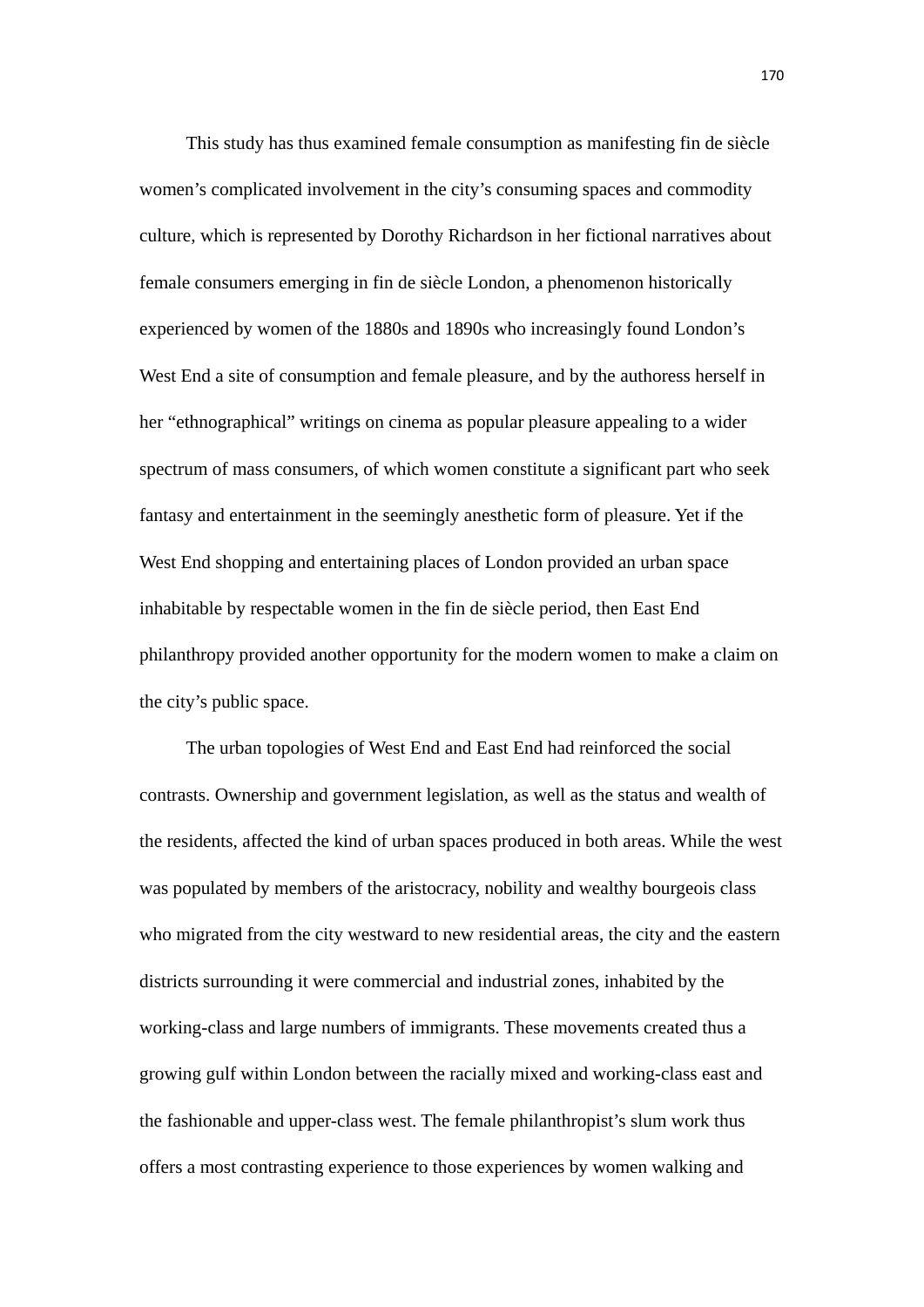This study has thus examined female consumption as manifesting fin de siècle women's complicated involvement in the city's consuming spaces and commodity culture, which is represented by Dorothy Richardson in her fictional narratives about female consumers emerging in fin de siècle London, a phenomenon historically experienced by women of the 1880s and 1890s who increasingly found London's West End a site of consumption and female pleasure, and by the authoress herself in her "ethnographical" writings on cinema as popular pleasure appealing to a wider spectrum of mass consumers, of which women constitute a significant part who seek fantasy and entertainment in the seemingly anesthetic form of pleasure. Yet if the West End shopping and entertaining places of London provided an urban space inhabitable by respectable women in the fin de siècle period, then East End philanthropy provided another opportunity for the modern women to make a claim on the city's public space.

The urban topologies of West End and East End had reinforced the social contrasts. Ownership and government legislation, as well as the status and wealth of the residents, affected the kind of urban spaces produced in both areas. While the west was populated by members of the aristocracy, nobility and wealthy bourgeois class who migrated from the city westward to new residential areas, the city and the eastern districts surrounding it were commercial and industrial zones, inhabited by the working-class and large numbers of immigrants. These movements created thus a growing gulf within London between the racially mixed and working-class east and the fashionable and upper-class west. The female philanthropist's slum work thus offers a most contrasting experience to those experiences by women walking and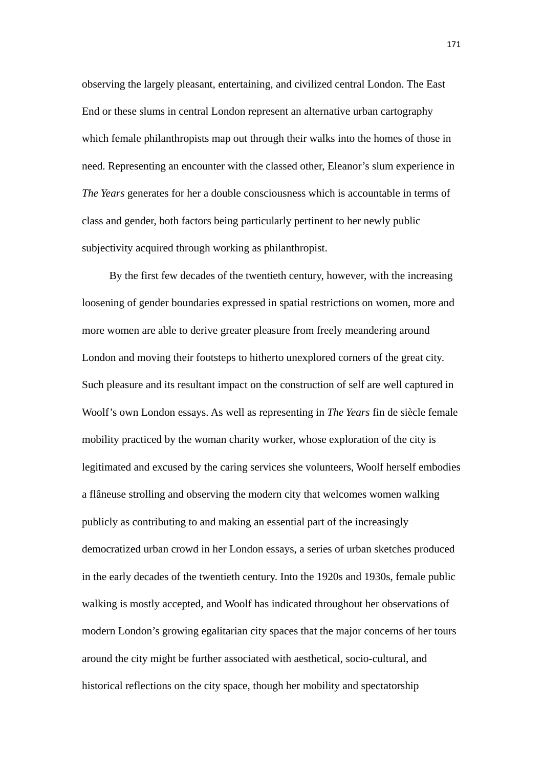observing the largely pleasant, entertaining, and civilized central London. The East End or these slums in central London represent an alternative urban cartography which female philanthropists map out through their walks into the homes of those in need. Representing an encounter with the classed other, Eleanor's slum experience in *The Years* generates for her a double consciousness which is accountable in terms of class and gender, both factors being particularly pertinent to her newly public subjectivity acquired through working as philanthropist.

By the first few decades of the twentieth century, however, with the increasing loosening of gender boundaries expressed in spatial restrictions on women, more and more women are able to derive greater pleasure from freely meandering around London and moving their footsteps to hitherto unexplored corners of the great city. Such pleasure and its resultant impact on the construction of self are well captured in Woolf's own London essays. As well as representing in *The Years* fin de siècle female mobility practiced by the woman charity worker, whose exploration of the city is legitimated and excused by the caring services she volunteers, Woolf herself embodies a flâneuse strolling and observing the modern city that welcomes women walking publicly as contributing to and making an essential part of the increasingly democratized urban crowd in her London essays, a series of urban sketches produced in the early decades of the twentieth century. Into the 1920s and 1930s, female public walking is mostly accepted, and Woolf has indicated throughout her observations of modern London's growing egalitarian city spaces that the major concerns of her tours around the city might be further associated with aesthetical, socio-cultural, and historical reflections on the city space, though her mobility and spectatorship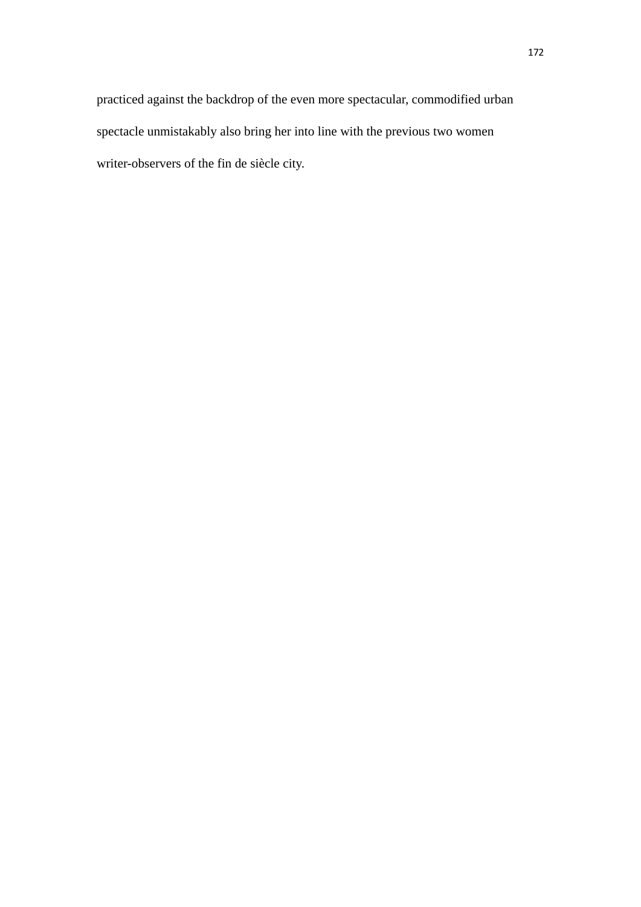practiced against the backdrop of the even more spectacular, commodified urban spectacle unmistakably also bring her into line with the previous two women writer-observers of the fin de siècle city.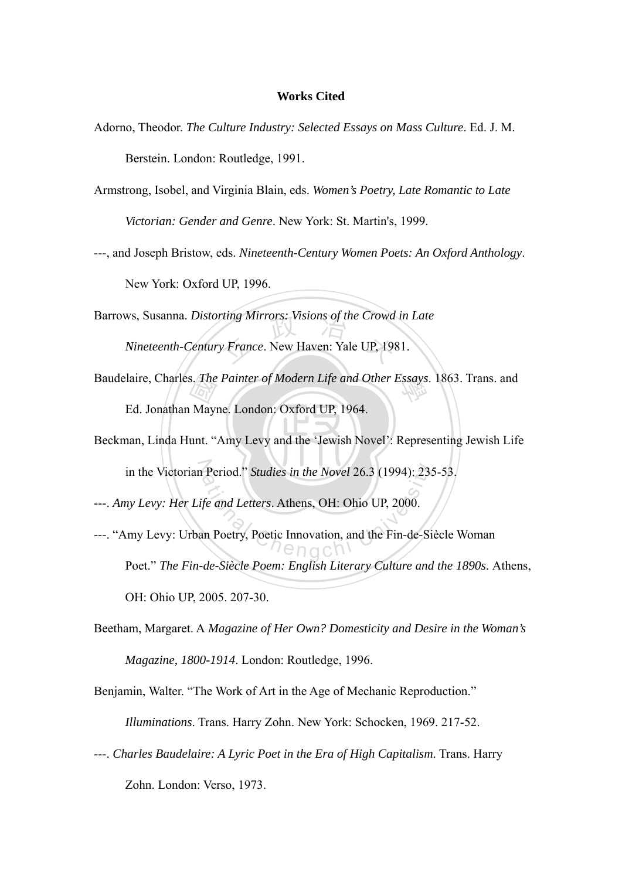**Works Cited**

Adorno, Theodor. *The Culture Industry: Selected Essays on Mass Culture*. Ed. J. M. Berstein. London: Routledge, 1991.

Armstrong, Isobel, and Virginia Blain, eds. *Women's Poetry, Late Romantic to Late Victorian: Gender and Genre*. New York: St. Martin's, 1999.

---, and Joseph Bristow, eds. *Nineteenth-Century Women Poets: An Oxford Anthology*. New York: Oxford UP, 1996.

Barrows, Susanna. *Distorting Mirrors: Visions of the Crowd in Late Nineteenth-Century France*. New Haven: Yale UP, 1981.

Baudelaire, Charles. *The Painter of Modern Life and Other Essays*. 1863. Trans. and Ed. Jonathan Mayne. London: Oxford UP, 1964.

Beckman, Linda Hunt. "Amy Levy and the 'Jewish Novel': Representing Jewish Life in the Victorian Period." *Studies in the Novel* 26.3 (1994): 235-53.

---. *Amy Levy: Her Life and Letters*. Athens, OH: Ohio UP, 2000.

---. "Amy Levy: Urban Poetry, Poetic Innovation, and the Fin-de-Siècle Woman Poet." *The Fin-de-Siècle Poem: English Literary Culture and the 1890s*. Athens, OH: Ohio UP, 2005. 207-30.

Beetham, Margaret. A *Magazine of Her Own? Domesticity and Desire in the Woman's Magazine, 1800-1914*. London: Routledge, 1996.

Benjamin, Walter. "The Work of Art in the Age of Mechanic Reproduction." *Illuminations*. Trans. Harry Zohn. New York: Schocken, 1969. 217-52.

---. *Charles Baudelaire: A Lyric Poet in the Era of High Capitalism*. Trans. Harry Zohn. London: Verso, 1973.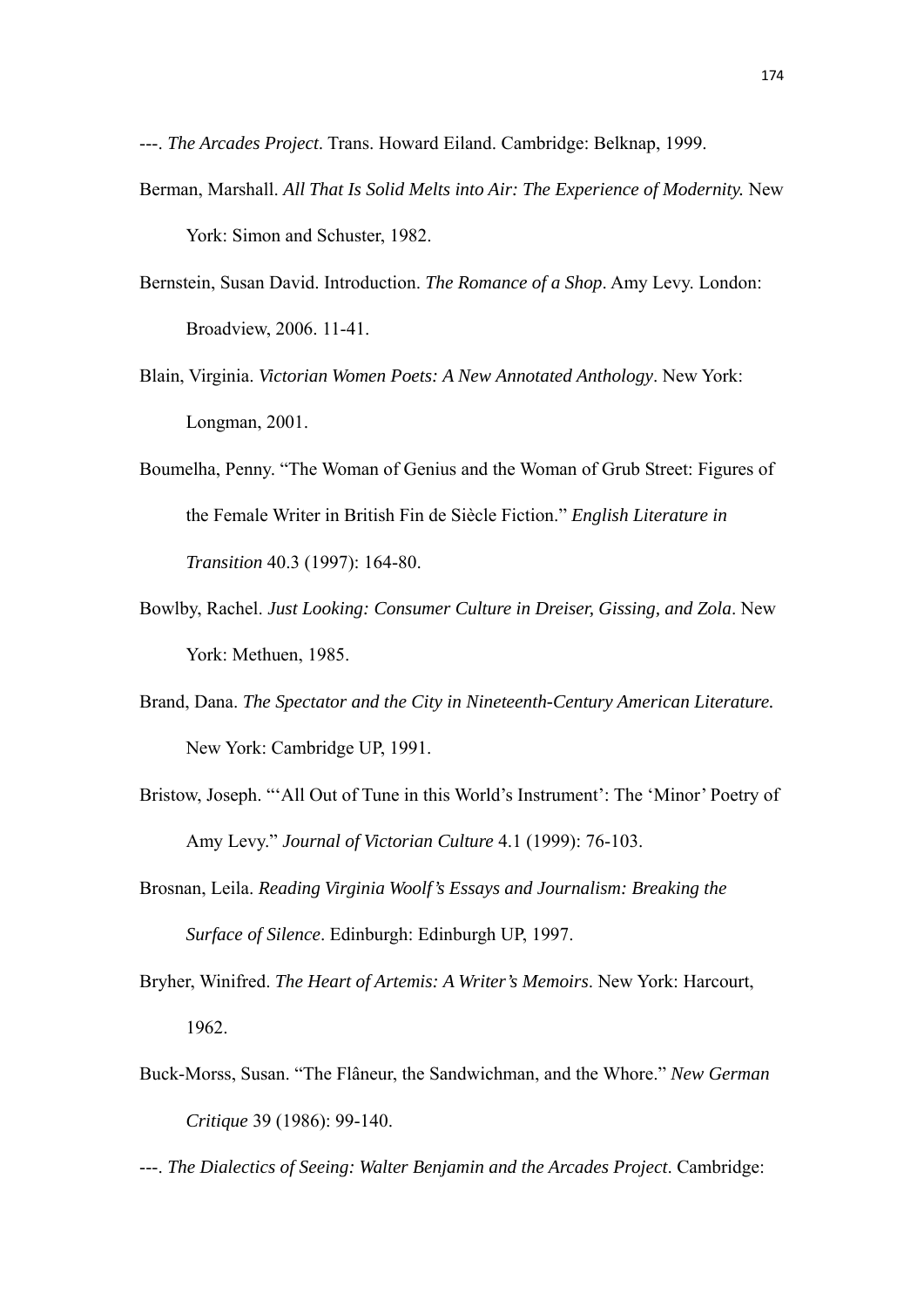---. *The Arcades Project*. Trans. Howard Eiland. Cambridge: Belknap, 1999.

Berman, Marshall. *All That Is Solid Melts into Air: The Experience of Modernity.* New York: Simon and Schuster, 1982.

Bernstein, Susan David. Introduction. *The Romance of a Shop*. Amy Levy. London: Broadview, 2006. 11-41.

Blain, Virginia. *Victorian Women Poets: A New Annotated Anthology*. New York: Longman, 2001.

Boumelha, Penny. "The Woman of Genius and the Woman of Grub Street: Figures of the Female Writer in British Fin de Siècle Fiction." *English Literature in Transition* 40.3 (1997): 164-80.

Bowlby, Rachel. *Just Looking: Consumer Culture in Dreiser, Gissing, and Zola*. New York: Methuen, 1985.

Brand, Dana. *The Spectator and the City in Nineteenth-Century American Literature.* New York: Cambridge UP, 1991.

Bristow, Joseph. "'All Out of Tune in this World's Instrument': The 'Minor' Poetry of Amy Levy." *Journal of Victorian Culture* 4.1 (1999): 76-103.

Brosnan, Leila. *Reading Virginia Woolf's Essays and Journalism: Breaking the Surface of Silence*. Edinburgh: Edinburgh UP, 1997.

Bryher, Winifred. *The Heart of Artemis: A Writer's Memoirs*. New York: Harcourt, 1962.

Buck-Morss, Susan. "The Flâneur, the Sandwichman, and the Whore." *New German Critique* 39 (1986): 99-140.

---. *The Dialectics of Seeing: Walter Benjamin and the Arcades Project*. Cambridge: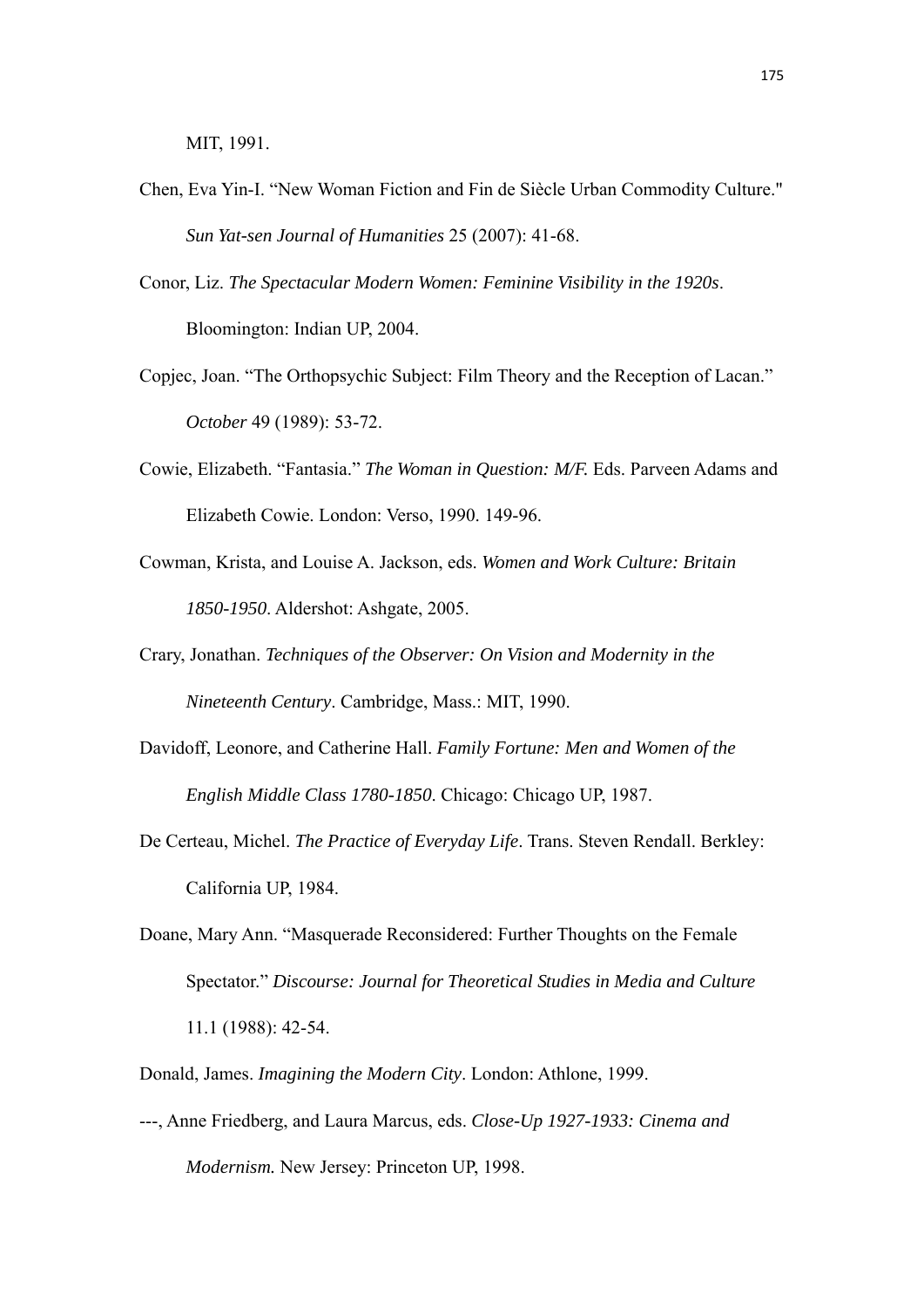MIT, 1991.

Chen, Eva Yin-I. “New Woman Fiction and Fin de Siècle Urban Commodity Culture." *Sun Yat-sen Journal of Humanities* 25 (2007): 41-68.

Conor, Liz. *The Spectacular Modern Women: Feminine Visibility in the 1920s*. Bloomington: Indian UP, 2004.

Copjec, Joan. “The Orthopsychic Subject: Film Theory and the Reception of Lacan.” *October* 49 (1989): 53-72.

Cowie, Elizabeth. “Fantasia.” *The Woman in Question: M/F.* Eds. Parveen Adams and Elizabeth Cowie. London: Verso, 1990. 149-96.

Cowman, Krista, and Louise A. Jackson, eds. *Women and Work Culture: Britain 1850-1950*. Aldershot: Ashgate, 2005.

Crary, Jonathan. *Techniques of the Observer: On Vision and Modernity in the Nineteenth Century*. Cambridge, Mass.: MIT, 1990.

Davidoff, Leonore, and Catherine Hall. *Family Fortune: Men and Women of the English Middle Class 1780-1850*. Chicago: Chicago UP, 1987.

De Certeau, Michel. *The Practice of Everyday Life*. Trans. Steven Rendall. Berkley: California UP, 1984.

Doane, Mary Ann. “Masquerade Reconsidered: Further Thoughts on the Female Spectator.” *Discourse: Journal for Theoretical Studies in Media and Culture* 11.1 (1988): 42-54.

Donald, James. *Imagining the Modern City*. London: Athlone, 1999.

---, Anne Friedberg, and Laura Marcus, eds. *Close-Up 1927-1933: Cinema and Modernism.* New Jersey: Princeton UP, 1998.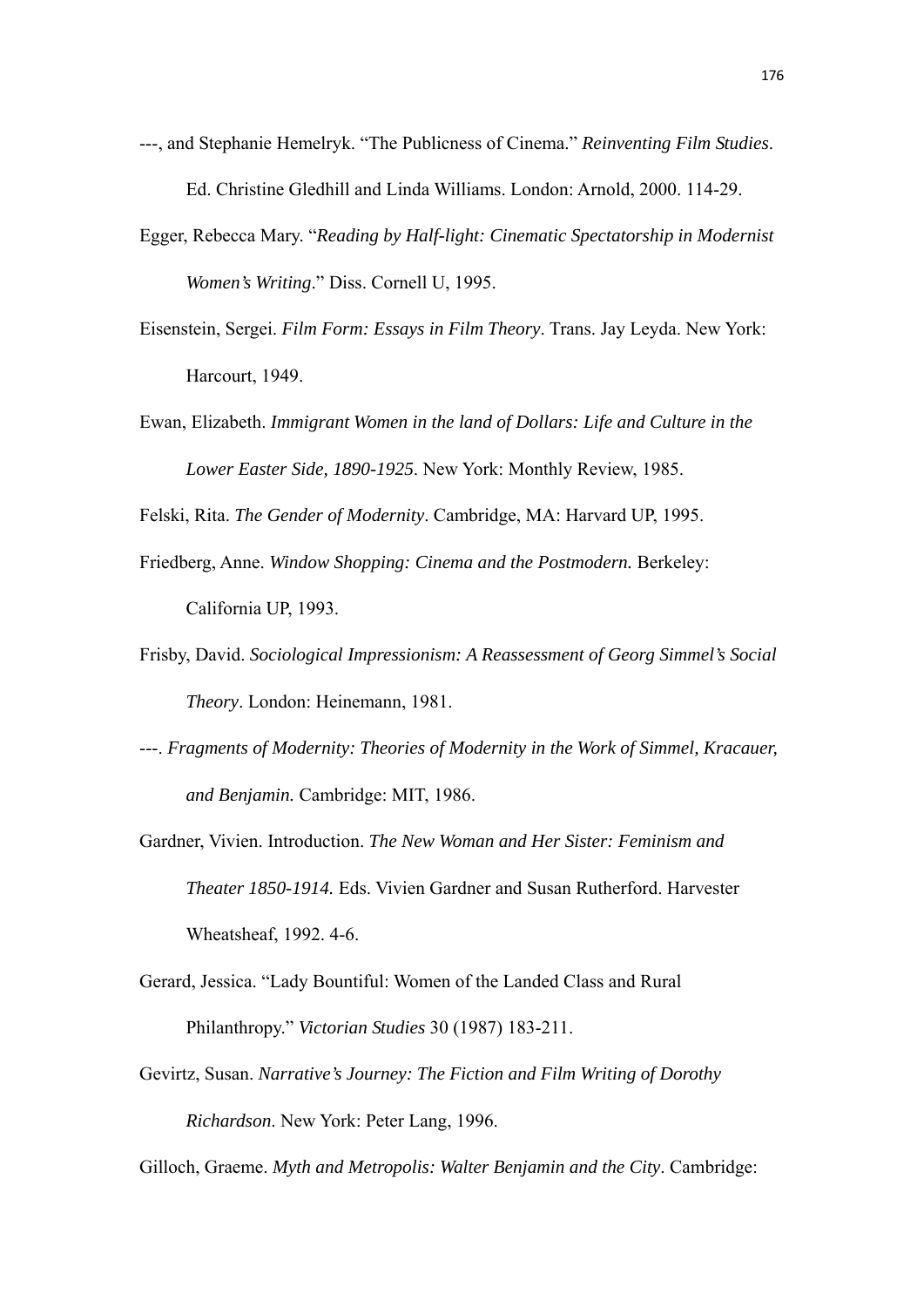---, and Stephanie Hemelryk. "The Publicness of Cinema." *Reinventing Film Studies*. Ed. Christine Gledhill and Linda Williams. London: Arnold, 2000. 114-29.

Egger, Rebecca Mary. "*Reading by Half-light: Cinematic Spectatorship in Modernist Women's Writing*." Diss. Cornell U, 1995.

Eisenstein, Sergei. *Film Form: Essays in Film Theory*. Trans. Jay Leyda. New York: Harcourt, 1949.

Ewan, Elizabeth. *Immigrant Women in the land of Dollars: Life and Culture in the Lower Easter Side, 1890-1925*. New York: Monthly Review, 1985.

Felski, Rita. *The Gender of Modernity*. Cambridge, MA: Harvard UP, 1995.

Friedberg, Anne. *Window Shopping: Cinema and the Postmodern.* Berkeley: California UP, 1993.

Frisby, David. *Sociological Impressionism: A Reassessment of Georg Simmel's Social Theory*. London: Heinemann, 1981.

---. *Fragments of Modernity: Theories of Modernity in the Work of Simmel, Kracauer, and Benjamin.* Cambridge: MIT, 1986.

Gardner, Vivien. Introduction. *The New Woman and Her Sister: Feminism and Theater 1850-1914.* Eds. Vivien Gardner and Susan Rutherford. Harvester Wheatsheaf, 1992. 4-6.

Gerard, Jessica. "Lady Bountiful: Women of the Landed Class and Rural Philanthropy." *Victorian Studies* 30 (1987) 183-211.

Gevirtz, Susan. *Narrative's Journey: The Fiction and Film Writing of Dorothy Richardson*. New York: Peter Lang, 1996.

Gilloch, Graeme. *Myth and Metropolis: Walter Benjamin and the City*. Cambridge: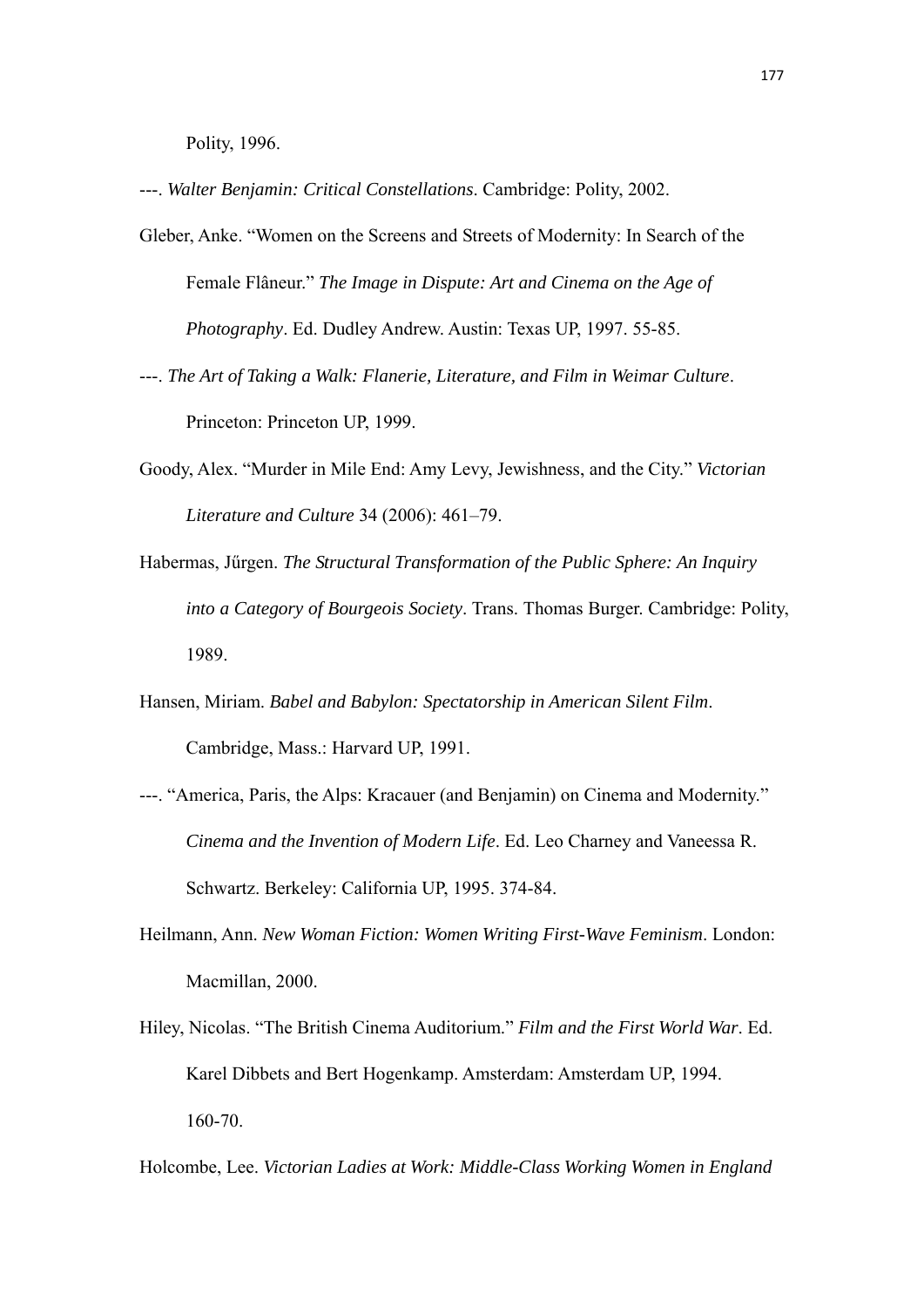Polity, 1996.

---. *Walter Benjamin: Critical Constellations*. Cambridge: Polity, 2002.

Gleber, Anke. "Women on the Screens and Streets of Modernity: In Search of the Female Flâneur." *The Image in Dispute: Art and Cinema on the Age of Photography*. Ed. Dudley Andrew. Austin: Texas UP, 1997. 55-85.

---. *The Art of Taking a Walk: Flanerie, Literature, and Film in Weimar Culture*. Princeton: Princeton UP, 1999.

Goody, Alex. "Murder in Mile End: Amy Levy, Jewishness, and the City." *Victorian Literature and Culture* 34 (2006): 461–79.

Habermas, Jűrgen. *The Structural Transformation of the Public Sphere: An Inquiry into a Category of Bourgeois Society*. Trans. Thomas Burger. Cambridge: Polity, 1989.

Hansen, Miriam. *Babel and Babylon: Spectatorship in American Silent Film*. Cambridge, Mass.: Harvard UP, 1991.

---. "America, Paris, the Alps: Kracauer (and Benjamin) on Cinema and Modernity." *Cinema and the Invention of Modern Life*. Ed. Leo Charney and Vaneessa R. Schwartz. Berkeley: California UP, 1995. 374-84.

Heilmann, Ann. *New Woman Fiction: Women Writing First-Wave Feminism*. London: Macmillan, 2000.

Hiley, Nicolas. "The British Cinema Auditorium." *Film and the First World War*. Ed. Karel Dibbets and Bert Hogenkamp. Amsterdam: Amsterdam UP, 1994. 160-70.

Holcombe, Lee. *Victorian Ladies at Work: Middle-Class Working Women in England*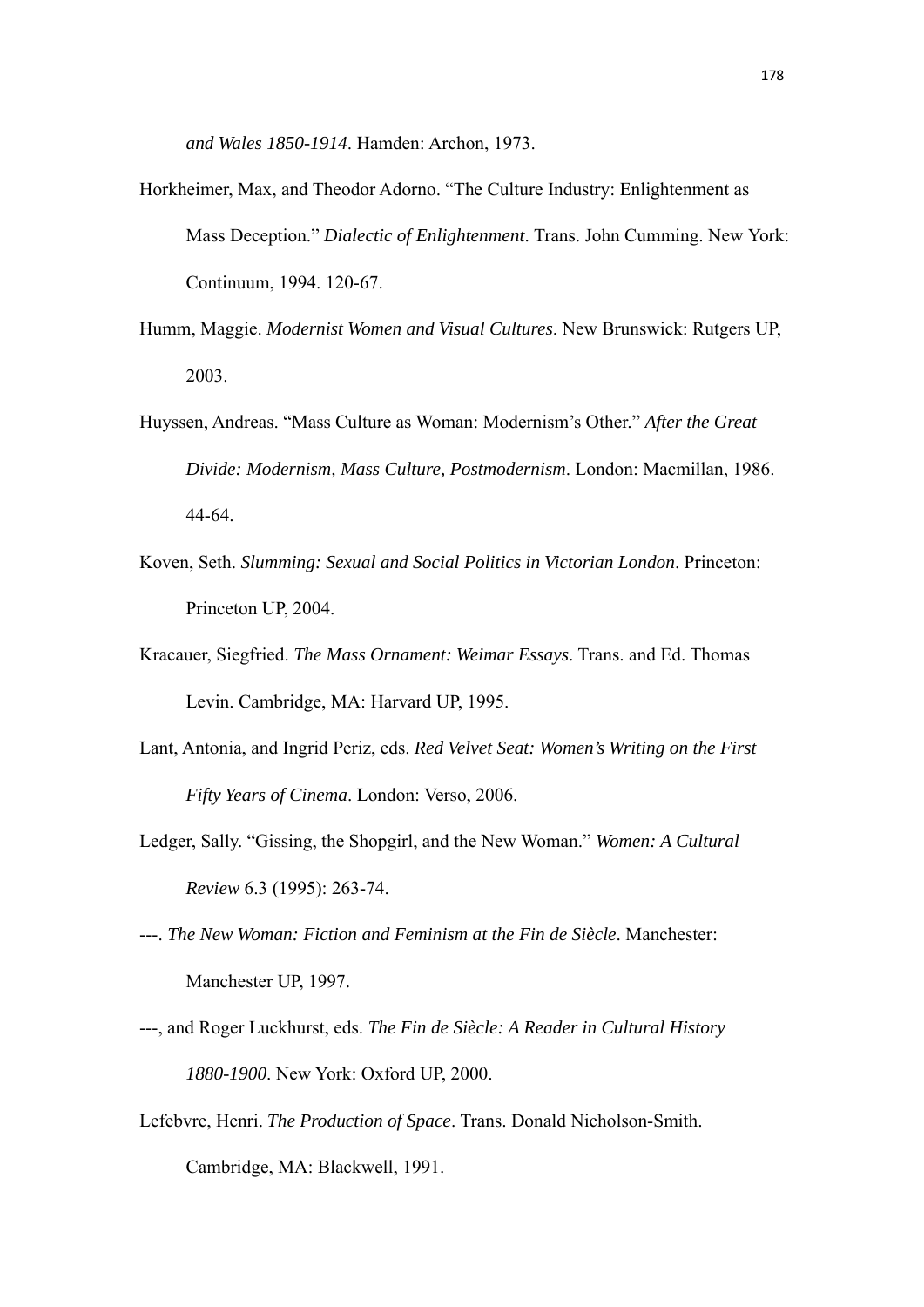*and Wales 1850-1914*. Hamden: Archon, 1973.

Horkheimer, Max, and Theodor Adorno. "The Culture Industry: Enlightenment as Mass Deception." *Dialectic of Enlightenment*. Trans. John Cumming. New York: Continuum, 1994. 120-67.

Humm, Maggie. *Modernist Women and Visual Cultures*. New Brunswick: Rutgers UP, 2003.

Huyssen, Andreas. "Mass Culture as Woman: Modernism's Other." *After the Great Divide: Modernism, Mass Culture, Postmodernism*. London: Macmillan, 1986. 44-64.

Koven, Seth. *Slumming: Sexual and Social Politics in Victorian London*. Princeton: Princeton UP, 2004.

Kracauer, Siegfried. *The Mass Ornament: Weimar Essays*. Trans. and Ed. Thomas Levin. Cambridge, MA: Harvard UP, 1995.

Lant, Antonia, and Ingrid Periz, eds. *Red Velvet Seat: Women's Writing on the First Fifty Years of Cinema*. London: Verso, 2006.

Ledger, Sally. "Gissing, the Shopgirl, and the New Woman." *Women: A Cultural Review* 6.3 (1995): 263-74.

---. *The New Woman: Fiction and Feminism at the Fin de Siècle*. Manchester: Manchester UP, 1997.

---, and Roger Luckhurst, eds. *The Fin de Siècle: A Reader in Cultural History 1880-1900*. New York: Oxford UP, 2000.

Lefebvre, Henri. *The Production of Space*. Trans. Donald Nicholson-Smith. Cambridge, MA: Blackwell, 1991.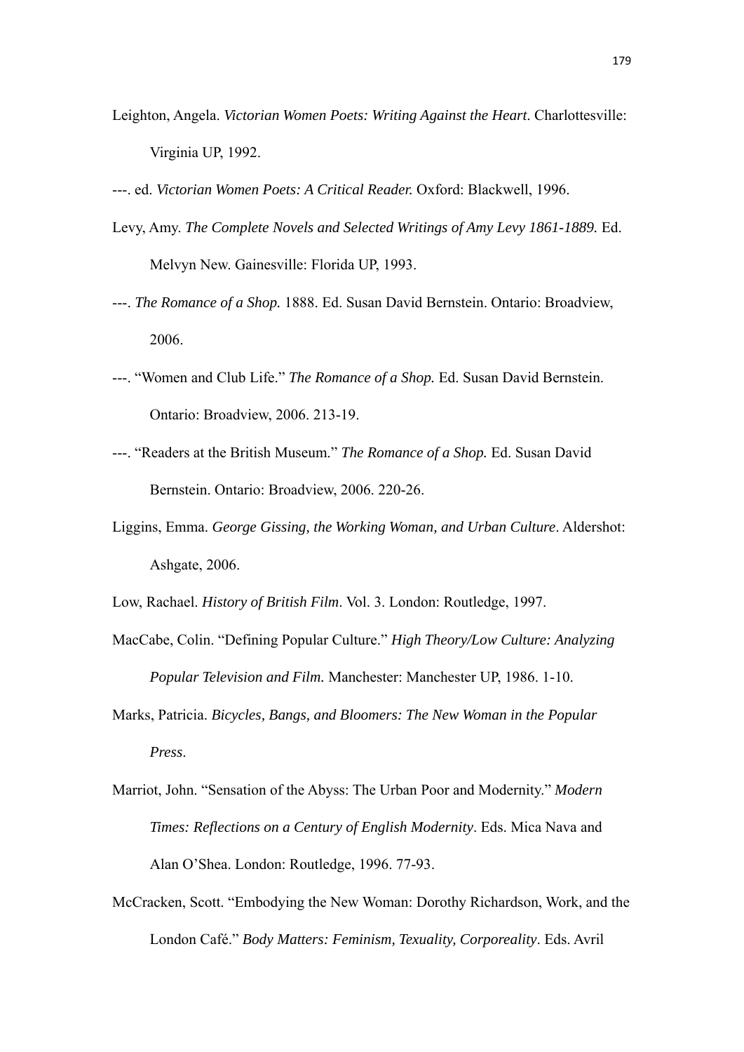Leighton, Angela. *Victorian Women Poets: Writing Against the Heart*. Charlottesville: Virginia UP, 1992.

---. ed. *Victorian Women Poets: A Critical Reader.* Oxford: Blackwell, 1996.

Levy, Amy. *The Complete Novels and Selected Writings of Amy Levy 1861-1889.* Ed. Melvyn New. Gainesville: Florida UP, 1993.

---. *The Romance of a Shop.* 1888. Ed. Susan David Bernstein. Ontario: Broadview, 2006.

---. "Women and Club Life." *The Romance of a Shop.* Ed. Susan David Bernstein. Ontario: Broadview, 2006. 213-19.

---. "Readers at the British Museum." *The Romance of a Shop.* Ed. Susan David Bernstein. Ontario: Broadview, 2006. 220-26.

Liggins, Emma. *George Gissing, the Working Woman, and Urban Culture*. Aldershot: Ashgate, 2006.

Low, Rachael. *History of British Film*. Vol. 3. London: Routledge, 1997.

MacCabe, Colin. "Defining Popular Culture." *High Theory/Low Culture: Analyzing Popular Television and Film.* Manchester: Manchester UP, 1986. 1-10.

Marks, Patricia. *Bicycles, Bangs, and Bloomers: The New Woman in the Popular Press*.

Marriot, John. "Sensation of the Abyss: The Urban Poor and Modernity." *Modern Times: Reflections on a Century of English Modernity*. Eds. Mica Nava and Alan O'Shea. London: Routledge, 1996. 77-93.

McCracken, Scott. "Embodying the New Woman: Dorothy Richardson, Work, and the London Café." *Body Matters: Feminism, Texuality, Corporeality*. Eds. Avril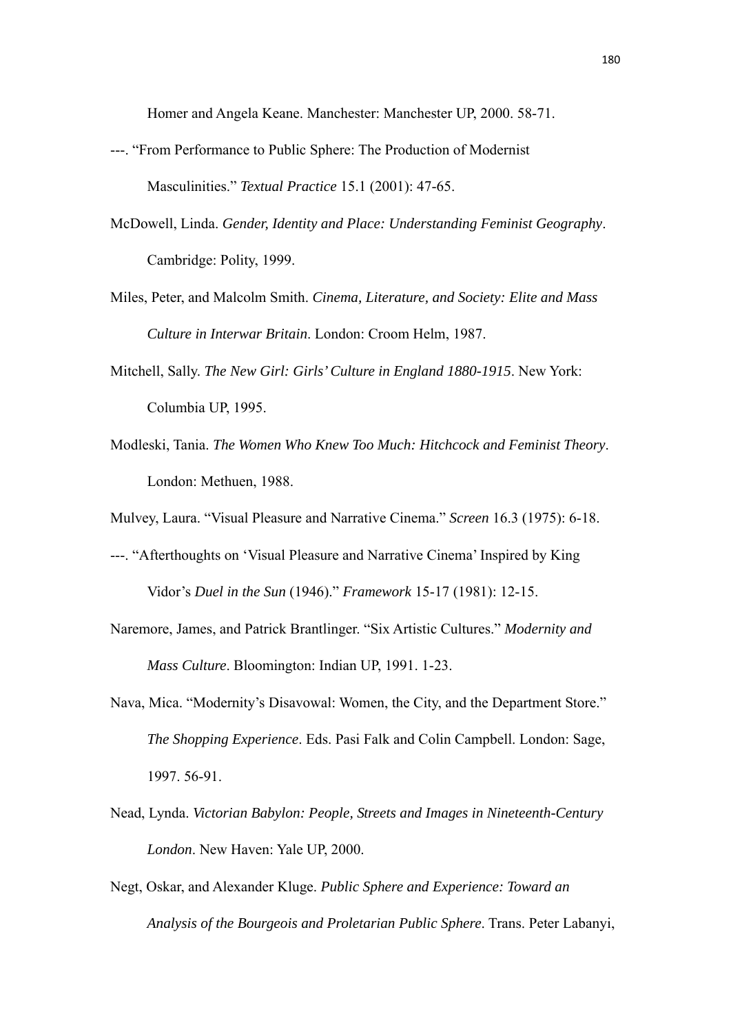Homer and Angela Keane. Manchester: Manchester UP, 2000. 58-71.

---. "From Performance to Public Sphere: The Production of Modernist Masculinities." *Textual Practice* 15.1 (2001): 47-65.

McDowell, Linda. *Gender, Identity and Place: Understanding Feminist Geography*. Cambridge: Polity, 1999.

Miles, Peter, and Malcolm Smith. *Cinema, Literature, and Society: Elite and Mass Culture in Interwar Britain*. London: Croom Helm, 1987.

Mitchell, Sally. *The New Girl: Girls' Culture in England 1880-1915*. New York: Columbia UP, 1995.

Modleski, Tania. *The Women Who Knew Too Much: Hitchcock and Feminist Theory*. London: Methuen, 1988.

Mulvey, Laura. "Visual Pleasure and Narrative Cinema." *Screen* 16.3 (1975): 6-18.

---. "Afterthoughts on 'Visual Pleasure and Narrative Cinema' Inspired by King Vidor's *Duel in the Sun* (1946)." *Framework* 15-17 (1981): 12-15.

Naremore, James, and Patrick Brantlinger. "Six Artistic Cultures." *Modernity and Mass Culture*. Bloomington: Indian UP, 1991. 1-23.

Nava, Mica. "Modernity's Disavowal: Women, the City, and the Department Store." *The Shopping Experience*. Eds. Pasi Falk and Colin Campbell. London: Sage, 1997. 56-91.

Nead, Lynda. *Victorian Babylon: People, Streets and Images in Nineteenth-Century London*. New Haven: Yale UP, 2000.

Negt, Oskar, and Alexander Kluge. *Public Sphere and Experience: Toward an Analysis of the Bourgeois and Proletarian Public Sphere*. Trans. Peter Labanyi,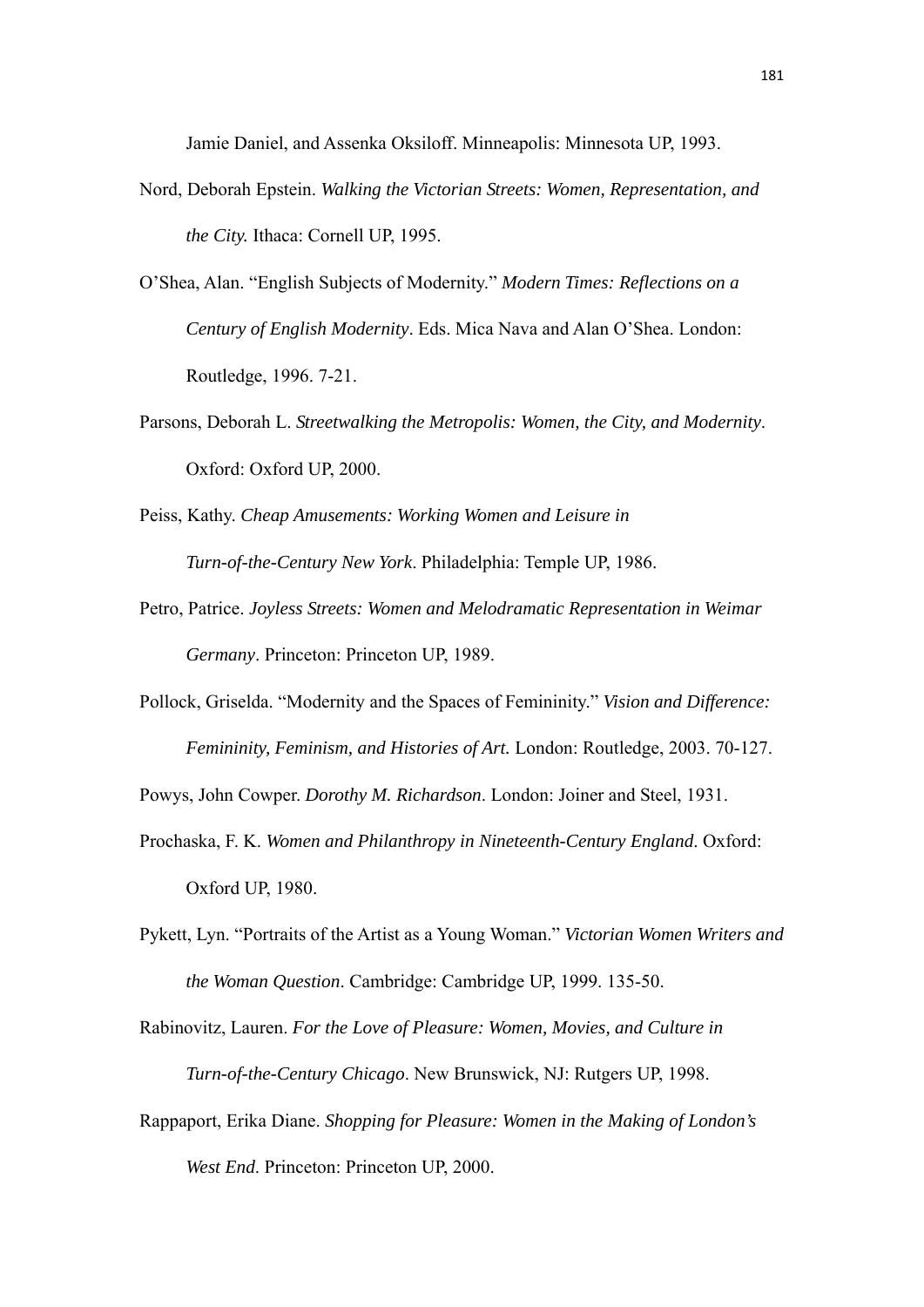Jamie Daniel, and Assenka Oksiloff. Minneapolis: Minnesota UP, 1993.

Nord, Deborah Epstein. *Walking the Victorian Streets: Women, Representation, and the City.* Ithaca: Cornell UP, 1995.

O'Shea, Alan. "English Subjects of Modernity." *Modern Times: Reflections on a Century of English Modernity*. Eds. Mica Nava and Alan O'Shea. London: Routledge, 1996. 7-21.

Parsons, Deborah L. *Streetwalking the Metropolis: Women, the City, and Modernity*. Oxford: Oxford UP, 2000.

Peiss, Kathy. *Cheap Amusements: Working Women and Leisure in Turn-of-the-Century New York*. Philadelphia: Temple UP, 1986.

Petro, Patrice. *Joyless Streets: Women and Melodramatic Representation in Weimar Germany*. Princeton: Princeton UP, 1989.

Pollock, Griselda. "Modernity and the Spaces of Femininity." *Vision and Difference: Femininity, Feminism, and Histories of Art.* London: Routledge, 2003. 70-127.

Powys, John Cowper. *Dorothy M. Richardson*. London: Joiner and Steel, 1931.

Prochaska, F. K. *Women and Philanthropy in Nineteenth-Century England*. Oxford: Oxford UP, 1980.

Pykett, Lyn. "Portraits of the Artist as a Young Woman." *Victorian Women Writers and the Woman Question*. Cambridge: Cambridge UP, 1999. 135-50.

Rabinovitz, Lauren. *For the Love of Pleasure: Women, Movies, and Culture in Turn-of-the-Century Chicago*. New Brunswick, NJ: Rutgers UP, 1998.

Rappaport, Erika Diane. *Shopping for Pleasure: Women in the Making of London's West End*. Princeton: Princeton UP, 2000.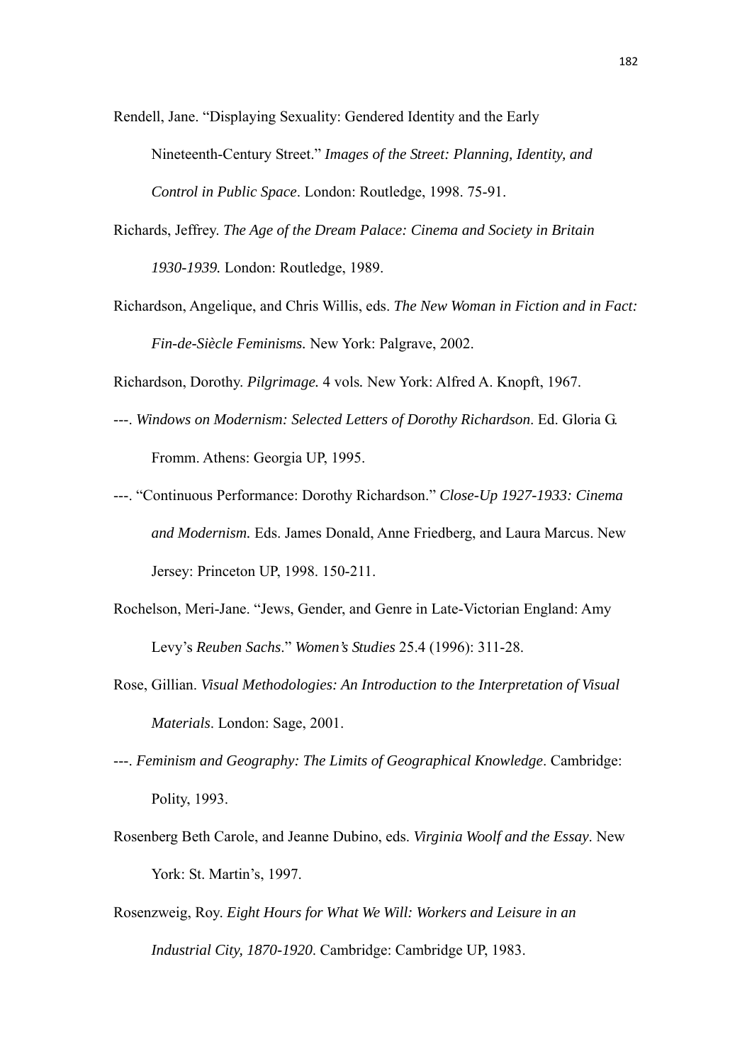Rendell, Jane. "Displaying Sexuality: Gendered Identity and the Early Nineteenth-Century Street." *Images of the Street: Planning, Identity, and Control in Public Space*. London: Routledge, 1998. 75-91.

Richards, Jeffrey. *The Age of the Dream Palace: Cinema and Society in Britain 1930-1939.* London: Routledge, 1989.

Richardson, Angelique, and Chris Willis, eds. *The New Woman in Fiction and in Fact: Fin-de-Siècle Feminisms.* New York: Palgrave, 2002.

Richardson, Dorothy. *Pilgrimage.* 4 vols*.* New York: Alfred A. Knopft, 1967.

---. *Windows on Modernism: Selected Letters of Dorothy Richardson*. Ed. Gloria G. Fromm. Athens: Georgia UP, 1995.

---. "Continuous Performance: Dorothy Richardson." *Close-Up 1927-1933: Cinema and Modernism.* Eds. James Donald, Anne Friedberg, and Laura Marcus. New Jersey: Princeton UP, 1998. 150-211.

Rochelson, Meri-Jane. "Jews, Gender, and Genre in Late-Victorian England: Amy Levy's *Reuben Sachs*." *Women's Studies* 25.4 (1996): 311-28.

Rose, Gillian. *Visual Methodologies: An Introduction to the Interpretation of Visual Materials*. London: Sage, 2001.

---. *Feminism and Geography: The Limits of Geographical Knowledge*. Cambridge: Polity, 1993.

Rosenberg Beth Carole, and Jeanne Dubino, eds. *Virginia Woolf and the Essay*. New York: St. Martin's, 1997.

Rosenzweig, Roy. *Eight Hours for What We Will: Workers and Leisure in an Industrial City, 1870-1920*. Cambridge: Cambridge UP, 1983.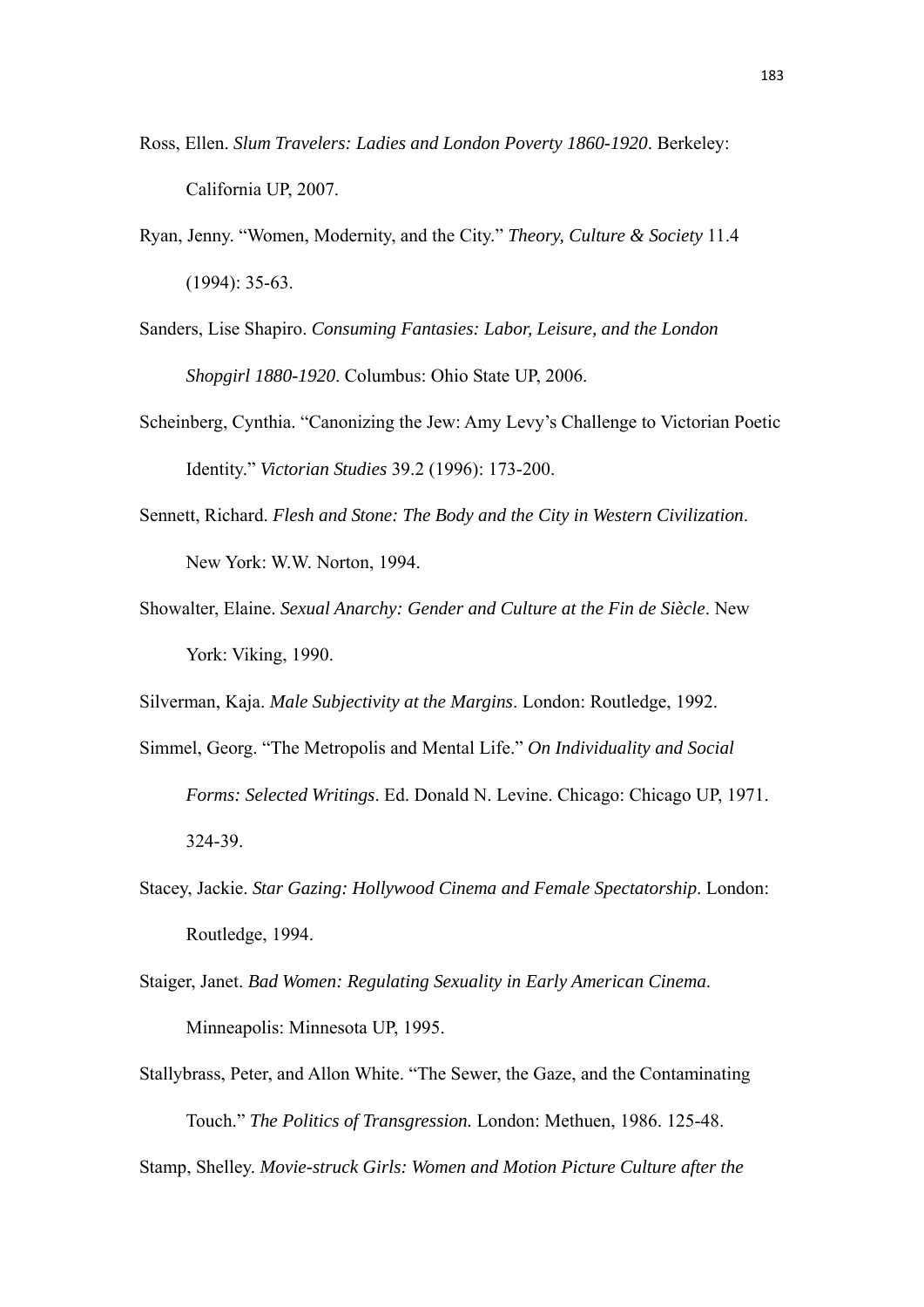Ross, Ellen. *Slum Travelers: Ladies and London Poverty 1860-1920*. Berkeley: California UP, 2007.

Ryan, Jenny. "Women, Modernity, and the City." *Theory, Culture & Society* 11.4 (1994): 35-63.

Sanders, Lise Shapiro. *Consuming Fantasies: Labor, Leisure, and the London Shopgirl 1880-1920*. Columbus: Ohio State UP, 2006.

Scheinberg, Cynthia. "Canonizing the Jew: Amy Levy's Challenge to Victorian Poetic Identity." *Victorian Studies* 39.2 (1996): 173-200.

Sennett, Richard. *Flesh and Stone: The Body and the City in Western Civilization*. New York: W.W. Norton, 1994.

Showalter, Elaine. *Sexual Anarchy: Gender and Culture at the Fin de Siècle*. New York: Viking, 1990.

Silverman, Kaja. *Male Subjectivity at the Margins*. London: Routledge, 1992.

Simmel, Georg. "The Metropolis and Mental Life." *On Individuality and Social Forms: Selected Writings*. Ed. Donald N. Levine. Chicago: Chicago UP, 1971. 324-39.

Stacey, Jackie. *Star Gazing: Hollywood Cinema and Female Spectatorship*. London: Routledge, 1994.

Staiger, Janet. *Bad Women: Regulating Sexuality in Early American Cinema*. Minneapolis: Minnesota UP, 1995.

Stallybrass, Peter, and Allon White. "The Sewer, the Gaze, and the Contaminating Touch." *The Politics of Transgression.* London: Methuen, 1986. 125-48.

Stamp, Shelley. *Movie-struck Girls: Women and Motion Picture Culture after the*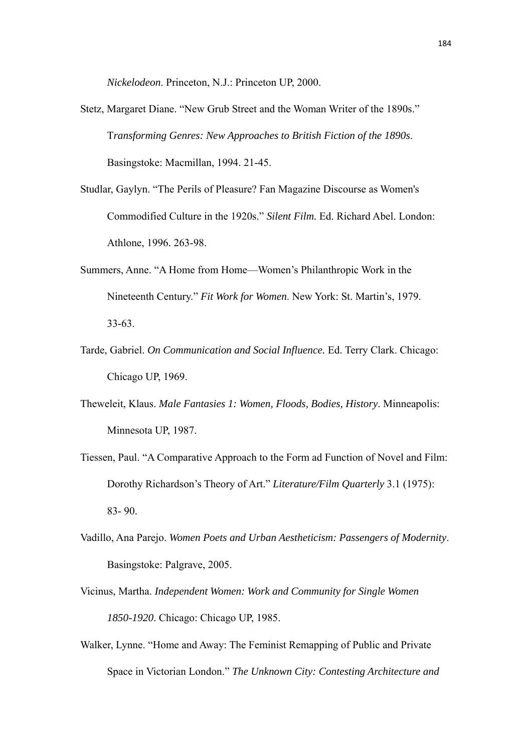*Nickelodeon*. Princeton, N.J.: Princeton UP, 2000.

Stetz, Margaret Diane. "New Grub Street and the Woman Writer of the 1890s." T*ransforming Genres: New Approaches to British Fiction of the 1890s*. Basingstoke: Macmillan, 1994. 21-45.

Studlar, Gaylyn. "The Perils of Pleasure? Fan Magazine Discourse as Women's Commodified Culture in the 1920s." *Silent Film.* Ed. Richard Abel. London: Athlone, 1996. 263-98.

Summers, Anne. "A Home from Home—Women's Philanthropic Work in the Nineteenth Century." *Fit Work for Women*. New York: St. Martin's, 1979. 33-63.

Tarde, Gabriel. *On Communication and Social Influence.* Ed. Terry Clark. Chicago: Chicago UP, 1969.

Theweleit, Klaus. *Male Fantasies 1: Women, Floods, Bodies, History*. Minneapolis: Minnesota UP, 1987.

Tiessen, Paul. "A Comparative Approach to the Form ad Function of Novel and Film: Dorothy Richardson's Theory of Art." *Literature/Film Quarterly* 3.1 (1975): 83- 90.

Vadillo, Ana Parejo. *Women Poets and Urban Aestheticism: Passengers of Modernity*. Basingstoke: Palgrave, 2005.

Vicinus, Martha. *Independent Women: Work and Community for Single Women 1850-1920*. Chicago: Chicago UP, 1985.

Walker, Lynne. "Home and Away: The Feminist Remapping of Public and Private Space in Victorian London." *The Unknown City: Contesting Architecture and*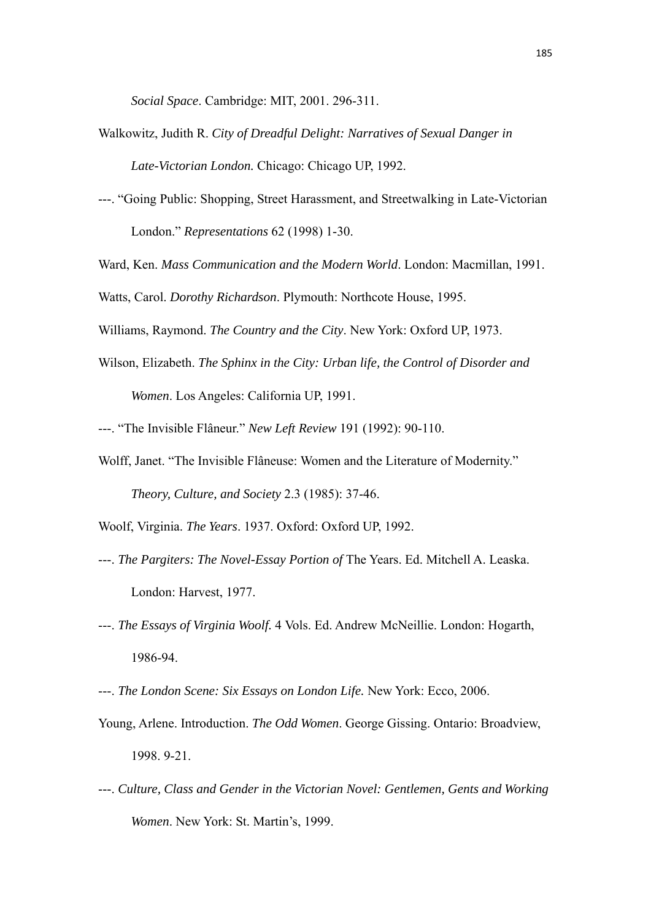*Social Space*. Cambridge: MIT, 2001. 296-311.

Walkowitz, Judith R. *City of Dreadful Delight: Narratives of Sexual Danger in Late-Victorian London.* Chicago: Chicago UP, 1992.

---. "Going Public: Shopping, Street Harassment, and Streetwalking in Late-Victorian London." *Representations* 62 (1998) 1-30.

Ward, Ken. *Mass Communication and the Modern World*. London: Macmillan, 1991.

Watts, Carol. *Dorothy Richardson*. Plymouth: Northcote House, 1995.

Williams, Raymond. *The Country and the City*. New York: Oxford UP, 1973.

Wilson, Elizabeth. *The Sphinx in the City: Urban life, the Control of Disorder and Women*. Los Angeles: California UP, 1991.

---. "The Invisible Flâneur." *New Left Review* 191 (1992): 90-110.

Wolff, Janet. "The Invisible Flâneuse: Women and the Literature of Modernity." *Theory, Culture, and Society* 2.3 (1985): 37-46.

Woolf, Virginia. *The Years*. 1937. Oxford: Oxford UP, 1992.

---. *The Pargiters: The Novel-Essay Portion of* The Years. Ed. Mitchell A. Leaska. London: Harvest, 1977.

---. *The Essays of Virginia Woolf.* 4 Vols. Ed. Andrew McNeillie. London: Hogarth, 1986-94.

---. *The London Scene: Six Essays on London Life.* New York: Ecco, 2006.

Young, Arlene. Introduction. *The Odd Women*. George Gissing. Ontario: Broadview, 1998. 9-21.

---. *Culture, Class and Gender in the Victorian Novel: Gentlemen, Gents and Working Women*. New York: St. Martin's, 1999.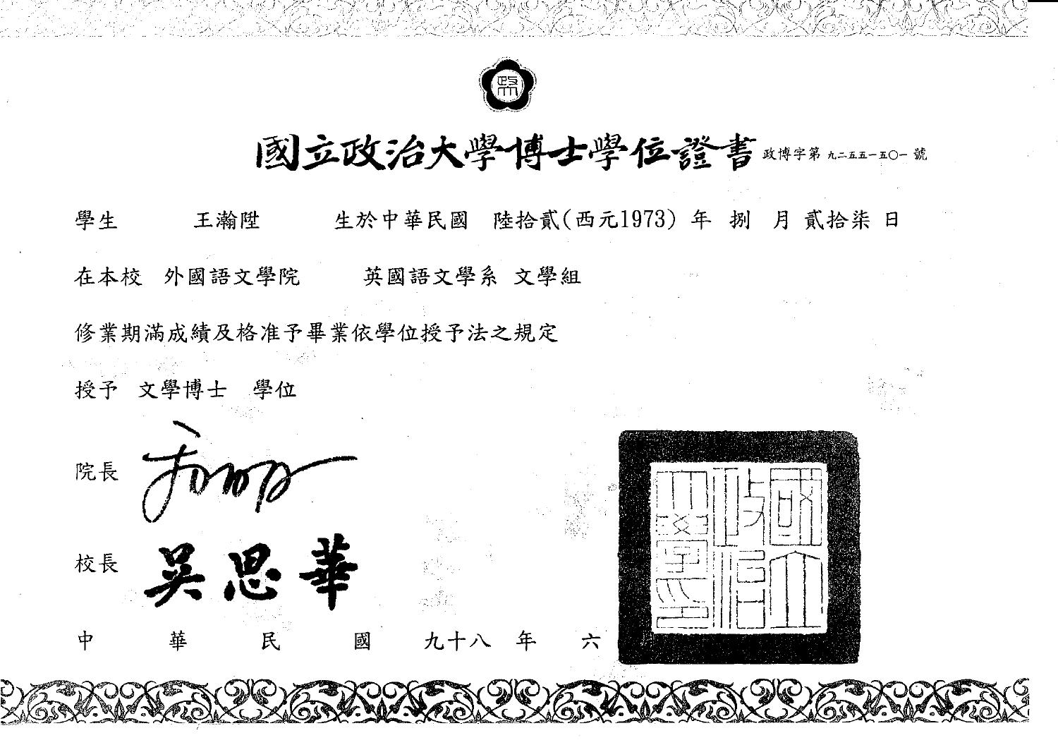# 國立政治大學博士學位證書

政博字第 九二五五一五〇一 號

學生　　王瀚陞　　生於中華民國　陸拾貳(西元1973) 年　捌　月　貳拾柒 日

在本校　外國語文學院　　英國語文學系　文學組

修業期滿成績及格准予畢業依學位授予法之規定

授予　文學博士　學位

院長

校長　吳思華

中　華　民　國　九十八　年　六